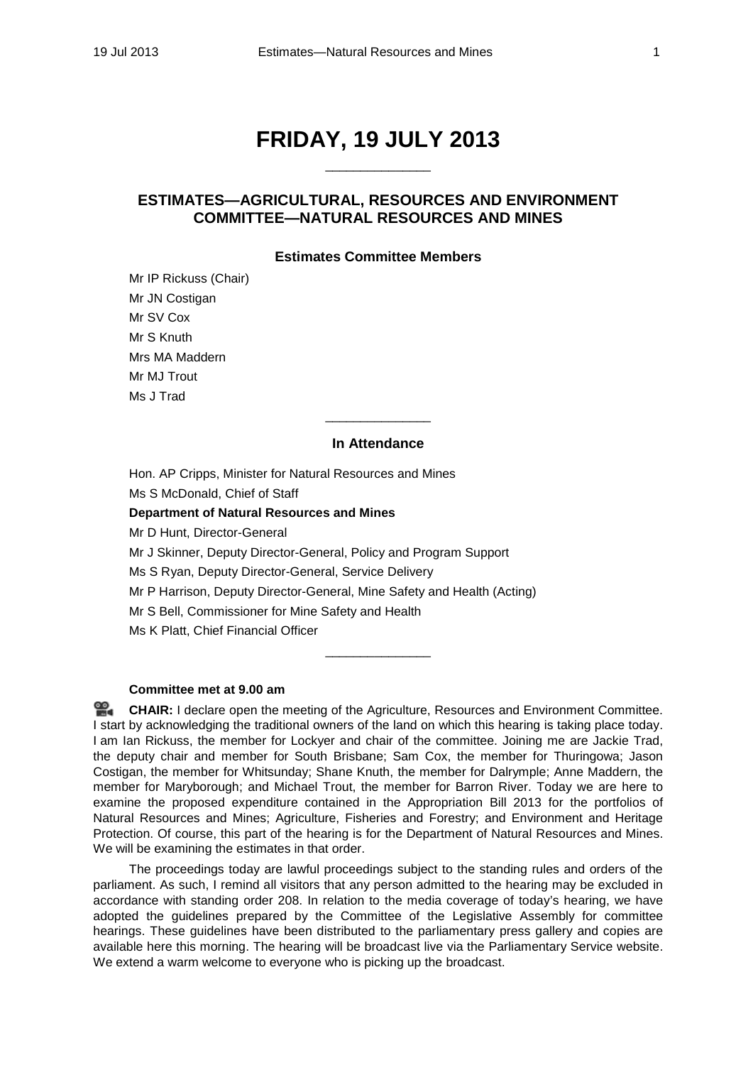# FRIDAY, 19 JULY 2013

## ESTIMATES—AGRICULTURAL, RESOURCES AND ENVIRONMENT COMMITTEE—NATURAL RESOURCES AND MINES

### Estimates Committee Members

Mr IP Rickuss (Chair)
Mr JN Costigan
Mr SV Cox
Mr S Knuth
Mrs MA Maddern
Mr MJ Trout
Ms J Trad

### In Attendance

Hon. AP Cripps, Minister for Natural Resources and Mines
Ms S McDonald, Chief of Staff

**Department of Natural Resources and Mines**

Mr D Hunt, Director-General
Mr J Skinner, Deputy Director-General, Policy and Program Support
Ms S Ryan, Deputy Director-General, Service Delivery
Mr P Harrison, Deputy Director-General, Mine Safety and Health (Acting)
Mr S Bell, Commissioner for Mine Safety and Health
Ms K Platt, Chief Financial Officer

**Committee met at 9.00 am**

**CHAIR:** I declare open the meeting of the Agriculture, Resources and Environment Committee. I start by acknowledging the traditional owners of the land on which this hearing is taking place today. I am Ian Rickuss, the member for Lockyer and chair of the committee. Joining me are Jackie Trad, the deputy chair and member for South Brisbane; Sam Cox, the member for Thuringowa; Jason Costigan, the member for Whitsunday; Shane Knuth, the member for Dalrymple; Anne Maddern, the member for Maryborough; and Michael Trout, the member for Barron River. Today we are here to examine the proposed expenditure contained in the Appropriation Bill 2013 for the portfolios of Natural Resources and Mines; Agriculture, Fisheries and Forestry; and Environment and Heritage Protection. Of course, this part of the hearing is for the Department of Natural Resources and Mines. We will be examining the estimates in that order.

The proceedings today are lawful proceedings subject to the standing rules and orders of the parliament. As such, I remind all visitors that any person admitted to the hearing may be excluded in accordance with standing order 208. In relation to the media coverage of today's hearing, we have adopted the guidelines prepared by the Committee of the Legislative Assembly for committee hearings. These guidelines have been distributed to the parliamentary press gallery and copies are available here this morning. The hearing will be broadcast live via the Parliamentary Service website. We extend a warm welcome to everyone who is picking up the broadcast.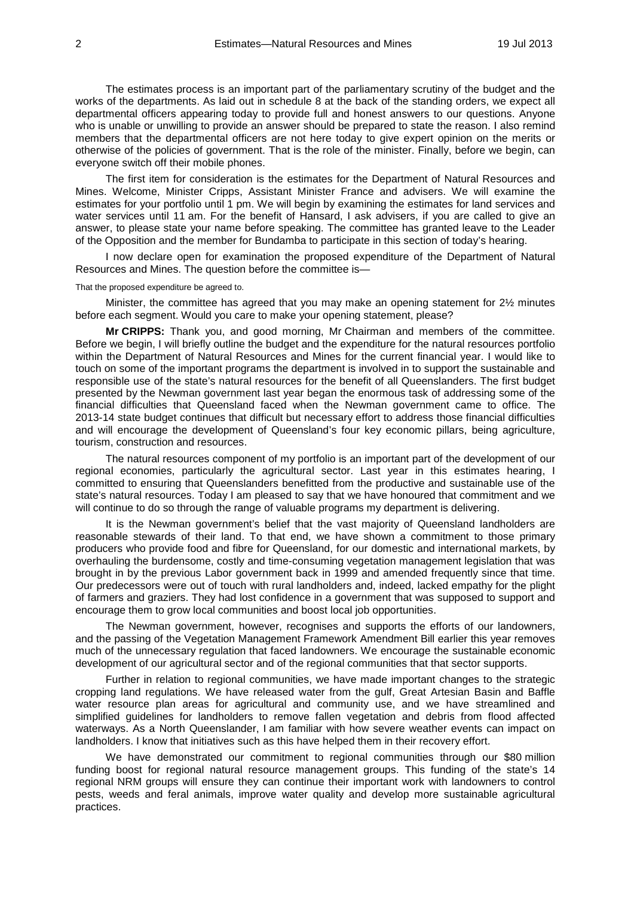The estimates process is an important part of the parliamentary scrutiny of the budget and the works of the departments. As laid out in schedule 8 at the back of the standing orders, we expect all departmental officers appearing today to provide full and honest answers to our questions. Anyone who is unable or unwilling to provide an answer should be prepared to state the reason. I also remind members that the departmental officers are not here today to give expert opinion on the merits or otherwise of the policies of government. That is the role of the minister. Finally, before we begin, can everyone switch off their mobile phones.

The first item for consideration is the estimates for the Department of Natural Resources and Mines. Welcome, Minister Cripps, Assistant Minister France and advisers. We will examine the estimates for your portfolio until 1 pm. We will begin by examining the estimates for land services and water services until 11 am. For the benefit of Hansard, I ask advisers, if you are called to give an answer, to please state your name before speaking. The committee has granted leave to the Leader of the Opposition and the member for Bundamba to participate in this section of today's hearing.

I now declare open for examination the proposed expenditure of the Department of Natural Resources and Mines. The question before the committee is—

That the proposed expenditure be agreed to.

Minister, the committee has agreed that you may make an opening statement for 2½ minutes before each segment. Would you care to make your opening statement, please?

**Mr CRIPPS:** Thank you, and good morning, Mr Chairman and members of the committee. Before we begin, I will briefly outline the budget and the expenditure for the natural resources portfolio within the Department of Natural Resources and Mines for the current financial year. I would like to touch on some of the important programs the department is involved in to support the sustainable and responsible use of the state's natural resources for the benefit of all Queenslanders. The first budget presented by the Newman government last year began the enormous task of addressing some of the financial difficulties that Queensland faced when the Newman government came to office. The 2013-14 state budget continues that difficult but necessary effort to address those financial difficulties and will encourage the development of Queensland's four key economic pillars, being agriculture, tourism, construction and resources.

The natural resources component of my portfolio is an important part of the development of our regional economies, particularly the agricultural sector. Last year in this estimates hearing, I committed to ensuring that Queenslanders benefitted from the productive and sustainable use of the state's natural resources. Today I am pleased to say that we have honoured that commitment and we will continue to do so through the range of valuable programs my department is delivering.

It is the Newman government's belief that the vast majority of Queensland landholders are reasonable stewards of their land. To that end, we have shown a commitment to those primary producers who provide food and fibre for Queensland, for our domestic and international markets, by overhauling the burdensome, costly and time-consuming vegetation management legislation that was brought in by the previous Labor government back in 1999 and amended frequently since that time. Our predecessors were out of touch with rural landholders and, indeed, lacked empathy for the plight of farmers and graziers. They had lost confidence in a government that was supposed to support and encourage them to grow local communities and boost local job opportunities.

The Newman government, however, recognises and supports the efforts of our landowners, and the passing of the Vegetation Management Framework Amendment Bill earlier this year removes much of the unnecessary regulation that faced landowners. We encourage the sustainable economic development of our agricultural sector and of the regional communities that that sector supports.

Further in relation to regional communities, we have made important changes to the strategic cropping land regulations. We have released water from the gulf, Great Artesian Basin and Baffle water resource plan areas for agricultural and community use, and we have streamlined and simplified guidelines for landholders to remove fallen vegetation and debris from flood affected waterways. As a North Queenslander, I am familiar with how severe weather events can impact on landholders. I know that initiatives such as this have helped them in their recovery effort.

We have demonstrated our commitment to regional communities through our $80 million funding boost for regional natural resource management groups. This funding of the state's 14 regional NRM groups will ensure they can continue their important work with landowners to control pests, weeds and feral animals, improve water quality and develop more sustainable agricultural practices.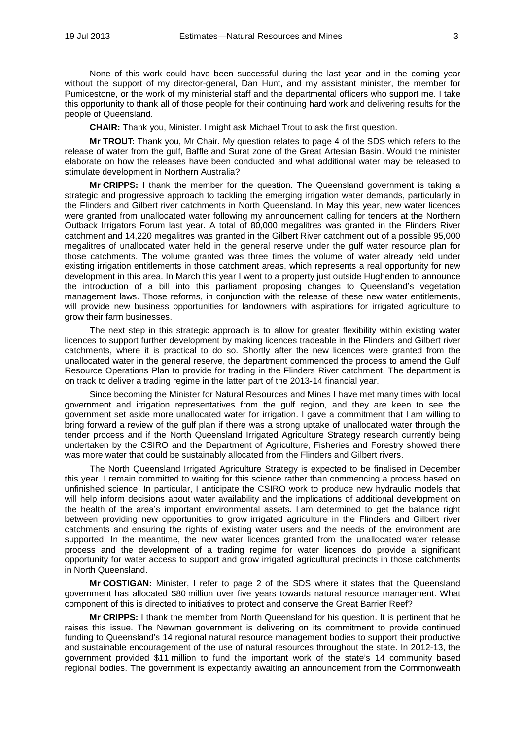None of this work could have been successful during the last year and in the coming year without the support of my director-general, Dan Hunt, and my assistant minister, the member for Pumicestone, or the work of my ministerial staff and the departmental officers who support me. I take this opportunity to thank all of those people for their continuing hard work and delivering results for the people of Queensland.

**CHAIR:** Thank you, Minister. I might ask Michael Trout to ask the first question.

**Mr TROUT:** Thank you, Mr Chair. My question relates to page 4 of the SDS which refers to the release of water from the gulf, Baffle and Surat zone of the Great Artesian Basin. Would the minister elaborate on how the releases have been conducted and what additional water may be released to stimulate development in Northern Australia?

**Mr CRIPPS:** I thank the member for the question. The Queensland government is taking a strategic and progressive approach to tackling the emerging irrigation water demands, particularly in the Flinders and Gilbert river catchments in North Queensland. In May this year, new water licences were granted from unallocated water following my announcement calling for tenders at the Northern Outback Irrigators Forum last year. A total of 80,000 megalitres was granted in the Flinders River catchment and 14,220 megalitres was granted in the Gilbert River catchment out of a possible 95,000 megalitres of unallocated water held in the general reserve under the gulf water resource plan for those catchments. The volume granted was three times the volume of water already held under existing irrigation entitlements in those catchment areas, which represents a real opportunity for new development in this area. In March this year I went to a property just outside Hughenden to announce the introduction of a bill into this parliament proposing changes to Queensland's vegetation management laws. Those reforms, in conjunction with the release of these new water entitlements, will provide new business opportunities for landowners with aspirations for irrigated agriculture to grow their farm businesses.

The next step in this strategic approach is to allow for greater flexibility within existing water licences to support further development by making licences tradeable in the Flinders and Gilbert river catchments, where it is practical to do so. Shortly after the new licences were granted from the unallocated water in the general reserve, the department commenced the process to amend the Gulf Resource Operations Plan to provide for trading in the Flinders River catchment. The department is on track to deliver a trading regime in the latter part of the 2013-14 financial year.

Since becoming the Minister for Natural Resources and Mines I have met many times with local government and irrigation representatives from the gulf region, and they are keen to see the government set aside more unallocated water for irrigation. I gave a commitment that I am willing to bring forward a review of the gulf plan if there was a strong uptake of unallocated water through the tender process and if the North Queensland Irrigated Agriculture Strategy research currently being undertaken by the CSIRO and the Department of Agriculture, Fisheries and Forestry showed there was more water that could be sustainably allocated from the Flinders and Gilbert rivers.

The North Queensland Irrigated Agriculture Strategy is expected to be finalised in December this year. I remain committed to waiting for this science rather than commencing a process based on unfinished science. In particular, I anticipate the CSIRO work to produce new hydraulic models that will help inform decisions about water availability and the implications of additional development on the health of the area's important environmental assets. I am determined to get the balance right between providing new opportunities to grow irrigated agriculture in the Flinders and Gilbert river catchments and ensuring the rights of existing water users and the needs of the environment are supported. In the meantime, the new water licences granted from the unallocated water release process and the development of a trading regime for water licences do provide a significant opportunity for water access to support and grow irrigated agricultural precincts in those catchments in North Queensland.

**Mr COSTIGAN:** Minister, I refer to page 2 of the SDS where it states that the Queensland government has allocated $80 million over five years towards natural resource management. What component of this is directed to initiatives to protect and conserve the Great Barrier Reef?

**Mr CRIPPS:** I thank the member from North Queensland for his question. It is pertinent that he raises this issue. The Newman government is delivering on its commitment to provide continued funding to Queensland's 14 regional natural resource management bodies to support their productive and sustainable encouragement of the use of natural resources throughout the state. In 2012-13, the government provided $11 million to fund the important work of the state's 14 community based regional bodies. The government is expectantly awaiting an announcement from the Commonwealth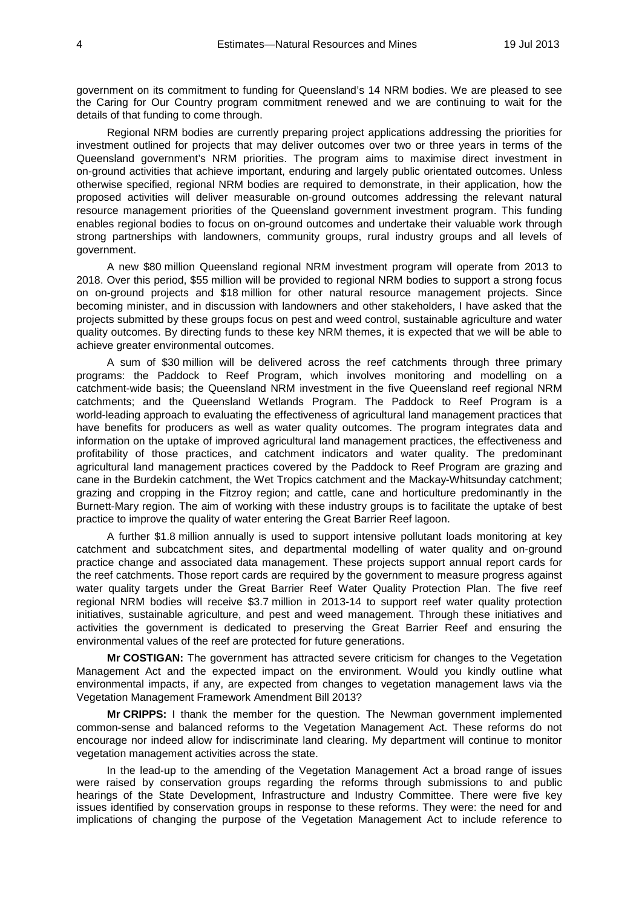government on its commitment to funding for Queensland's 14 NRM bodies. We are pleased to see the Caring for Our Country program commitment renewed and we are continuing to wait for the details of that funding to come through.

Regional NRM bodies are currently preparing project applications addressing the priorities for investment outlined for projects that may deliver outcomes over two or three years in terms of the Queensland government's NRM priorities. The program aims to maximise direct investment in on-ground activities that achieve important, enduring and largely public orientated outcomes. Unless otherwise specified, regional NRM bodies are required to demonstrate, in their application, how the proposed activities will deliver measurable on-ground outcomes addressing the relevant natural resource management priorities of the Queensland government investment program. This funding enables regional bodies to focus on on-ground outcomes and undertake their valuable work through strong partnerships with landowners, community groups, rural industry groups and all levels of government.

A new \$80 million Queensland regional NRM investment program will operate from 2013 to 2018. Over this period, \$55 million will be provided to regional NRM bodies to support a strong focus on on-ground projects and \$18 million for other natural resource management projects. Since becoming minister, and in discussion with landowners and other stakeholders, I have asked that the projects submitted by these groups focus on pest and weed control, sustainable agriculture and water quality outcomes. By directing funds to these key NRM themes, it is expected that we will be able to achieve greater environmental outcomes.

A sum of \$30 million will be delivered across the reef catchments through three primary programs: the Paddock to Reef Program, which involves monitoring and modelling on a catchment-wide basis; the Queensland NRM investment in the five Queensland reef regional NRM catchments; and the Queensland Wetlands Program. The Paddock to Reef Program is a world-leading approach to evaluating the effectiveness of agricultural land management practices that have benefits for producers as well as water quality outcomes. The program integrates data and information on the uptake of improved agricultural land management practices, the effectiveness and profitability of those practices, and catchment indicators and water quality. The predominant agricultural land management practices covered by the Paddock to Reef Program are grazing and cane in the Burdekin catchment, the Wet Tropics catchment and the Mackay-Whitsunday catchment; grazing and cropping in the Fitzroy region; and cattle, cane and horticulture predominantly in the Burnett-Mary region. The aim of working with these industry groups is to facilitate the uptake of best practice to improve the quality of water entering the Great Barrier Reef lagoon.

A further \$1.8 million annually is used to support intensive pollutant loads monitoring at key catchment and subcatchment sites, and departmental modelling of water quality and on-ground practice change and associated data management. These projects support annual report cards for the reef catchments. Those report cards are required by the government to measure progress against water quality targets under the Great Barrier Reef Water Quality Protection Plan. The five reef regional NRM bodies will receive \$3.7 million in 2013-14 to support reef water quality protection initiatives, sustainable agriculture, and pest and weed management. Through these initiatives and activities the government is dedicated to preserving the Great Barrier Reef and ensuring the environmental values of the reef are protected for future generations.

**Mr COSTIGAN:** The government has attracted severe criticism for changes to the Vegetation Management Act and the expected impact on the environment. Would you kindly outline what environmental impacts, if any, are expected from changes to vegetation management laws via the Vegetation Management Framework Amendment Bill 2013?

**Mr CRIPPS:** I thank the member for the question. The Newman government implemented common-sense and balanced reforms to the Vegetation Management Act. These reforms do not encourage nor indeed allow for indiscriminate land clearing. My department will continue to monitor vegetation management activities across the state.

In the lead-up to the amending of the Vegetation Management Act a broad range of issues were raised by conservation groups regarding the reforms through submissions to and public hearings of the State Development, Infrastructure and Industry Committee. There were five key issues identified by conservation groups in response to these reforms. They were: the need for and implications of changing the purpose of the Vegetation Management Act to include reference to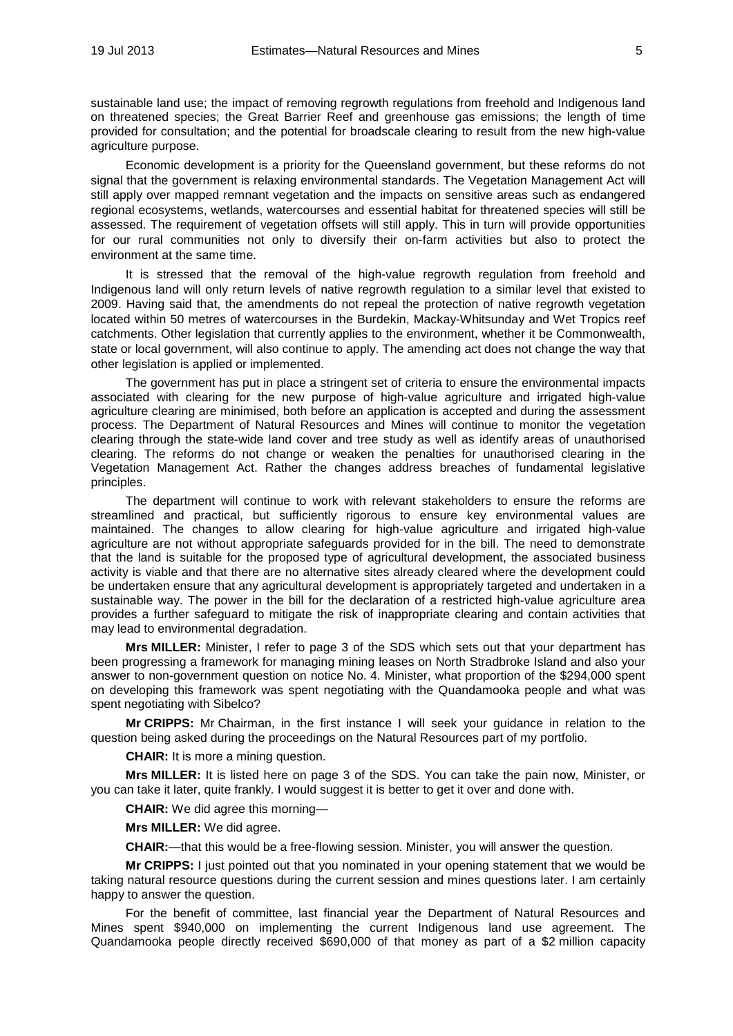sustainable land use; the impact of removing regrowth regulations from freehold and Indigenous land on threatened species; the Great Barrier Reef and greenhouse gas emissions; the length of time provided for consultation; and the potential for broadscale clearing to result from the new high-value agriculture purpose.

Economic development is a priority for the Queensland government, but these reforms do not signal that the government is relaxing environmental standards. The Vegetation Management Act will still apply over mapped remnant vegetation and the impacts on sensitive areas such as endangered regional ecosystems, wetlands, watercourses and essential habitat for threatened species will still be assessed. The requirement of vegetation offsets will still apply. This in turn will provide opportunities for our rural communities not only to diversify their on-farm activities but also to protect the environment at the same time.

It is stressed that the removal of the high-value regrowth regulation from freehold and Indigenous land will only return levels of native regrowth regulation to a similar level that existed to 2009. Having said that, the amendments do not repeal the protection of native regrowth vegetation located within 50 metres of watercourses in the Burdekin, Mackay-Whitsunday and Wet Tropics reef catchments. Other legislation that currently applies to the environment, whether it be Commonwealth, state or local government, will also continue to apply. The amending act does not change the way that other legislation is applied or implemented.

The government has put in place a stringent set of criteria to ensure the environmental impacts associated with clearing for the new purpose of high-value agriculture and irrigated high-value agriculture clearing are minimised, both before an application is accepted and during the assessment process. The Department of Natural Resources and Mines will continue to monitor the vegetation clearing through the state-wide land cover and tree study as well as identify areas of unauthorised clearing. The reforms do not change or weaken the penalties for unauthorised clearing in the Vegetation Management Act. Rather the changes address breaches of fundamental legislative principles.

The department will continue to work with relevant stakeholders to ensure the reforms are streamlined and practical, but sufficiently rigorous to ensure key environmental values are maintained. The changes to allow clearing for high-value agriculture and irrigated high-value agriculture are not without appropriate safeguards provided for in the bill. The need to demonstrate that the land is suitable for the proposed type of agricultural development, the associated business activity is viable and that there are no alternative sites already cleared where the development could be undertaken ensure that any agricultural development is appropriately targeted and undertaken in a sustainable way. The power in the bill for the declaration of a restricted high-value agriculture area provides a further safeguard to mitigate the risk of inappropriate clearing and contain activities that may lead to environmental degradation.

**Mrs MILLER:** Minister, I refer to page 3 of the SDS which sets out that your department has been progressing a framework for managing mining leases on North Stradbroke Island and also your answer to non-government question on notice No. 4. Minister, what proportion of the $294,000 spent on developing this framework was spent negotiating with the Quandamooka people and what was spent negotiating with Sibelco?

**Mr CRIPPS:** Mr Chairman, in the first instance I will seek your guidance in relation to the question being asked during the proceedings on the Natural Resources part of my portfolio.

**CHAIR:** It is more a mining question.

**Mrs MILLER:** It is listed here on page 3 of the SDS. You can take the pain now, Minister, or you can take it later, quite frankly. I would suggest it is better to get it over and done with.

**CHAIR:** We did agree this morning—

**Mrs MILLER:** We did agree.

**CHAIR:**—that this would be a free-flowing session. Minister, you will answer the question.

**Mr CRIPPS:** I just pointed out that you nominated in your opening statement that we would be taking natural resource questions during the current session and mines questions later. I am certainly happy to answer the question.

For the benefit of committee, last financial year the Department of Natural Resources and Mines spent $940,000 on implementing the current Indigenous land use agreement. The Quandamooka people directly received $690,000 of that money as part of a $2 million capacity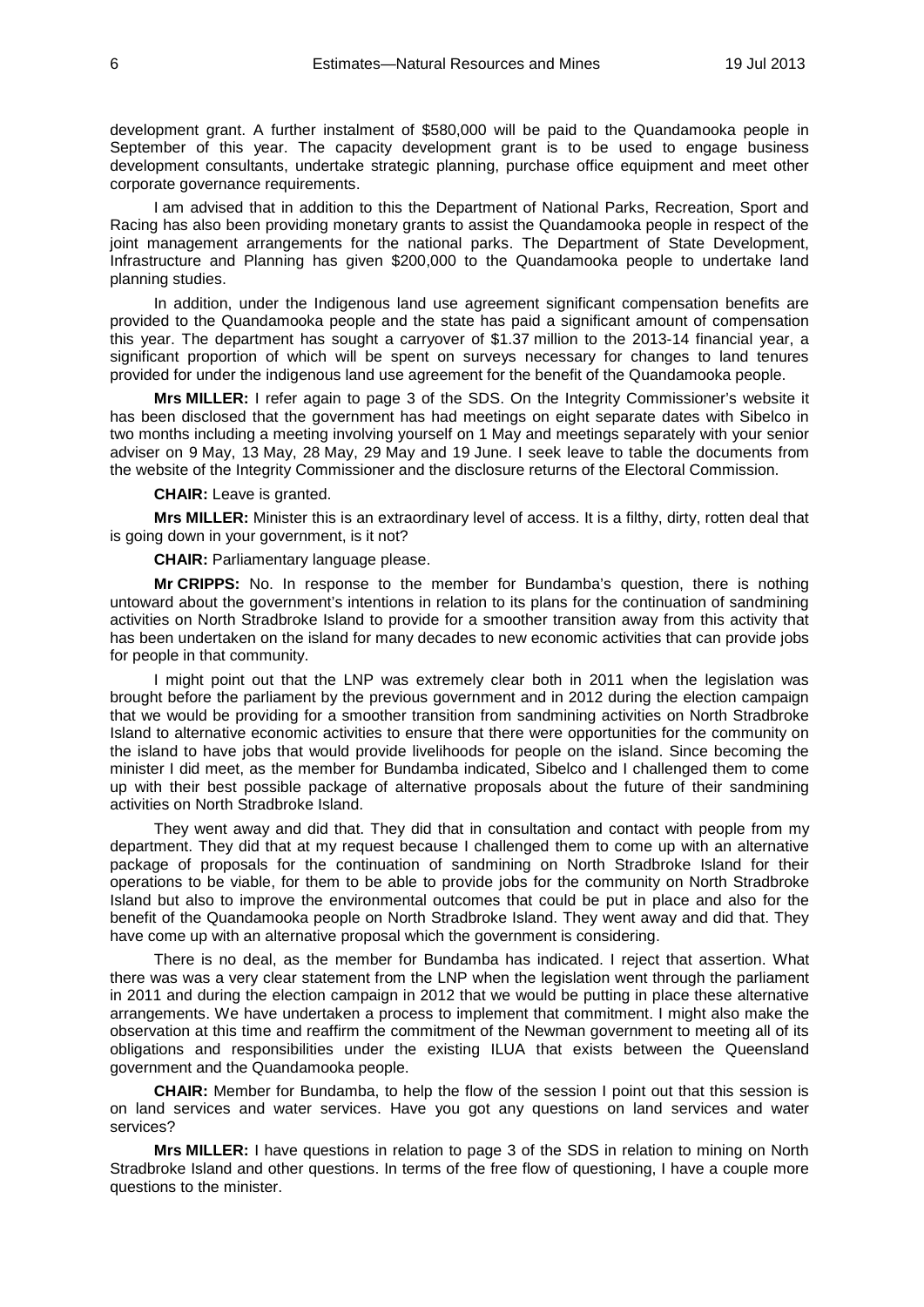development grant. A further instalment of $580,000 will be paid to the Quandamooka people in September of this year. The capacity development grant is to be used to engage business development consultants, undertake strategic planning, purchase office equipment and meet other corporate governance requirements.

I am advised that in addition to this the Department of National Parks, Recreation, Sport and Racing has also been providing monetary grants to assist the Quandamooka people in respect of the joint management arrangements for the national parks. The Department of State Development, Infrastructure and Planning has given $200,000 to the Quandamooka people to undertake land planning studies.

In addition, under the Indigenous land use agreement significant compensation benefits are provided to the Quandamooka people and the state has paid a significant amount of compensation this year. The department has sought a carryover of $1.37 million to the 2013-14 financial year, a significant proportion of which will be spent on surveys necessary for changes to land tenures provided for under the indigenous land use agreement for the benefit of the Quandamooka people.

**Mrs MILLER:** I refer again to page 3 of the SDS. On the Integrity Commissioner's website it has been disclosed that the government has had meetings on eight separate dates with Sibelco in two months including a meeting involving yourself on 1 May and meetings separately with your senior adviser on 9 May, 13 May, 28 May, 29 May and 19 June. I seek leave to table the documents from the website of the Integrity Commissioner and the disclosure returns of the Electoral Commission.

**CHAIR:** Leave is granted.

**Mrs MILLER:** Minister this is an extraordinary level of access. It is a filthy, dirty, rotten deal that is going down in your government, is it not?

**CHAIR:** Parliamentary language please.

**Mr CRIPPS:** No. In response to the member for Bundamba's question, there is nothing untoward about the government's intentions in relation to its plans for the continuation of sandmining activities on North Stradbroke Island to provide for a smoother transition away from this activity that has been undertaken on the island for many decades to new economic activities that can provide jobs for people in that community.

I might point out that the LNP was extremely clear both in 2011 when the legislation was brought before the parliament by the previous government and in 2012 during the election campaign that we would be providing for a smoother transition from sandmining activities on North Stradbroke Island to alternative economic activities to ensure that there were opportunities for the community on the island to have jobs that would provide livelihoods for people on the island. Since becoming the minister I did meet, as the member for Bundamba indicated, Sibelco and I challenged them to come up with their best possible package of alternative proposals about the future of their sandmining activities on North Stradbroke Island.

They went away and did that. They did that in consultation and contact with people from my department. They did that at my request because I challenged them to come up with an alternative package of proposals for the continuation of sandmining on North Stradbroke Island for their operations to be viable, for them to be able to provide jobs for the community on North Stradbroke Island but also to improve the environmental outcomes that could be put in place and also for the benefit of the Quandamooka people on North Stradbroke Island. They went away and did that. They have come up with an alternative proposal which the government is considering.

There is no deal, as the member for Bundamba has indicated. I reject that assertion. What there was was a very clear statement from the LNP when the legislation went through the parliament in 2011 and during the election campaign in 2012 that we would be putting in place these alternative arrangements. We have undertaken a process to implement that commitment. I might also make the observation at this time and reaffirm the commitment of the Newman government to meeting all of its obligations and responsibilities under the existing ILUA that exists between the Queensland government and the Quandamooka people.

**CHAIR:** Member for Bundamba, to help the flow of the session I point out that this session is on land services and water services. Have you got any questions on land services and water services?

**Mrs MILLER:** I have questions in relation to page 3 of the SDS in relation to mining on North Stradbroke Island and other questions. In terms of the free flow of questioning, I have a couple more questions to the minister.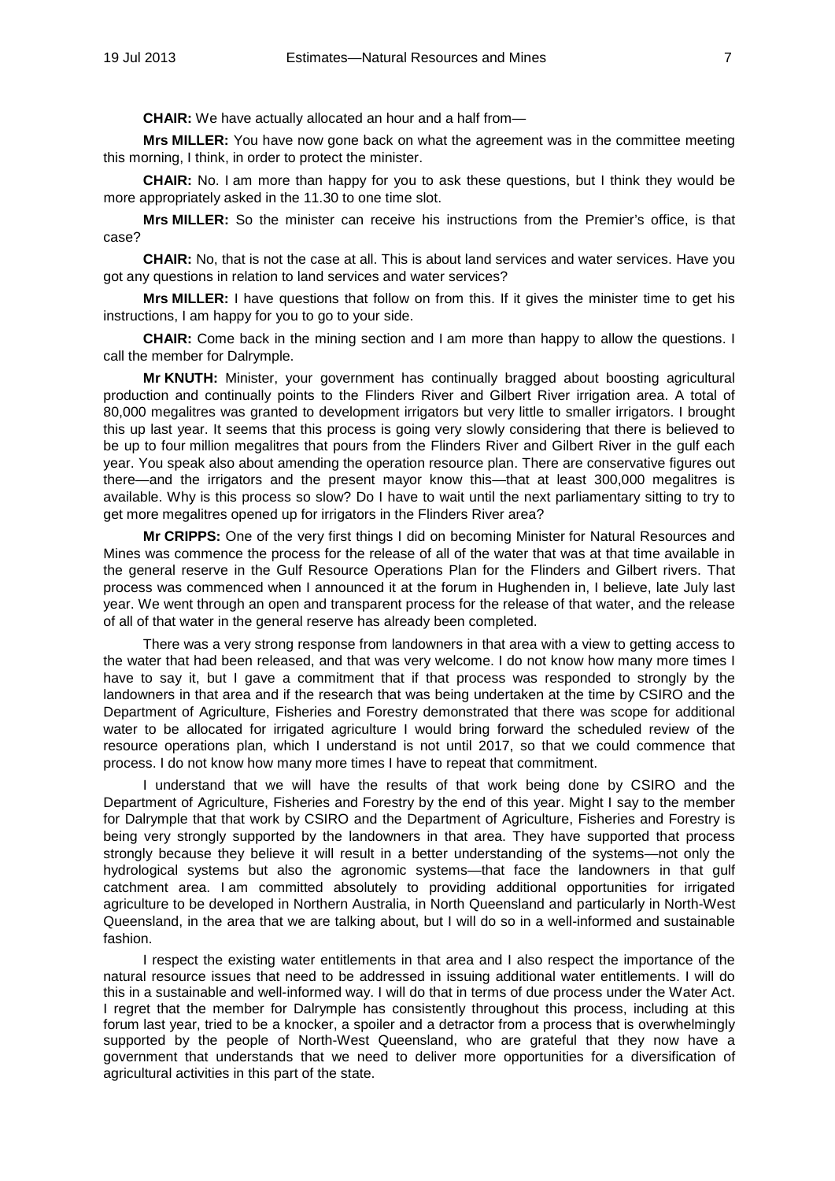**CHAIR:** We have actually allocated an hour and a half from—

**Mrs MILLER:** You have now gone back on what the agreement was in the committee meeting this morning, I think, in order to protect the minister.

**CHAIR:** No. I am more than happy for you to ask these questions, but I think they would be more appropriately asked in the 11.30 to one time slot.

**Mrs MILLER:** So the minister can receive his instructions from the Premier's office, is that case?

**CHAIR:** No, that is not the case at all. This is about land services and water services. Have you got any questions in relation to land services and water services?

**Mrs MILLER:** I have questions that follow on from this. If it gives the minister time to get his instructions, I am happy for you to go to your side.

**CHAIR:** Come back in the mining section and I am more than happy to allow the questions. I call the member for Dalrymple.

**Mr KNUTH:** Minister, your government has continually bragged about boosting agricultural production and continually points to the Flinders River and Gilbert River irrigation area. A total of 80,000 megalitres was granted to development irrigators but very little to smaller irrigators. I brought this up last year. It seems that this process is going very slowly considering that there is believed to be up to four million megalitres that pours from the Flinders River and Gilbert River in the gulf each year. You speak also about amending the operation resource plan. There are conservative figures out there—and the irrigators and the present mayor know this—that at least 300,000 megalitres is available. Why is this process so slow? Do I have to wait until the next parliamentary sitting to try to get more megalitres opened up for irrigators in the Flinders River area?

**Mr CRIPPS:** One of the very first things I did on becoming Minister for Natural Resources and Mines was commence the process for the release of all of the water that was at that time available in the general reserve in the Gulf Resource Operations Plan for the Flinders and Gilbert rivers. That process was commenced when I announced it at the forum in Hughenden in, I believe, late July last year. We went through an open and transparent process for the release of that water, and the release of all of that water in the general reserve has already been completed.

There was a very strong response from landowners in that area with a view to getting access to the water that had been released, and that was very welcome. I do not know how many more times I have to say it, but I gave a commitment that if that process was responded to strongly by the landowners in that area and if the research that was being undertaken at the time by CSIRO and the Department of Agriculture, Fisheries and Forestry demonstrated that there was scope for additional water to be allocated for irrigated agriculture I would bring forward the scheduled review of the resource operations plan, which I understand is not until 2017, so that we could commence that process. I do not know how many more times I have to repeat that commitment.

I understand that we will have the results of that work being done by CSIRO and the Department of Agriculture, Fisheries and Forestry by the end of this year. Might I say to the member for Dalrymple that that work by CSIRO and the Department of Agriculture, Fisheries and Forestry is being very strongly supported by the landowners in that area. They have supported that process strongly because they believe it will result in a better understanding of the systems—not only the hydrological systems but also the agronomic systems—that face the landowners in that gulf catchment area. I am committed absolutely to providing additional opportunities for irrigated agriculture to be developed in Northern Australia, in North Queensland and particularly in North-West Queensland, in the area that we are talking about, but I will do so in a well-informed and sustainable fashion.

I respect the existing water entitlements in that area and I also respect the importance of the natural resource issues that need to be addressed in issuing additional water entitlements. I will do this in a sustainable and well-informed way. I will do that in terms of due process under the Water Act. I regret that the member for Dalrymple has consistently throughout this process, including at this forum last year, tried to be a knocker, a spoiler and a detractor from a process that is overwhelmingly supported by the people of North-West Queensland, who are grateful that they now have a government that understands that we need to deliver more opportunities for a diversification of agricultural activities in this part of the state.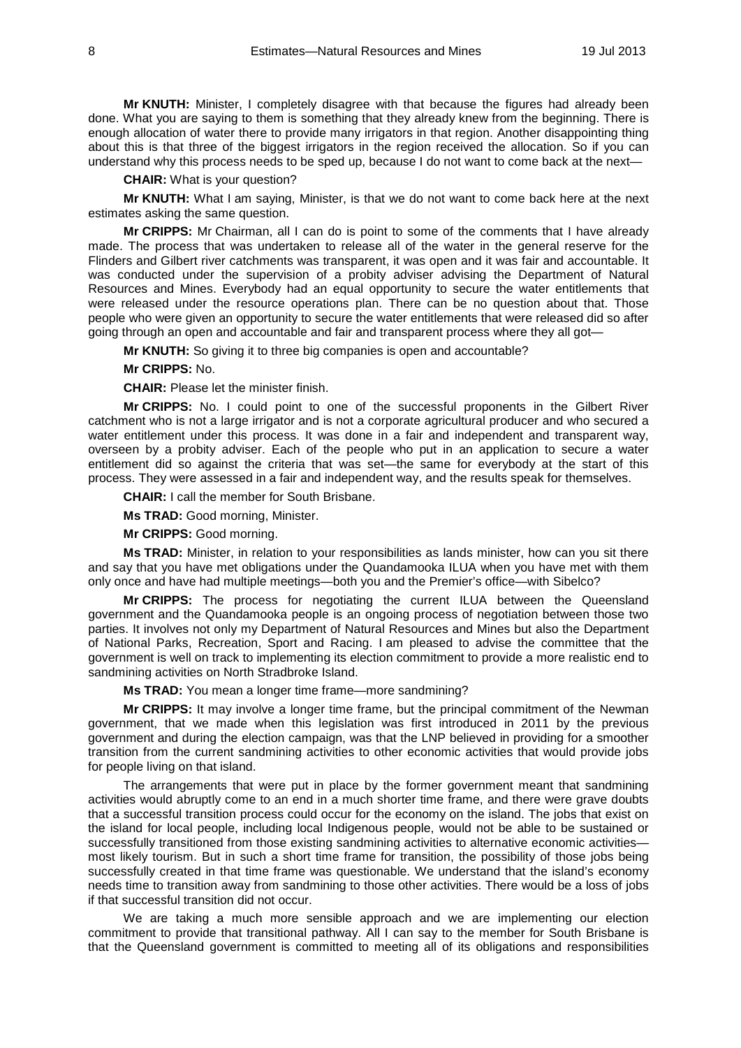**Mr KNUTH:** Minister, I completely disagree with that because the figures had already been done. What you are saying to them is something that they already knew from the beginning. There is enough allocation of water there to provide many irrigators in that region. Another disappointing thing about this is that three of the biggest irrigators in the region received the allocation. So if you can understand why this process needs to be sped up, because I do not want to come back at the next—

**CHAIR:** What is your question?

**Mr KNUTH:** What I am saying, Minister, is that we do not want to come back here at the next estimates asking the same question.

**Mr CRIPPS:** Mr Chairman, all I can do is point to some of the comments that I have already made. The process that was undertaken to release all of the water in the general reserve for the Flinders and Gilbert river catchments was transparent, it was open and it was fair and accountable. It was conducted under the supervision of a probity adviser advising the Department of Natural Resources and Mines. Everybody had an equal opportunity to secure the water entitlements that were released under the resource operations plan. There can be no question about that. Those people who were given an opportunity to secure the water entitlements that were released did so after going through an open and accountable and fair and transparent process where they all got—

**Mr KNUTH:** So giving it to three big companies is open and accountable?

**Mr CRIPPS:** No.

**CHAIR:** Please let the minister finish.

**Mr CRIPPS:** No. I could point to one of the successful proponents in the Gilbert River catchment who is not a large irrigator and is not a corporate agricultural producer and who secured a water entitlement under this process. It was done in a fair and independent and transparent way, overseen by a probity adviser. Each of the people who put in an application to secure a water entitlement did so against the criteria that was set—the same for everybody at the start of this process. They were assessed in a fair and independent way, and the results speak for themselves.

**CHAIR:** I call the member for South Brisbane.

**Ms TRAD:** Good morning, Minister.

**Mr CRIPPS:** Good morning.

**Ms TRAD:** Minister, in relation to your responsibilities as lands minister, how can you sit there and say that you have met obligations under the Quandamooka ILUA when you have met with them only once and have had multiple meetings—both you and the Premier's office—with Sibelco?

**Mr CRIPPS:** The process for negotiating the current ILUA between the Queensland government and the Quandamooka people is an ongoing process of negotiation between those two parties. It involves not only my Department of Natural Resources and Mines but also the Department of National Parks, Recreation, Sport and Racing. I am pleased to advise the committee that the government is well on track to implementing its election commitment to provide a more realistic end to sandmining activities on North Stradbroke Island.

**Ms TRAD:** You mean a longer time frame—more sandmining?

**Mr CRIPPS:** It may involve a longer time frame, but the principal commitment of the Newman government, that we made when this legislation was first introduced in 2011 by the previous government and during the election campaign, was that the LNP believed in providing for a smoother transition from the current sandmining activities to other economic activities that would provide jobs for people living on that island.

The arrangements that were put in place by the former government meant that sandmining activities would abruptly come to an end in a much shorter time frame, and there were grave doubts that a successful transition process could occur for the economy on the island. The jobs that exist on the island for local people, including local Indigenous people, would not be able to be sustained or successfully transitioned from those existing sandmining activities to alternative economic activities—most likely tourism. But in such a short time frame for transition, the possibility of those jobs being successfully created in that time frame was questionable. We understand that the island's economy needs time to transition away from sandmining to those other activities. There would be a loss of jobs if that successful transition did not occur.

We are taking a much more sensible approach and we are implementing our election commitment to provide that transitional pathway. All I can say to the member for South Brisbane is that the Queensland government is committed to meeting all of its obligations and responsibilities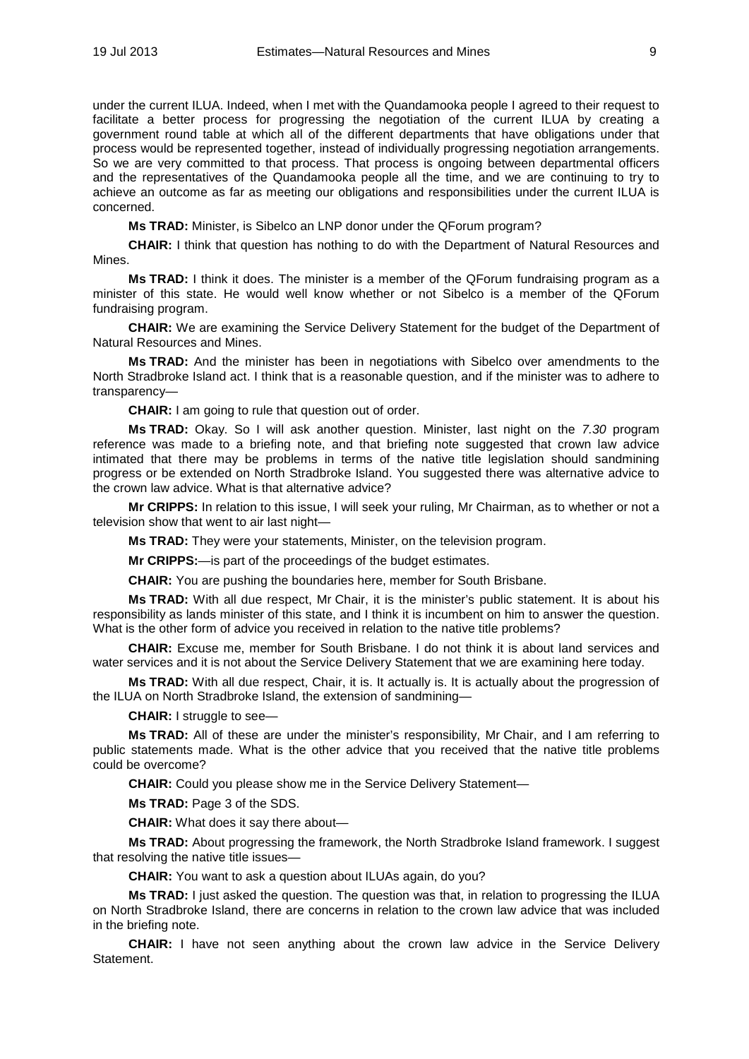under the current ILUA. Indeed, when I met with the Quandamooka people I agreed to their request to facilitate a better process for progressing the negotiation of the current ILUA by creating a government round table at which all of the different departments that have obligations under that process would be represented together, instead of individually progressing negotiation arrangements. So we are very committed to that process. That process is ongoing between departmental officers and the representatives of the Quandamooka people all the time, and we are continuing to try to achieve an outcome as far as meeting our obligations and responsibilities under the current ILUA is concerned.

**Ms TRAD:** Minister, is Sibelco an LNP donor under the QForum program?

**CHAIR:** I think that question has nothing to do with the Department of Natural Resources and Mines.

**Ms TRAD:** I think it does. The minister is a member of the QForum fundraising program as a minister of this state. He would well know whether or not Sibelco is a member of the QForum fundraising program.

**CHAIR:** We are examining the Service Delivery Statement for the budget of the Department of Natural Resources and Mines.

**Ms TRAD:** And the minister has been in negotiations with Sibelco over amendments to the North Stradbroke Island act. I think that is a reasonable question, and if the minister was to adhere to transparency—

**CHAIR:** I am going to rule that question out of order.

**Ms TRAD:** Okay. So I will ask another question. Minister, last night on the *7.30* program reference was made to a briefing note, and that briefing note suggested that crown law advice intimated that there may be problems in terms of the native title legislation should sandmining progress or be extended on North Stradbroke Island. You suggested there was alternative advice to the crown law advice. What is that alternative advice?

**Mr CRIPPS:** In relation to this issue, I will seek your ruling, Mr Chairman, as to whether or not a television show that went to air last night—

**Ms TRAD:** They were your statements, Minister, on the television program.

**Mr CRIPPS:**—is part of the proceedings of the budget estimates.

**CHAIR:** You are pushing the boundaries here, member for South Brisbane.

**Ms TRAD:** With all due respect, Mr Chair, it is the minister's public statement. It is about his responsibility as lands minister of this state, and I think it is incumbent on him to answer the question. What is the other form of advice you received in relation to the native title problems?

**CHAIR:** Excuse me, member for South Brisbane. I do not think it is about land services and water services and it is not about the Service Delivery Statement that we are examining here today.

**Ms TRAD:** With all due respect, Chair, it is. It actually is. It is actually about the progression of the ILUA on North Stradbroke Island, the extension of sandmining—

**CHAIR:** I struggle to see—

**Ms TRAD:** All of these are under the minister's responsibility, Mr Chair, and I am referring to public statements made. What is the other advice that you received that the native title problems could be overcome?

**CHAIR:** Could you please show me in the Service Delivery Statement—

**Ms TRAD:** Page 3 of the SDS.

**CHAIR:** What does it say there about—

**Ms TRAD:** About progressing the framework, the North Stradbroke Island framework. I suggest that resolving the native title issues—

**CHAIR:** You want to ask a question about ILUAs again, do you?

**Ms TRAD:** I just asked the question. The question was that, in relation to progressing the ILUA on North Stradbroke Island, there are concerns in relation to the crown law advice that was included in the briefing note.

**CHAIR:** I have not seen anything about the crown law advice in the Service Delivery Statement.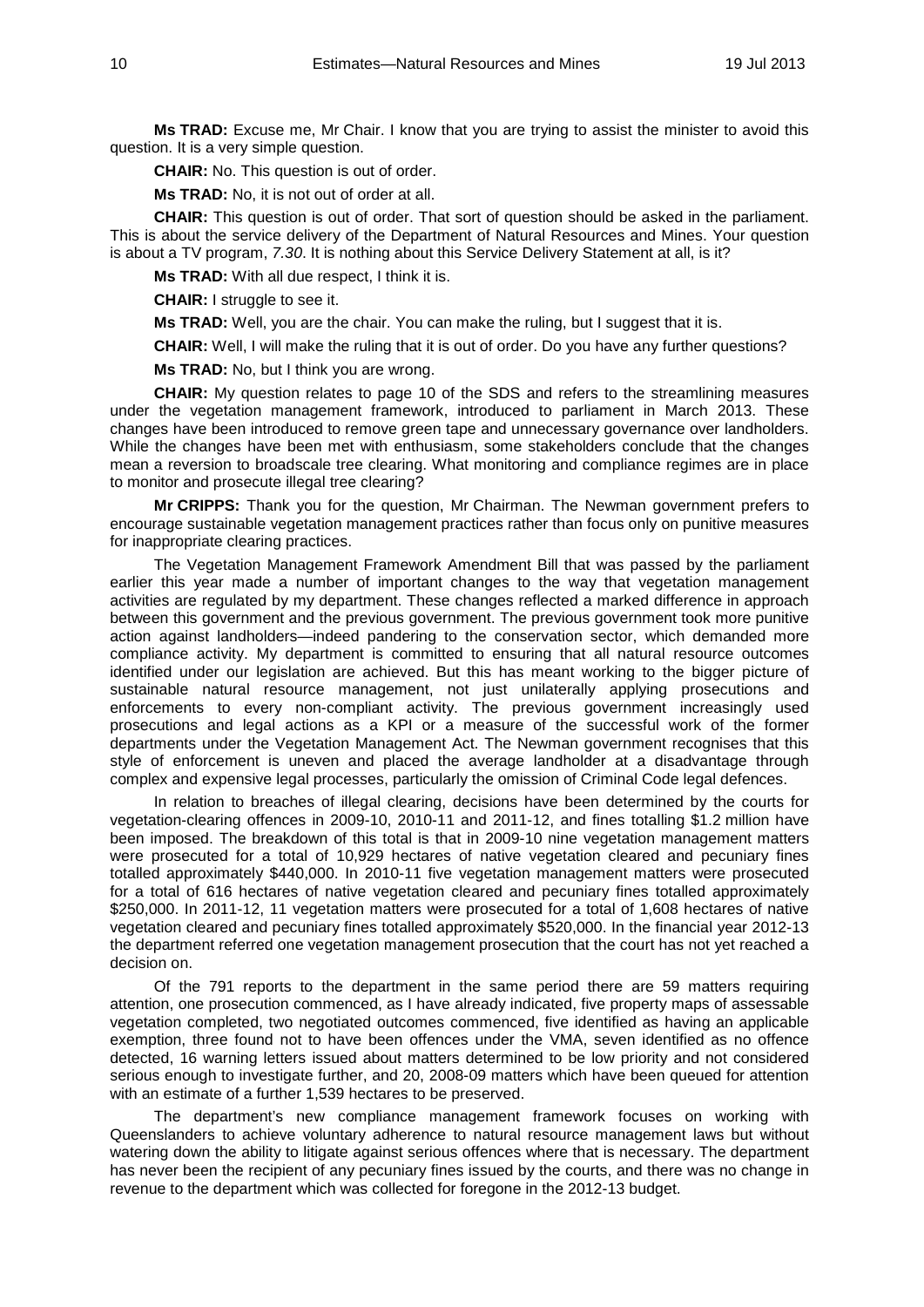**Ms TRAD:** Excuse me, Mr Chair. I know that you are trying to assist the minister to avoid this question. It is a very simple question.

**CHAIR:** No. This question is out of order.

**Ms TRAD:** No, it is not out of order at all.

**CHAIR:** This question is out of order. That sort of question should be asked in the parliament. This is about the service delivery of the Department of Natural Resources and Mines. Your question is about a TV program, *7.30*. It is nothing about this Service Delivery Statement at all, is it?

**Ms TRAD:** With all due respect, I think it is.

**CHAIR:** I struggle to see it.

**Ms TRAD:** Well, you are the chair. You can make the ruling, but I suggest that it is.

**CHAIR:** Well, I will make the ruling that it is out of order. Do you have any further questions?

**Ms TRAD:** No, but I think you are wrong.

**CHAIR:** My question relates to page 10 of the SDS and refers to the streamlining measures under the vegetation management framework, introduced to parliament in March 2013. These changes have been introduced to remove green tape and unnecessary governance over landholders. While the changes have been met with enthusiasm, some stakeholders conclude that the changes mean a reversion to broadscale tree clearing. What monitoring and compliance regimes are in place to monitor and prosecute illegal tree clearing?

**Mr CRIPPS:** Thank you for the question, Mr Chairman. The Newman government prefers to encourage sustainable vegetation management practices rather than focus only on punitive measures for inappropriate clearing practices.

The Vegetation Management Framework Amendment Bill that was passed by the parliament earlier this year made a number of important changes to the way that vegetation management activities are regulated by my department. These changes reflected a marked difference in approach between this government and the previous government. The previous government took more punitive action against landholders—indeed pandering to the conservation sector, which demanded more compliance activity. My department is committed to ensuring that all natural resource outcomes identified under our legislation are achieved. But this has meant working to the bigger picture of sustainable natural resource management, not just unilaterally applying prosecutions and enforcements to every non-compliant activity. The previous government increasingly used prosecutions and legal actions as a KPI or a measure of the successful work of the former departments under the Vegetation Management Act. The Newman government recognises that this style of enforcement is uneven and placed the average landholder at a disadvantage through complex and expensive legal processes, particularly the omission of Criminal Code legal defences.

In relation to breaches of illegal clearing, decisions have been determined by the courts for vegetation-clearing offences in 2009-10, 2010-11 and 2011-12, and fines totalling $1.2 million have been imposed. The breakdown of this total is that in 2009-10 nine vegetation management matters were prosecuted for a total of 10,929 hectares of native vegetation cleared and pecuniary fines totalled approximately $440,000. In 2010-11 five vegetation management matters were prosecuted for a total of 616 hectares of native vegetation cleared and pecuniary fines totalled approximately $250,000. In 2011-12, 11 vegetation matters were prosecuted for a total of 1,608 hectares of native vegetation cleared and pecuniary fines totalled approximately $520,000. In the financial year 2012-13 the department referred one vegetation management prosecution that the court has not yet reached a decision on.

Of the 791 reports to the department in the same period there are 59 matters requiring attention, one prosecution commenced, as I have already indicated, five property maps of assessable vegetation completed, two negotiated outcomes commenced, five identified as having an applicable exemption, three found not to have been offences under the VMA, seven identified as no offence detected, 16 warning letters issued about matters determined to be low priority and not considered serious enough to investigate further, and 20, 2008-09 matters which have been queued for attention with an estimate of a further 1,539 hectares to be preserved.

The department's new compliance management framework focuses on working with Queenslanders to achieve voluntary adherence to natural resource management laws but without watering down the ability to litigate against serious offences where that is necessary. The department has never been the recipient of any pecuniary fines issued by the courts, and there was no change in revenue to the department which was collected for foregone in the 2012-13 budget.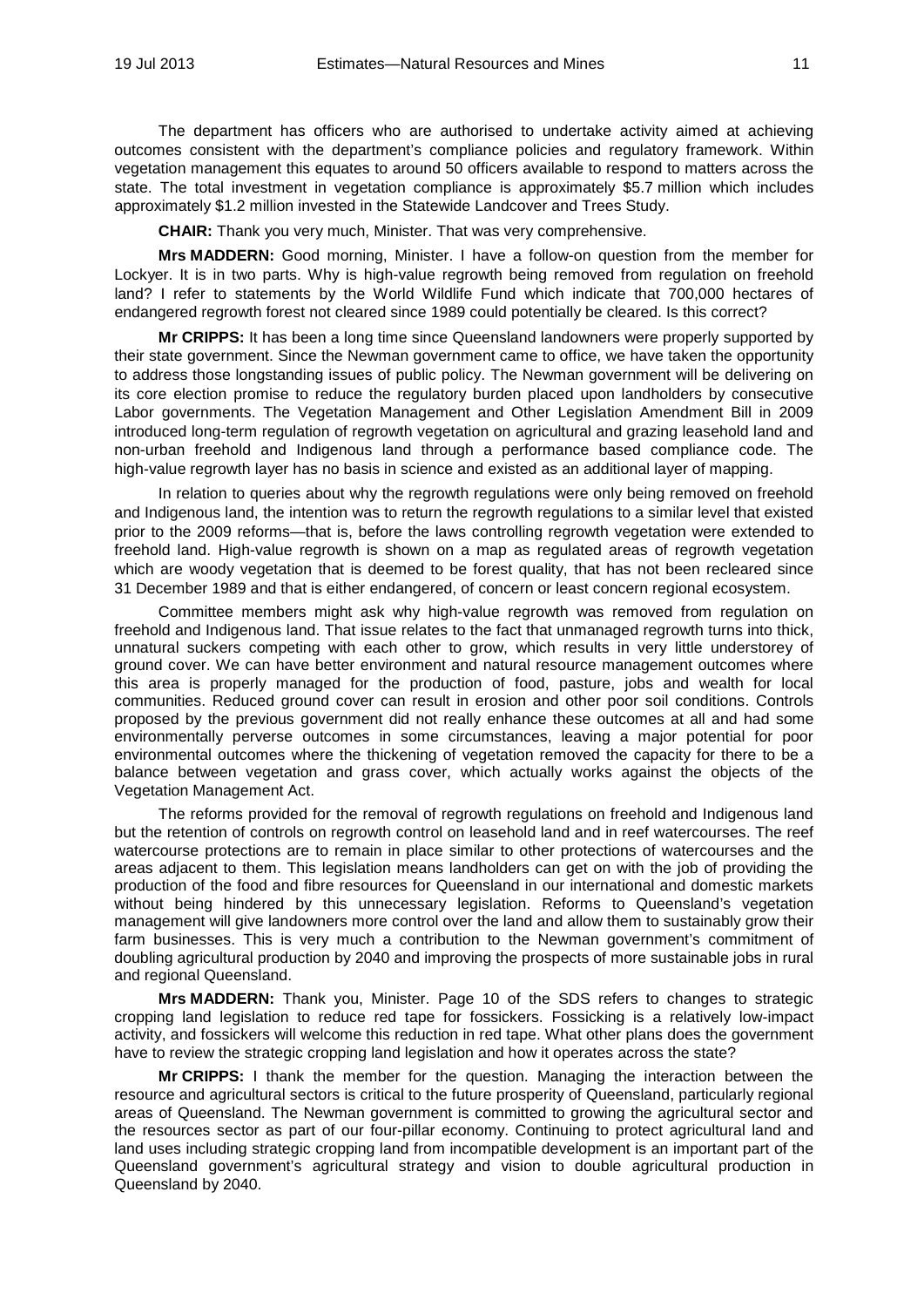The department has officers who are authorised to undertake activity aimed at achieving outcomes consistent with the department's compliance policies and regulatory framework. Within vegetation management this equates to around 50 officers available to respond to matters across the state. The total investment in vegetation compliance is approximately \$5.7 million which includes approximately \$1.2 million invested in the Statewide Landcover and Trees Study.

**CHAIR:** Thank you very much, Minister. That was very comprehensive.

**Mrs MADDERN:** Good morning, Minister. I have a follow-on question from the member for Lockyer. It is in two parts. Why is high-value regrowth being removed from regulation on freehold land? I refer to statements by the World Wildlife Fund which indicate that 700,000 hectares of endangered regrowth forest not cleared since 1989 could potentially be cleared. Is this correct?

**Mr CRIPPS:** It has been a long time since Queensland landowners were properly supported by their state government. Since the Newman government came to office, we have taken the opportunity to address those longstanding issues of public policy. The Newman government will be delivering on its core election promise to reduce the regulatory burden placed upon landholders by consecutive Labor governments. The Vegetation Management and Other Legislation Amendment Bill in 2009 introduced long-term regulation of regrowth vegetation on agricultural and grazing leasehold land and non-urban freehold and Indigenous land through a performance based compliance code. The high-value regrowth layer has no basis in science and existed as an additional layer of mapping.

In relation to queries about why the regrowth regulations were only being removed on freehold and Indigenous land, the intention was to return the regrowth regulations to a similar level that existed prior to the 2009 reforms—that is, before the laws controlling regrowth vegetation were extended to freehold land. High-value regrowth is shown on a map as regulated areas of regrowth vegetation which are woody vegetation that is deemed to be forest quality, that has not been recleared since 31 December 1989 and that is either endangered, of concern or least concern regional ecosystem.

Committee members might ask why high-value regrowth was removed from regulation on freehold and Indigenous land. That issue relates to the fact that unmanaged regrowth turns into thick, unnatural suckers competing with each other to grow, which results in very little understorey of ground cover. We can have better environment and natural resource management outcomes where this area is properly managed for the production of food, pasture, jobs and wealth for local communities. Reduced ground cover can result in erosion and other poor soil conditions. Controls proposed by the previous government did not really enhance these outcomes at all and had some environmentally perverse outcomes in some circumstances, leaving a major potential for poor environmental outcomes where the thickening of vegetation removed the capacity for there to be a balance between vegetation and grass cover, which actually works against the objects of the Vegetation Management Act.

The reforms provided for the removal of regrowth regulations on freehold and Indigenous land but the retention of controls on regrowth control on leasehold land and in reef watercourses. The reef watercourse protections are to remain in place similar to other protections of watercourses and the areas adjacent to them. This legislation means landholders can get on with the job of providing the production of the food and fibre resources for Queensland in our international and domestic markets without being hindered by this unnecessary legislation. Reforms to Queensland's vegetation management will give landowners more control over the land and allow them to sustainably grow their farm businesses. This is very much a contribution to the Newman government's commitment of doubling agricultural production by 2040 and improving the prospects of more sustainable jobs in rural and regional Queensland.

**Mrs MADDERN:** Thank you, Minister. Page 10 of the SDS refers to changes to strategic cropping land legislation to reduce red tape for fossickers. Fossicking is a relatively low-impact activity, and fossickers will welcome this reduction in red tape. What other plans does the government have to review the strategic cropping land legislation and how it operates across the state?

**Mr CRIPPS:** I thank the member for the question. Managing the interaction between the resource and agricultural sectors is critical to the future prosperity of Queensland, particularly regional areas of Queensland. The Newman government is committed to growing the agricultural sector and the resources sector as part of our four-pillar economy. Continuing to protect agricultural land and land uses including strategic cropping land from incompatible development is an important part of the Queensland government's agricultural strategy and vision to double agricultural production in Queensland by 2040.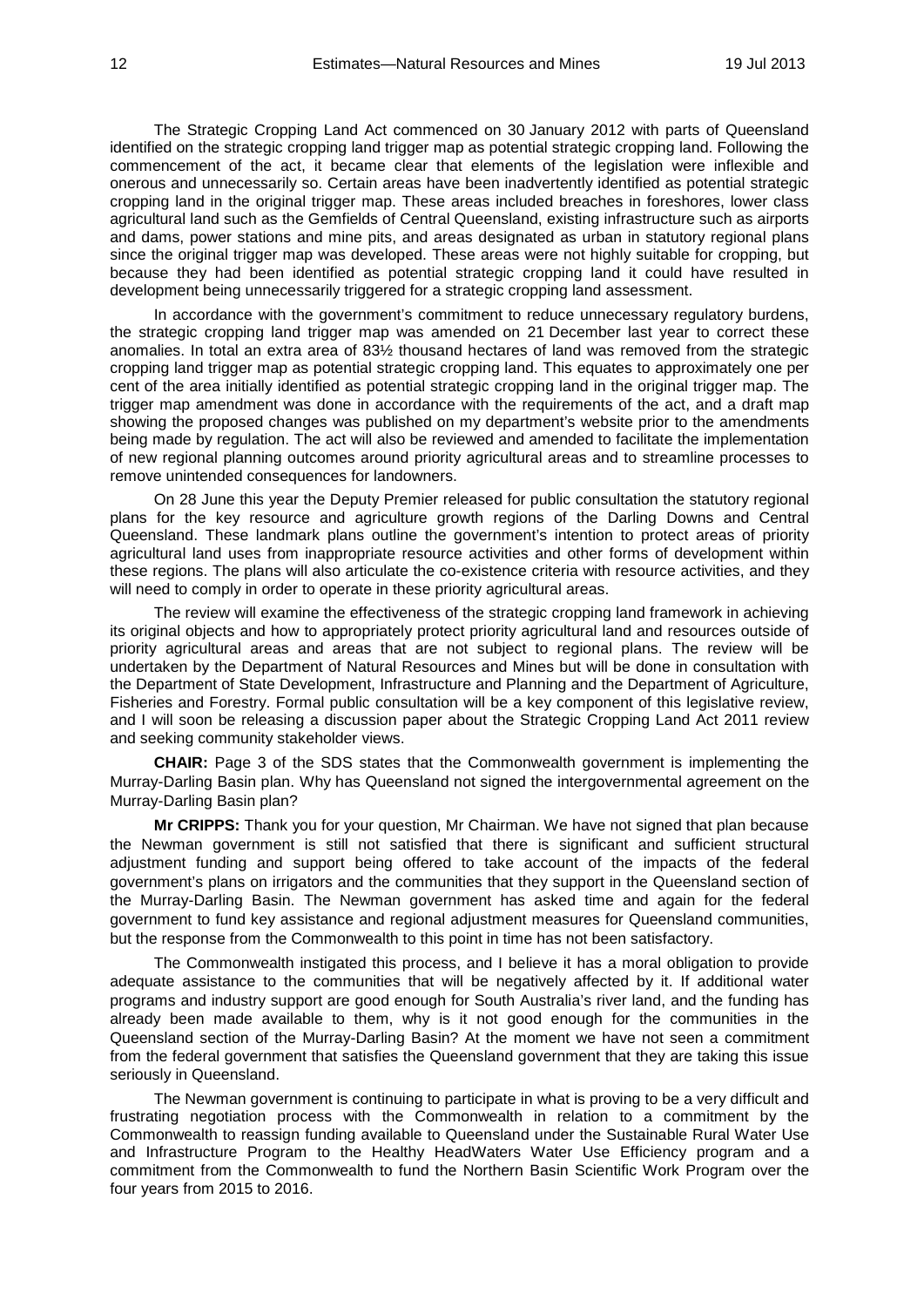The Strategic Cropping Land Act commenced on 30 January 2012 with parts of Queensland identified on the strategic cropping land trigger map as potential strategic cropping land. Following the commencement of the act, it became clear that elements of the legislation were inflexible and onerous and unnecessarily so. Certain areas have been inadvertently identified as potential strategic cropping land in the original trigger map. These areas included breaches in foreshores, lower class agricultural land such as the Gemfields of Central Queensland, existing infrastructure such as airports and dams, power stations and mine pits, and areas designated as urban in statutory regional plans since the original trigger map was developed. These areas were not highly suitable for cropping, but because they had been identified as potential strategic cropping land it could have resulted in development being unnecessarily triggered for a strategic cropping land assessment.

In accordance with the government's commitment to reduce unnecessary regulatory burdens, the strategic cropping land trigger map was amended on 21 December last year to correct these anomalies. In total an extra area of 83½ thousand hectares of land was removed from the strategic cropping land trigger map as potential strategic cropping land. This equates to approximately one per cent of the area initially identified as potential strategic cropping land in the original trigger map. The trigger map amendment was done in accordance with the requirements of the act, and a draft map showing the proposed changes was published on my department's website prior to the amendments being made by regulation. The act will also be reviewed and amended to facilitate the implementation of new regional planning outcomes around priority agricultural areas and to streamline processes to remove unintended consequences for landowners.

On 28 June this year the Deputy Premier released for public consultation the statutory regional plans for the key resource and agriculture growth regions of the Darling Downs and Central Queensland. These landmark plans outline the government's intention to protect areas of priority agricultural land uses from inappropriate resource activities and other forms of development within these regions. The plans will also articulate the co-existence criteria with resource activities, and they will need to comply in order to operate in these priority agricultural areas.

The review will examine the effectiveness of the strategic cropping land framework in achieving its original objects and how to appropriately protect priority agricultural land and resources outside of priority agricultural areas and areas that are not subject to regional plans. The review will be undertaken by the Department of Natural Resources and Mines but will be done in consultation with the Department of State Development, Infrastructure and Planning and the Department of Agriculture, Fisheries and Forestry. Formal public consultation will be a key component of this legislative review, and I will soon be releasing a discussion paper about the Strategic Cropping Land Act 2011 review and seeking community stakeholder views.

**CHAIR:** Page 3 of the SDS states that the Commonwealth government is implementing the Murray-Darling Basin plan. Why has Queensland not signed the intergovernmental agreement on the Murray-Darling Basin plan?

**Mr CRIPPS:** Thank you for your question, Mr Chairman. We have not signed that plan because the Newman government is still not satisfied that there is significant and sufficient structural adjustment funding and support being offered to take account of the impacts of the federal government's plans on irrigators and the communities that they support in the Queensland section of the Murray-Darling Basin. The Newman government has asked time and again for the federal government to fund key assistance and regional adjustment measures for Queensland communities, but the response from the Commonwealth to this point in time has not been satisfactory.

The Commonwealth instigated this process, and I believe it has a moral obligation to provide adequate assistance to the communities that will be negatively affected by it. If additional water programs and industry support are good enough for South Australia's river land, and the funding has already been made available to them, why is it not good enough for the communities in the Queensland section of the Murray-Darling Basin? At the moment we have not seen a commitment from the federal government that satisfies the Queensland government that they are taking this issue seriously in Queensland.

The Newman government is continuing to participate in what is proving to be a very difficult and frustrating negotiation process with the Commonwealth in relation to a commitment by the Commonwealth to reassign funding available to Queensland under the Sustainable Rural Water Use and Infrastructure Program to the Healthy HeadWaters Water Use Efficiency program and a commitment from the Commonwealth to fund the Northern Basin Scientific Work Program over the four years from 2015 to 2016.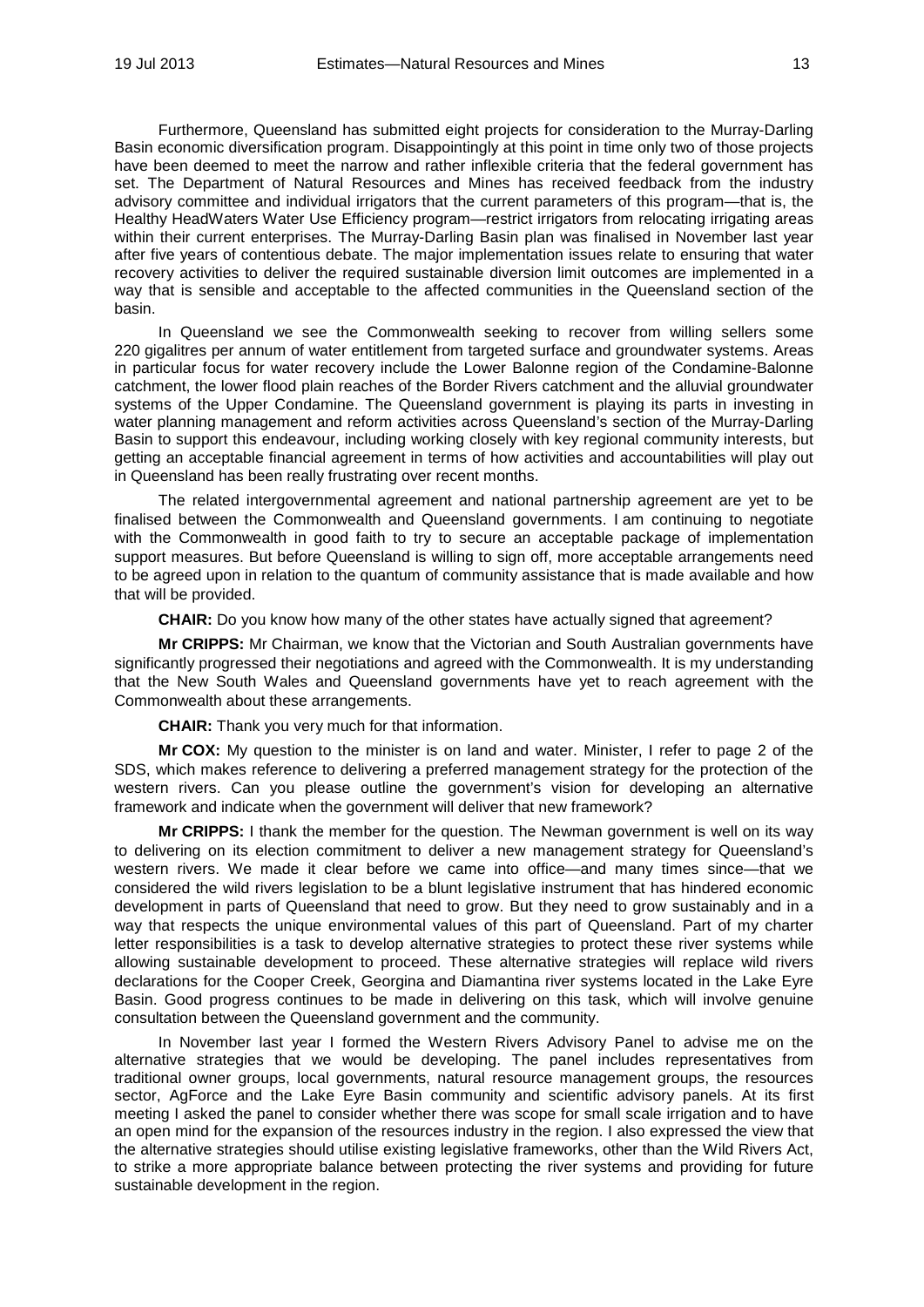Furthermore, Queensland has submitted eight projects for consideration to the Murray-Darling Basin economic diversification program. Disappointingly at this point in time only two of those projects have been deemed to meet the narrow and rather inflexible criteria that the federal government has set. The Department of Natural Resources and Mines has received feedback from the industry advisory committee and individual irrigators that the current parameters of this program—that is, the Healthy HeadWaters Water Use Efficiency program—restrict irrigators from relocating irrigating areas within their current enterprises. The Murray-Darling Basin plan was finalised in November last year after five years of contentious debate. The major implementation issues relate to ensuring that water recovery activities to deliver the required sustainable diversion limit outcomes are implemented in a way that is sensible and acceptable to the affected communities in the Queensland section of the basin.

In Queensland we see the Commonwealth seeking to recover from willing sellers some 220 gigalitres per annum of water entitlement from targeted surface and groundwater systems. Areas in particular focus for water recovery include the Lower Balonne region of the Condamine-Balonne catchment, the lower flood plain reaches of the Border Rivers catchment and the alluvial groundwater systems of the Upper Condamine. The Queensland government is playing its parts in investing in water planning management and reform activities across Queensland's section of the Murray-Darling Basin to support this endeavour, including working closely with key regional community interests, but getting an acceptable financial agreement in terms of how activities and accountabilities will play out in Queensland has been really frustrating over recent months.

The related intergovernmental agreement and national partnership agreement are yet to be finalised between the Commonwealth and Queensland governments. I am continuing to negotiate with the Commonwealth in good faith to try to secure an acceptable package of implementation support measures. But before Queensland is willing to sign off, more acceptable arrangements need to be agreed upon in relation to the quantum of community assistance that is made available and how that will be provided.

**CHAIR:** Do you know how many of the other states have actually signed that agreement?

**Mr CRIPPS:** Mr Chairman, we know that the Victorian and South Australian governments have significantly progressed their negotiations and agreed with the Commonwealth. It is my understanding that the New South Wales and Queensland governments have yet to reach agreement with the Commonwealth about these arrangements.

**CHAIR:** Thank you very much for that information.

**Mr COX:** My question to the minister is on land and water. Minister, I refer to page 2 of the SDS, which makes reference to delivering a preferred management strategy for the protection of the western rivers. Can you please outline the government's vision for developing an alternative framework and indicate when the government will deliver that new framework?

**Mr CRIPPS:** I thank the member for the question. The Newman government is well on its way to delivering on its election commitment to deliver a new management strategy for Queensland's western rivers. We made it clear before we came into office—and many times since—that we considered the wild rivers legislation to be a blunt legislative instrument that has hindered economic development in parts of Queensland that need to grow. But they need to grow sustainably and in a way that respects the unique environmental values of this part of Queensland. Part of my charter letter responsibilities is a task to develop alternative strategies to protect these river systems while allowing sustainable development to proceed. These alternative strategies will replace wild rivers declarations for the Cooper Creek, Georgina and Diamantina river systems located in the Lake Eyre Basin. Good progress continues to be made in delivering on this task, which will involve genuine consultation between the Queensland government and the community.

In November last year I formed the Western Rivers Advisory Panel to advise me on the alternative strategies that we would be developing. The panel includes representatives from traditional owner groups, local governments, natural resource management groups, the resources sector, AgForce and the Lake Eyre Basin community and scientific advisory panels. At its first meeting I asked the panel to consider whether there was scope for small scale irrigation and to have an open mind for the expansion of the resources industry in the region. I also expressed the view that the alternative strategies should utilise existing legislative frameworks, other than the Wild Rivers Act, to strike a more appropriate balance between protecting the river systems and providing for future sustainable development in the region.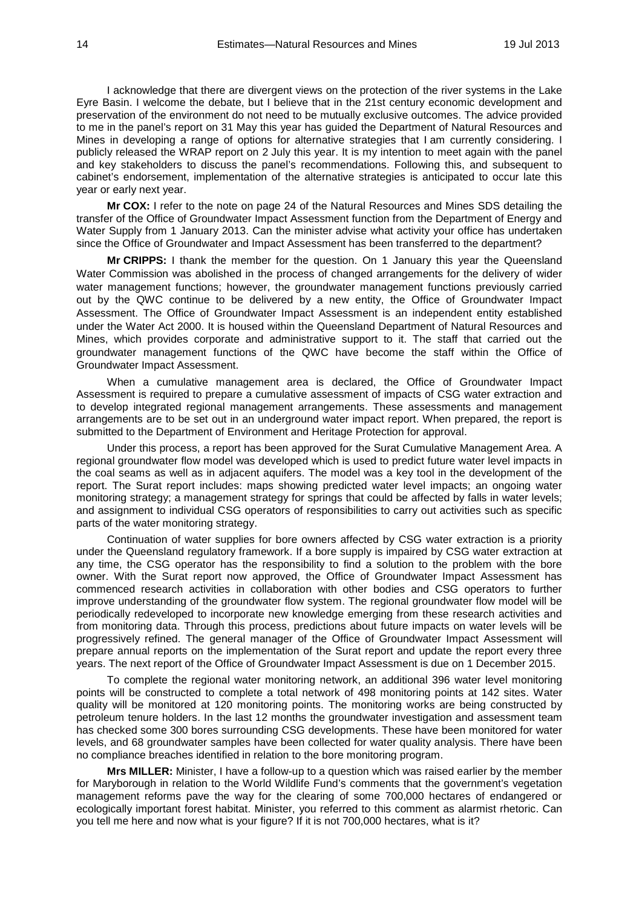I acknowledge that there are divergent views on the protection of the river systems in the Lake Eyre Basin. I welcome the debate, but I believe that in the 21st century economic development and preservation of the environment do not need to be mutually exclusive outcomes. The advice provided to me in the panel's report on 31 May this year has guided the Department of Natural Resources and Mines in developing a range of options for alternative strategies that I am currently considering. I publicly released the WRAP report on 2 July this year. It is my intention to meet again with the panel and key stakeholders to discuss the panel's recommendations. Following this, and subsequent to cabinet's endorsement, implementation of the alternative strategies is anticipated to occur late this year or early next year.

**Mr COX:** I refer to the note on page 24 of the Natural Resources and Mines SDS detailing the transfer of the Office of Groundwater Impact Assessment function from the Department of Energy and Water Supply from 1 January 2013. Can the minister advise what activity your office has undertaken since the Office of Groundwater and Impact Assessment has been transferred to the department?

**Mr CRIPPS:** I thank the member for the question. On 1 January this year the Queensland Water Commission was abolished in the process of changed arrangements for the delivery of wider water management functions; however, the groundwater management functions previously carried out by the QWC continue to be delivered by a new entity, the Office of Groundwater Impact Assessment. The Office of Groundwater Impact Assessment is an independent entity established under the Water Act 2000. It is housed within the Queensland Department of Natural Resources and Mines, which provides corporate and administrative support to it. The staff that carried out the groundwater management functions of the QWC have become the staff within the Office of Groundwater Impact Assessment.

When a cumulative management area is declared, the Office of Groundwater Impact Assessment is required to prepare a cumulative assessment of impacts of CSG water extraction and to develop integrated regional management arrangements. These assessments and management arrangements are to be set out in an underground water impact report. When prepared, the report is submitted to the Department of Environment and Heritage Protection for approval.

Under this process, a report has been approved for the Surat Cumulative Management Area. A regional groundwater flow model was developed which is used to predict future water level impacts in the coal seams as well as in adjacent aquifers. The model was a key tool in the development of the report. The Surat report includes: maps showing predicted water level impacts; an ongoing water monitoring strategy; a management strategy for springs that could be affected by falls in water levels; and assignment to individual CSG operators of responsibilities to carry out activities such as specific parts of the water monitoring strategy.

Continuation of water supplies for bore owners affected by CSG water extraction is a priority under the Queensland regulatory framework. If a bore supply is impaired by CSG water extraction at any time, the CSG operator has the responsibility to find a solution to the problem with the bore owner. With the Surat report now approved, the Office of Groundwater Impact Assessment has commenced research activities in collaboration with other bodies and CSG operators to further improve understanding of the groundwater flow system. The regional groundwater flow model will be periodically redeveloped to incorporate new knowledge emerging from these research activities and from monitoring data. Through this process, predictions about future impacts on water levels will be progressively refined. The general manager of the Office of Groundwater Impact Assessment will prepare annual reports on the implementation of the Surat report and update the report every three years. The next report of the Office of Groundwater Impact Assessment is due on 1 December 2015.

To complete the regional water monitoring network, an additional 396 water level monitoring points will be constructed to complete a total network of 498 monitoring points at 142 sites. Water quality will be monitored at 120 monitoring points. The monitoring works are being constructed by petroleum tenure holders. In the last 12 months the groundwater investigation and assessment team has checked some 300 bores surrounding CSG developments. These have been monitored for water levels, and 68 groundwater samples have been collected for water quality analysis. There have been no compliance breaches identified in relation to the bore monitoring program.

**Mrs MILLER:** Minister, I have a follow-up to a question which was raised earlier by the member for Maryborough in relation to the World Wildlife Fund's comments that the government's vegetation management reforms pave the way for the clearing of some 700,000 hectares of endangered or ecologically important forest habitat. Minister, you referred to this comment as alarmist rhetoric. Can you tell me here and now what is your figure? If it is not 700,000 hectares, what is it?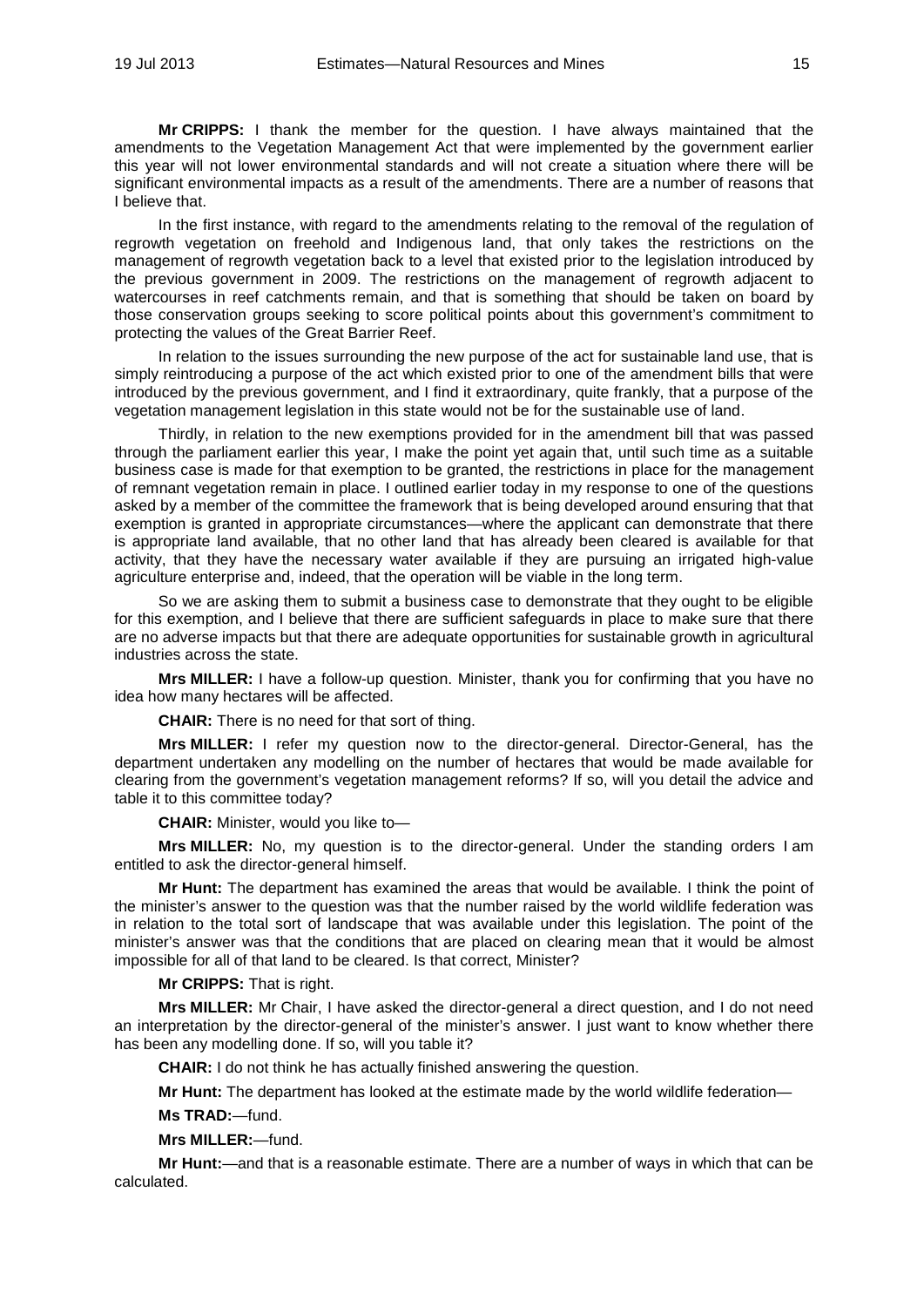**Mr CRIPPS:** I thank the member for the question. I have always maintained that the amendments to the Vegetation Management Act that were implemented by the government earlier this year will not lower environmental standards and will not create a situation where there will be significant environmental impacts as a result of the amendments. There are a number of reasons that I believe that.

In the first instance, with regard to the amendments relating to the removal of the regulation of regrowth vegetation on freehold and Indigenous land, that only takes the restrictions on the management of regrowth vegetation back to a level that existed prior to the legislation introduced by the previous government in 2009. The restrictions on the management of regrowth adjacent to watercourses in reef catchments remain, and that is something that should be taken on board by those conservation groups seeking to score political points about this government's commitment to protecting the values of the Great Barrier Reef.

In relation to the issues surrounding the new purpose of the act for sustainable land use, that is simply reintroducing a purpose of the act which existed prior to one of the amendment bills that were introduced by the previous government, and I find it extraordinary, quite frankly, that a purpose of the vegetation management legislation in this state would not be for the sustainable use of land.

Thirdly, in relation to the new exemptions provided for in the amendment bill that was passed through the parliament earlier this year, I make the point yet again that, until such time as a suitable business case is made for that exemption to be granted, the restrictions in place for the management of remnant vegetation remain in place. I outlined earlier today in my response to one of the questions asked by a member of the committee the framework that is being developed around ensuring that that exemption is granted in appropriate circumstances—where the applicant can demonstrate that there is appropriate land available, that no other land that has already been cleared is available for that activity, that they have the necessary water available if they are pursuing an irrigated high-value agriculture enterprise and, indeed, that the operation will be viable in the long term.

So we are asking them to submit a business case to demonstrate that they ought to be eligible for this exemption, and I believe that there are sufficient safeguards in place to make sure that there are no adverse impacts but that there are adequate opportunities for sustainable growth in agricultural industries across the state.

**Mrs MILLER:** I have a follow-up question. Minister, thank you for confirming that you have no idea how many hectares will be affected.

**CHAIR:** There is no need for that sort of thing.

**Mrs MILLER:** I refer my question now to the director-general. Director-General, has the department undertaken any modelling on the number of hectares that would be made available for clearing from the government's vegetation management reforms? If so, will you detail the advice and table it to this committee today?

**CHAIR:** Minister, would you like to—

**Mrs MILLER:** No, my question is to the director-general. Under the standing orders I am entitled to ask the director-general himself.

**Mr Hunt:** The department has examined the areas that would be available. I think the point of the minister's answer to the question was that the number raised by the world wildlife federation was in relation to the total sort of landscape that was available under this legislation. The point of the minister's answer was that the conditions that are placed on clearing mean that it would be almost impossible for all of that land to be cleared. Is that correct, Minister?

**Mr CRIPPS:** That is right.

**Mrs MILLER:** Mr Chair, I have asked the director-general a direct question, and I do not need an interpretation by the director-general of the minister's answer. I just want to know whether there has been any modelling done. If so, will you table it?

**CHAIR:** I do not think he has actually finished answering the question.

**Mr Hunt:** The department has looked at the estimate made by the world wildlife federation—

**Ms TRAD:**—fund.

**Mrs MILLER:**—fund.

**Mr Hunt:**—and that is a reasonable estimate. There are a number of ways in which that can be calculated.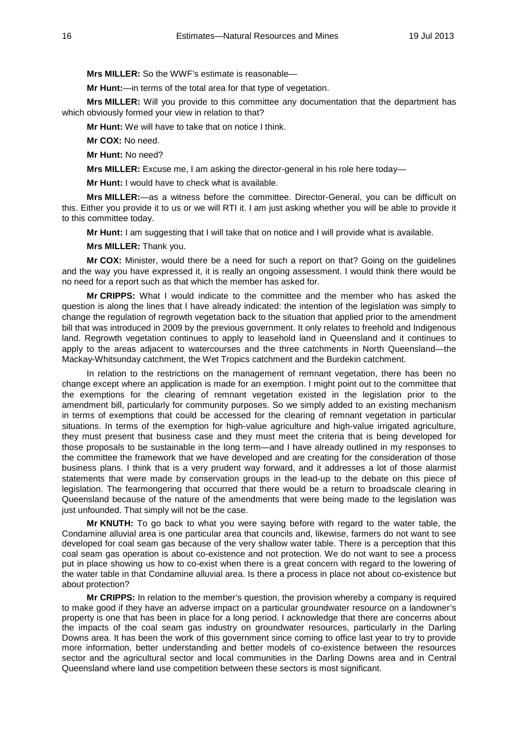**Mrs MILLER:** So the WWF's estimate is reasonable—

**Mr Hunt:**—in terms of the total area for that type of vegetation.

**Mrs MILLER:** Will you provide to this committee any documentation that the department has which obviously formed your view in relation to that?

**Mr Hunt:** We will have to take that on notice I think.

**Mr COX:** No need.

**Mr Hunt:** No need?

**Mrs MILLER:** Excuse me, I am asking the director-general in his role here today—

**Mr Hunt:** I would have to check what is available.

**Mrs MILLER:**—as a witness before the committee. Director-General, you can be difficult on this. Either you provide it to us or we will RTI it. I am just asking whether you will be able to provide it to this committee today.

**Mr Hunt:** I am suggesting that I will take that on notice and I will provide what is available.

**Mrs MILLER:** Thank you.

**Mr COX:** Minister, would there be a need for such a report on that? Going on the guidelines and the way you have expressed it, it is really an ongoing assessment. I would think there would be no need for a report such as that which the member has asked for.

**Mr CRIPPS:** What I would indicate to the committee and the member who has asked the question is along the lines that I have already indicated: the intention of the legislation was simply to change the regulation of regrowth vegetation back to the situation that applied prior to the amendment bill that was introduced in 2009 by the previous government. It only relates to freehold and Indigenous land. Regrowth vegetation continues to apply to leasehold land in Queensland and it continues to apply to the areas adjacent to watercourses and the three catchments in North Queensland—the Mackay-Whitsunday catchment, the Wet Tropics catchment and the Burdekin catchment.

In relation to the restrictions on the management of remnant vegetation, there has been no change except where an application is made for an exemption. I might point out to the committee that the exemptions for the clearing of remnant vegetation existed in the legislation prior to the amendment bill, particularly for community purposes. So we simply added to an existing mechanism in terms of exemptions that could be accessed for the clearing of remnant vegetation in particular situations. In terms of the exemption for high-value agriculture and high-value irrigated agriculture, they must present that business case and they must meet the criteria that is being developed for those proposals to be sustainable in the long term—and I have already outlined in my responses to the committee the framework that we have developed and are creating for the consideration of those business plans. I think that is a very prudent way forward, and it addresses a lot of those alarmist statements that were made by conservation groups in the lead-up to the debate on this piece of legislation. The fearmongering that occurred that there would be a return to broadscale clearing in Queensland because of the nature of the amendments that were being made to the legislation was just unfounded. That simply will not be the case.

**Mr KNUTH:** To go back to what you were saying before with regard to the water table, the Condamine alluvial area is one particular area that councils and, likewise, farmers do not want to see developed for coal seam gas because of the very shallow water table. There is a perception that this coal seam gas operation is about co-existence and not protection. We do not want to see a process put in place showing us how to co-exist when there is a great concern with regard to the lowering of the water table in that Condamine alluvial area. Is there a process in place not about co-existence but about protection?

**Mr CRIPPS:** In relation to the member's question, the provision whereby a company is required to make good if they have an adverse impact on a particular groundwater resource on a landowner's property is one that has been in place for a long period. I acknowledge that there are concerns about the impacts of the coal seam gas industry on groundwater resources, particularly in the Darling Downs area. It has been the work of this government since coming to office last year to try to provide more information, better understanding and better models of co-existence between the resources sector and the agricultural sector and local communities in the Darling Downs area and in Central Queensland where land use competition between these sectors is most significant.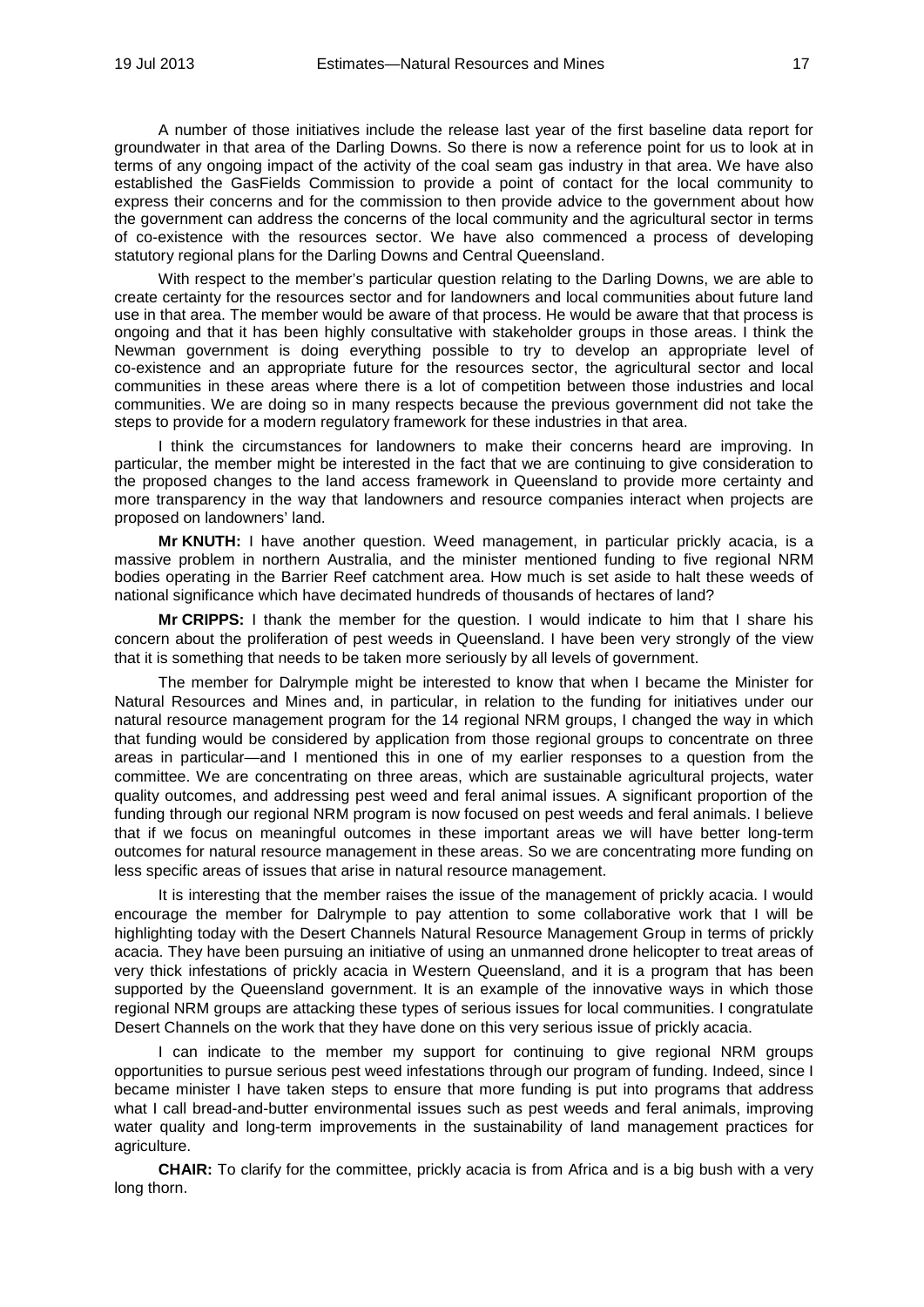A number of those initiatives include the release last year of the first baseline data report for groundwater in that area of the Darling Downs. So there is now a reference point for us to look at in terms of any ongoing impact of the activity of the coal seam gas industry in that area. We have also established the GasFields Commission to provide a point of contact for the local community to express their concerns and for the commission to then provide advice to the government about how the government can address the concerns of the local community and the agricultural sector in terms of co-existence with the resources sector. We have also commenced a process of developing statutory regional plans for the Darling Downs and Central Queensland.

With respect to the member's particular question relating to the Darling Downs, we are able to create certainty for the resources sector and for landowners and local communities about future land use in that area. The member would be aware of that process. He would be aware that that process is ongoing and that it has been highly consultative with stakeholder groups in those areas. I think the Newman government is doing everything possible to try to develop an appropriate level of co-existence and an appropriate future for the resources sector, the agricultural sector and local communities in these areas where there is a lot of competition between those industries and local communities. We are doing so in many respects because the previous government did not take the steps to provide for a modern regulatory framework for these industries in that area.

I think the circumstances for landowners to make their concerns heard are improving. In particular, the member might be interested in the fact that we are continuing to give consideration to the proposed changes to the land access framework in Queensland to provide more certainty and more transparency in the way that landowners and resource companies interact when projects are proposed on landowners' land.

**Mr KNUTH:** I have another question. Weed management, in particular prickly acacia, is a massive problem in northern Australia, and the minister mentioned funding to five regional NRM bodies operating in the Barrier Reef catchment area. How much is set aside to halt these weeds of national significance which have decimated hundreds of thousands of hectares of land?

**Mr CRIPPS:** I thank the member for the question. I would indicate to him that I share his concern about the proliferation of pest weeds in Queensland. I have been very strongly of the view that it is something that needs to be taken more seriously by all levels of government.

The member for Dalrymple might be interested to know that when I became the Minister for Natural Resources and Mines and, in particular, in relation to the funding for initiatives under our natural resource management program for the 14 regional NRM groups, I changed the way in which that funding would be considered by application from those regional groups to concentrate on three areas in particular—and I mentioned this in one of my earlier responses to a question from the committee. We are concentrating on three areas, which are sustainable agricultural projects, water quality outcomes, and addressing pest weed and feral animal issues. A significant proportion of the funding through our regional NRM program is now focused on pest weeds and feral animals. I believe that if we focus on meaningful outcomes in these important areas we will have better long-term outcomes for natural resource management in these areas. So we are concentrating more funding on less specific areas of issues that arise in natural resource management.

It is interesting that the member raises the issue of the management of prickly acacia. I would encourage the member for Dalrymple to pay attention to some collaborative work that I will be highlighting today with the Desert Channels Natural Resource Management Group in terms of prickly acacia. They have been pursuing an initiative of using an unmanned drone helicopter to treat areas of very thick infestations of prickly acacia in Western Queensland, and it is a program that has been supported by the Queensland government. It is an example of the innovative ways in which those regional NRM groups are attacking these types of serious issues for local communities. I congratulate Desert Channels on the work that they have done on this very serious issue of prickly acacia.

I can indicate to the member my support for continuing to give regional NRM groups opportunities to pursue serious pest weed infestations through our program of funding. Indeed, since I became minister I have taken steps to ensure that more funding is put into programs that address what I call bread-and-butter environmental issues such as pest weeds and feral animals, improving water quality and long-term improvements in the sustainability of land management practices for agriculture.

**CHAIR:** To clarify for the committee, prickly acacia is from Africa and is a big bush with a very long thorn.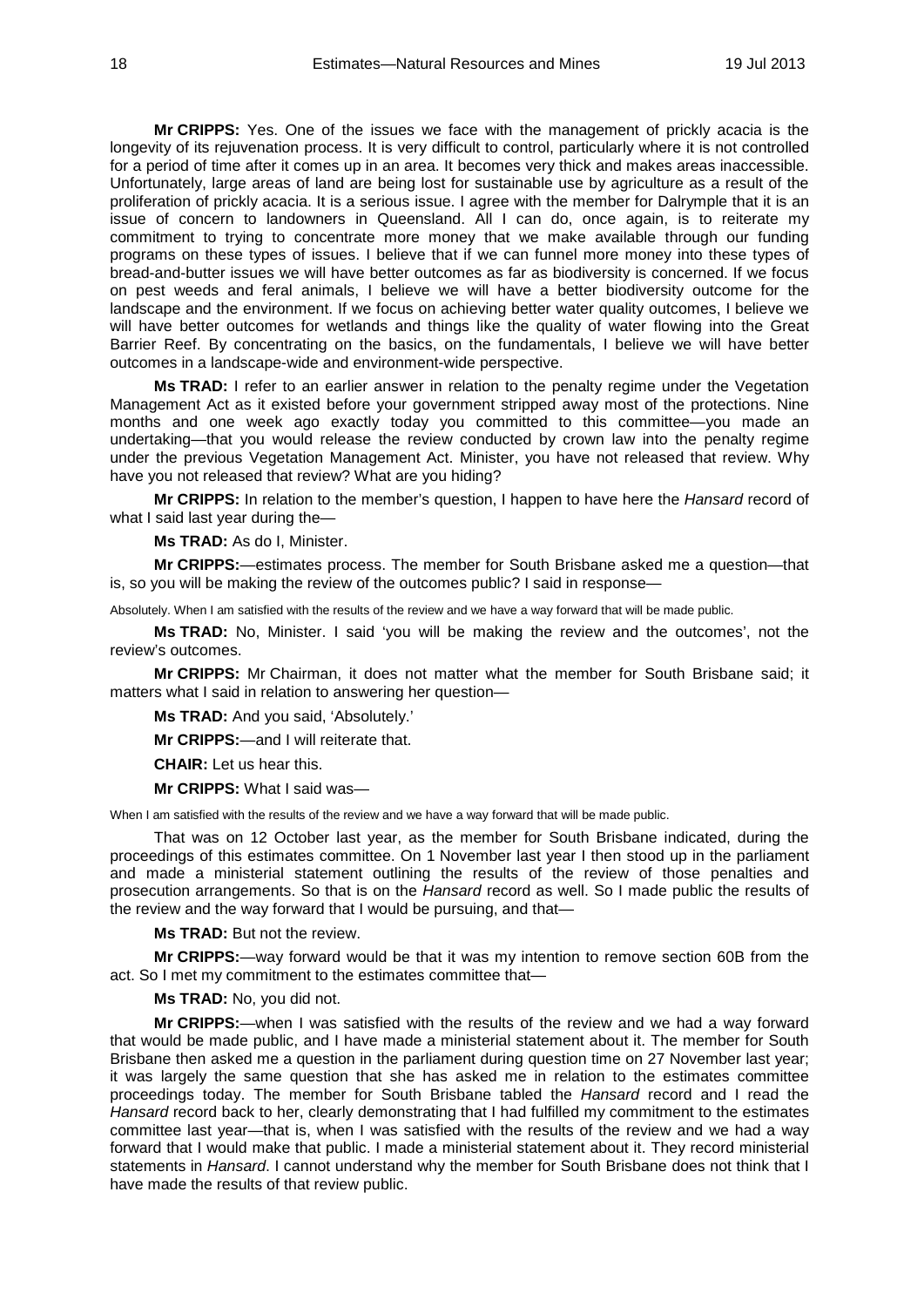**Mr CRIPPS:** Yes. One of the issues we face with the management of prickly acacia is the longevity of its rejuvenation process. It is very difficult to control, particularly where it is not controlled for a period of time after it comes up in an area. It becomes very thick and makes areas inaccessible. Unfortunately, large areas of land are being lost for sustainable use by agriculture as a result of the proliferation of prickly acacia. It is a serious issue. I agree with the member for Dalrymple that it is an issue of concern to landowners in Queensland. All I can do, once again, is to reiterate my commitment to trying to concentrate more money that we make available through our funding programs on these types of issues. I believe that if we can funnel more money into these types of bread-and-butter issues we will have better outcomes as far as biodiversity is concerned. If we focus on pest weeds and feral animals, I believe we will have a better biodiversity outcome for the landscape and the environment. If we focus on achieving better water quality outcomes, I believe we will have better outcomes for wetlands and things like the quality of water flowing into the Great Barrier Reef. By concentrating on the basics, on the fundamentals, I believe we will have better outcomes in a landscape-wide and environment-wide perspective.

**Ms TRAD:** I refer to an earlier answer in relation to the penalty regime under the Vegetation Management Act as it existed before your government stripped away most of the protections. Nine months and one week ago exactly today you committed to this committee—you made an undertaking—that you would release the review conducted by crown law into the penalty regime under the previous Vegetation Management Act. Minister, you have not released that review. Why have you not released that review? What are you hiding?

**Mr CRIPPS:** In relation to the member's question, I happen to have here the *Hansard* record of what I said last year during the—

**Ms TRAD:** As do I, Minister.

**Mr CRIPPS:**—estimates process. The member for South Brisbane asked me a question—that is, so you will be making the review of the outcomes public? I said in response—

Absolutely. When I am satisfied with the results of the review and we have a way forward that will be made public.

**Ms TRAD:** No, Minister. I said 'you will be making the review and the outcomes', not the review's outcomes.

**Mr CRIPPS:** Mr Chairman, it does not matter what the member for South Brisbane said; it matters what I said in relation to answering her question—

**Ms TRAD:** And you said, 'Absolutely.'

**Mr CRIPPS:**—and I will reiterate that.

**CHAIR:** Let us hear this.

**Mr CRIPPS:** What I said was—

When I am satisfied with the results of the review and we have a way forward that will be made public.

That was on 12 October last year, as the member for South Brisbane indicated, during the proceedings of this estimates committee. On 1 November last year I then stood up in the parliament and made a ministerial statement outlining the results of the review of those penalties and prosecution arrangements. So that is on the *Hansard* record as well. So I made public the results of the review and the way forward that I would be pursuing, and that—

**Ms TRAD:** But not the review.

**Mr CRIPPS:**—way forward would be that it was my intention to remove section 60B from the act. So I met my commitment to the estimates committee that—

**Ms TRAD:** No, you did not.

**Mr CRIPPS:**—when I was satisfied with the results of the review and we had a way forward that would be made public, and I have made a ministerial statement about it. The member for South Brisbane then asked me a question in the parliament during question time on 27 November last year; it was largely the same question that she has asked me in relation to the estimates committee proceedings today. The member for South Brisbane tabled the *Hansard* record and I read the *Hansard* record back to her, clearly demonstrating that I had fulfilled my commitment to the estimates committee last year—that is, when I was satisfied with the results of the review and we had a way forward that I would make that public. I made a ministerial statement about it. They record ministerial statements in *Hansard*. I cannot understand why the member for South Brisbane does not think that I have made the results of that review public.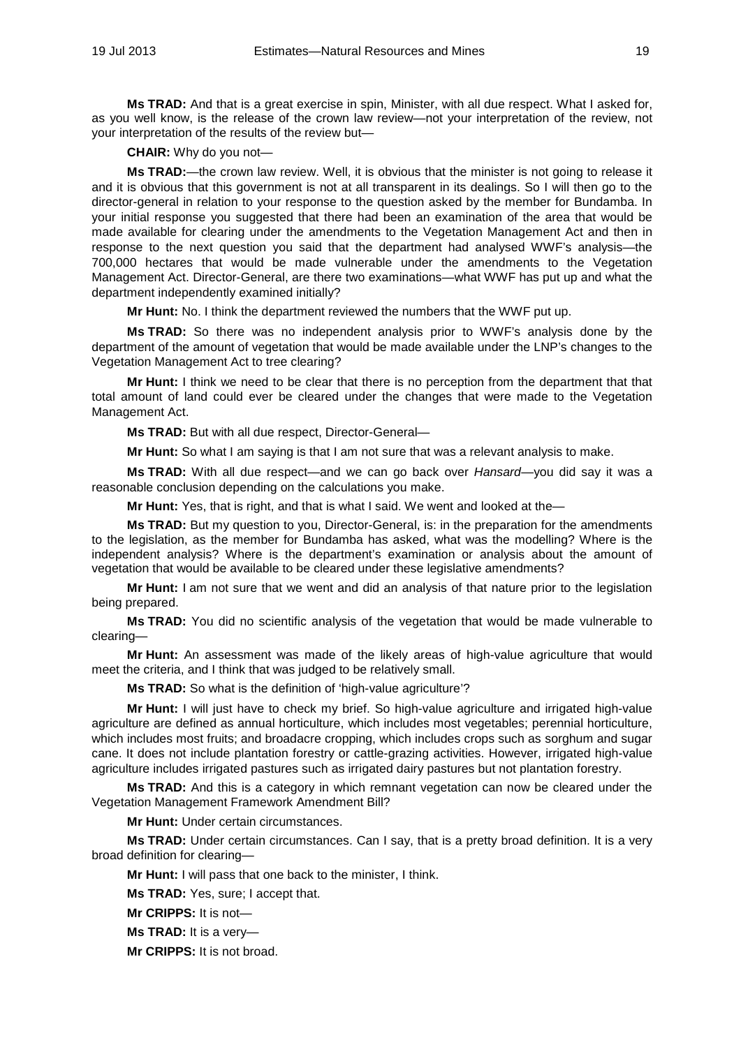**Ms TRAD:** And that is a great exercise in spin, Minister, with all due respect. What I asked for, as you well know, is the release of the crown law review—not your interpretation of the review, not your interpretation of the results of the review but—

**CHAIR:** Why do you not—

**Ms TRAD:**—the crown law review. Well, it is obvious that the minister is not going to release it and it is obvious that this government is not at all transparent in its dealings. So I will then go to the director-general in relation to your response to the question asked by the member for Bundamba. In your initial response you suggested that there had been an examination of the area that would be made available for clearing under the amendments to the Vegetation Management Act and then in response to the next question you said that the department had analysed WWF's analysis—the 700,000 hectares that would be made vulnerable under the amendments to the Vegetation Management Act. Director-General, are there two examinations—what WWF has put up and what the department independently examined initially?

**Mr Hunt:** No. I think the department reviewed the numbers that the WWF put up.

**Ms TRAD:** So there was no independent analysis prior to WWF's analysis done by the department of the amount of vegetation that would be made available under the LNP's changes to the Vegetation Management Act to tree clearing?

**Mr Hunt:** I think we need to be clear that there is no perception from the department that that total amount of land could ever be cleared under the changes that were made to the Vegetation Management Act.

**Ms TRAD:** But with all due respect, Director-General—

**Mr Hunt:** So what I am saying is that I am not sure that was a relevant analysis to make.

**Ms TRAD:** With all due respect—and we can go back over *Hansard*—you did say it was a reasonable conclusion depending on the calculations you make.

**Mr Hunt:** Yes, that is right, and that is what I said. We went and looked at the—

**Ms TRAD:** But my question to you, Director-General, is: in the preparation for the amendments to the legislation, as the member for Bundamba has asked, what was the modelling? Where is the independent analysis? Where is the department's examination or analysis about the amount of vegetation that would be available to be cleared under these legislative amendments?

**Mr Hunt:** I am not sure that we went and did an analysis of that nature prior to the legislation being prepared.

**Ms TRAD:** You did no scientific analysis of the vegetation that would be made vulnerable to clearing—

**Mr Hunt:** An assessment was made of the likely areas of high-value agriculture that would meet the criteria, and I think that was judged to be relatively small.

**Ms TRAD:** So what is the definition of 'high-value agriculture'?

**Mr Hunt:** I will just have to check my brief. So high-value agriculture and irrigated high-value agriculture are defined as annual horticulture, which includes most vegetables; perennial horticulture, which includes most fruits; and broadacre cropping, which includes crops such as sorghum and sugar cane. It does not include plantation forestry or cattle-grazing activities. However, irrigated high-value agriculture includes irrigated pastures such as irrigated dairy pastures but not plantation forestry.

**Ms TRAD:** And this is a category in which remnant vegetation can now be cleared under the Vegetation Management Framework Amendment Bill?

**Mr Hunt:** Under certain circumstances.

**Ms TRAD:** Under certain circumstances. Can I say, that is a pretty broad definition. It is a very broad definition for clearing—

**Mr Hunt:** I will pass that one back to the minister, I think.

**Ms TRAD:** Yes, sure; I accept that.

**Mr CRIPPS:** It is not—

**Ms TRAD:** It is a very—

**Mr CRIPPS:** It is not broad.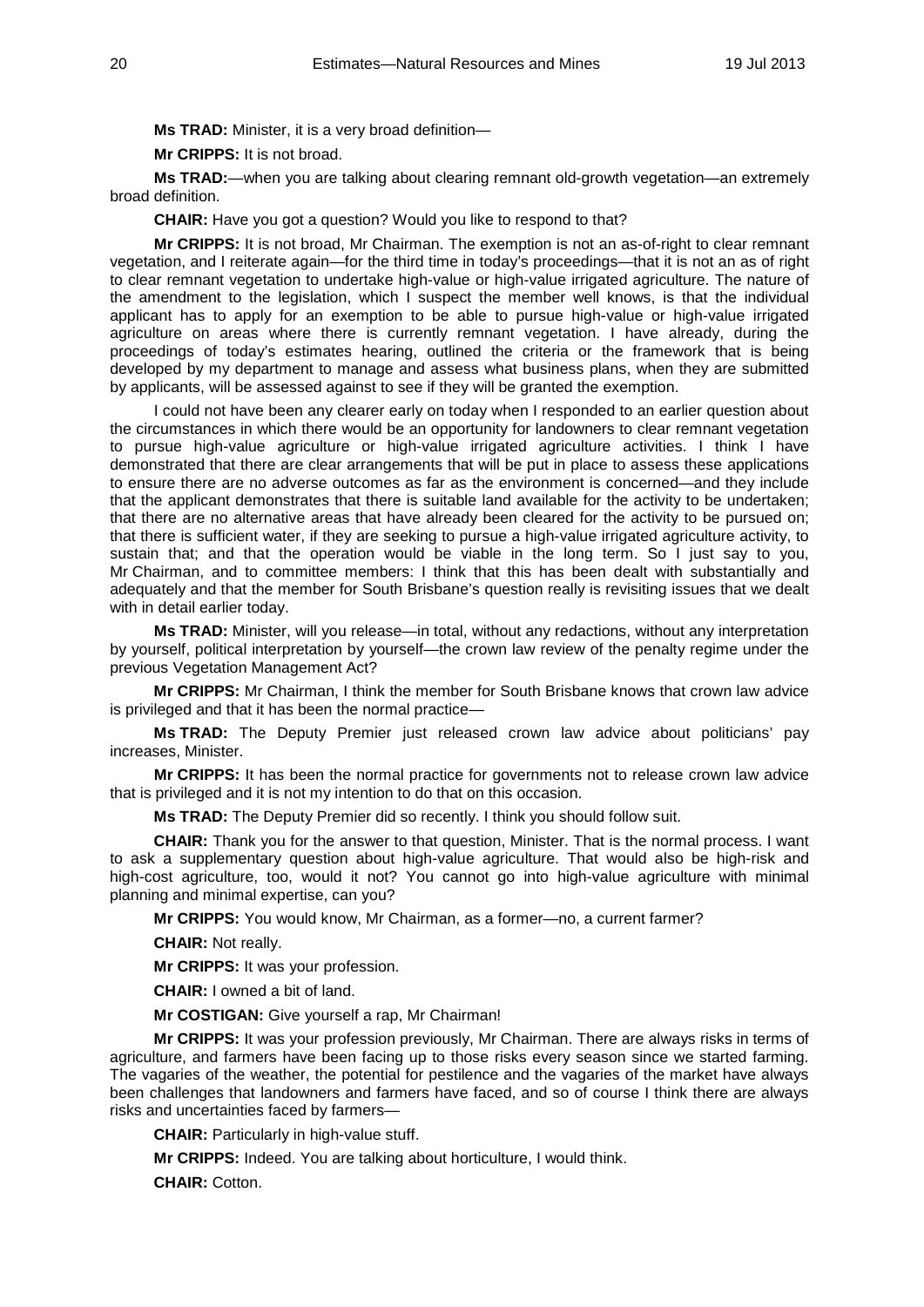**Ms TRAD:** Minister, it is a very broad definition—

**Mr CRIPPS:** It is not broad.

**Ms TRAD:**—when you are talking about clearing remnant old-growth vegetation—an extremely broad definition.

**CHAIR:** Have you got a question? Would you like to respond to that?

**Mr CRIPPS:** It is not broad, Mr Chairman. The exemption is not an as-of-right to clear remnant vegetation, and I reiterate again—for the third time in today's proceedings—that it is not an as of right to clear remnant vegetation to undertake high-value or high-value irrigated agriculture. The nature of the amendment to the legislation, which I suspect the member well knows, is that the individual applicant has to apply for an exemption to be able to pursue high-value or high-value irrigated agriculture on areas where there is currently remnant vegetation. I have already, during the proceedings of today's estimates hearing, outlined the criteria or the framework that is being developed by my department to manage and assess what business plans, when they are submitted by applicants, will be assessed against to see if they will be granted the exemption.

I could not have been any clearer early on today when I responded to an earlier question about the circumstances in which there would be an opportunity for landowners to clear remnant vegetation to pursue high-value agriculture or high-value irrigated agriculture activities. I think I have demonstrated that there are clear arrangements that will be put in place to assess these applications to ensure there are no adverse outcomes as far as the environment is concerned—and they include that the applicant demonstrates that there is suitable land available for the activity to be undertaken; that there are no alternative areas that have already been cleared for the activity to be pursued on; that there is sufficient water, if they are seeking to pursue a high-value irrigated agriculture activity, to sustain that; and that the operation would be viable in the long term. So I just say to you, Mr Chairman, and to committee members: I think that this has been dealt with substantially and adequately and that the member for South Brisbane's question really is revisiting issues that we dealt with in detail earlier today.

**Ms TRAD:** Minister, will you release—in total, without any redactions, without any interpretation by yourself, political interpretation by yourself—the crown law review of the penalty regime under the previous Vegetation Management Act?

**Mr CRIPPS:** Mr Chairman, I think the member for South Brisbane knows that crown law advice is privileged and that it has been the normal practice—

**Ms TRAD:** The Deputy Premier just released crown law advice about politicians' pay increases, Minister.

**Mr CRIPPS:** It has been the normal practice for governments not to release crown law advice that is privileged and it is not my intention to do that on this occasion.

**Ms TRAD:** The Deputy Premier did so recently. I think you should follow suit.

**CHAIR:** Thank you for the answer to that question, Minister. That is the normal process. I want to ask a supplementary question about high-value agriculture. That would also be high-risk and high-cost agriculture, too, would it not? You cannot go into high-value agriculture with minimal planning and minimal expertise, can you?

**Mr CRIPPS:** You would know, Mr Chairman, as a former—no, a current farmer?

**CHAIR:** Not really.

**Mr CRIPPS:** It was your profession.

**CHAIR:** I owned a bit of land.

**Mr COSTIGAN:** Give yourself a rap, Mr Chairman!

**Mr CRIPPS:** It was your profession previously, Mr Chairman. There are always risks in terms of agriculture, and farmers have been facing up to those risks every season since we started farming. The vagaries of the weather, the potential for pestilence and the vagaries of the market have always been challenges that landowners and farmers have faced, and so of course I think there are always risks and uncertainties faced by farmers—

**CHAIR:** Particularly in high-value stuff.

**Mr CRIPPS:** Indeed. You are talking about horticulture, I would think.

**CHAIR:** Cotton.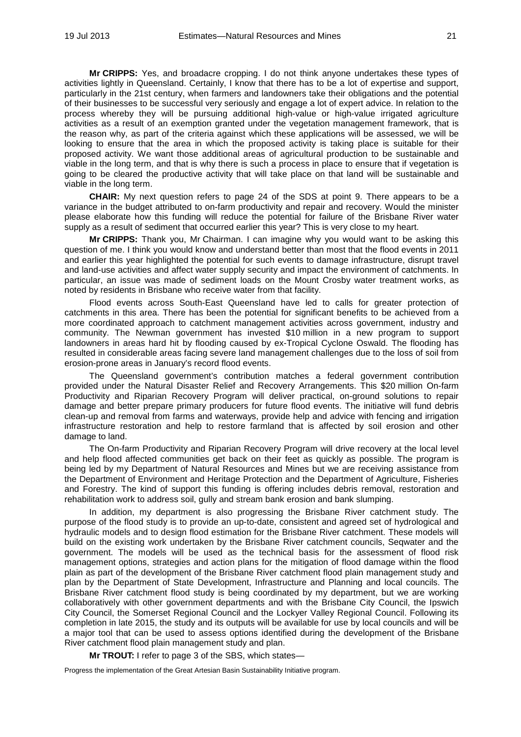**Mr CRIPPS:** Yes, and broadacre cropping. I do not think anyone undertakes these types of activities lightly in Queensland. Certainly, I know that there has to be a lot of expertise and support, particularly in the 21st century, when farmers and landowners take their obligations and the potential of their businesses to be successful very seriously and engage a lot of expert advice. In relation to the process whereby they will be pursuing additional high-value or high-value irrigated agriculture activities as a result of an exemption granted under the vegetation management framework, that is the reason why, as part of the criteria against which these applications will be assessed, we will be looking to ensure that the area in which the proposed activity is taking place is suitable for their proposed activity. We want those additional areas of agricultural production to be sustainable and viable in the long term, and that is why there is such a process in place to ensure that if vegetation is going to be cleared the productive activity that will take place on that land will be sustainable and viable in the long term.

**CHAIR:** My next question refers to page 24 of the SDS at point 9. There appears to be a variance in the budget attributed to on-farm productivity and repair and recovery. Would the minister please elaborate how this funding will reduce the potential for failure of the Brisbane River water supply as a result of sediment that occurred earlier this year? This is very close to my heart.

**Mr CRIPPS:** Thank you, Mr Chairman. I can imagine why you would want to be asking this question of me. I think you would know and understand better than most that the flood events in 2011 and earlier this year highlighted the potential for such events to damage infrastructure, disrupt travel and land-use activities and affect water supply security and impact the environment of catchments. In particular, an issue was made of sediment loads on the Mount Crosby water treatment works, as noted by residents in Brisbane who receive water from that facility.

Flood events across South-East Queensland have led to calls for greater protection of catchments in this area. There has been the potential for significant benefits to be achieved from a more coordinated approach to catchment management activities across government, industry and community. The Newman government has invested $10 million in a new program to support landowners in areas hard hit by flooding caused by ex-Tropical Cyclone Oswald. The flooding has resulted in considerable areas facing severe land management challenges due to the loss of soil from erosion-prone areas in January's record flood events.

The Queensland government's contribution matches a federal government contribution provided under the Natural Disaster Relief and Recovery Arrangements. This $20 million On-farm Productivity and Riparian Recovery Program will deliver practical, on-ground solutions to repair damage and better prepare primary producers for future flood events. The initiative will fund debris clean-up and removal from farms and waterways, provide help and advice with fencing and irrigation infrastructure restoration and help to restore farmland that is affected by soil erosion and other damage to land.

The On-farm Productivity and Riparian Recovery Program will drive recovery at the local level and help flood affected communities get back on their feet as quickly as possible. The program is being led by my Department of Natural Resources and Mines but we are receiving assistance from the Department of Environment and Heritage Protection and the Department of Agriculture, Fisheries and Forestry. The kind of support this funding is offering includes debris removal, restoration and rehabilitation work to address soil, gully and stream bank erosion and bank slumping.

In addition, my department is also progressing the Brisbane River catchment study. The purpose of the flood study is to provide an up-to-date, consistent and agreed set of hydrological and hydraulic models and to design flood estimation for the Brisbane River catchment. These models will build on the existing work undertaken by the Brisbane River catchment councils, Seqwater and the government. The models will be used as the technical basis for the assessment of flood risk management options, strategies and action plans for the mitigation of flood damage within the flood plain as part of the development of the Brisbane River catchment flood plain management study and plan by the Department of State Development, Infrastructure and Planning and local councils. The Brisbane River catchment flood study is being coordinated by my department, but we are working collaboratively with other government departments and with the Brisbane City Council, the Ipswich City Council, the Somerset Regional Council and the Lockyer Valley Regional Council. Following its completion in late 2015, the study and its outputs will be available for use by local councils and will be a major tool that can be used to assess options identified during the development of the Brisbane River catchment flood plain management study and plan.

**Mr TROUT:** I refer to page 3 of the SBS, which states—

Progress the implementation of the Great Artesian Basin Sustainability Initiative program.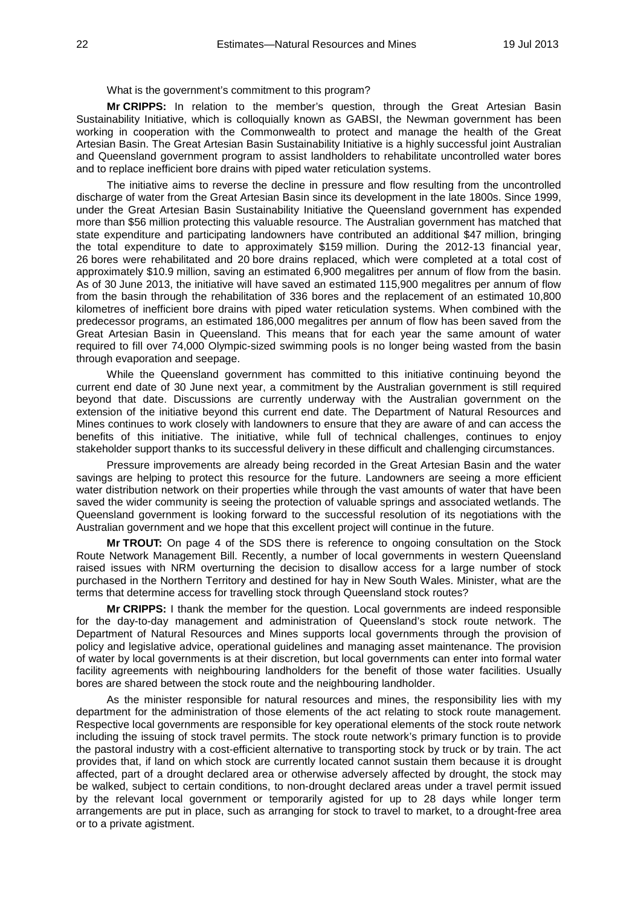What is the government's commitment to this program?

**Mr CRIPPS:** In relation to the member's question, through the Great Artesian Basin Sustainability Initiative, which is colloquially known as GABSI, the Newman government has been working in cooperation with the Commonwealth to protect and manage the health of the Great Artesian Basin. The Great Artesian Basin Sustainability Initiative is a highly successful joint Australian and Queensland government program to assist landholders to rehabilitate uncontrolled water bores and to replace inefficient bore drains with piped water reticulation systems.

The initiative aims to reverse the decline in pressure and flow resulting from the uncontrolled discharge of water from the Great Artesian Basin since its development in the late 1800s. Since 1999, under the Great Artesian Basin Sustainability Initiative the Queensland government has expended more than $56 million protecting this valuable resource. The Australian government has matched that state expenditure and participating landowners have contributed an additional $47 million, bringing the total expenditure to date to approximately $159 million. During the 2012-13 financial year, 26 bores were rehabilitated and 20 bore drains replaced, which were completed at a total cost of approximately $10.9 million, saving an estimated 6,900 megalitres per annum of flow from the basin. As of 30 June 2013, the initiative will have saved an estimated 115,900 megalitres per annum of flow from the basin through the rehabilitation of 336 bores and the replacement of an estimated 10,800 kilometres of inefficient bore drains with piped water reticulation systems. When combined with the predecessor programs, an estimated 186,000 megalitres per annum of flow has been saved from the Great Artesian Basin in Queensland. This means that for each year the same amount of water required to fill over 74,000 Olympic-sized swimming pools is no longer being wasted from the basin through evaporation and seepage.

While the Queensland government has committed to this initiative continuing beyond the current end date of 30 June next year, a commitment by the Australian government is still required beyond that date. Discussions are currently underway with the Australian government on the extension of the initiative beyond this current end date. The Department of Natural Resources and Mines continues to work closely with landowners to ensure that they are aware of and can access the benefits of this initiative. The initiative, while full of technical challenges, continues to enjoy stakeholder support thanks to its successful delivery in these difficult and challenging circumstances.

Pressure improvements are already being recorded in the Great Artesian Basin and the water savings are helping to protect this resource for the future. Landowners are seeing a more efficient water distribution network on their properties while through the vast amounts of water that have been saved the wider community is seeing the protection of valuable springs and associated wetlands. The Queensland government is looking forward to the successful resolution of its negotiations with the Australian government and we hope that this excellent project will continue in the future.

**Mr TROUT:** On page 4 of the SDS there is reference to ongoing consultation on the Stock Route Network Management Bill. Recently, a number of local governments in western Queensland raised issues with NRM overturning the decision to disallow access for a large number of stock purchased in the Northern Territory and destined for hay in New South Wales. Minister, what are the terms that determine access for travelling stock through Queensland stock routes?

**Mr CRIPPS:** I thank the member for the question. Local governments are indeed responsible for the day-to-day management and administration of Queensland's stock route network. The Department of Natural Resources and Mines supports local governments through the provision of policy and legislative advice, operational guidelines and managing asset maintenance. The provision of water by local governments is at their discretion, but local governments can enter into formal water facility agreements with neighbouring landholders for the benefit of those water facilities. Usually bores are shared between the stock route and the neighbouring landholder.

As the minister responsible for natural resources and mines, the responsibility lies with my department for the administration of those elements of the act relating to stock route management. Respective local governments are responsible for key operational elements of the stock route network including the issuing of stock travel permits. The stock route network's primary function is to provide the pastoral industry with a cost-efficient alternative to transporting stock by truck or by train. The act provides that, if land on which stock are currently located cannot sustain them because it is drought affected, part of a drought declared area or otherwise adversely affected by drought, the stock may be walked, subject to certain conditions, to non-drought declared areas under a travel permit issued by the relevant local government or temporarily agisted for up to 28 days while longer term arrangements are put in place, such as arranging for stock to travel to market, to a drought-free area or to a private agistment.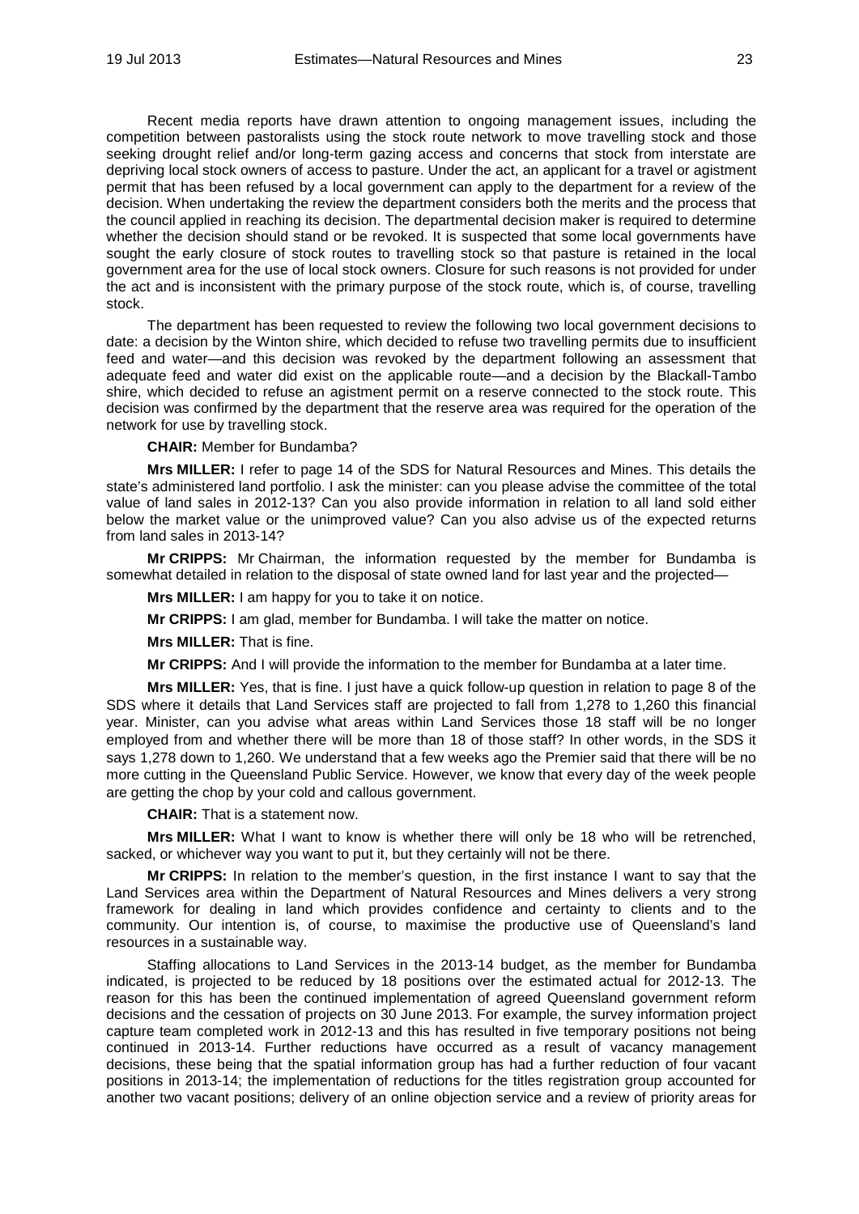Recent media reports have drawn attention to ongoing management issues, including the competition between pastoralists using the stock route network to move travelling stock and those seeking drought relief and/or long-term gazing access and concerns that stock from interstate are depriving local stock owners of access to pasture. Under the act, an applicant for a travel or agistment permit that has been refused by a local government can apply to the department for a review of the decision. When undertaking the review the department considers both the merits and the process that the council applied in reaching its decision. The departmental decision maker is required to determine whether the decision should stand or be revoked. It is suspected that some local governments have sought the early closure of stock routes to travelling stock so that pasture is retained in the local government area for the use of local stock owners. Closure for such reasons is not provided for under the act and is inconsistent with the primary purpose of the stock route, which is, of course, travelling stock.

The department has been requested to review the following two local government decisions to date: a decision by the Winton shire, which decided to refuse two travelling permits due to insufficient feed and water—and this decision was revoked by the department following an assessment that adequate feed and water did exist on the applicable route—and a decision by the Blackall-Tambo shire, which decided to refuse an agistment permit on a reserve connected to the stock route. This decision was confirmed by the department that the reserve area was required for the operation of the network for use by travelling stock.

**CHAIR:** Member for Bundamba?

**Mrs MILLER:** I refer to page 14 of the SDS for Natural Resources and Mines. This details the state's administered land portfolio. I ask the minister: can you please advise the committee of the total value of land sales in 2012-13? Can you also provide information in relation to all land sold either below the market value or the unimproved value? Can you also advise us of the expected returns from land sales in 2013-14?

**Mr CRIPPS:** Mr Chairman, the information requested by the member for Bundamba is somewhat detailed in relation to the disposal of state owned land for last year and the projected—

**Mrs MILLER:** I am happy for you to take it on notice.

**Mr CRIPPS:** I am glad, member for Bundamba. I will take the matter on notice.

**Mrs MILLER:** That is fine.

**Mr CRIPPS:** And I will provide the information to the member for Bundamba at a later time.

**Mrs MILLER:** Yes, that is fine. I just have a quick follow-up question in relation to page 8 of the SDS where it details that Land Services staff are projected to fall from 1,278 to 1,260 this financial year. Minister, can you advise what areas within Land Services those 18 staff will be no longer employed from and whether there will be more than 18 of those staff? In other words, in the SDS it says 1,278 down to 1,260. We understand that a few weeks ago the Premier said that there will be no more cutting in the Queensland Public Service. However, we know that every day of the week people are getting the chop by your cold and callous government.

**CHAIR:** That is a statement now.

**Mrs MILLER:** What I want to know is whether there will only be 18 who will be retrenched, sacked, or whichever way you want to put it, but they certainly will not be there.

**Mr CRIPPS:** In relation to the member's question, in the first instance I want to say that the Land Services area within the Department of Natural Resources and Mines delivers a very strong framework for dealing in land which provides confidence and certainty to clients and to the community. Our intention is, of course, to maximise the productive use of Queensland's land resources in a sustainable way.

Staffing allocations to Land Services in the 2013-14 budget, as the member for Bundamba indicated, is projected to be reduced by 18 positions over the estimated actual for 2012-13. The reason for this has been the continued implementation of agreed Queensland government reform decisions and the cessation of projects on 30 June 2013. For example, the survey information project capture team completed work in 2012-13 and this has resulted in five temporary positions not being continued in 2013-14. Further reductions have occurred as a result of vacancy management decisions, these being that the spatial information group has had a further reduction of four vacant positions in 2013-14; the implementation of reductions for the titles registration group accounted for another two vacant positions; delivery of an online objection service and a review of priority areas for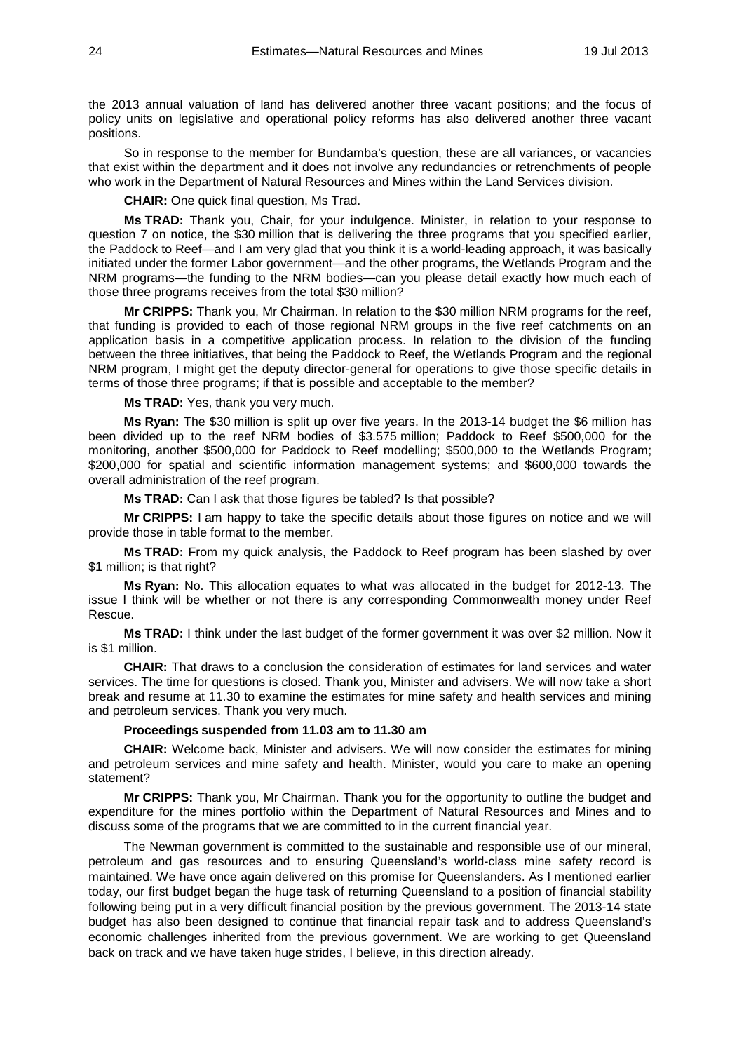the 2013 annual valuation of land has delivered another three vacant positions; and the focus of policy units on legislative and operational policy reforms has also delivered another three vacant positions.

So in response to the member for Bundamba's question, these are all variances, or vacancies that exist within the department and it does not involve any redundancies or retrenchments of people who work in the Department of Natural Resources and Mines within the Land Services division.

**CHAIR:** One quick final question, Ms Trad.

**Ms TRAD:** Thank you, Chair, for your indulgence. Minister, in relation to your response to question 7 on notice, the $30 million that is delivering the three programs that you specified earlier, the Paddock to Reef—and I am very glad that you think it is a world-leading approach, it was basically initiated under the former Labor government—and the other programs, the Wetlands Program and the NRM programs—the funding to the NRM bodies—can you please detail exactly how much each of those three programs receives from the total $30 million?

**Mr CRIPPS:** Thank you, Mr Chairman. In relation to the $30 million NRM programs for the reef, that funding is provided to each of those regional NRM groups in the five reef catchments on an application basis in a competitive application process. In relation to the division of the funding between the three initiatives, that being the Paddock to Reef, the Wetlands Program and the regional NRM program, I might get the deputy director-general for operations to give those specific details in terms of those three programs; if that is possible and acceptable to the member?

**Ms TRAD:** Yes, thank you very much.

**Ms Ryan:** The $30 million is split up over five years. In the 2013-14 budget the $6 million has been divided up to the reef NRM bodies of $3.575 million; Paddock to Reef $500,000 for the monitoring, another $500,000 for Paddock to Reef modelling; $500,000 to the Wetlands Program; $200,000 for spatial and scientific information management systems; and $600,000 towards the overall administration of the reef program.

**Ms TRAD:** Can I ask that those figures be tabled? Is that possible?

**Mr CRIPPS:** I am happy to take the specific details about those figures on notice and we will provide those in table format to the member.

**Ms TRAD:** From my quick analysis, the Paddock to Reef program has been slashed by over $1 million; is that right?

**Ms Ryan:** No. This allocation equates to what was allocated in the budget for 2012-13. The issue I think will be whether or not there is any corresponding Commonwealth money under Reef Rescue.

**Ms TRAD:** I think under the last budget of the former government it was over $2 million. Now it is $1 million.

**CHAIR:** That draws to a conclusion the consideration of estimates for land services and water services. The time for questions is closed. Thank you, Minister and advisers. We will now take a short break and resume at 11.30 to examine the estimates for mine safety and health services and mining and petroleum services. Thank you very much.

**Proceedings suspended from 11.03 am to 11.30 am**

**CHAIR:** Welcome back, Minister and advisers. We will now consider the estimates for mining and petroleum services and mine safety and health. Minister, would you care to make an opening statement?

**Mr CRIPPS:** Thank you, Mr Chairman. Thank you for the opportunity to outline the budget and expenditure for the mines portfolio within the Department of Natural Resources and Mines and to discuss some of the programs that we are committed to in the current financial year.

The Newman government is committed to the sustainable and responsible use of our mineral, petroleum and gas resources and to ensuring Queensland's world-class mine safety record is maintained. We have once again delivered on this promise for Queenslanders. As I mentioned earlier today, our first budget began the huge task of returning Queensland to a position of financial stability following being put in a very difficult financial position by the previous government. The 2013-14 state budget has also been designed to continue that financial repair task and to address Queensland's economic challenges inherited from the previous government. We are working to get Queensland back on track and we have taken huge strides, I believe, in this direction already.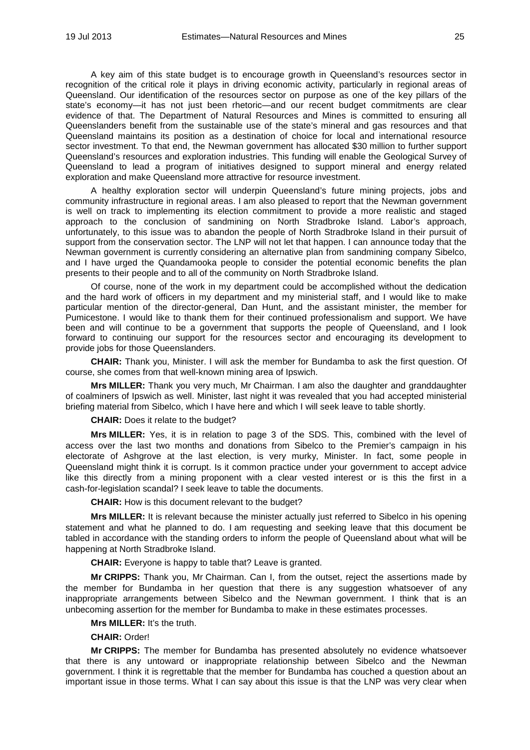A key aim of this state budget is to encourage growth in Queensland's resources sector in recognition of the critical role it plays in driving economic activity, particularly in regional areas of Queensland. Our identification of the resources sector on purpose as one of the key pillars of the state's economy—it has not just been rhetoric—and our recent budget commitments are clear evidence of that. The Department of Natural Resources and Mines is committed to ensuring all Queenslanders benefit from the sustainable use of the state's mineral and gas resources and that Queensland maintains its position as a destination of choice for local and international resource sector investment. To that end, the Newman government has allocated $30 million to further support Queensland's resources and exploration industries. This funding will enable the Geological Survey of Queensland to lead a program of initiatives designed to support mineral and energy related exploration and make Queensland more attractive for resource investment.

A healthy exploration sector will underpin Queensland's future mining projects, jobs and community infrastructure in regional areas. I am also pleased to report that the Newman government is well on track to implementing its election commitment to provide a more realistic and staged approach to the conclusion of sandmining on North Stradbroke Island. Labor's approach, unfortunately, to this issue was to abandon the people of North Stradbroke Island in their pursuit of support from the conservation sector. The LNP will not let that happen. I can announce today that the Newman government is currently considering an alternative plan from sandmining company Sibelco, and I have urged the Quandamooka people to consider the potential economic benefits the plan presents to their people and to all of the community on North Stradbroke Island.

Of course, none of the work in my department could be accomplished without the dedication and the hard work of officers in my department and my ministerial staff, and I would like to make particular mention of the director-general, Dan Hunt, and the assistant minister, the member for Pumicestone. I would like to thank them for their continued professionalism and support. We have been and will continue to be a government that supports the people of Queensland, and I look forward to continuing our support for the resources sector and encouraging its development to provide jobs for those Queenslanders.

**CHAIR:** Thank you, Minister. I will ask the member for Bundamba to ask the first question. Of course, she comes from that well-known mining area of Ipswich.

**Mrs MILLER:** Thank you very much, Mr Chairman. I am also the daughter and granddaughter of coalminers of Ipswich as well. Minister, last night it was revealed that you had accepted ministerial briefing material from Sibelco, which I have here and which I will seek leave to table shortly.

**CHAIR:** Does it relate to the budget?

**Mrs MILLER:** Yes, it is in relation to page 3 of the SDS. This, combined with the level of access over the last two months and donations from Sibelco to the Premier's campaign in his electorate of Ashgrove at the last election, is very murky, Minister. In fact, some people in Queensland might think it is corrupt. Is it common practice under your government to accept advice like this directly from a mining proponent with a clear vested interest or is this the first in a cash-for-legislation scandal? I seek leave to table the documents.

**CHAIR:** How is this document relevant to the budget?

**Mrs MILLER:** It is relevant because the minister actually just referred to Sibelco in his opening statement and what he planned to do. I am requesting and seeking leave that this document be tabled in accordance with the standing orders to inform the people of Queensland about what will be happening at North Stradbroke Island.

**CHAIR:** Everyone is happy to table that? Leave is granted.

**Mr CRIPPS:** Thank you, Mr Chairman. Can I, from the outset, reject the assertions made by the member for Bundamba in her question that there is any suggestion whatsoever of any inappropriate arrangements between Sibelco and the Newman government. I think that is an unbecoming assertion for the member for Bundamba to make in these estimates processes.

**Mrs MILLER:** It's the truth.

**CHAIR:** Order!

**Mr CRIPPS:** The member for Bundamba has presented absolutely no evidence whatsoever that there is any untoward or inappropriate relationship between Sibelco and the Newman government. I think it is regrettable that the member for Bundamba has couched a question about an important issue in those terms. What I can say about this issue is that the LNP was very clear when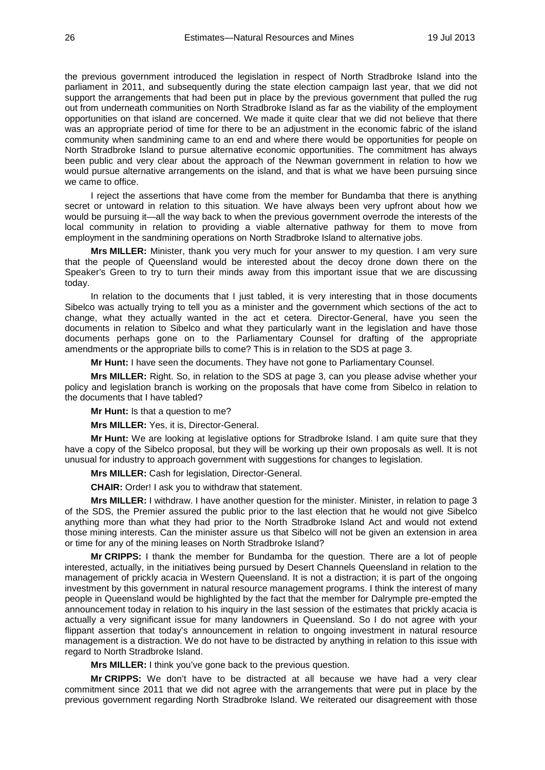the previous government introduced the legislation in respect of North Stradbroke Island into the parliament in 2011, and subsequently during the state election campaign last year, that we did not support the arrangements that had been put in place by the previous government that pulled the rug out from underneath communities on North Stradbroke Island as far as the viability of the employment opportunities on that island are concerned. We made it quite clear that we did not believe that there was an appropriate period of time for there to be an adjustment in the economic fabric of the island community when sandmining came to an end and where there would be opportunities for people on North Stradbroke Island to pursue alternative economic opportunities. The commitment has always been public and very clear about the approach of the Newman government in relation to how we would pursue alternative arrangements on the island, and that is what we have been pursuing since we came to office.

I reject the assertions that have come from the member for Bundamba that there is anything secret or untoward in relation to this situation. We have always been very upfront about how we would be pursuing it—all the way back to when the previous government overrode the interests of the local community in relation to providing a viable alternative pathway for them to move from employment in the sandmining operations on North Stradbroke Island to alternative jobs.

**Mrs MILLER:** Minister, thank you very much for your answer to my question. I am very sure that the people of Queensland would be interested about the decoy drone down there on the Speaker's Green to try to turn their minds away from this important issue that we are discussing today.

In relation to the documents that I just tabled, it is very interesting that in those documents Sibelco was actually trying to tell you as a minister and the government which sections of the act to change, what they actually wanted in the act et cetera. Director-General, have you seen the documents in relation to Sibelco and what they particularly want in the legislation and have those documents perhaps gone on to the Parliamentary Counsel for drafting of the appropriate amendments or the appropriate bills to come? This is in relation to the SDS at page 3.

**Mr Hunt:** I have seen the documents. They have not gone to Parliamentary Counsel.

**Mrs MILLER:** Right. So, in relation to the SDS at page 3, can you please advise whether your policy and legislation branch is working on the proposals that have come from Sibelco in relation to the documents that I have tabled?

**Mr Hunt:** Is that a question to me?

**Mrs MILLER:** Yes, it is, Director-General.

**Mr Hunt:** We are looking at legislative options for Stradbroke Island. I am quite sure that they have a copy of the Sibelco proposal, but they will be working up their own proposals as well. It is not unusual for industry to approach government with suggestions for changes to legislation.

**Mrs MILLER:** Cash for legislation, Director-General.

**CHAIR:** Order! I ask you to withdraw that statement.

**Mrs MILLER:** I withdraw. I have another question for the minister. Minister, in relation to page 3 of the SDS, the Premier assured the public prior to the last election that he would not give Sibelco anything more than what they had prior to the North Stradbroke Island Act and would not extend those mining interests. Can the minister assure us that Sibelco will not be given an extension in area or time for any of the mining leases on North Stradbroke Island?

**Mr CRIPPS:** I thank the member for Bundamba for the question. There are a lot of people interested, actually, in the initiatives being pursued by Desert Channels Queensland in relation to the management of prickly acacia in Western Queensland. It is not a distraction; it is part of the ongoing investment by this government in natural resource management programs. I think the interest of many people in Queensland would be highlighted by the fact that the member for Dalrymple pre-empted the announcement today in relation to his inquiry in the last session of the estimates that prickly acacia is actually a very significant issue for many landowners in Queensland. So I do not agree with your flippant assertion that today's announcement in relation to ongoing investment in natural resource management is a distraction. We do not have to be distracted by anything in relation to this issue with regard to North Stradbroke Island.

**Mrs MILLER:** I think you've gone back to the previous question.

**Mr CRIPPS:** We don't have to be distracted at all because we have had a very clear commitment since 2011 that we did not agree with the arrangements that were put in place by the previous government regarding North Stradbroke Island. We reiterated our disagreement with those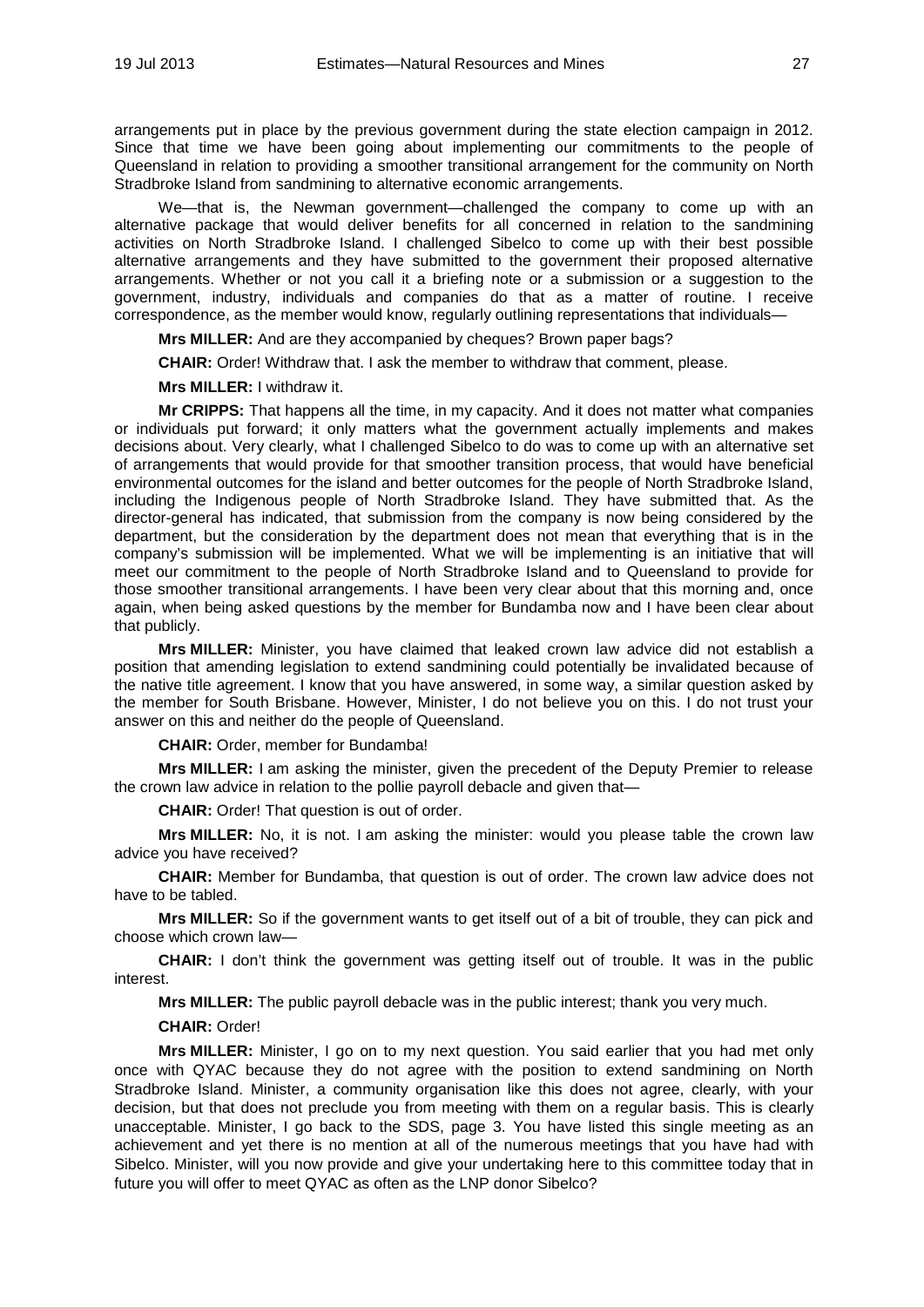arrangements put in place by the previous government during the state election campaign in 2012. Since that time we have been going about implementing our commitments to the people of Queensland in relation to providing a smoother transitional arrangement for the community on North Stradbroke Island from sandmining to alternative economic arrangements.

We—that is, the Newman government—challenged the company to come up with an alternative package that would deliver benefits for all concerned in relation to the sandmining activities on North Stradbroke Island. I challenged Sibelco to come up with their best possible alternative arrangements and they have submitted to the government their proposed alternative arrangements. Whether or not you call it a briefing note or a submission or a suggestion to the government, industry, individuals and companies do that as a matter of routine. I receive correspondence, as the member would know, regularly outlining representations that individuals—

**Mrs MILLER:** And are they accompanied by cheques? Brown paper bags?

**CHAIR:** Order! Withdraw that. I ask the member to withdraw that comment, please.

**Mrs MILLER:** I withdraw it.

**Mr CRIPPS:** That happens all the time, in my capacity. And it does not matter what companies or individuals put forward; it only matters what the government actually implements and makes decisions about. Very clearly, what I challenged Sibelco to do was to come up with an alternative set of arrangements that would provide for that smoother transition process, that would have beneficial environmental outcomes for the island and better outcomes for the people of North Stradbroke Island, including the Indigenous people of North Stradbroke Island. They have submitted that. As the director-general has indicated, that submission from the company is now being considered by the department, but the consideration by the department does not mean that everything that is in the company's submission will be implemented. What we will be implementing is an initiative that will meet our commitment to the people of North Stradbroke Island and to Queensland to provide for those smoother transitional arrangements. I have been very clear about that this morning and, once again, when being asked questions by the member for Bundamba now and I have been clear about that publicly.

**Mrs MILLER:** Minister, you have claimed that leaked crown law advice did not establish a position that amending legislation to extend sandmining could potentially be invalidated because of the native title agreement. I know that you have answered, in some way, a similar question asked by the member for South Brisbane. However, Minister, I do not believe you on this. I do not trust your answer on this and neither do the people of Queensland.

**CHAIR:** Order, member for Bundamba!

**Mrs MILLER:** I am asking the minister, given the precedent of the Deputy Premier to release the crown law advice in relation to the pollie payroll debacle and given that—

**CHAIR:** Order! That question is out of order.

**Mrs MILLER:** No, it is not. I am asking the minister: would you please table the crown law advice you have received?

**CHAIR:** Member for Bundamba, that question is out of order. The crown law advice does not have to be tabled.

**Mrs MILLER:** So if the government wants to get itself out of a bit of trouble, they can pick and choose which crown law—

**CHAIR:** I don't think the government was getting itself out of trouble. It was in the public interest.

**Mrs MILLER:** The public payroll debacle was in the public interest; thank you very much.

**CHAIR:** Order!

**Mrs MILLER:** Minister, I go on to my next question. You said earlier that you had met only once with QYAC because they do not agree with the position to extend sandmining on North Stradbroke Island. Minister, a community organisation like this does not agree, clearly, with your decision, but that does not preclude you from meeting with them on a regular basis. This is clearly unacceptable. Minister, I go back to the SDS, page 3. You have listed this single meeting as an achievement and yet there is no mention at all of the numerous meetings that you have had with Sibelco. Minister, will you now provide and give your undertaking here to this committee today that in future you will offer to meet QYAC as often as the LNP donor Sibelco?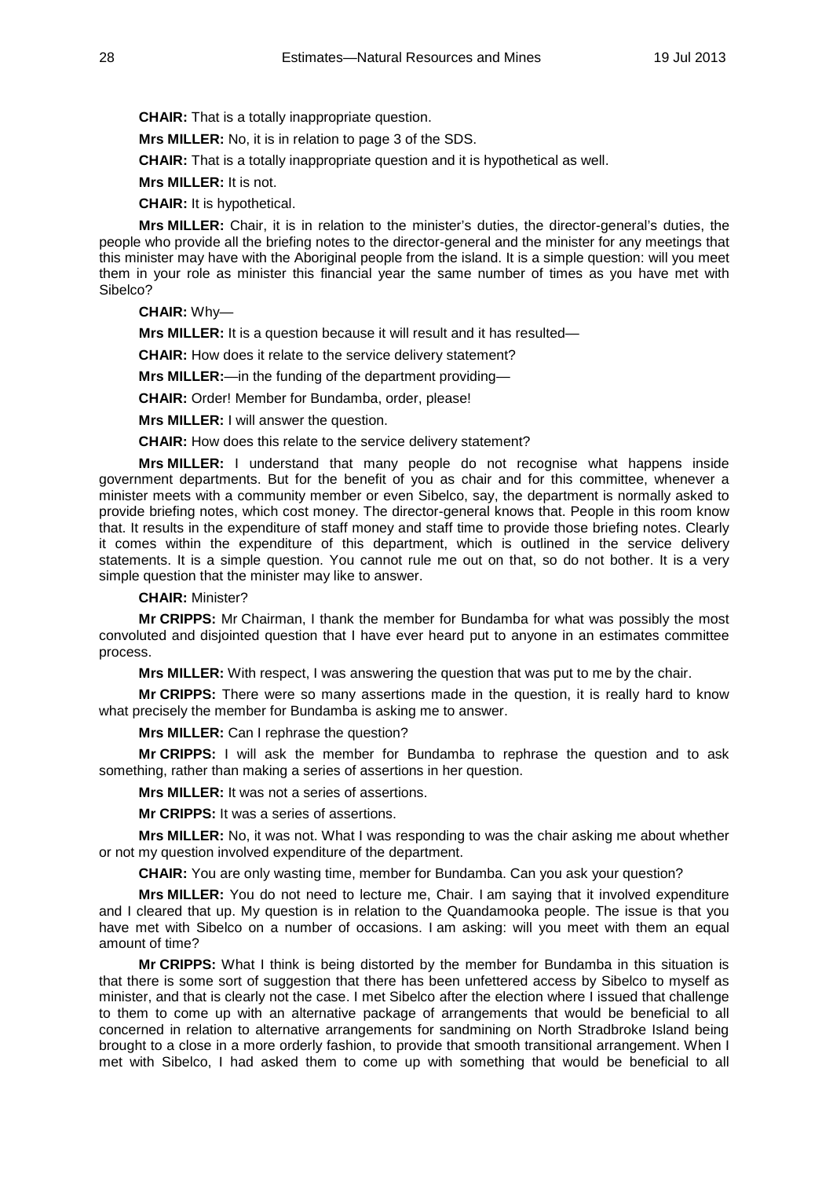**CHAIR:** That is a totally inappropriate question.

**Mrs MILLER:** No, it is in relation to page 3 of the SDS.

**CHAIR:** That is a totally inappropriate question and it is hypothetical as well.

**Mrs MILLER:** It is not.

**CHAIR:** It is hypothetical.

**Mrs MILLER:** Chair, it is in relation to the minister's duties, the director-general's duties, the people who provide all the briefing notes to the director-general and the minister for any meetings that this minister may have with the Aboriginal people from the island. It is a simple question: will you meet them in your role as minister this financial year the same number of times as you have met with Sibelco?

**CHAIR:** Why—

**Mrs MILLER:** It is a question because it will result and it has resulted—

**CHAIR:** How does it relate to the service delivery statement?

**Mrs MILLER:**—in the funding of the department providing—

**CHAIR:** Order! Member for Bundamba, order, please!

**Mrs MILLER:** I will answer the question.

**CHAIR:** How does this relate to the service delivery statement?

**Mrs MILLER:** I understand that many people do not recognise what happens inside government departments. But for the benefit of you as chair and for this committee, whenever a minister meets with a community member or even Sibelco, say, the department is normally asked to provide briefing notes, which cost money. The director-general knows that. People in this room know that. It results in the expenditure of staff money and staff time to provide those briefing notes. Clearly it comes within the expenditure of this department, which is outlined in the service delivery statements. It is a simple question. You cannot rule me out on that, so do not bother. It is a very simple question that the minister may like to answer.

**CHAIR:** Minister?

**Mr CRIPPS:** Mr Chairman, I thank the member for Bundamba for what was possibly the most convoluted and disjointed question that I have ever heard put to anyone in an estimates committee process.

**Mrs MILLER:** With respect, I was answering the question that was put to me by the chair.

**Mr CRIPPS:** There were so many assertions made in the question, it is really hard to know what precisely the member for Bundamba is asking me to answer.

**Mrs MILLER:** Can I rephrase the question?

**Mr CRIPPS:** I will ask the member for Bundamba to rephrase the question and to ask something, rather than making a series of assertions in her question.

**Mrs MILLER:** It was not a series of assertions.

**Mr CRIPPS:** It was a series of assertions.

**Mrs MILLER:** No, it was not. What I was responding to was the chair asking me about whether or not my question involved expenditure of the department.

**CHAIR:** You are only wasting time, member for Bundamba. Can you ask your question?

**Mrs MILLER:** You do not need to lecture me, Chair. I am saying that it involved expenditure and I cleared that up. My question is in relation to the Quandamooka people. The issue is that you have met with Sibelco on a number of occasions. I am asking: will you meet with them an equal amount of time?

**Mr CRIPPS:** What I think is being distorted by the member for Bundamba in this situation is that there is some sort of suggestion that there has been unfettered access by Sibelco to myself as minister, and that is clearly not the case. I met Sibelco after the election where I issued that challenge to them to come up with an alternative package of arrangements that would be beneficial to all concerned in relation to alternative arrangements for sandmining on North Stradbroke Island being brought to a close in a more orderly fashion, to provide that smooth transitional arrangement. When I met with Sibelco, I had asked them to come up with something that would be beneficial to all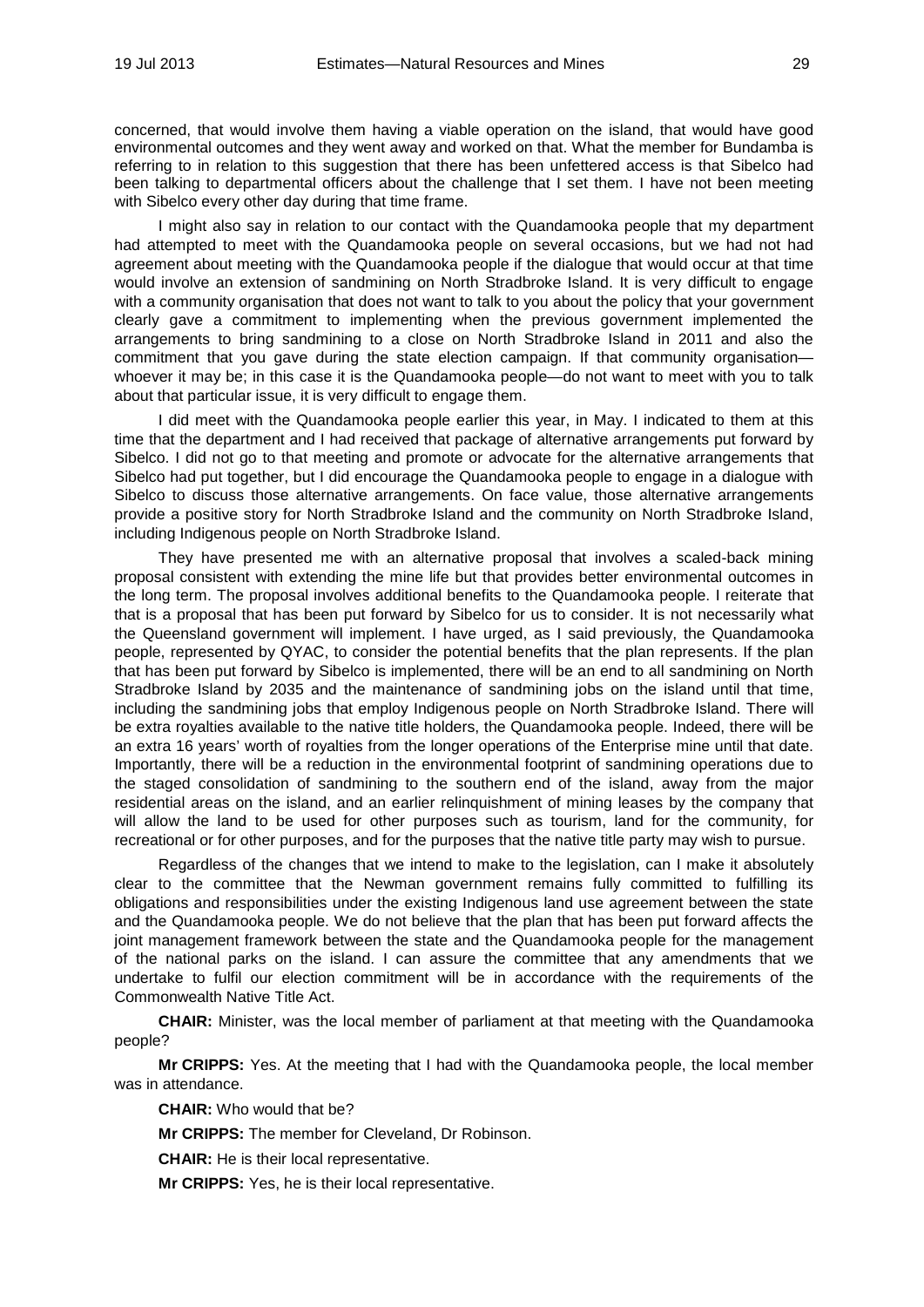concerned, that would involve them having a viable operation on the island, that would have good environmental outcomes and they went away and worked on that. What the member for Bundamba is referring to in relation to this suggestion that there has been unfettered access is that Sibelco had been talking to departmental officers about the challenge that I set them. I have not been meeting with Sibelco every other day during that time frame.

I might also say in relation to our contact with the Quandamooka people that my department had attempted to meet with the Quandamooka people on several occasions, but we had not had agreement about meeting with the Quandamooka people if the dialogue that would occur at that time would involve an extension of sandmining on North Stradbroke Island. It is very difficult to engage with a community organisation that does not want to talk to you about the policy that your government clearly gave a commitment to implementing when the previous government implemented the arrangements to bring sandmining to a close on North Stradbroke Island in 2011 and also the commitment that you gave during the state election campaign. If that community organisation—whoever it may be; in this case it is the Quandamooka people—do not want to meet with you to talk about that particular issue, it is very difficult to engage them.

I did meet with the Quandamooka people earlier this year, in May. I indicated to them at this time that the department and I had received that package of alternative arrangements put forward by Sibelco. I did not go to that meeting and promote or advocate for the alternative arrangements that Sibelco had put together, but I did encourage the Quandamooka people to engage in a dialogue with Sibelco to discuss those alternative arrangements. On face value, those alternative arrangements provide a positive story for North Stradbroke Island and the community on North Stradbroke Island, including Indigenous people on North Stradbroke Island.

They have presented me with an alternative proposal that involves a scaled-back mining proposal consistent with extending the mine life but that provides better environmental outcomes in the long term. The proposal involves additional benefits to the Quandamooka people. I reiterate that that is a proposal that has been put forward by Sibelco for us to consider. It is not necessarily what the Queensland government will implement. I have urged, as I said previously, the Quandamooka people, represented by QYAC, to consider the potential benefits that the plan represents. If the plan that has been put forward by Sibelco is implemented, there will be an end to all sandmining on North Stradbroke Island by 2035 and the maintenance of sandmining jobs on the island until that time, including the sandmining jobs that employ Indigenous people on North Stradbroke Island. There will be extra royalties available to the native title holders, the Quandamooka people. Indeed, there will be an extra 16 years' worth of royalties from the longer operations of the Enterprise mine until that date. Importantly, there will be a reduction in the environmental footprint of sandmining operations due to the staged consolidation of sandmining to the southern end of the island, away from the major residential areas on the island, and an earlier relinquishment of mining leases by the company that will allow the land to be used for other purposes such as tourism, land for the community, for recreational or for other purposes, and for the purposes that the native title party may wish to pursue.

Regardless of the changes that we intend to make to the legislation, can I make it absolutely clear to the committee that the Newman government remains fully committed to fulfilling its obligations and responsibilities under the existing Indigenous land use agreement between the state and the Quandamooka people. We do not believe that the plan that has been put forward affects the joint management framework between the state and the Quandamooka people for the management of the national parks on the island. I can assure the committee that any amendments that we undertake to fulfil our election commitment will be in accordance with the requirements of the Commonwealth Native Title Act.

**CHAIR:** Minister, was the local member of parliament at that meeting with the Quandamooka people?

**Mr CRIPPS:** Yes. At the meeting that I had with the Quandamooka people, the local member was in attendance.

**CHAIR:** Who would that be?

**Mr CRIPPS:** The member for Cleveland, Dr Robinson.

**CHAIR:** He is their local representative.

**Mr CRIPPS:** Yes, he is their local representative.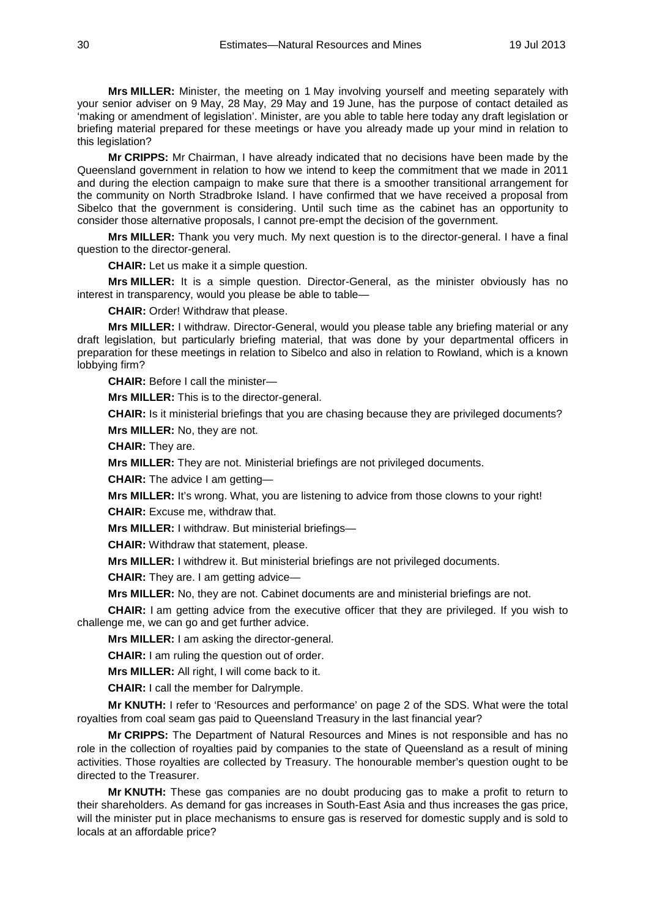**Mrs MILLER:** Minister, the meeting on 1 May involving yourself and meeting separately with your senior adviser on 9 May, 28 May, 29 May and 19 June, has the purpose of contact detailed as 'making or amendment of legislation'. Minister, are you able to table here today any draft legislation or briefing material prepared for these meetings or have you already made up your mind in relation to this legislation?

**Mr CRIPPS:** Mr Chairman, I have already indicated that no decisions have been made by the Queensland government in relation to how we intend to keep the commitment that we made in 2011 and during the election campaign to make sure that there is a smoother transitional arrangement for the community on North Stradbroke Island. I have confirmed that we have received a proposal from Sibelco that the government is considering. Until such time as the cabinet has an opportunity to consider those alternative proposals, I cannot pre-empt the decision of the government.

**Mrs MILLER:** Thank you very much. My next question is to the director-general. I have a final question to the director-general.

**CHAIR:** Let us make it a simple question.

**Mrs MILLER:** It is a simple question. Director-General, as the minister obviously has no interest in transparency, would you please be able to table—

**CHAIR:** Order! Withdraw that please.

**Mrs MILLER:** I withdraw. Director-General, would you please table any briefing material or any draft legislation, but particularly briefing material, that was done by your departmental officers in preparation for these meetings in relation to Sibelco and also in relation to Rowland, which is a known lobbying firm?

**CHAIR:** Before I call the minister—

**Mrs MILLER:** This is to the director-general.

**CHAIR:** Is it ministerial briefings that you are chasing because they are privileged documents?

**Mrs MILLER:** No, they are not.

**CHAIR:** They are.

**Mrs MILLER:** They are not. Ministerial briefings are not privileged documents.

**CHAIR:** The advice I am getting—

**Mrs MILLER:** It's wrong. What, you are listening to advice from those clowns to your right!

**CHAIR:** Excuse me, withdraw that.

**Mrs MILLER:** I withdraw. But ministerial briefings—

**CHAIR:** Withdraw that statement, please.

**Mrs MILLER:** I withdrew it. But ministerial briefings are not privileged documents.

**CHAIR:** They are. I am getting advice—

**Mrs MILLER:** No, they are not. Cabinet documents are and ministerial briefings are not.

**CHAIR:** I am getting advice from the executive officer that they are privileged. If you wish to challenge me, we can go and get further advice.

**Mrs MILLER:** I am asking the director-general.

**CHAIR:** I am ruling the question out of order.

**Mrs MILLER:** All right, I will come back to it.

**CHAIR:** I call the member for Dalrymple.

**Mr KNUTH:** I refer to 'Resources and performance' on page 2 of the SDS. What were the total royalties from coal seam gas paid to Queensland Treasury in the last financial year?

**Mr CRIPPS:** The Department of Natural Resources and Mines is not responsible and has no role in the collection of royalties paid by companies to the state of Queensland as a result of mining activities. Those royalties are collected by Treasury. The honourable member's question ought to be directed to the Treasurer.

**Mr KNUTH:** These gas companies are no doubt producing gas to make a profit to return to their shareholders. As demand for gas increases in South-East Asia and thus increases the gas price, will the minister put in place mechanisms to ensure gas is reserved for domestic supply and is sold to locals at an affordable price?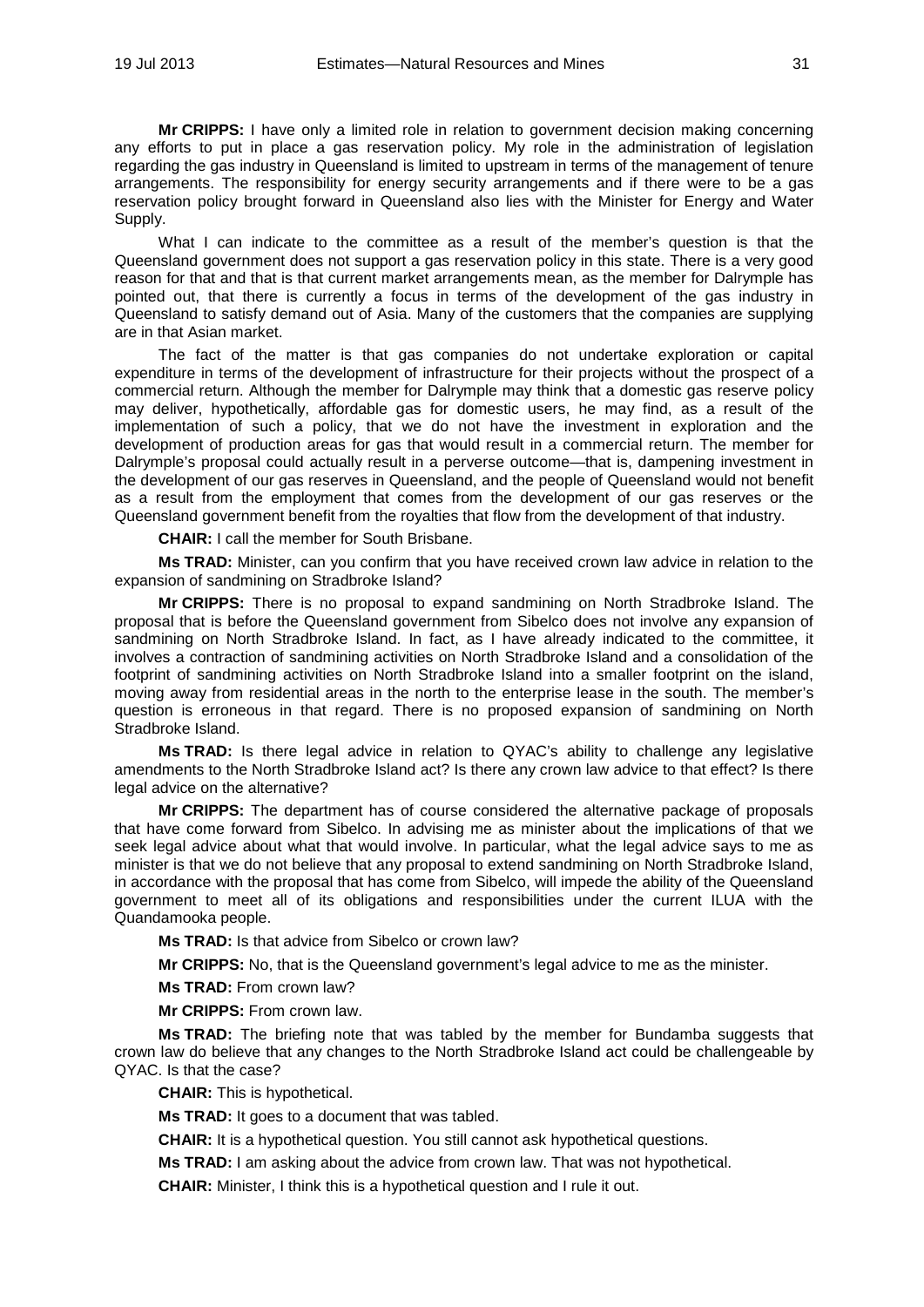**Mr CRIPPS:** I have only a limited role in relation to government decision making concerning any efforts to put in place a gas reservation policy. My role in the administration of legislation regarding the gas industry in Queensland is limited to upstream in terms of the management of tenure arrangements. The responsibility for energy security arrangements and if there were to be a gas reservation policy brought forward in Queensland also lies with the Minister for Energy and Water Supply.

What I can indicate to the committee as a result of the member's question is that the Queensland government does not support a gas reservation policy in this state. There is a very good reason for that and that is that current market arrangements mean, as the member for Dalrymple has pointed out, that there is currently a focus in terms of the development of the gas industry in Queensland to satisfy demand out of Asia. Many of the customers that the companies are supplying are in that Asian market.

The fact of the matter is that gas companies do not undertake exploration or capital expenditure in terms of the development of infrastructure for their projects without the prospect of a commercial return. Although the member for Dalrymple may think that a domestic gas reserve policy may deliver, hypothetically, affordable gas for domestic users, he may find, as a result of the implementation of such a policy, that we do not have the investment in exploration and the development of production areas for gas that would result in a commercial return. The member for Dalrymple's proposal could actually result in a perverse outcome—that is, dampening investment in the development of our gas reserves in Queensland, and the people of Queensland would not benefit as a result from the employment that comes from the development of our gas reserves or the Queensland government benefit from the royalties that flow from the development of that industry.

**CHAIR:** I call the member for South Brisbane.

**Ms TRAD:** Minister, can you confirm that you have received crown law advice in relation to the expansion of sandmining on Stradbroke Island?

**Mr CRIPPS:** There is no proposal to expand sandmining on North Stradbroke Island. The proposal that is before the Queensland government from Sibelco does not involve any expansion of sandmining on North Stradbroke Island. In fact, as I have already indicated to the committee, it involves a contraction of sandmining activities on North Stradbroke Island and a consolidation of the footprint of sandmining activities on North Stradbroke Island into a smaller footprint on the island, moving away from residential areas in the north to the enterprise lease in the south. The member's question is erroneous in that regard. There is no proposed expansion of sandmining on North Stradbroke Island.

**Ms TRAD:** Is there legal advice in relation to QYAC's ability to challenge any legislative amendments to the North Stradbroke Island act? Is there any crown law advice to that effect? Is there legal advice on the alternative?

**Mr CRIPPS:** The department has of course considered the alternative package of proposals that have come forward from Sibelco. In advising me as minister about the implications of that we seek legal advice about what that would involve. In particular, what the legal advice says to me as minister is that we do not believe that any proposal to extend sandmining on North Stradbroke Island, in accordance with the proposal that has come from Sibelco, will impede the ability of the Queensland government to meet all of its obligations and responsibilities under the current ILUA with the Quandamooka people.

**Ms TRAD:** Is that advice from Sibelco or crown law?

**Mr CRIPPS:** No, that is the Queensland government's legal advice to me as the minister.

**Ms TRAD:** From crown law?

**Mr CRIPPS:** From crown law.

**Ms TRAD:** The briefing note that was tabled by the member for Bundamba suggests that crown law do believe that any changes to the North Stradbroke Island act could be challengeable by QYAC. Is that the case?

**CHAIR:** This is hypothetical.

**Ms TRAD:** It goes to a document that was tabled.

**CHAIR:** It is a hypothetical question. You still cannot ask hypothetical questions.

**Ms TRAD:** I am asking about the advice from crown law. That was not hypothetical.

**CHAIR:** Minister, I think this is a hypothetical question and I rule it out.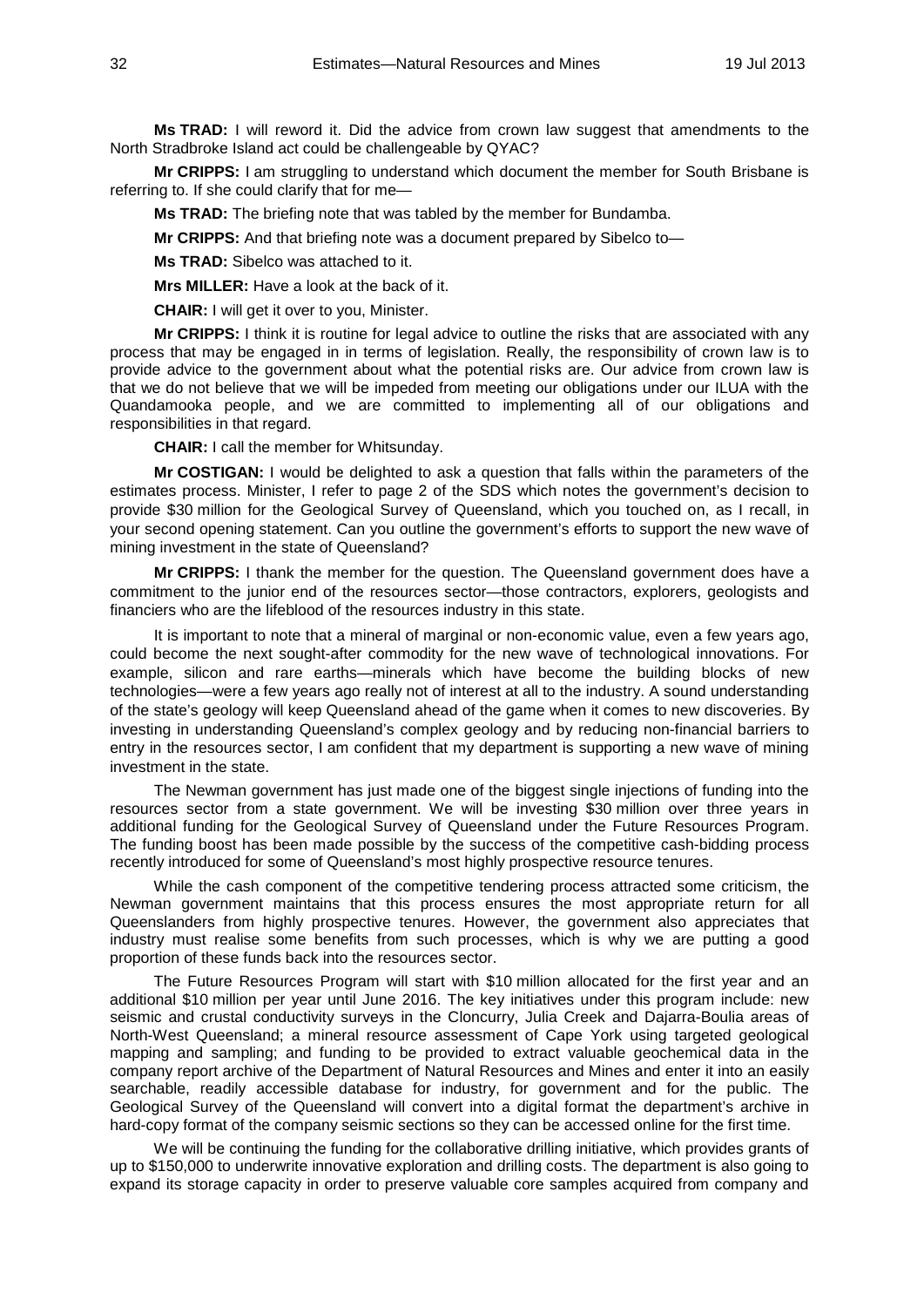**Ms TRAD:** I will reword it. Did the advice from crown law suggest that amendments to the North Stradbroke Island act could be challengeable by QYAC?

**Mr CRIPPS:** I am struggling to understand which document the member for South Brisbane is referring to. If she could clarify that for me—

**Ms TRAD:** The briefing note that was tabled by the member for Bundamba.

**Mr CRIPPS:** And that briefing note was a document prepared by Sibelco to—

**Ms TRAD:** Sibelco was attached to it.

**Mrs MILLER:** Have a look at the back of it.

**CHAIR:** I will get it over to you, Minister.

**Mr CRIPPS:** I think it is routine for legal advice to outline the risks that are associated with any process that may be engaged in in terms of legislation. Really, the responsibility of crown law is to provide advice to the government about what the potential risks are. Our advice from crown law is that we do not believe that we will be impeded from meeting our obligations under our ILUA with the Quandamooka people, and we are committed to implementing all of our obligations and responsibilities in that regard.

**CHAIR:** I call the member for Whitsunday.

**Mr COSTIGAN:** I would be delighted to ask a question that falls within the parameters of the estimates process. Minister, I refer to page 2 of the SDS which notes the government's decision to provide $30 million for the Geological Survey of Queensland, which you touched on, as I recall, in your second opening statement. Can you outline the government's efforts to support the new wave of mining investment in the state of Queensland?

**Mr CRIPPS:** I thank the member for the question. The Queensland government does have a commitment to the junior end of the resources sector—those contractors, explorers, geologists and financiers who are the lifeblood of the resources industry in this state.

It is important to note that a mineral of marginal or non-economic value, even a few years ago, could become the next sought-after commodity for the new wave of technological innovations. For example, silicon and rare earths—minerals which have become the building blocks of new technologies—were a few years ago really not of interest at all to the industry. A sound understanding of the state's geology will keep Queensland ahead of the game when it comes to new discoveries. By investing in understanding Queensland's complex geology and by reducing non-financial barriers to entry in the resources sector, I am confident that my department is supporting a new wave of mining investment in the state.

The Newman government has just made one of the biggest single injections of funding into the resources sector from a state government. We will be investing $30 million over three years in additional funding for the Geological Survey of Queensland under the Future Resources Program. The funding boost has been made possible by the success of the competitive cash-bidding process recently introduced for some of Queensland's most highly prospective resource tenures.

While the cash component of the competitive tendering process attracted some criticism, the Newman government maintains that this process ensures the most appropriate return for all Queenslanders from highly prospective tenures. However, the government also appreciates that industry must realise some benefits from such processes, which is why we are putting a good proportion of these funds back into the resources sector.

The Future Resources Program will start with $10 million allocated for the first year and an additional $10 million per year until June 2016. The key initiatives under this program include: new seismic and crustal conductivity surveys in the Cloncurry, Julia Creek and Dajarra-Boulia areas of North-West Queensland; a mineral resource assessment of Cape York using targeted geological mapping and sampling; and funding to be provided to extract valuable geochemical data in the company report archive of the Department of Natural Resources and Mines and enter it into an easily searchable, readily accessible database for industry, for government and for the public. The Geological Survey of the Queensland will convert into a digital format the department's archive in hard-copy format of the company seismic sections so they can be accessed online for the first time.

We will be continuing the funding for the collaborative drilling initiative, which provides grants of up to $150,000 to underwrite innovative exploration and drilling costs. The department is also going to expand its storage capacity in order to preserve valuable core samples acquired from company and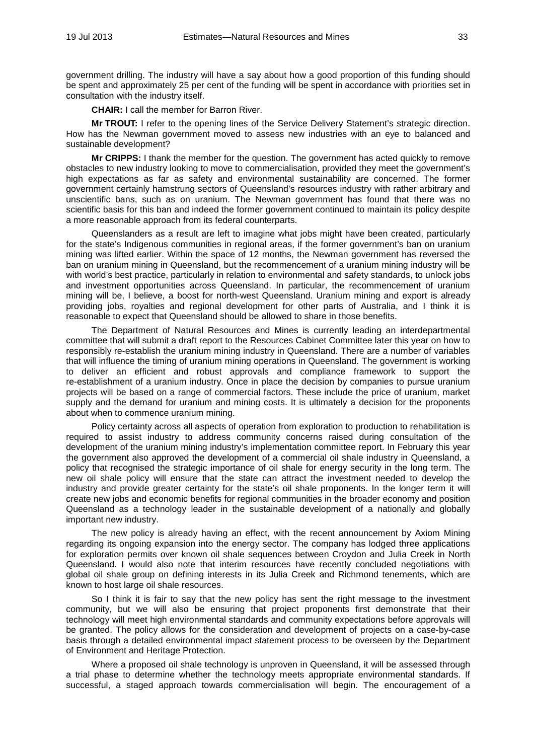government drilling. The industry will have a say about how a good proportion of this funding should be spent and approximately 25 per cent of the funding will be spent in accordance with priorities set in consultation with the industry itself.

**CHAIR:** I call the member for Barron River.

**Mr TROUT:** I refer to the opening lines of the Service Delivery Statement's strategic direction. How has the Newman government moved to assess new industries with an eye to balanced and sustainable development?

**Mr CRIPPS:** I thank the member for the question. The government has acted quickly to remove obstacles to new industry looking to move to commercialisation, provided they meet the government's high expectations as far as safety and environmental sustainability are concerned. The former government certainly hamstrung sectors of Queensland's resources industry with rather arbitrary and unscientific bans, such as on uranium. The Newman government has found that there was no scientific basis for this ban and indeed the former government continued to maintain its policy despite a more reasonable approach from its federal counterparts.

Queenslanders as a result are left to imagine what jobs might have been created, particularly for the state's Indigenous communities in regional areas, if the former government's ban on uranium mining was lifted earlier. Within the space of 12 months, the Newman government has reversed the ban on uranium mining in Queensland, but the recommencement of a uranium mining industry will be with world's best practice, particularly in relation to environmental and safety standards, to unlock jobs and investment opportunities across Queensland. In particular, the recommencement of uranium mining will be, I believe, a boost for north-west Queensland. Uranium mining and export is already providing jobs, royalties and regional development for other parts of Australia, and I think it is reasonable to expect that Queensland should be allowed to share in those benefits.

The Department of Natural Resources and Mines is currently leading an interdepartmental committee that will submit a draft report to the Resources Cabinet Committee later this year on how to responsibly re-establish the uranium mining industry in Queensland. There are a number of variables that will influence the timing of uranium mining operations in Queensland. The government is working to deliver an efficient and robust approvals and compliance framework to support the re-establishment of a uranium industry. Once in place the decision by companies to pursue uranium projects will be based on a range of commercial factors. These include the price of uranium, market supply and the demand for uranium and mining costs. It is ultimately a decision for the proponents about when to commence uranium mining.

Policy certainty across all aspects of operation from exploration to production to rehabilitation is required to assist industry to address community concerns raised during consultation of the development of the uranium mining industry's implementation committee report. In February this year the government also approved the development of a commercial oil shale industry in Queensland, a policy that recognised the strategic importance of oil shale for energy security in the long term. The new oil shale policy will ensure that the state can attract the investment needed to develop the industry and provide greater certainty for the state's oil shale proponents. In the longer term it will create new jobs and economic benefits for regional communities in the broader economy and position Queensland as a technology leader in the sustainable development of a nationally and globally important new industry.

The new policy is already having an effect, with the recent announcement by Axiom Mining regarding its ongoing expansion into the energy sector. The company has lodged three applications for exploration permits over known oil shale sequences between Croydon and Julia Creek in North Queensland. I would also note that interim resources have recently concluded negotiations with global oil shale group on defining interests in its Julia Creek and Richmond tenements, which are known to host large oil shale resources.

So I think it is fair to say that the new policy has sent the right message to the investment community, but we will also be ensuring that project proponents first demonstrate that their technology will meet high environmental standards and community expectations before approvals will be granted. The policy allows for the consideration and development of projects on a case-by-case basis through a detailed environmental impact statement process to be overseen by the Department of Environment and Heritage Protection.

Where a proposed oil shale technology is unproven in Queensland, it will be assessed through a trial phase to determine whether the technology meets appropriate environmental standards. If successful, a staged approach towards commercialisation will begin. The encouragement of a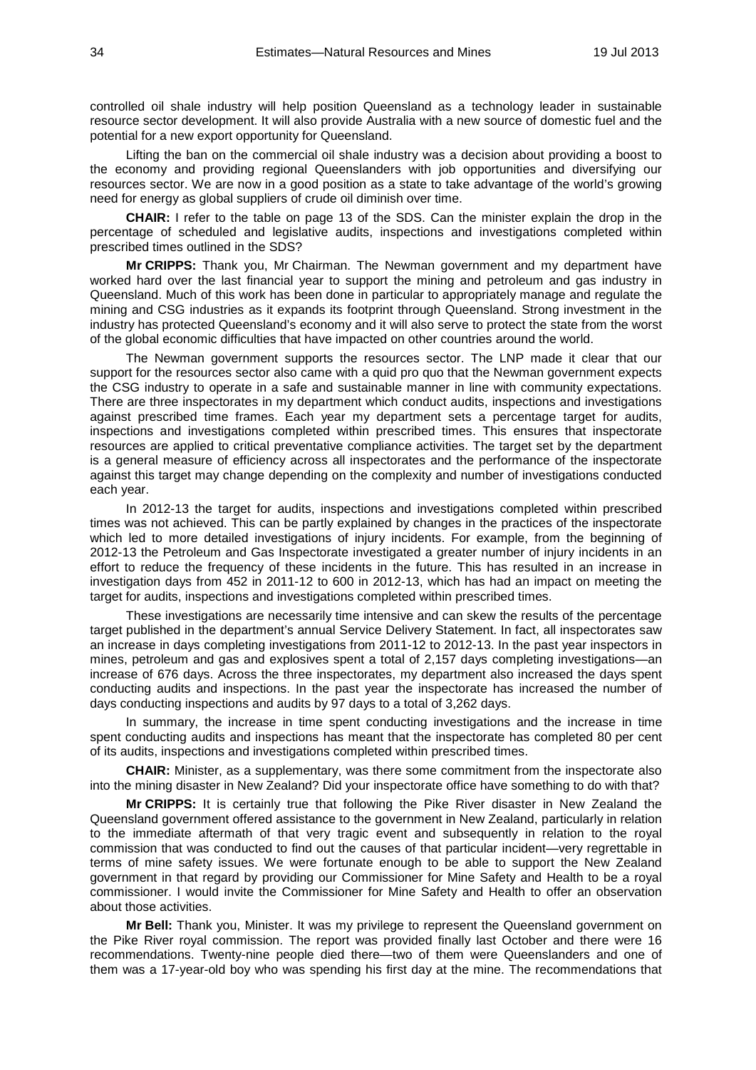controlled oil shale industry will help position Queensland as a technology leader in sustainable resource sector development. It will also provide Australia with a new source of domestic fuel and the potential for a new export opportunity for Queensland.

Lifting the ban on the commercial oil shale industry was a decision about providing a boost to the economy and providing regional Queenslanders with job opportunities and diversifying our resources sector. We are now in a good position as a state to take advantage of the world's growing need for energy as global suppliers of crude oil diminish over time.

**CHAIR:** I refer to the table on page 13 of the SDS. Can the minister explain the drop in the percentage of scheduled and legislative audits, inspections and investigations completed within prescribed times outlined in the SDS?

**Mr CRIPPS:** Thank you, Mr Chairman. The Newman government and my department have worked hard over the last financial year to support the mining and petroleum and gas industry in Queensland. Much of this work has been done in particular to appropriately manage and regulate the mining and CSG industries as it expands its footprint through Queensland. Strong investment in the industry has protected Queensland's economy and it will also serve to protect the state from the worst of the global economic difficulties that have impacted on other countries around the world.

The Newman government supports the resources sector. The LNP made it clear that our support for the resources sector also came with a quid pro quo that the Newman government expects the CSG industry to operate in a safe and sustainable manner in line with community expectations. There are three inspectorates in my department which conduct audits, inspections and investigations against prescribed time frames. Each year my department sets a percentage target for audits, inspections and investigations completed within prescribed times. This ensures that inspectorate resources are applied to critical preventative compliance activities. The target set by the department is a general measure of efficiency across all inspectorates and the performance of the inspectorate against this target may change depending on the complexity and number of investigations conducted each year.

In 2012-13 the target for audits, inspections and investigations completed within prescribed times was not achieved. This can be partly explained by changes in the practices of the inspectorate which led to more detailed investigations of injury incidents. For example, from the beginning of 2012-13 the Petroleum and Gas Inspectorate investigated a greater number of injury incidents in an effort to reduce the frequency of these incidents in the future. This has resulted in an increase in investigation days from 452 in 2011-12 to 600 in 2012-13, which has had an impact on meeting the target for audits, inspections and investigations completed within prescribed times.

These investigations are necessarily time intensive and can skew the results of the percentage target published in the department's annual Service Delivery Statement. In fact, all inspectorates saw an increase in days completing investigations from 2011-12 to 2012-13. In the past year inspectors in mines, petroleum and gas and explosives spent a total of 2,157 days completing investigations—an increase of 676 days. Across the three inspectorates, my department also increased the days spent conducting audits and inspections. In the past year the inspectorate has increased the number of days conducting inspections and audits by 97 days to a total of 3,262 days.

In summary, the increase in time spent conducting investigations and the increase in time spent conducting audits and inspections has meant that the inspectorate has completed 80 per cent of its audits, inspections and investigations completed within prescribed times.

**CHAIR:** Minister, as a supplementary, was there some commitment from the inspectorate also into the mining disaster in New Zealand? Did your inspectorate office have something to do with that?

**Mr CRIPPS:** It is certainly true that following the Pike River disaster in New Zealand the Queensland government offered assistance to the government in New Zealand, particularly in relation to the immediate aftermath of that very tragic event and subsequently in relation to the royal commission that was conducted to find out the causes of that particular incident—very regrettable in terms of mine safety issues. We were fortunate enough to be able to support the New Zealand government in that regard by providing our Commissioner for Mine Safety and Health to be a royal commissioner. I would invite the Commissioner for Mine Safety and Health to offer an observation about those activities.

**Mr Bell:** Thank you, Minister. It was my privilege to represent the Queensland government on the Pike River royal commission. The report was provided finally last October and there were 16 recommendations. Twenty-nine people died there—two of them were Queenslanders and one of them was a 17-year-old boy who was spending his first day at the mine. The recommendations that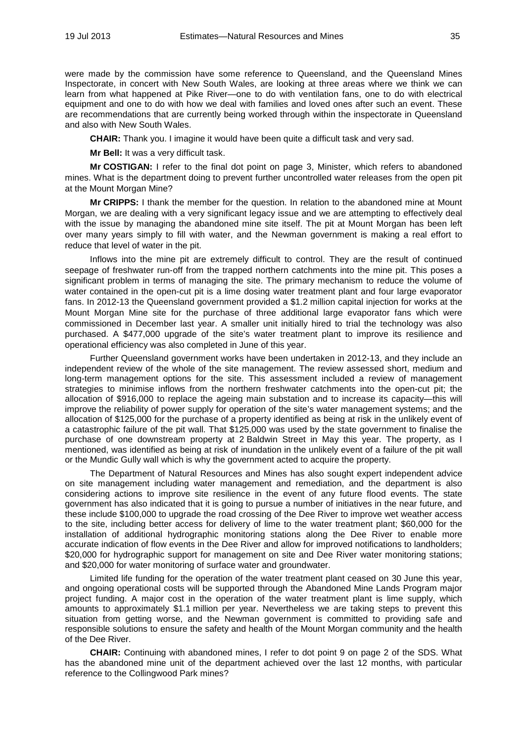were made by the commission have some reference to Queensland, and the Queensland Mines Inspectorate, in concert with New South Wales, are looking at three areas where we think we can learn from what happened at Pike River—one to do with ventilation fans, one to do with electrical equipment and one to do with how we deal with families and loved ones after such an event. These are recommendations that are currently being worked through within the inspectorate in Queensland and also with New South Wales.

**CHAIR:** Thank you. I imagine it would have been quite a difficult task and very sad.

**Mr Bell:** It was a very difficult task.

**Mr COSTIGAN:** I refer to the final dot point on page 3, Minister, which refers to abandoned mines. What is the department doing to prevent further uncontrolled water releases from the open pit at the Mount Morgan Mine?

**Mr CRIPPS:** I thank the member for the question. In relation to the abandoned mine at Mount Morgan, we are dealing with a very significant legacy issue and we are attempting to effectively deal with the issue by managing the abandoned mine site itself. The pit at Mount Morgan has been left over many years simply to fill with water, and the Newman government is making a real effort to reduce that level of water in the pit.

Inflows into the mine pit are extremely difficult to control. They are the result of continued seepage of freshwater run-off from the trapped northern catchments into the mine pit. This poses a significant problem in terms of managing the site. The primary mechanism to reduce the volume of water contained in the open-cut pit is a lime dosing water treatment plant and four large evaporator fans. In 2012-13 the Queensland government provided a $1.2 million capital injection for works at the Mount Morgan Mine site for the purchase of three additional large evaporator fans which were commissioned in December last year. A smaller unit initially hired to trial the technology was also purchased. A $477,000 upgrade of the site's water treatment plant to improve its resilience and operational efficiency was also completed in June of this year.

Further Queensland government works have been undertaken in 2012-13, and they include an independent review of the whole of the site management. The review assessed short, medium and long-term management options for the site. This assessment included a review of management strategies to minimise inflows from the northern freshwater catchments into the open-cut pit; the allocation of $916,000 to replace the ageing main substation and to increase its capacity—this will improve the reliability of power supply for operation of the site's water management systems; and the allocation of $125,000 for the purchase of a property identified as being at risk in the unlikely event of a catastrophic failure of the pit wall. That $125,000 was used by the state government to finalise the purchase of one downstream property at 2 Baldwin Street in May this year. The property, as I mentioned, was identified as being at risk of inundation in the unlikely event of a failure of the pit wall or the Mundic Gully wall which is why the government acted to acquire the property.

The Department of Natural Resources and Mines has also sought expert independent advice on site management including water management and remediation, and the department is also considering actions to improve site resilience in the event of any future flood events. The state government has also indicated that it is going to pursue a number of initiatives in the near future, and these include $100,000 to upgrade the road crossing of the Dee River to improve wet weather access to the site, including better access for delivery of lime to the water treatment plant; $60,000 for the installation of additional hydrographic monitoring stations along the Dee River to enable more accurate indication of flow events in the Dee River and allow for improved notifications to landholders; $20,000 for hydrographic support for management on site and Dee River water monitoring stations; and $20,000 for water monitoring of surface water and groundwater.

Limited life funding for the operation of the water treatment plant ceased on 30 June this year, and ongoing operational costs will be supported through the Abandoned Mine Lands Program major project funding. A major cost in the operation of the water treatment plant is lime supply, which amounts to approximately $1.1 million per year. Nevertheless we are taking steps to prevent this situation from getting worse, and the Newman government is committed to providing safe and responsible solutions to ensure the safety and health of the Mount Morgan community and the health of the Dee River.

**CHAIR:** Continuing with abandoned mines, I refer to dot point 9 on page 2 of the SDS. What has the abandoned mine unit of the department achieved over the last 12 months, with particular reference to the Collingwood Park mines?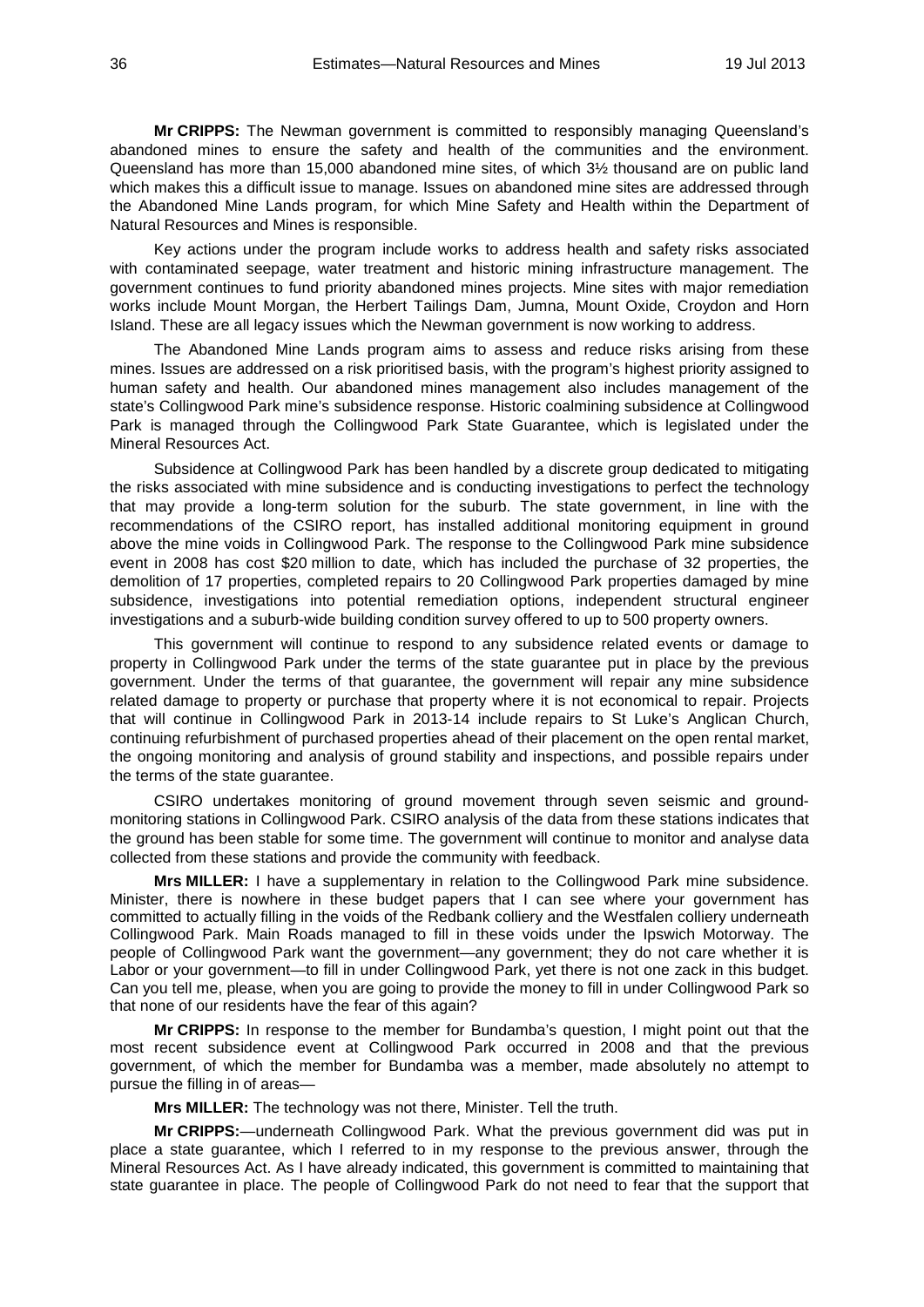**Mr CRIPPS:** The Newman government is committed to responsibly managing Queensland's abandoned mines to ensure the safety and health of the communities and the environment. Queensland has more than 15,000 abandoned mine sites, of which 3½ thousand are on public land which makes this a difficult issue to manage. Issues on abandoned mine sites are addressed through the Abandoned Mine Lands program, for which Mine Safety and Health within the Department of Natural Resources and Mines is responsible.

Key actions under the program include works to address health and safety risks associated with contaminated seepage, water treatment and historic mining infrastructure management. The government continues to fund priority abandoned mines projects. Mine sites with major remediation works include Mount Morgan, the Herbert Tailings Dam, Jumna, Mount Oxide, Croydon and Horn Island. These are all legacy issues which the Newman government is now working to address.

The Abandoned Mine Lands program aims to assess and reduce risks arising from these mines. Issues are addressed on a risk prioritised basis, with the program's highest priority assigned to human safety and health. Our abandoned mines management also includes management of the state's Collingwood Park mine's subsidence response. Historic coalmining subsidence at Collingwood Park is managed through the Collingwood Park State Guarantee, which is legislated under the Mineral Resources Act.

Subsidence at Collingwood Park has been handled by a discrete group dedicated to mitigating the risks associated with mine subsidence and is conducting investigations to perfect the technology that may provide a long-term solution for the suburb. The state government, in line with the recommendations of the CSIRO report, has installed additional monitoring equipment in ground above the mine voids in Collingwood Park. The response to the Collingwood Park mine subsidence event in 2008 has cost \$20 million to date, which has included the purchase of 32 properties, the demolition of 17 properties, completed repairs to 20 Collingwood Park properties damaged by mine subsidence, investigations into potential remediation options, independent structural engineer investigations and a suburb-wide building condition survey offered to up to 500 property owners.

This government will continue to respond to any subsidence related events or damage to property in Collingwood Park under the terms of the state guarantee put in place by the previous government. Under the terms of that guarantee, the government will repair any mine subsidence related damage to property or purchase that property where it is not economical to repair. Projects that will continue in Collingwood Park in 2013-14 include repairs to St Luke's Anglican Church, continuing refurbishment of purchased properties ahead of their placement on the open rental market, the ongoing monitoring and analysis of ground stability and inspections, and possible repairs under the terms of the state guarantee.

CSIRO undertakes monitoring of ground movement through seven seismic and ground-monitoring stations in Collingwood Park. CSIRO analysis of the data from these stations indicates that the ground has been stable for some time. The government will continue to monitor and analyse data collected from these stations and provide the community with feedback.

**Mrs MILLER:** I have a supplementary in relation to the Collingwood Park mine subsidence. Minister, there is nowhere in these budget papers that I can see where your government has committed to actually filling in the voids of the Redbank colliery and the Westfalen colliery underneath Collingwood Park. Main Roads managed to fill in these voids under the Ipswich Motorway. The people of Collingwood Park want the government—any government; they do not care whether it is Labor or your government—to fill in under Collingwood Park, yet there is not one zack in this budget. Can you tell me, please, when you are going to provide the money to fill in under Collingwood Park so that none of our residents have the fear of this again?

**Mr CRIPPS:** In response to the member for Bundamba's question, I might point out that the most recent subsidence event at Collingwood Park occurred in 2008 and that the previous government, of which the member for Bundamba was a member, made absolutely no attempt to pursue the filling in of areas—

**Mrs MILLER:** The technology was not there, Minister. Tell the truth.

**Mr CRIPPS:**—underneath Collingwood Park. What the previous government did was put in place a state guarantee, which I referred to in my response to the previous answer, through the Mineral Resources Act. As I have already indicated, this government is committed to maintaining that state guarantee in place. The people of Collingwood Park do not need to fear that the support that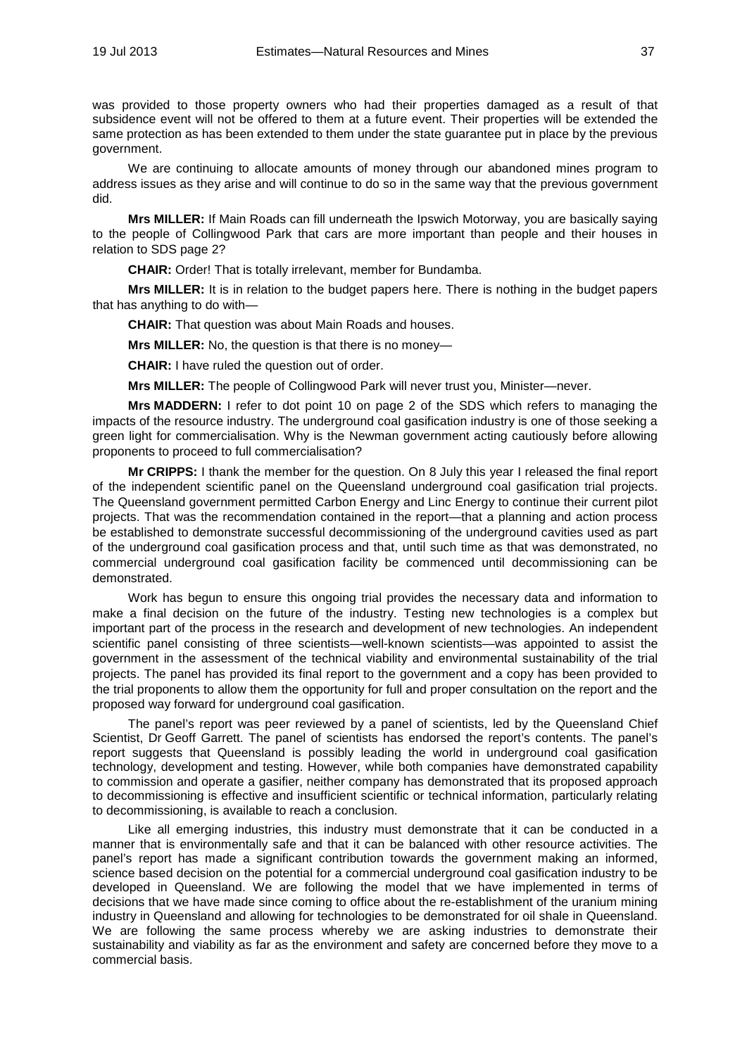was provided to those property owners who had their properties damaged as a result of that subsidence event will not be offered to them at a future event. Their properties will be extended the same protection as has been extended to them under the state guarantee put in place by the previous government.

We are continuing to allocate amounts of money through our abandoned mines program to address issues as they arise and will continue to do so in the same way that the previous government did.

**Mrs MILLER:** If Main Roads can fill underneath the Ipswich Motorway, you are basically saying to the people of Collingwood Park that cars are more important than people and their houses in relation to SDS page 2?

**CHAIR:** Order! That is totally irrelevant, member for Bundamba.

**Mrs MILLER:** It is in relation to the budget papers here. There is nothing in the budget papers that has anything to do with—

**CHAIR:** That question was about Main Roads and houses.

**Mrs MILLER:** No, the question is that there is no money—

**CHAIR:** I have ruled the question out of order.

**Mrs MILLER:** The people of Collingwood Park will never trust you, Minister—never.

**Mrs MADDERN:** I refer to dot point 10 on page 2 of the SDS which refers to managing the impacts of the resource industry. The underground coal gasification industry is one of those seeking a green light for commercialisation. Why is the Newman government acting cautiously before allowing proponents to proceed to full commercialisation?

**Mr CRIPPS:** I thank the member for the question. On 8 July this year I released the final report of the independent scientific panel on the Queensland underground coal gasification trial projects. The Queensland government permitted Carbon Energy and Linc Energy to continue their current pilot projects. That was the recommendation contained in the report—that a planning and action process be established to demonstrate successful decommissioning of the underground cavities used as part of the underground coal gasification process and that, until such time as that was demonstrated, no commercial underground coal gasification facility be commenced until decommissioning can be demonstrated.

Work has begun to ensure this ongoing trial provides the necessary data and information to make a final decision on the future of the industry. Testing new technologies is a complex but important part of the process in the research and development of new technologies. An independent scientific panel consisting of three scientists—well-known scientists—was appointed to assist the government in the assessment of the technical viability and environmental sustainability of the trial projects. The panel has provided its final report to the government and a copy has been provided to the trial proponents to allow them the opportunity for full and proper consultation on the report and the proposed way forward for underground coal gasification.

The panel's report was peer reviewed by a panel of scientists, led by the Queensland Chief Scientist, Dr Geoff Garrett. The panel of scientists has endorsed the report's contents. The panel's report suggests that Queensland is possibly leading the world in underground coal gasification technology, development and testing. However, while both companies have demonstrated capability to commission and operate a gasifier, neither company has demonstrated that its proposed approach to decommissioning is effective and insufficient scientific or technical information, particularly relating to decommissioning, is available to reach a conclusion.

Like all emerging industries, this industry must demonstrate that it can be conducted in a manner that is environmentally safe and that it can be balanced with other resource activities. The panel's report has made a significant contribution towards the government making an informed, science based decision on the potential for a commercial underground coal gasification industry to be developed in Queensland. We are following the model that we have implemented in terms of decisions that we have made since coming to office about the re-establishment of the uranium mining industry in Queensland and allowing for technologies to be demonstrated for oil shale in Queensland. We are following the same process whereby we are asking industries to demonstrate their sustainability and viability as far as the environment and safety are concerned before they move to a commercial basis.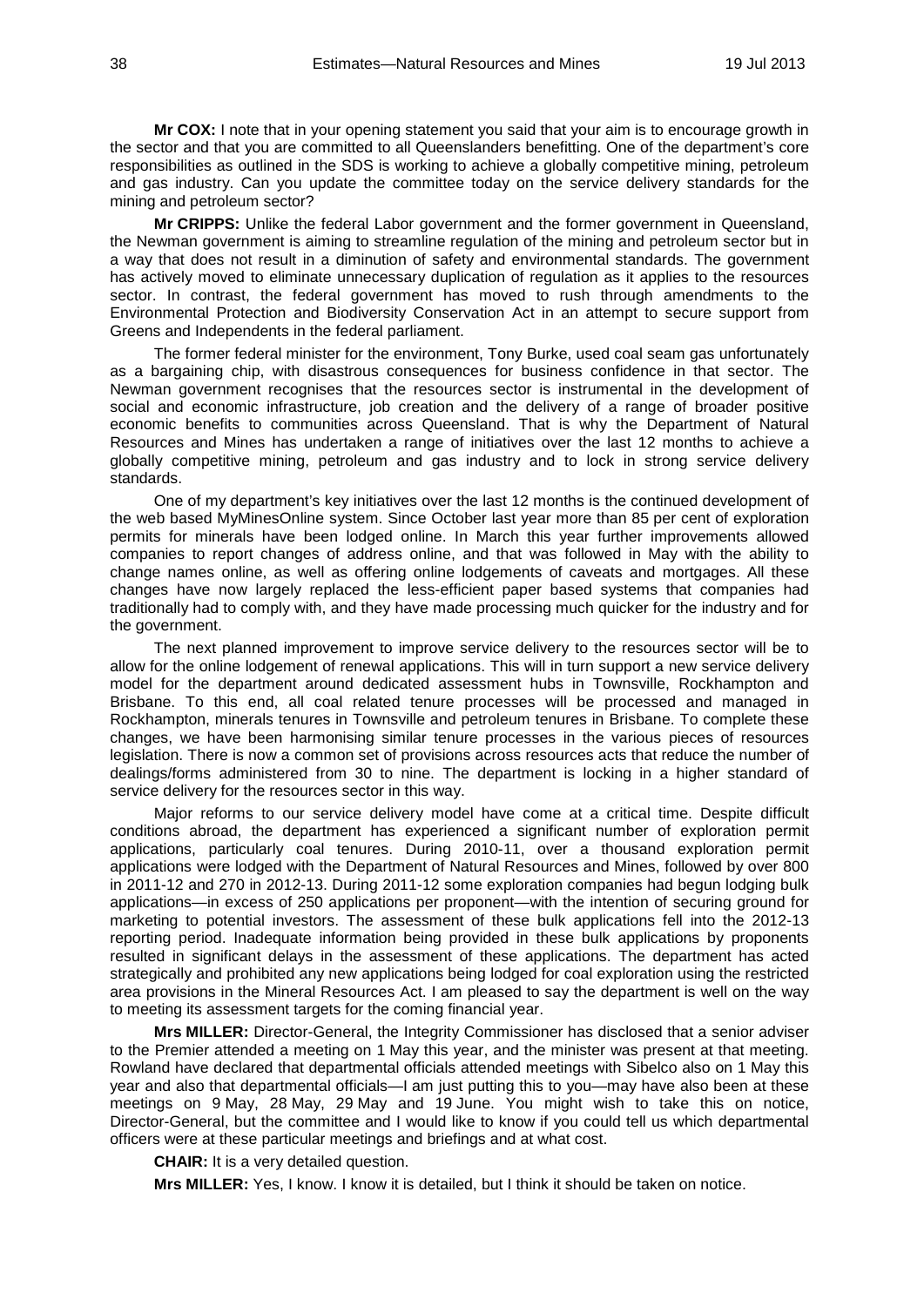**Mr COX:** I note that in your opening statement you said that your aim is to encourage growth in the sector and that you are committed to all Queenslanders benefitting. One of the department's core responsibilities as outlined in the SDS is working to achieve a globally competitive mining, petroleum and gas industry. Can you update the committee today on the service delivery standards for the mining and petroleum sector?

**Mr CRIPPS:** Unlike the federal Labor government and the former government in Queensland, the Newman government is aiming to streamline regulation of the mining and petroleum sector but in a way that does not result in a diminution of safety and environmental standards. The government has actively moved to eliminate unnecessary duplication of regulation as it applies to the resources sector. In contrast, the federal government has moved to rush through amendments to the Environmental Protection and Biodiversity Conservation Act in an attempt to secure support from Greens and Independents in the federal parliament.

The former federal minister for the environment, Tony Burke, used coal seam gas unfortunately as a bargaining chip, with disastrous consequences for business confidence in that sector. The Newman government recognises that the resources sector is instrumental in the development of social and economic infrastructure, job creation and the delivery of a range of broader positive economic benefits to communities across Queensland. That is why the Department of Natural Resources and Mines has undertaken a range of initiatives over the last 12 months to achieve a globally competitive mining, petroleum and gas industry and to lock in strong service delivery standards.

One of my department's key initiatives over the last 12 months is the continued development of the web based MyMinesOnline system. Since October last year more than 85 per cent of exploration permits for minerals have been lodged online. In March this year further improvements allowed companies to report changes of address online, and that was followed in May with the ability to change names online, as well as offering online lodgements of caveats and mortgages. All these changes have now largely replaced the less-efficient paper based systems that companies had traditionally had to comply with, and they have made processing much quicker for the industry and for the government.

The next planned improvement to improve service delivery to the resources sector will be to allow for the online lodgement of renewal applications. This will in turn support a new service delivery model for the department around dedicated assessment hubs in Townsville, Rockhampton and Brisbane. To this end, all coal related tenure processes will be processed and managed in Rockhampton, minerals tenures in Townsville and petroleum tenures in Brisbane. To complete these changes, we have been harmonising similar tenure processes in the various pieces of resources legislation. There is now a common set of provisions across resources acts that reduce the number of dealings/forms administered from 30 to nine. The department is locking in a higher standard of service delivery for the resources sector in this way.

Major reforms to our service delivery model have come at a critical time. Despite difficult conditions abroad, the department has experienced a significant number of exploration permit applications, particularly coal tenures. During 2010-11, over a thousand exploration permit applications were lodged with the Department of Natural Resources and Mines, followed by over 800 in 2011-12 and 270 in 2012-13. During 2011-12 some exploration companies had begun lodging bulk applications—in excess of 250 applications per proponent—with the intention of securing ground for marketing to potential investors. The assessment of these bulk applications fell into the 2012-13 reporting period. Inadequate information being provided in these bulk applications by proponents resulted in significant delays in the assessment of these applications. The department has acted strategically and prohibited any new applications being lodged for coal exploration using the restricted area provisions in the Mineral Resources Act. I am pleased to say the department is well on the way to meeting its assessment targets for the coming financial year.

**Mrs MILLER:** Director-General, the Integrity Commissioner has disclosed that a senior adviser to the Premier attended a meeting on 1 May this year, and the minister was present at that meeting. Rowland have declared that departmental officials attended meetings with Sibelco also on 1 May this year and also that departmental officials—I am just putting this to you—may have also been at these meetings on 9 May, 28 May, 29 May and 19 June. You might wish to take this on notice, Director-General, but the committee and I would like to know if you could tell us which departmental officers were at these particular meetings and briefings and at what cost.

**CHAIR:** It is a very detailed question.

**Mrs MILLER:** Yes, I know. I know it is detailed, but I think it should be taken on notice.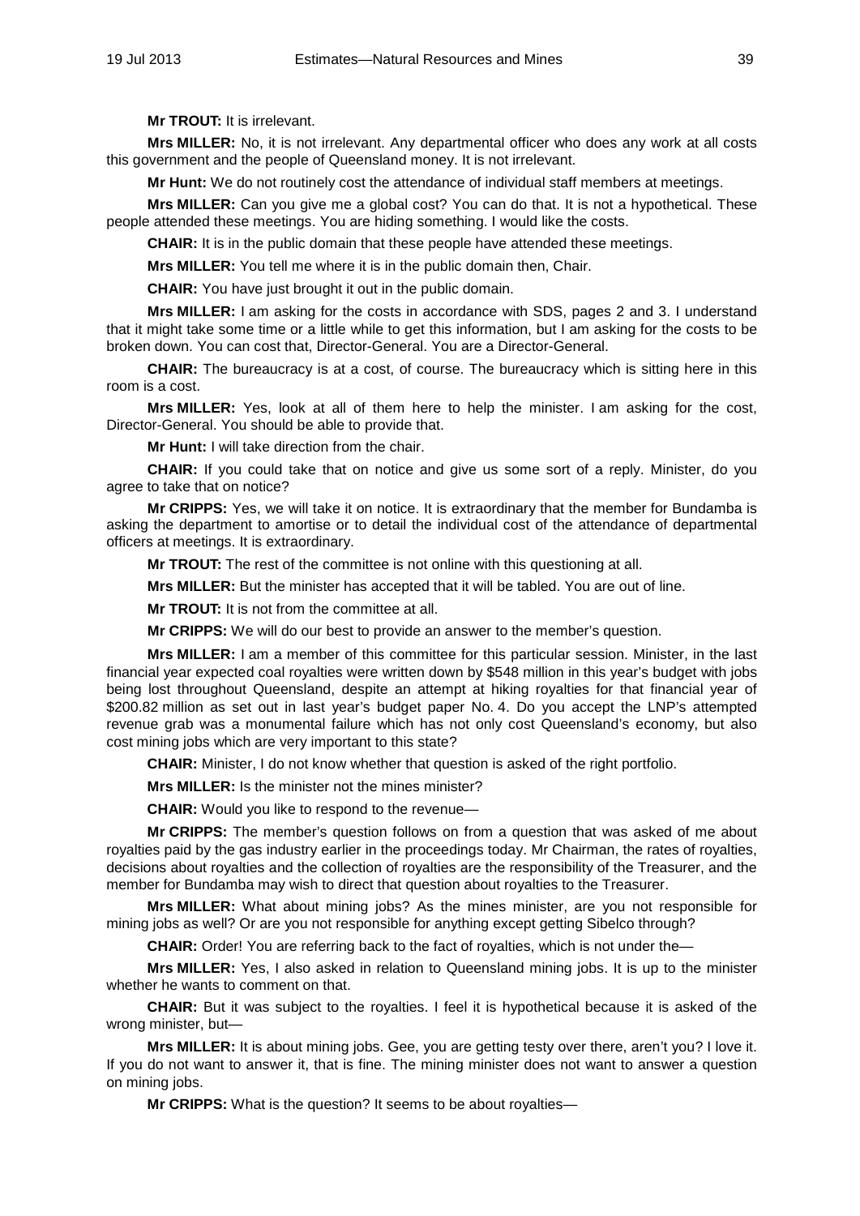**Mr TROUT:** It is irrelevant.

**Mrs MILLER:** No, it is not irrelevant. Any departmental officer who does any work at all costs this government and the people of Queensland money. It is not irrelevant.

**Mr Hunt:** We do not routinely cost the attendance of individual staff members at meetings.

**Mrs MILLER:** Can you give me a global cost? You can do that. It is not a hypothetical. These people attended these meetings. You are hiding something. I would like the costs.

**CHAIR:** It is in the public domain that these people have attended these meetings.

**Mrs MILLER:** You tell me where it is in the public domain then, Chair.

**CHAIR:** You have just brought it out in the public domain.

**Mrs MILLER:** I am asking for the costs in accordance with SDS, pages 2 and 3. I understand that it might take some time or a little while to get this information, but I am asking for the costs to be broken down. You can cost that, Director-General. You are a Director-General.

**CHAIR:** The bureaucracy is at a cost, of course. The bureaucracy which is sitting here in this room is a cost.

**Mrs MILLER:** Yes, look at all of them here to help the minister. I am asking for the cost, Director-General. You should be able to provide that.

**Mr Hunt:** I will take direction from the chair.

**CHAIR:** If you could take that on notice and give us some sort of a reply. Minister, do you agree to take that on notice?

**Mr CRIPPS:** Yes, we will take it on notice. It is extraordinary that the member for Bundamba is asking the department to amortise or to detail the individual cost of the attendance of departmental officers at meetings. It is extraordinary.

**Mr TROUT:** The rest of the committee is not online with this questioning at all.

**Mrs MILLER:** But the minister has accepted that it will be tabled. You are out of line.

**Mr TROUT:** It is not from the committee at all.

**Mr CRIPPS:** We will do our best to provide an answer to the member's question.

**Mrs MILLER:** I am a member of this committee for this particular session. Minister, in the last financial year expected coal royalties were written down by $548 million in this year's budget with jobs being lost throughout Queensland, despite an attempt at hiking royalties for that financial year of $200.82 million as set out in last year's budget paper No. 4. Do you accept the LNP's attempted revenue grab was a monumental failure which has not only cost Queensland's economy, but also cost mining jobs which are very important to this state?

**CHAIR:** Minister, I do not know whether that question is asked of the right portfolio.

**Mrs MILLER:** Is the minister not the mines minister?

**CHAIR:** Would you like to respond to the revenue—

**Mr CRIPPS:** The member's question follows on from a question that was asked of me about royalties paid by the gas industry earlier in the proceedings today. Mr Chairman, the rates of royalties, decisions about royalties and the collection of royalties are the responsibility of the Treasurer, and the member for Bundamba may wish to direct that question about royalties to the Treasurer.

**Mrs MILLER:** What about mining jobs? As the mines minister, are you not responsible for mining jobs as well? Or are you not responsible for anything except getting Sibelco through?

**CHAIR:** Order! You are referring back to the fact of royalties, which is not under the—

**Mrs MILLER:** Yes, I also asked in relation to Queensland mining jobs. It is up to the minister whether he wants to comment on that.

**CHAIR:** But it was subject to the royalties. I feel it is hypothetical because it is asked of the wrong minister, but—

**Mrs MILLER:** It is about mining jobs. Gee, you are getting testy over there, aren't you? I love it. If you do not want to answer it, that is fine. The mining minister does not want to answer a question on mining jobs.

**Mr CRIPPS:** What is the question? It seems to be about royalties—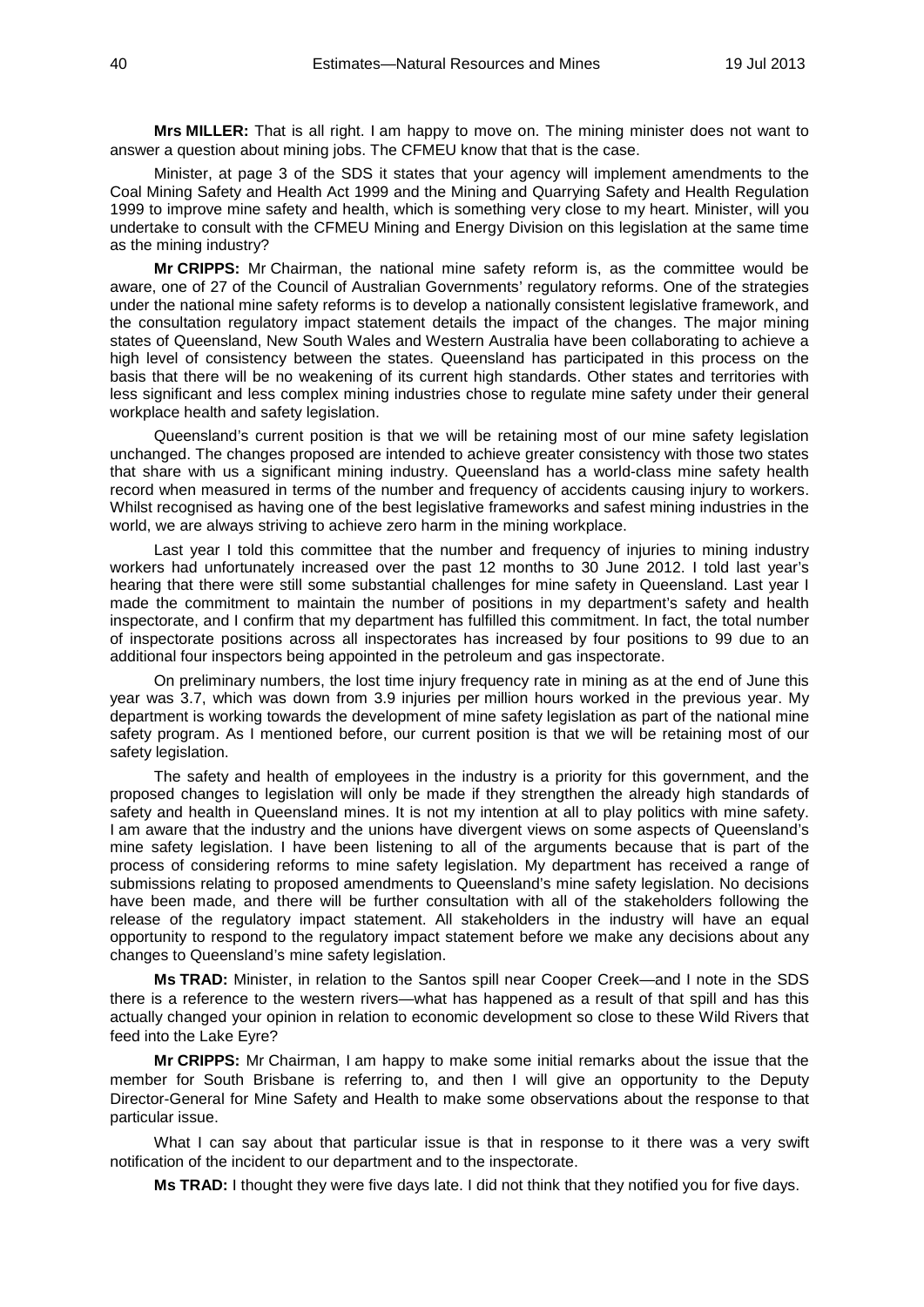**Mrs MILLER:** That is all right. I am happy to move on. The mining minister does not want to answer a question about mining jobs. The CFMEU know that that is the case.

Minister, at page 3 of the SDS it states that your agency will implement amendments to the Coal Mining Safety and Health Act 1999 and the Mining and Quarrying Safety and Health Regulation 1999 to improve mine safety and health, which is something very close to my heart. Minister, will you undertake to consult with the CFMEU Mining and Energy Division on this legislation at the same time as the mining industry?

**Mr CRIPPS:** Mr Chairman, the national mine safety reform is, as the committee would be aware, one of 27 of the Council of Australian Governments' regulatory reforms. One of the strategies under the national mine safety reforms is to develop a nationally consistent legislative framework, and the consultation regulatory impact statement details the impact of the changes. The major mining states of Queensland, New South Wales and Western Australia have been collaborating to achieve a high level of consistency between the states. Queensland has participated in this process on the basis that there will be no weakening of its current high standards. Other states and territories with less significant and less complex mining industries chose to regulate mine safety under their general workplace health and safety legislation.

Queensland's current position is that we will be retaining most of our mine safety legislation unchanged. The changes proposed are intended to achieve greater consistency with those two states that share with us a significant mining industry. Queensland has a world-class mine safety health record when measured in terms of the number and frequency of accidents causing injury to workers. Whilst recognised as having one of the best legislative frameworks and safest mining industries in the world, we are always striving to achieve zero harm in the mining workplace.

Last year I told this committee that the number and frequency of injuries to mining industry workers had unfortunately increased over the past 12 months to 30 June 2012. I told last year's hearing that there were still some substantial challenges for mine safety in Queensland. Last year I made the commitment to maintain the number of positions in my department's safety and health inspectorate, and I confirm that my department has fulfilled this commitment. In fact, the total number of inspectorate positions across all inspectorates has increased by four positions to 99 due to an additional four inspectors being appointed in the petroleum and gas inspectorate.

On preliminary numbers, the lost time injury frequency rate in mining as at the end of June this year was 3.7, which was down from 3.9 injuries per million hours worked in the previous year. My department is working towards the development of mine safety legislation as part of the national mine safety program. As I mentioned before, our current position is that we will be retaining most of our safety legislation.

The safety and health of employees in the industry is a priority for this government, and the proposed changes to legislation will only be made if they strengthen the already high standards of safety and health in Queensland mines. It is not my intention at all to play politics with mine safety. I am aware that the industry and the unions have divergent views on some aspects of Queensland's mine safety legislation. I have been listening to all of the arguments because that is part of the process of considering reforms to mine safety legislation. My department has received a range of submissions relating to proposed amendments to Queensland's mine safety legislation. No decisions have been made, and there will be further consultation with all of the stakeholders following the release of the regulatory impact statement. All stakeholders in the industry will have an equal opportunity to respond to the regulatory impact statement before we make any decisions about any changes to Queensland's mine safety legislation.

**Ms TRAD:** Minister, in relation to the Santos spill near Cooper Creek—and I note in the SDS there is a reference to the western rivers—what has happened as a result of that spill and has this actually changed your opinion in relation to economic development so close to these Wild Rivers that feed into the Lake Eyre?

**Mr CRIPPS:** Mr Chairman, I am happy to make some initial remarks about the issue that the member for South Brisbane is referring to, and then I will give an opportunity to the Deputy Director-General for Mine Safety and Health to make some observations about the response to that particular issue.

What I can say about that particular issue is that in response to it there was a very swift notification of the incident to our department and to the inspectorate.

**Ms TRAD:** I thought they were five days late. I did not think that they notified you for five days.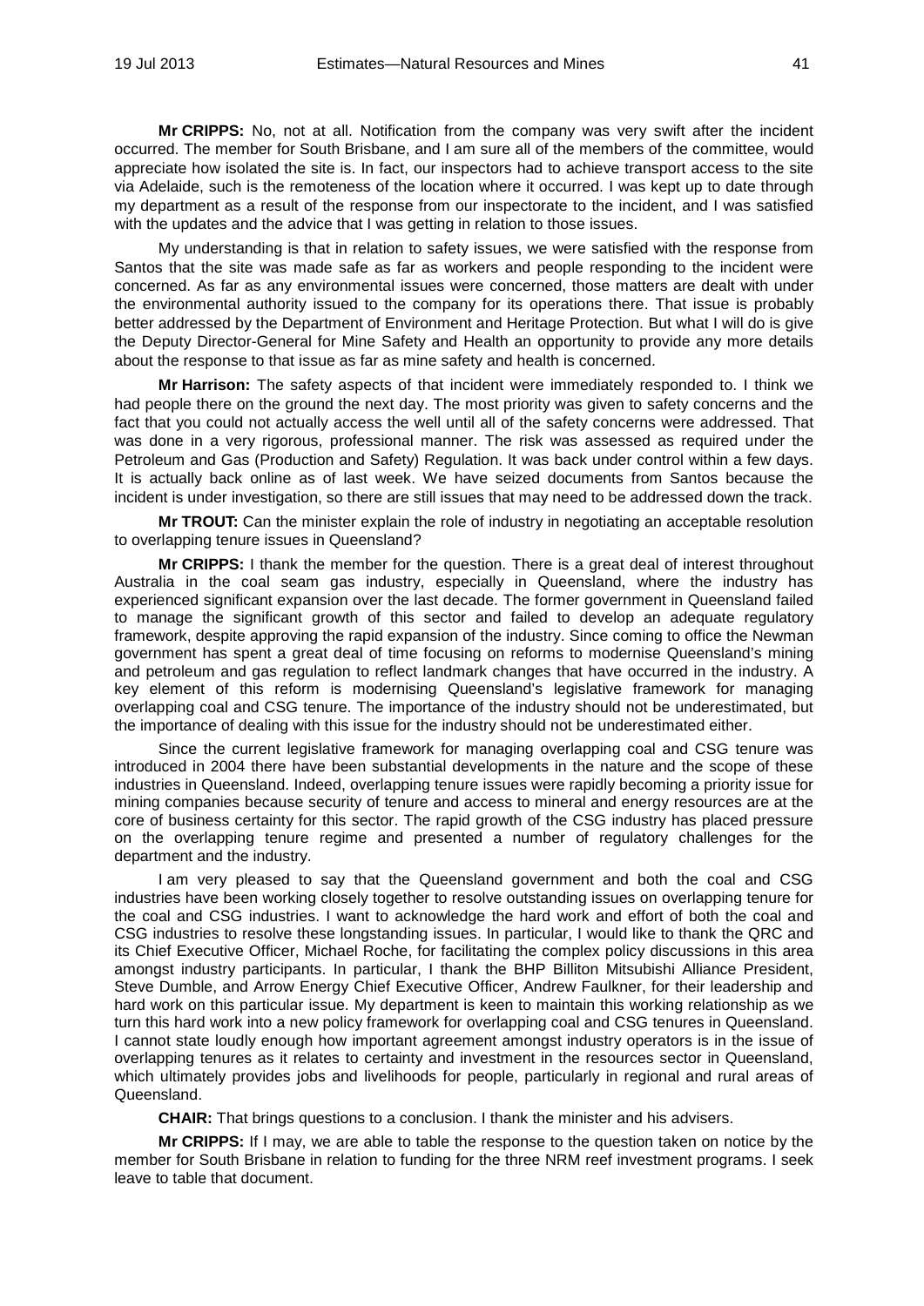**Mr CRIPPS:** No, not at all. Notification from the company was very swift after the incident occurred. The member for South Brisbane, and I am sure all of the members of the committee, would appreciate how isolated the site is. In fact, our inspectors had to achieve transport access to the site via Adelaide, such is the remoteness of the location where it occurred. I was kept up to date through my department as a result of the response from our inspectorate to the incident, and I was satisfied with the updates and the advice that I was getting in relation to those issues.

My understanding is that in relation to safety issues, we were satisfied with the response from Santos that the site was made safe as far as workers and people responding to the incident were concerned. As far as any environmental issues were concerned, those matters are dealt with under the environmental authority issued to the company for its operations there. That issue is probably better addressed by the Department of Environment and Heritage Protection. But what I will do is give the Deputy Director-General for Mine Safety and Health an opportunity to provide any more details about the response to that issue as far as mine safety and health is concerned.

**Mr Harrison:** The safety aspects of that incident were immediately responded to. I think we had people there on the ground the next day. The most priority was given to safety concerns and the fact that you could not actually access the well until all of the safety concerns were addressed. That was done in a very rigorous, professional manner. The risk was assessed as required under the Petroleum and Gas (Production and Safety) Regulation. It was back under control within a few days. It is actually back online as of last week. We have seized documents from Santos because the incident is under investigation, so there are still issues that may need to be addressed down the track.

**Mr TROUT:** Can the minister explain the role of industry in negotiating an acceptable resolution to overlapping tenure issues in Queensland?

**Mr CRIPPS:** I thank the member for the question. There is a great deal of interest throughout Australia in the coal seam gas industry, especially in Queensland, where the industry has experienced significant expansion over the last decade. The former government in Queensland failed to manage the significant growth of this sector and failed to develop an adequate regulatory framework, despite approving the rapid expansion of the industry. Since coming to office the Newman government has spent a great deal of time focusing on reforms to modernise Queensland's mining and petroleum and gas regulation to reflect landmark changes that have occurred in the industry. A key element of this reform is modernising Queensland's legislative framework for managing overlapping coal and CSG tenure. The importance of the industry should not be underestimated, but the importance of dealing with this issue for the industry should not be underestimated either.

Since the current legislative framework for managing overlapping coal and CSG tenure was introduced in 2004 there have been substantial developments in the nature and the scope of these industries in Queensland. Indeed, overlapping tenure issues were rapidly becoming a priority issue for mining companies because security of tenure and access to mineral and energy resources are at the core of business certainty for this sector. The rapid growth of the CSG industry has placed pressure on the overlapping tenure regime and presented a number of regulatory challenges for the department and the industry.

I am very pleased to say that the Queensland government and both the coal and CSG industries have been working closely together to resolve outstanding issues on overlapping tenure for the coal and CSG industries. I want to acknowledge the hard work and effort of both the coal and CSG industries to resolve these longstanding issues. In particular, I would like to thank the QRC and its Chief Executive Officer, Michael Roche, for facilitating the complex policy discussions in this area amongst industry participants. In particular, I thank the BHP Billiton Mitsubishi Alliance President, Steve Dumble, and Arrow Energy Chief Executive Officer, Andrew Faulkner, for their leadership and hard work on this particular issue. My department is keen to maintain this working relationship as we turn this hard work into a new policy framework for overlapping coal and CSG tenures in Queensland. I cannot state loudly enough how important agreement amongst industry operators is in the issue of overlapping tenures as it relates to certainty and investment in the resources sector in Queensland, which ultimately provides jobs and livelihoods for people, particularly in regional and rural areas of Queensland.

**CHAIR:** That brings questions to a conclusion. I thank the minister and his advisers.

**Mr CRIPPS:** If I may, we are able to table the response to the question taken on notice by the member for South Brisbane in relation to funding for the three NRM reef investment programs. I seek leave to table that document.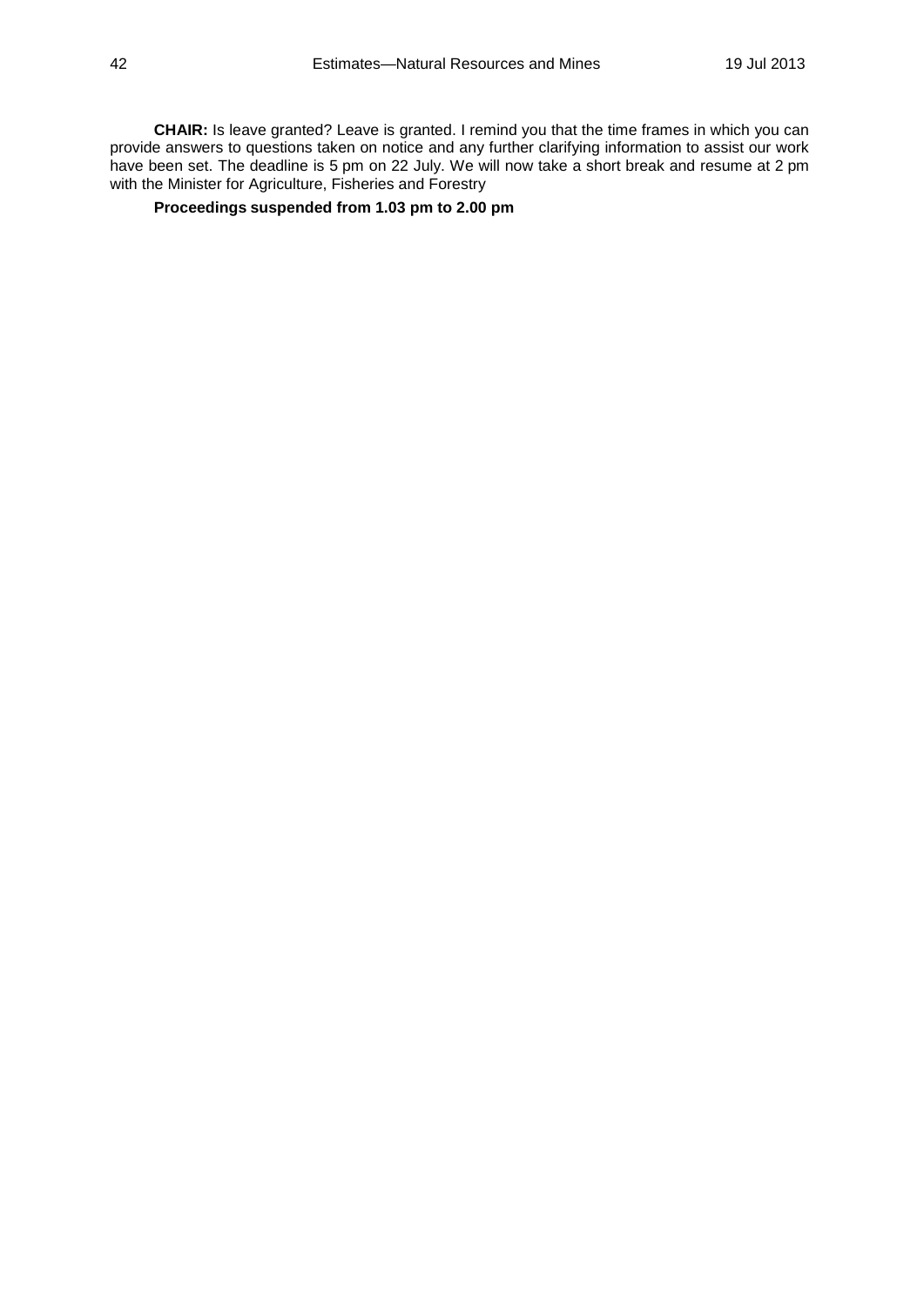**CHAIR:** Is leave granted? Leave is granted. I remind you that the time frames in which you can provide answers to questions taken on notice and any further clarifying information to assist our work have been set. The deadline is 5 pm on 22 July. We will now take a short break and resume at 2 pm with the Minister for Agriculture, Fisheries and Forestry

**Proceedings suspended from 1.03 pm to 2.00 pm**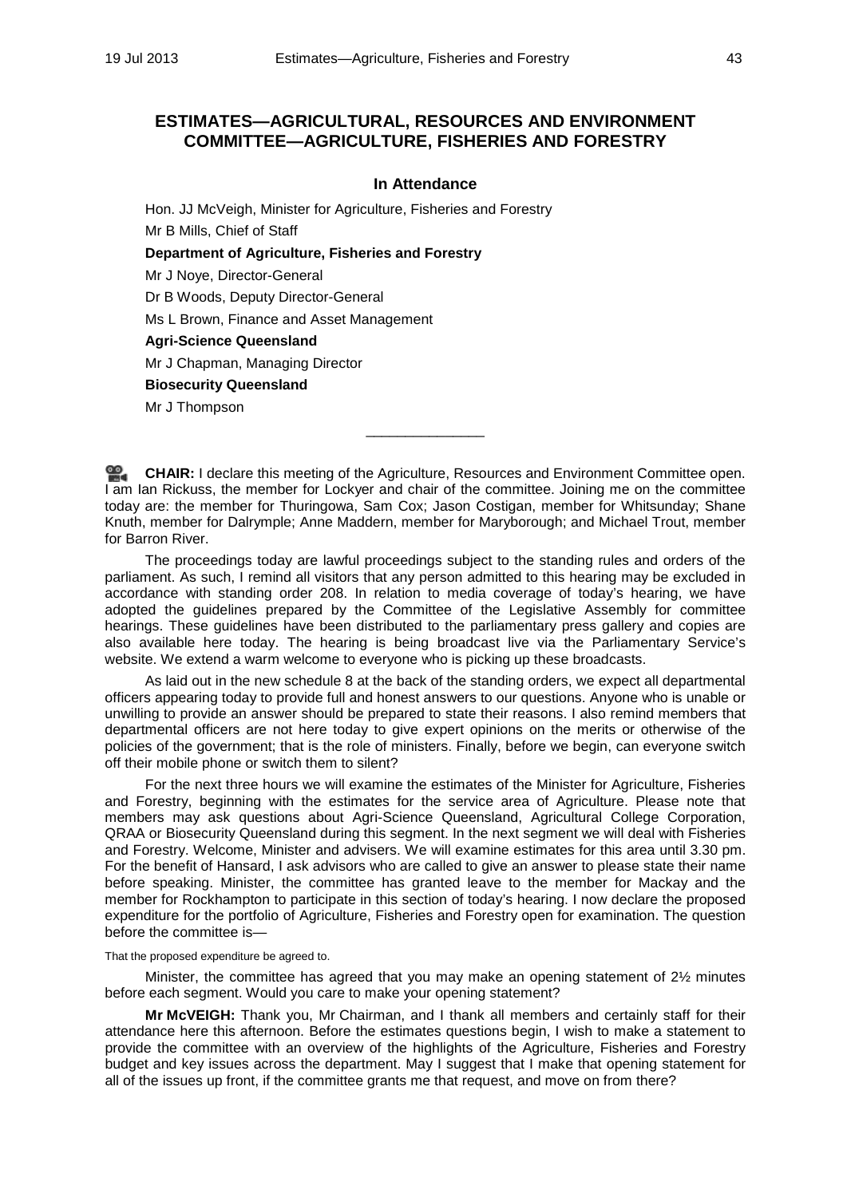## ESTIMATES—AGRICULTURAL, RESOURCES AND ENVIRONMENT COMMITTEE—AGRICULTURE, FISHERIES AND FORESTRY

### In Attendance

Hon. JJ McVeigh, Minister for Agriculture, Fisheries and Forestry

Mr B Mills, Chief of Staff

**Department of Agriculture, Fisheries and Forestry**

Mr J Noye, Director-General

Dr B Woods, Deputy Director-General

Ms L Brown, Finance and Asset Management

**Agri-Science Queensland**

Mr J Chapman, Managing Director

**Biosecurity Queensland**

Mr J Thompson

---

**CHAIR:** I declare this meeting of the Agriculture, Resources and Environment Committee open. I am Ian Rickuss, the member for Lockyer and chair of the committee. Joining me on the committee today are: the member for Thuringowa, Sam Cox; Jason Costigan, member for Whitsunday; Shane Knuth, member for Dalrymple; Anne Maddern, member for Maryborough; and Michael Trout, member for Barron River.

The proceedings today are lawful proceedings subject to the standing rules and orders of the parliament. As such, I remind all visitors that any person admitted to this hearing may be excluded in accordance with standing order 208. In relation to media coverage of today's hearing, we have adopted the guidelines prepared by the Committee of the Legislative Assembly for committee hearings. These guidelines have been distributed to the parliamentary press gallery and copies are also available here today. The hearing is being broadcast live via the Parliamentary Service's website. We extend a warm welcome to everyone who is picking up these broadcasts.

As laid out in the new schedule 8 at the back of the standing orders, we expect all departmental officers appearing today to provide full and honest answers to our questions. Anyone who is unable or unwilling to provide an answer should be prepared to state their reasons. I also remind members that departmental officers are not here today to give expert opinions on the merits or otherwise of the policies of the government; that is the role of ministers. Finally, before we begin, can everyone switch off their mobile phone or switch them to silent?

For the next three hours we will examine the estimates of the Minister for Agriculture, Fisheries and Forestry, beginning with the estimates for the service area of Agriculture. Please note that members may ask questions about Agri-Science Queensland, Agricultural College Corporation, QRAA or Biosecurity Queensland during this segment. In the next segment we will deal with Fisheries and Forestry. Welcome, Minister and advisers. We will examine estimates for this area until 3.30 pm. For the benefit of Hansard, I ask advisors who are called to give an answer to please state their name before speaking. Minister, the committee has granted leave to the member for Mackay and the member for Rockhampton to participate in this section of today's hearing. I now declare the proposed expenditure for the portfolio of Agriculture, Fisheries and Forestry open for examination. The question before the committee is—

That the proposed expenditure be agreed to.

Minister, the committee has agreed that you may make an opening statement of 2½ minutes before each segment. Would you care to make your opening statement?

**Mr McVEIGH:** Thank you, Mr Chairman, and I thank all members and certainly staff for their attendance here this afternoon. Before the estimates questions begin, I wish to make a statement to provide the committee with an overview of the highlights of the Agriculture, Fisheries and Forestry budget and key issues across the department. May I suggest that I make that opening statement for all of the issues up front, if the committee grants me that request, and move on from there?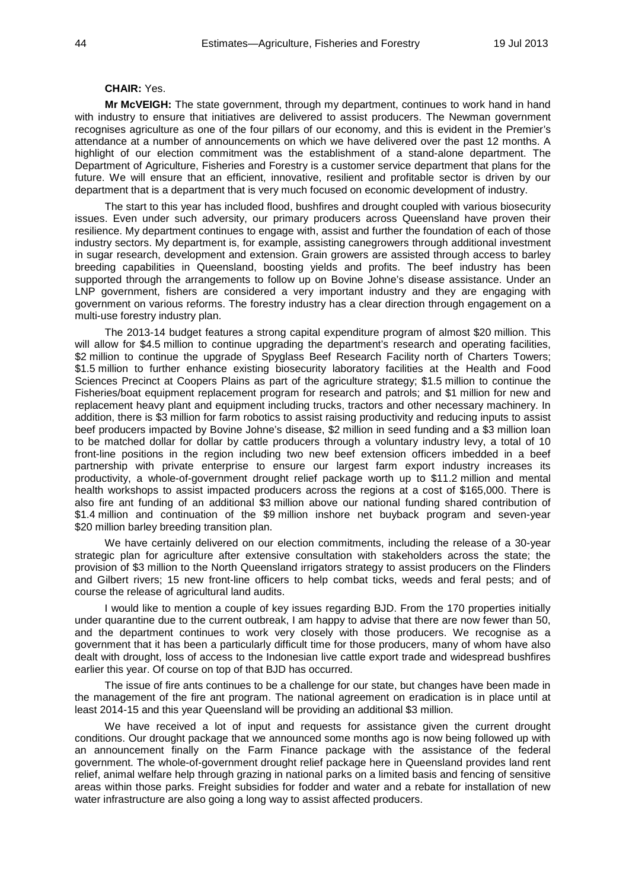**CHAIR:** Yes.

**Mr McVEIGH:** The state government, through my department, continues to work hand in hand with industry to ensure that initiatives are delivered to assist producers. The Newman government recognises agriculture as one of the four pillars of our economy, and this is evident in the Premier's attendance at a number of announcements on which we have delivered over the past 12 months. A highlight of our election commitment was the establishment of a stand-alone department. The Department of Agriculture, Fisheries and Forestry is a customer service department that plans for the future. We will ensure that an efficient, innovative, resilient and profitable sector is driven by our department that is a department that is very much focused on economic development of industry.

The start to this year has included flood, bushfires and drought coupled with various biosecurity issues. Even under such adversity, our primary producers across Queensland have proven their resilience. My department continues to engage with, assist and further the foundation of each of those industry sectors. My department is, for example, assisting canegrowers through additional investment in sugar research, development and extension. Grain growers are assisted through access to barley breeding capabilities in Queensland, boosting yields and profits. The beef industry has been supported through the arrangements to follow up on Bovine Johne's disease assistance. Under an LNP government, fishers are considered a very important industry and they are engaging with government on various reforms. The forestry industry has a clear direction through engagement on a multi-use forestry industry plan.

The 2013-14 budget features a strong capital expenditure program of almost $20 million. This will allow for $4.5 million to continue upgrading the department's research and operating facilities, $2 million to continue the upgrade of Spyglass Beef Research Facility north of Charters Towers; $1.5 million to further enhance existing biosecurity laboratory facilities at the Health and Food Sciences Precinct at Coopers Plains as part of the agriculture strategy; $1.5 million to continue the Fisheries/boat equipment replacement program for research and patrols; and $1 million for new and replacement heavy plant and equipment including trucks, tractors and other necessary machinery. In addition, there is $3 million for farm robotics to assist raising productivity and reducing inputs to assist beef producers impacted by Bovine Johne's disease, $2 million in seed funding and a $3 million loan to be matched dollar for dollar by cattle producers through a voluntary industry levy, a total of 10 front-line positions in the region including two new beef extension officers imbedded in a beef partnership with private enterprise to ensure our largest farm export industry increases its productivity, a whole-of-government drought relief package worth up to $11.2 million and mental health workshops to assist impacted producers across the regions at a cost of $165,000. There is also fire ant funding of an additional $3 million above our national funding shared contribution of $1.4 million and continuation of the $9 million inshore net buyback program and seven-year $20 million barley breeding transition plan.

We have certainly delivered on our election commitments, including the release of a 30-year strategic plan for agriculture after extensive consultation with stakeholders across the state; the provision of $3 million to the North Queensland irrigators strategy to assist producers on the Flinders and Gilbert rivers; 15 new front-line officers to help combat ticks, weeds and feral pests; and of course the release of agricultural land audits.

I would like to mention a couple of key issues regarding BJD. From the 170 properties initially under quarantine due to the current outbreak, I am happy to advise that there are now fewer than 50, and the department continues to work very closely with those producers. We recognise as a government that it has been a particularly difficult time for those producers, many of whom have also dealt with drought, loss of access to the Indonesian live cattle export trade and widespread bushfires earlier this year. Of course on top of that BJD has occurred.

The issue of fire ants continues to be a challenge for our state, but changes have been made in the management of the fire ant program. The national agreement on eradication is in place until at least 2014-15 and this year Queensland will be providing an additional $3 million.

We have received a lot of input and requests for assistance given the current drought conditions. Our drought package that we announced some months ago is now being followed up with an announcement finally on the Farm Finance package with the assistance of the federal government. The whole-of-government drought relief package here in Queensland provides land rent relief, animal welfare help through grazing in national parks on a limited basis and fencing of sensitive areas within those parks. Freight subsidies for fodder and water and a rebate for installation of new water infrastructure are also going a long way to assist affected producers.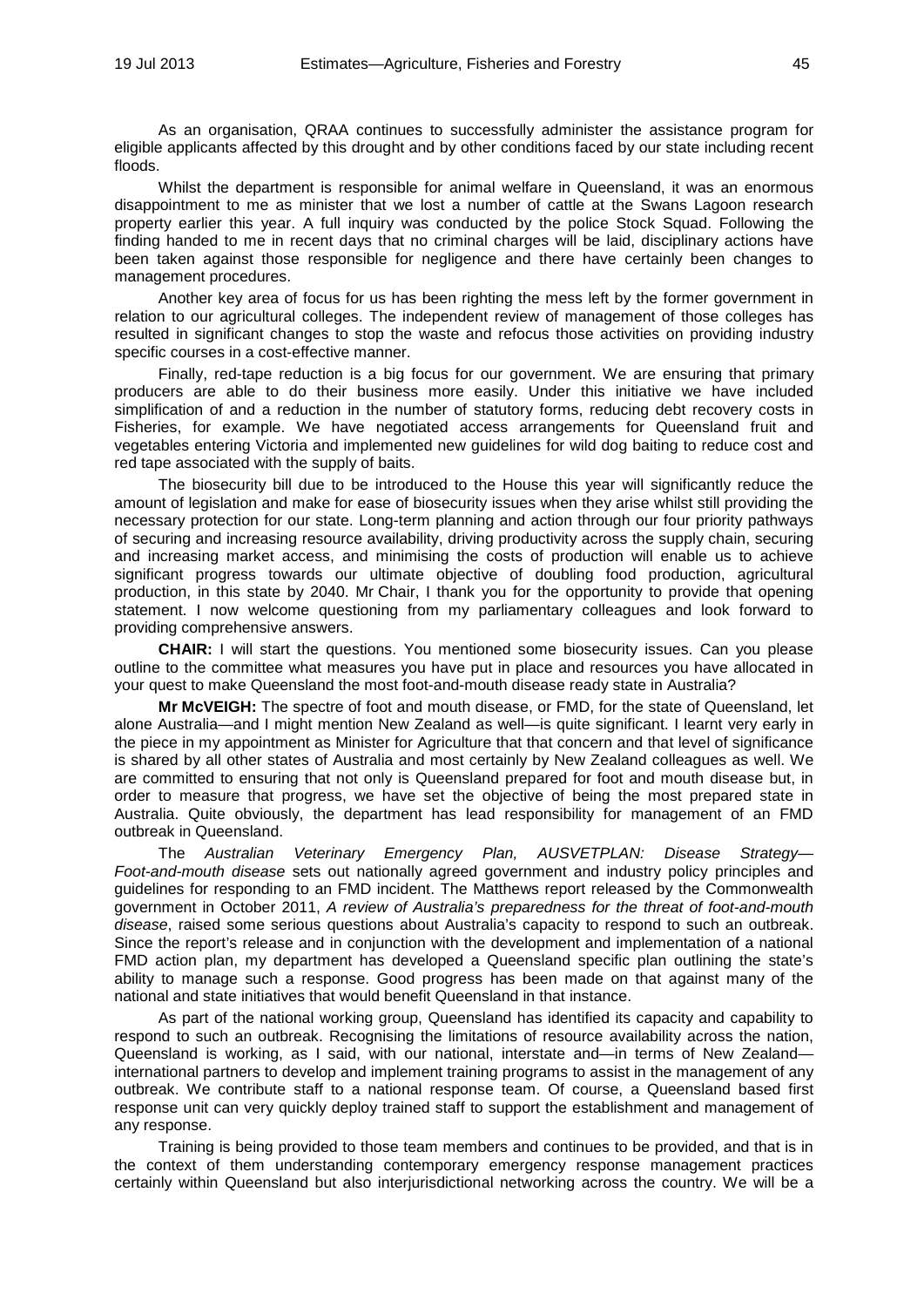As an organisation, QRAA continues to successfully administer the assistance program for eligible applicants affected by this drought and by other conditions faced by our state including recent floods.

Whilst the department is responsible for animal welfare in Queensland, it was an enormous disappointment to me as minister that we lost a number of cattle at the Swans Lagoon research property earlier this year. A full inquiry was conducted by the police Stock Squad. Following the finding handed to me in recent days that no criminal charges will be laid, disciplinary actions have been taken against those responsible for negligence and there have certainly been changes to management procedures.

Another key area of focus for us has been righting the mess left by the former government in relation to our agricultural colleges. The independent review of management of those colleges has resulted in significant changes to stop the waste and refocus those activities on providing industry specific courses in a cost-effective manner.

Finally, red-tape reduction is a big focus for our government. We are ensuring that primary producers are able to do their business more easily. Under this initiative we have included simplification of and a reduction in the number of statutory forms, reducing debt recovery costs in Fisheries, for example. We have negotiated access arrangements for Queensland fruit and vegetables entering Victoria and implemented new guidelines for wild dog baiting to reduce cost and red tape associated with the supply of baits.

The biosecurity bill due to be introduced to the House this year will significantly reduce the amount of legislation and make for ease of biosecurity issues when they arise whilst still providing the necessary protection for our state. Long-term planning and action through our four priority pathways of securing and increasing resource availability, driving productivity across the supply chain, securing and increasing market access, and minimising the costs of production will enable us to achieve significant progress towards our ultimate objective of doubling food production, agricultural production, in this state by 2040. Mr Chair, I thank you for the opportunity to provide that opening statement. I now welcome questioning from my parliamentary colleagues and look forward to providing comprehensive answers.

**CHAIR:** I will start the questions. You mentioned some biosecurity issues. Can you please outline to the committee what measures you have put in place and resources you have allocated in your quest to make Queensland the most foot-and-mouth disease ready state in Australia?

**Mr McVEIGH:** The spectre of foot and mouth disease, or FMD, for the state of Queensland, let alone Australia—and I might mention New Zealand as well—is quite significant. I learnt very early in the piece in my appointment as Minister for Agriculture that that concern and that level of significance is shared by all other states of Australia and most certainly by New Zealand colleagues as well. We are committed to ensuring that not only is Queensland prepared for foot and mouth disease but, in order to measure that progress, we have set the objective of being the most prepared state in Australia. Quite obviously, the department has lead responsibility for management of an FMD outbreak in Queensland.

The *Australian Veterinary Emergency Plan, AUSVETPLAN: Disease Strategy—Foot-and-mouth disease* sets out nationally agreed government and industry policy principles and guidelines for responding to an FMD incident. The Matthews report released by the Commonwealth government in October 2011, *A review of Australia's preparedness for the threat of foot-and-mouth disease*, raised some serious questions about Australia's capacity to respond to such an outbreak. Since the report's release and in conjunction with the development and implementation of a national FMD action plan, my department has developed a Queensland specific plan outlining the state's ability to manage such a response. Good progress has been made on that against many of the national and state initiatives that would benefit Queensland in that instance.

As part of the national working group, Queensland has identified its capacity and capability to respond to such an outbreak. Recognising the limitations of resource availability across the nation, Queensland is working, as I said, with our national, interstate and—in terms of New Zealand—international partners to develop and implement training programs to assist in the management of any outbreak. We contribute staff to a national response team. Of course, a Queensland based first response unit can very quickly deploy trained staff to support the establishment and management of any response.

Training is being provided to those team members and continues to be provided, and that is in the context of them understanding contemporary emergency response management practices certainly within Queensland but also interjurisdictional networking across the country. We will be a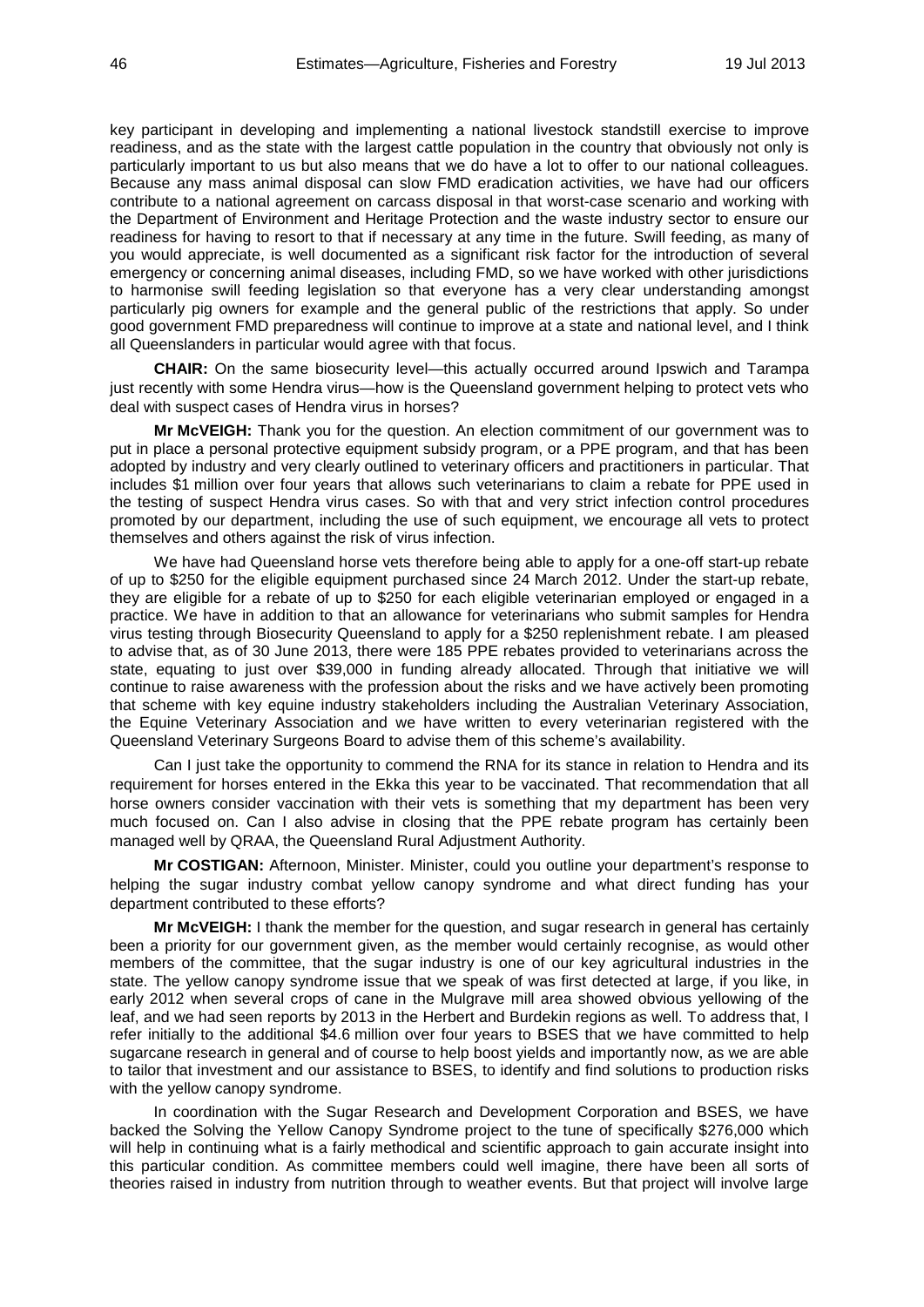key participant in developing and implementing a national livestock standstill exercise to improve readiness, and as the state with the largest cattle population in the country that obviously not only is particularly important to us but also means that we do have a lot to offer to our national colleagues. Because any mass animal disposal can slow FMD eradication activities, we have had our officers contribute to a national agreement on carcass disposal in that worst-case scenario and working with the Department of Environment and Heritage Protection and the waste industry sector to ensure our readiness for having to resort to that if necessary at any time in the future. Swill feeding, as many of you would appreciate, is well documented as a significant risk factor for the introduction of several emergency or concerning animal diseases, including FMD, so we have worked with other jurisdictions to harmonise swill feeding legislation so that everyone has a very clear understanding amongst particularly pig owners for example and the general public of the restrictions that apply. So under good government FMD preparedness will continue to improve at a state and national level, and I think all Queenslanders in particular would agree with that focus.

**CHAIR:** On the same biosecurity level—this actually occurred around Ipswich and Tarampa just recently with some Hendra virus—how is the Queensland government helping to protect vets who deal with suspect cases of Hendra virus in horses?

**Mr McVEIGH:** Thank you for the question. An election commitment of our government was to put in place a personal protective equipment subsidy program, or a PPE program, and that has been adopted by industry and very clearly outlined to veterinary officers and practitioners in particular. That includes $1 million over four years that allows such veterinarians to claim a rebate for PPE used in the testing of suspect Hendra virus cases. So with that and very strict infection control procedures promoted by our department, including the use of such equipment, we encourage all vets to protect themselves and others against the risk of virus infection.

We have had Queensland horse vets therefore being able to apply for a one-off start-up rebate of up to $250 for the eligible equipment purchased since 24 March 2012. Under the start-up rebate, they are eligible for a rebate of up to $250 for each eligible veterinarian employed or engaged in a practice. We have in addition to that an allowance for veterinarians who submit samples for Hendra virus testing through Biosecurity Queensland to apply for a $250 replenishment rebate. I am pleased to advise that, as of 30 June 2013, there were 185 PPE rebates provided to veterinarians across the state, equating to just over $39,000 in funding already allocated. Through that initiative we will continue to raise awareness with the profession about the risks and we have actively been promoting that scheme with key equine industry stakeholders including the Australian Veterinary Association, the Equine Veterinary Association and we have written to every veterinarian registered with the Queensland Veterinary Surgeons Board to advise them of this scheme's availability.

Can I just take the opportunity to commend the RNA for its stance in relation to Hendra and its requirement for horses entered in the Ekka this year to be vaccinated. That recommendation that all horse owners consider vaccination with their vets is something that my department has been very much focused on. Can I also advise in closing that the PPE rebate program has certainly been managed well by QRAA, the Queensland Rural Adjustment Authority.

**Mr COSTIGAN:** Afternoon, Minister. Minister, could you outline your department's response to helping the sugar industry combat yellow canopy syndrome and what direct funding has your department contributed to these efforts?

**Mr McVEIGH:** I thank the member for the question, and sugar research in general has certainly been a priority for our government given, as the member would certainly recognise, as would other members of the committee, that the sugar industry is one of our key agricultural industries in the state. The yellow canopy syndrome issue that we speak of was first detected at large, if you like, in early 2012 when several crops of cane in the Mulgrave mill area showed obvious yellowing of the leaf, and we had seen reports by 2013 in the Herbert and Burdekin regions as well. To address that, I refer initially to the additional $4.6 million over four years to BSES that we have committed to help sugarcane research in general and of course to help boost yields and importantly now, as we are able to tailor that investment and our assistance to BSES, to identify and find solutions to production risks with the yellow canopy syndrome.

In coordination with the Sugar Research and Development Corporation and BSES, we have backed the Solving the Yellow Canopy Syndrome project to the tune of specifically $276,000 which will help in continuing what is a fairly methodical and scientific approach to gain accurate insight into this particular condition. As committee members could well imagine, there have been all sorts of theories raised in industry from nutrition through to weather events. But that project will involve large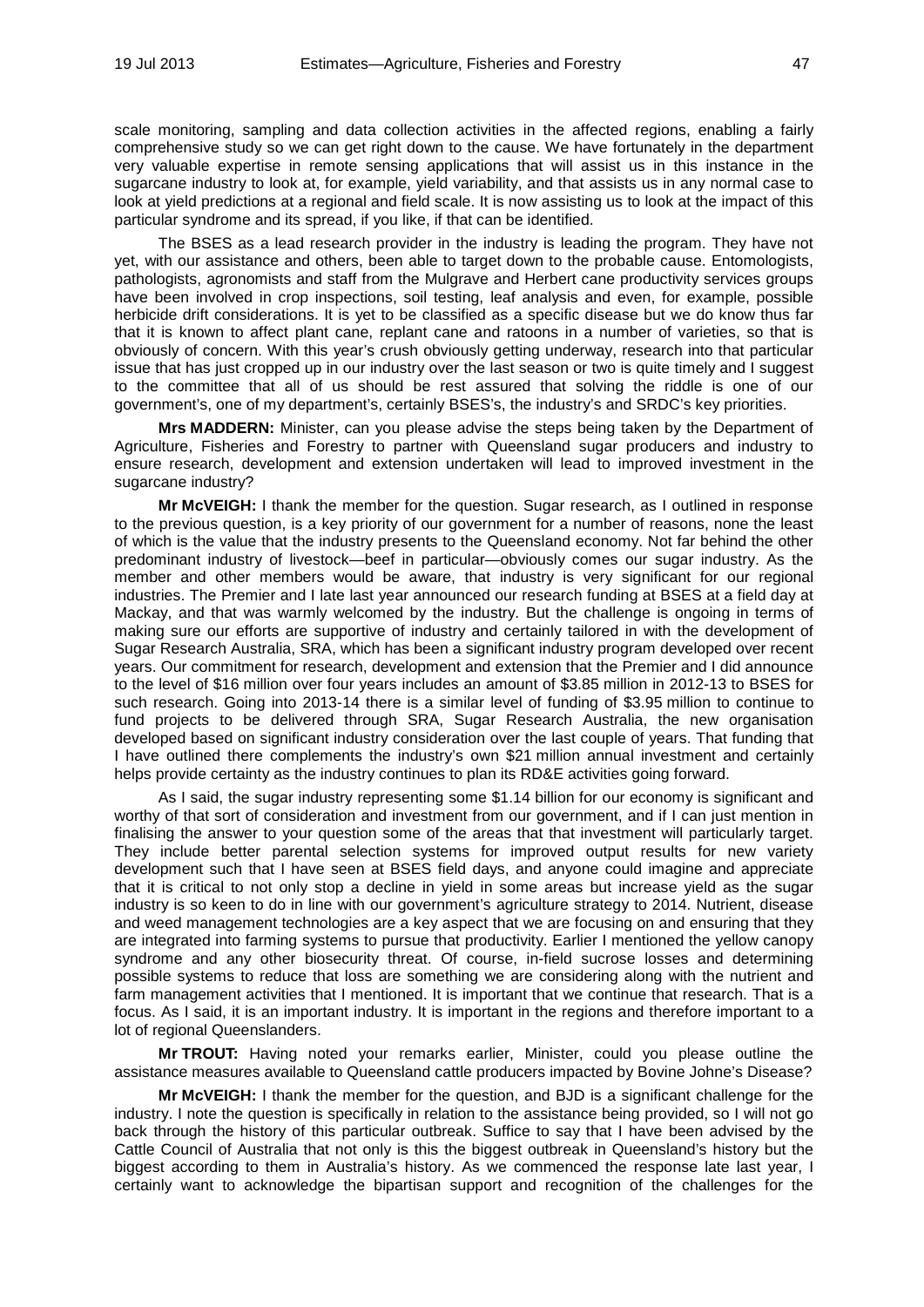scale monitoring, sampling and data collection activities in the affected regions, enabling a fairly comprehensive study so we can get right down to the cause. We have fortunately in the department very valuable expertise in remote sensing applications that will assist us in this instance in the sugarcane industry to look at, for example, yield variability, and that assists us in any normal case to look at yield predictions at a regional and field scale. It is now assisting us to look at the impact of this particular syndrome and its spread, if you like, if that can be identified.

The BSES as a lead research provider in the industry is leading the program. They have not yet, with our assistance and others, been able to target down to the probable cause. Entomologists, pathologists, agronomists and staff from the Mulgrave and Herbert cane productivity services groups have been involved in crop inspections, soil testing, leaf analysis and even, for example, possible herbicide drift considerations. It is yet to be classified as a specific disease but we do know thus far that it is known to affect plant cane, replant cane and ratoons in a number of varieties, so that is obviously of concern. With this year's crush obviously getting underway, research into that particular issue that has just cropped up in our industry over the last season or two is quite timely and I suggest to the committee that all of us should be rest assured that solving the riddle is one of our government's, one of my department's, certainly BSES's, the industry's and SRDC's key priorities.

**Mrs MADDERN:** Minister, can you please advise the steps being taken by the Department of Agriculture, Fisheries and Forestry to partner with Queensland sugar producers and industry to ensure research, development and extension undertaken will lead to improved investment in the sugarcane industry?

**Mr McVEIGH:** I thank the member for the question. Sugar research, as I outlined in response to the previous question, is a key priority of our government for a number of reasons, none the least of which is the value that the industry presents to the Queensland economy. Not far behind the other predominant industry of livestock—beef in particular—obviously comes our sugar industry. As the member and other members would be aware, that industry is very significant for our regional industries. The Premier and I late last year announced our research funding at BSES at a field day at Mackay, and that was warmly welcomed by the industry. But the challenge is ongoing in terms of making sure our efforts are supportive of industry and certainly tailored in with the development of Sugar Research Australia, SRA, which has been a significant industry program developed over recent years. Our commitment for research, development and extension that the Premier and I did announce to the level of $16 million over four years includes an amount of $3.85 million in 2012-13 to BSES for such research. Going into 2013-14 there is a similar level of funding of $3.95 million to continue to fund projects to be delivered through SRA, Sugar Research Australia, the new organisation developed based on significant industry consideration over the last couple of years. That funding that I have outlined there complements the industry's own $21 million annual investment and certainly helps provide certainty as the industry continues to plan its RD&E activities going forward.

As I said, the sugar industry representing some $1.14 billion for our economy is significant and worthy of that sort of consideration and investment from our government, and if I can just mention in finalising the answer to your question some of the areas that that investment will particularly target. They include better parental selection systems for improved output results for new variety development such that I have seen at BSES field days, and anyone could imagine and appreciate that it is critical to not only stop a decline in yield in some areas but increase yield as the sugar industry is so keen to do in line with our government's agriculture strategy to 2014. Nutrient, disease and weed management technologies are a key aspect that we are focusing on and ensuring that they are integrated into farming systems to pursue that productivity. Earlier I mentioned the yellow canopy syndrome and any other biosecurity threat. Of course, in-field sucrose losses and determining possible systems to reduce that loss are something we are considering along with the nutrient and farm management activities that I mentioned. It is important that we continue that research. That is a focus. As I said, it is an important industry. It is important in the regions and therefore important to a lot of regional Queenslanders.

**Mr TROUT:** Having noted your remarks earlier, Minister, could you please outline the assistance measures available to Queensland cattle producers impacted by Bovine Johne's Disease?

**Mr McVEIGH:** I thank the member for the question, and BJD is a significant challenge for the industry. I note the question is specifically in relation to the assistance being provided, so I will not go back through the history of this particular outbreak. Suffice to say that I have been advised by the Cattle Council of Australia that not only is this the biggest outbreak in Queensland's history but the biggest according to them in Australia's history. As we commenced the response late last year, I certainly want to acknowledge the bipartisan support and recognition of the challenges for the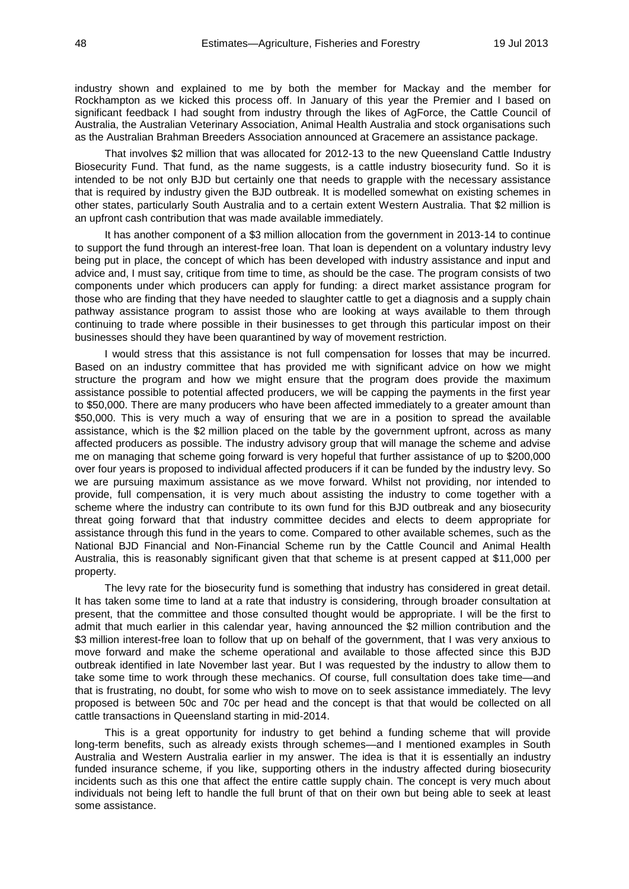industry shown and explained to me by both the member for Mackay and the member for Rockhampton as we kicked this process off. In January of this year the Premier and I based on significant feedback I had sought from industry through the likes of AgForce, the Cattle Council of Australia, the Australian Veterinary Association, Animal Health Australia and stock organisations such as the Australian Brahman Breeders Association announced at Gracemere an assistance package.

That involves $2 million that was allocated for 2012-13 to the new Queensland Cattle Industry Biosecurity Fund. That fund, as the name suggests, is a cattle industry biosecurity fund. So it is intended to be not only BJD but certainly one that needs to grapple with the necessary assistance that is required by industry given the BJD outbreak. It is modelled somewhat on existing schemes in other states, particularly South Australia and to a certain extent Western Australia. That $2 million is an upfront cash contribution that was made available immediately.

It has another component of a $3 million allocation from the government in 2013-14 to continue to support the fund through an interest-free loan. That loan is dependent on a voluntary industry levy being put in place, the concept of which has been developed with industry assistance and input and advice and, I must say, critique from time to time, as should be the case. The program consists of two components under which producers can apply for funding: a direct market assistance program for those who are finding that they have needed to slaughter cattle to get a diagnosis and a supply chain pathway assistance program to assist those who are looking at ways available to them through continuing to trade where possible in their businesses to get through this particular impost on their businesses should they have been quarantined by way of movement restriction.

I would stress that this assistance is not full compensation for losses that may be incurred. Based on an industry committee that has provided me with significant advice on how we might structure the program and how we might ensure that the program does provide the maximum assistance possible to potential affected producers, we will be capping the payments in the first year to $50,000. There are many producers who have been affected immediately to a greater amount than $50,000. This is very much a way of ensuring that we are in a position to spread the available assistance, which is the $2 million placed on the table by the government upfront, across as many affected producers as possible. The industry advisory group that will manage the scheme and advise me on managing that scheme going forward is very hopeful that further assistance of up to $200,000 over four years is proposed to individual affected producers if it can be funded by the industry levy. So we are pursuing maximum assistance as we move forward. Whilst not providing, nor intended to provide, full compensation, it is very much about assisting the industry to come together with a scheme where the industry can contribute to its own fund for this BJD outbreak and any biosecurity threat going forward that that industry committee decides and elects to deem appropriate for assistance through this fund in the years to come. Compared to other available schemes, such as the National BJD Financial and Non-Financial Scheme run by the Cattle Council and Animal Health Australia, this is reasonably significant given that that scheme is at present capped at $11,000 per property.

The levy rate for the biosecurity fund is something that industry has considered in great detail. It has taken some time to land at a rate that industry is considering, through broader consultation at present, that the committee and those consulted thought would be appropriate. I will be the first to admit that much earlier in this calendar year, having announced the $2 million contribution and the $3 million interest-free loan to follow that up on behalf of the government, that I was very anxious to move forward and make the scheme operational and available to those affected since this BJD outbreak identified in late November last year. But I was requested by the industry to allow them to take some time to work through these mechanics. Of course, full consultation does take time—and that is frustrating, no doubt, for some who wish to move on to seek assistance immediately. The levy proposed is between 50c and 70c per head and the concept is that that would be collected on all cattle transactions in Queensland starting in mid-2014.

This is a great opportunity for industry to get behind a funding scheme that will provide long-term benefits, such as already exists through schemes—and I mentioned examples in South Australia and Western Australia earlier in my answer. The idea is that it is essentially an industry funded insurance scheme, if you like, supporting others in the industry affected during biosecurity incidents such as this one that affect the entire cattle supply chain. The concept is very much about individuals not being left to handle the full brunt of that on their own but being able to seek at least some assistance.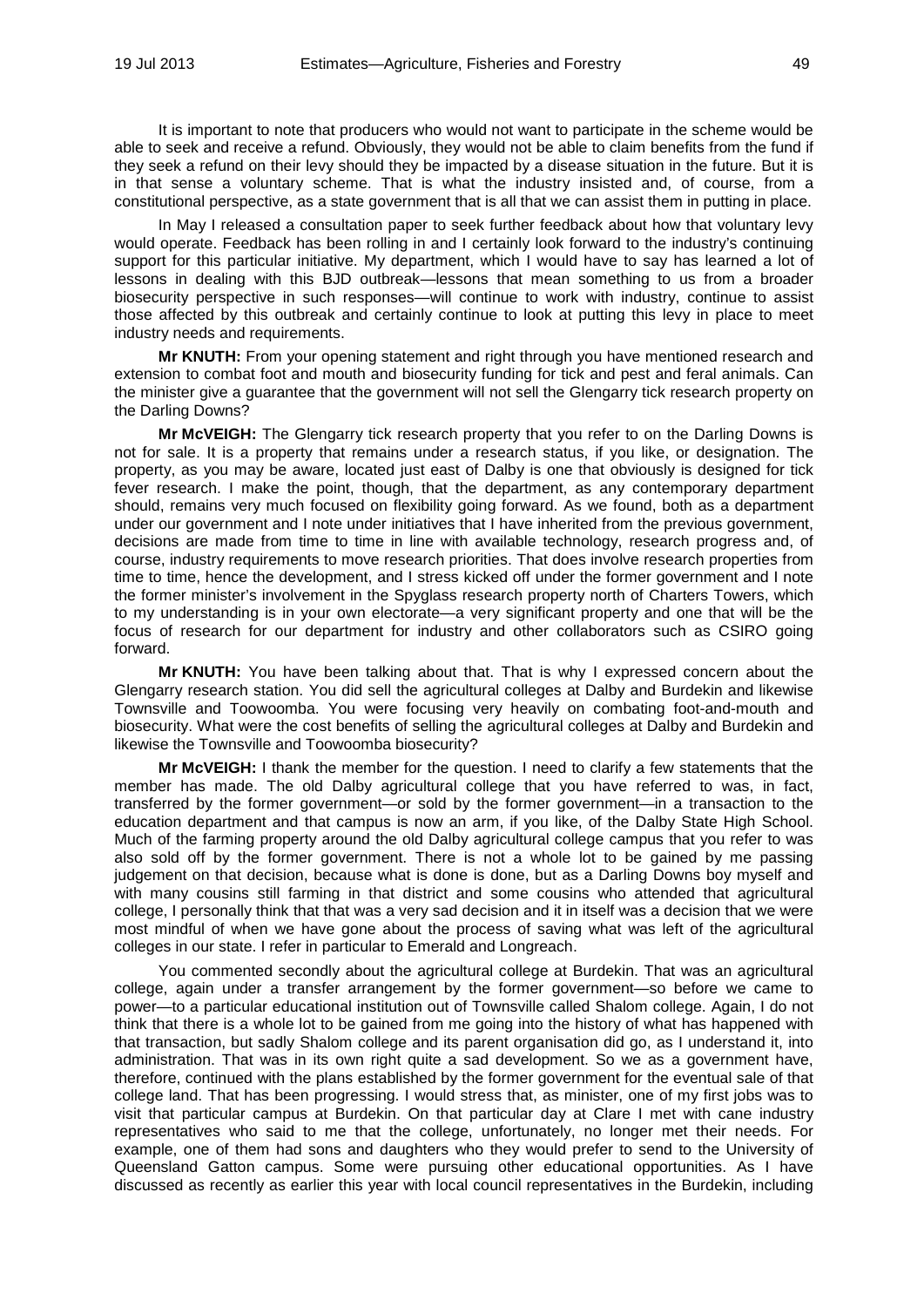It is important to note that producers who would not want to participate in the scheme would be able to seek and receive a refund. Obviously, they would not be able to claim benefits from the fund if they seek a refund on their levy should they be impacted by a disease situation in the future. But it is in that sense a voluntary scheme. That is what the industry insisted and, of course, from a constitutional perspective, as a state government that is all that we can assist them in putting in place.

In May I released a consultation paper to seek further feedback about how that voluntary levy would operate. Feedback has been rolling in and I certainly look forward to the industry's continuing support for this particular initiative. My department, which I would have to say has learned a lot of lessons in dealing with this BJD outbreak—lessons that mean something to us from a broader biosecurity perspective in such responses—will continue to work with industry, continue to assist those affected by this outbreak and certainly continue to look at putting this levy in place to meet industry needs and requirements.

**Mr KNUTH:** From your opening statement and right through you have mentioned research and extension to combat foot and mouth and biosecurity funding for tick and pest and feral animals. Can the minister give a guarantee that the government will not sell the Glengarry tick research property on the Darling Downs?

**Mr McVEIGH:** The Glengarry tick research property that you refer to on the Darling Downs is not for sale. It is a property that remains under a research status, if you like, or designation. The property, as you may be aware, located just east of Dalby is one that obviously is designed for tick fever research. I make the point, though, that the department, as any contemporary department should, remains very much focused on flexibility going forward. As we found, both as a department under our government and I note under initiatives that I have inherited from the previous government, decisions are made from time to time in line with available technology, research progress and, of course, industry requirements to move research priorities. That does involve research properties from time to time, hence the development, and I stress kicked off under the former government and I note the former minister's involvement in the Spyglass research property north of Charters Towers, which to my understanding is in your own electorate—a very significant property and one that will be the focus of research for our department for industry and other collaborators such as CSIRO going forward.

**Mr KNUTH:** You have been talking about that. That is why I expressed concern about the Glengarry research station. You did sell the agricultural colleges at Dalby and Burdekin and likewise Townsville and Toowoomba. You were focusing very heavily on combating foot-and-mouth and biosecurity. What were the cost benefits of selling the agricultural colleges at Dalby and Burdekin and likewise the Townsville and Toowoomba biosecurity?

**Mr McVEIGH:** I thank the member for the question. I need to clarify a few statements that the member has made. The old Dalby agricultural college that you have referred to was, in fact, transferred by the former government—or sold by the former government—in a transaction to the education department and that campus is now an arm, if you like, of the Dalby State High School. Much of the farming property around the old Dalby agricultural college campus that you refer to was also sold off by the former government. There is not a whole lot to be gained by me passing judgement on that decision, because what is done is done, but as a Darling Downs boy myself and with many cousins still farming in that district and some cousins who attended that agricultural college, I personally think that that was a very sad decision and it in itself was a decision that we were most mindful of when we have gone about the process of saving what was left of the agricultural colleges in our state. I refer in particular to Emerald and Longreach.

You commented secondly about the agricultural college at Burdekin. That was an agricultural college, again under a transfer arrangement by the former government—so before we came to power—to a particular educational institution out of Townsville called Shalom college. Again, I do not think that there is a whole lot to be gained from me going into the history of what has happened with that transaction, but sadly Shalom college and its parent organisation did go, as I understand it, into administration. That was in its own right quite a sad development. So we as a government have, therefore, continued with the plans established by the former government for the eventual sale of that college land. That has been progressing. I would stress that, as minister, one of my first jobs was to visit that particular campus at Burdekin. On that particular day at Clare I met with cane industry representatives who said to me that the college, unfortunately, no longer met their needs. For example, one of them had sons and daughters who they would prefer to send to the University of Queensland Gatton campus. Some were pursuing other educational opportunities. As I have discussed as recently as earlier this year with local council representatives in the Burdekin, including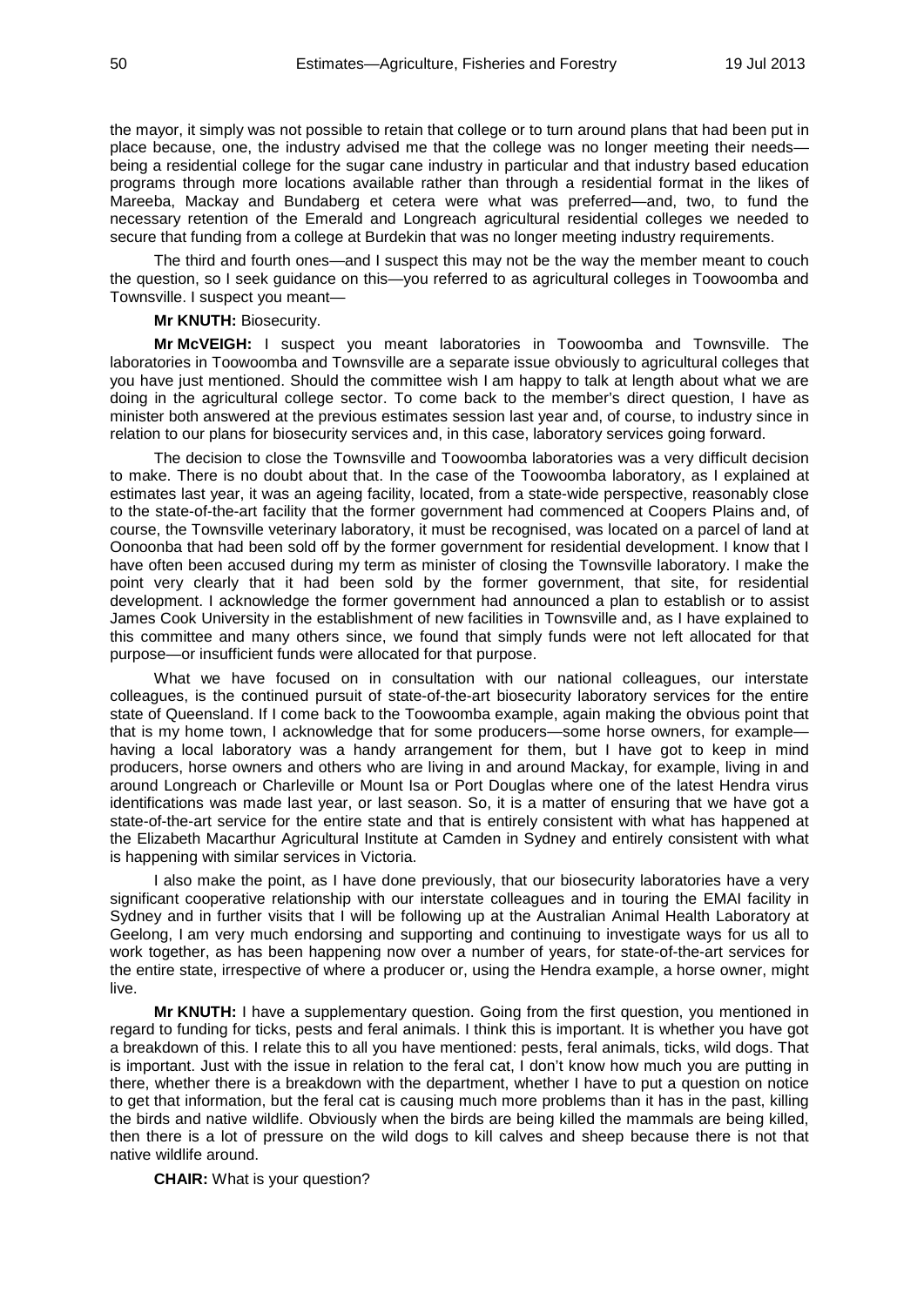the mayor, it simply was not possible to retain that college or to turn around plans that had been put in place because, one, the industry advised me that the college was no longer meeting their needs—being a residential college for the sugar cane industry in particular and that industry based education programs through more locations available rather than through a residential format in the likes of Mareeba, Mackay and Bundaberg et cetera were what was preferred—and, two, to fund the necessary retention of the Emerald and Longreach agricultural residential colleges we needed to secure that funding from a college at Burdekin that was no longer meeting industry requirements.

The third and fourth ones—and I suspect this may not be the way the member meant to couch the question, so I seek guidance on this—you referred to as agricultural colleges in Toowoomba and Townsville. I suspect you meant—

**Mr KNUTH:** Biosecurity.

**Mr McVEIGH:** I suspect you meant laboratories in Toowoomba and Townsville. The laboratories in Toowoomba and Townsville are a separate issue obviously to agricultural colleges that you have just mentioned. Should the committee wish I am happy to talk at length about what we are doing in the agricultural college sector. To come back to the member's direct question, I have as minister both answered at the previous estimates session last year and, of course, to industry since in relation to our plans for biosecurity services and, in this case, laboratory services going forward.

The decision to close the Townsville and Toowoomba laboratories was a very difficult decision to make. There is no doubt about that. In the case of the Toowoomba laboratory, as I explained at estimates last year, it was an ageing facility, located, from a state-wide perspective, reasonably close to the state-of-the-art facility that the former government had commenced at Coopers Plains and, of course, the Townsville veterinary laboratory, it must be recognised, was located on a parcel of land at Oonoonba that had been sold off by the former government for residential development. I know that I have often been accused during my term as minister of closing the Townsville laboratory. I make the point very clearly that it had been sold by the former government, that site, for residential development. I acknowledge the former government had announced a plan to establish or to assist James Cook University in the establishment of new facilities in Townsville and, as I have explained to this committee and many others since, we found that simply funds were not left allocated for that purpose—or insufficient funds were allocated for that purpose.

What we have focused on in consultation with our national colleagues, our interstate colleagues, is the continued pursuit of state-of-the-art biosecurity laboratory services for the entire state of Queensland. If I come back to the Toowoomba example, again making the obvious point that that is my home town, I acknowledge that for some producers—some horse owners, for example—having a local laboratory was a handy arrangement for them, but I have got to keep in mind producers, horse owners and others who are living in and around Mackay, for example, living in and around Longreach or Charleville or Mount Isa or Port Douglas where one of the latest Hendra virus identifications was made last year, or last season. So, it is a matter of ensuring that we have got a state-of-the-art service for the entire state and that is entirely consistent with what has happened at the Elizabeth Macarthur Agricultural Institute at Camden in Sydney and entirely consistent with what is happening with similar services in Victoria.

I also make the point, as I have done previously, that our biosecurity laboratories have a very significant cooperative relationship with our interstate colleagues and in touring the EMAI facility in Sydney and in further visits that I will be following up at the Australian Animal Health Laboratory at Geelong, I am very much endorsing and supporting and continuing to investigate ways for us all to work together, as has been happening now over a number of years, for state-of-the-art services for the entire state, irrespective of where a producer or, using the Hendra example, a horse owner, might live.

**Mr KNUTH:** I have a supplementary question. Going from the first question, you mentioned in regard to funding for ticks, pests and feral animals. I think this is important. It is whether you have got a breakdown of this. I relate this to all you have mentioned: pests, feral animals, ticks, wild dogs. That is important. Just with the issue in relation to the feral cat, I don't know how much you are putting in there, whether there is a breakdown with the department, whether I have to put a question on notice to get that information, but the feral cat is causing much more problems than it has in the past, killing the birds and native wildlife. Obviously when the birds are being killed the mammals are being killed, then there is a lot of pressure on the wild dogs to kill calves and sheep because there is not that native wildlife around.

**CHAIR:** What is your question?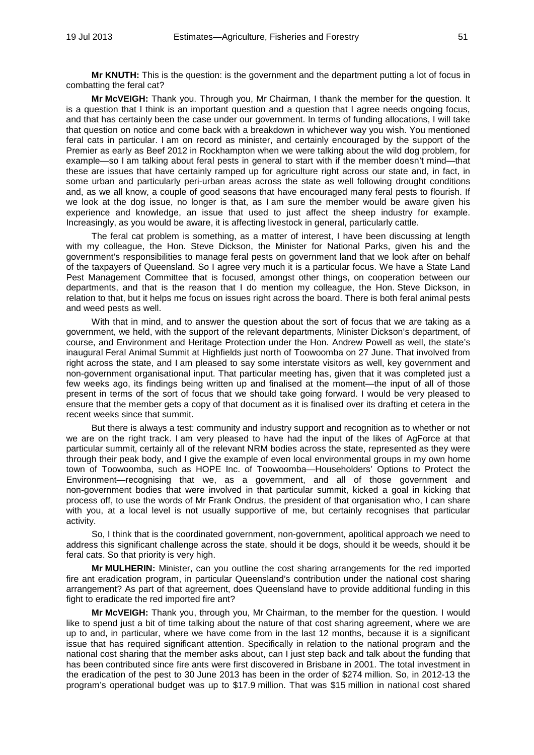**Mr KNUTH:** This is the question: is the government and the department putting a lot of focus in combatting the feral cat?

**Mr McVEIGH:** Thank you. Through you, Mr Chairman, I thank the member for the question. It is a question that I think is an important question and a question that I agree needs ongoing focus, and that has certainly been the case under our government. In terms of funding allocations, I will take that question on notice and come back with a breakdown in whichever way you wish. You mentioned feral cats in particular. I am on record as minister, and certainly encouraged by the support of the Premier as early as Beef 2012 in Rockhampton when we were talking about the wild dog problem, for example—so I am talking about feral pests in general to start with if the member doesn't mind—that these are issues that have certainly ramped up for agriculture right across our state and, in fact, in some urban and particularly peri-urban areas across the state as well following drought conditions and, as we all know, a couple of good seasons that have encouraged many feral pests to flourish. If we look at the dog issue, no longer is that, as I am sure the member would be aware given his experience and knowledge, an issue that used to just affect the sheep industry for example. Increasingly, as you would be aware, it is affecting livestock in general, particularly cattle.

The feral cat problem is something, as a matter of interest, I have been discussing at length with my colleague, the Hon. Steve Dickson, the Minister for National Parks, given his and the government's responsibilities to manage feral pests on government land that we look after on behalf of the taxpayers of Queensland. So I agree very much it is a particular focus. We have a State Land Pest Management Committee that is focused, amongst other things, on cooperation between our departments, and that is the reason that I do mention my colleague, the Hon. Steve Dickson, in relation to that, but it helps me focus on issues right across the board. There is both feral animal pests and weed pests as well.

With that in mind, and to answer the question about the sort of focus that we are taking as a government, we held, with the support of the relevant departments, Minister Dickson's department, of course, and Environment and Heritage Protection under the Hon. Andrew Powell as well, the state's inaugural Feral Animal Summit at Highfields just north of Toowoomba on 27 June. That involved from right across the state, and I am pleased to say some interstate visitors as well, key government and non-government organisational input. That particular meeting has, given that it was completed just a few weeks ago, its findings being written up and finalised at the moment—the input of all of those present in terms of the sort of focus that we should take going forward. I would be very pleased to ensure that the member gets a copy of that document as it is finalised over its drafting et cetera in the recent weeks since that summit.

But there is always a test: community and industry support and recognition as to whether or not we are on the right track. I am very pleased to have had the input of the likes of AgForce at that particular summit, certainly all of the relevant NRM bodies across the state, represented as they were through their peak body, and I give the example of even local environmental groups in my own home town of Toowoomba, such as HOPE Inc. of Toowoomba—Householders' Options to Protect the Environment—recognising that we, as a government, and all of those government and non-government bodies that were involved in that particular summit, kicked a goal in kicking that process off, to use the words of Mr Frank Ondrus, the president of that organisation who, I can share with you, at a local level is not usually supportive of me, but certainly recognises that particular activity.

So, I think that is the coordinated government, non-government, apolitical approach we need to address this significant challenge across the state, should it be dogs, should it be weeds, should it be feral cats. So that priority is very high.

**Mr MULHERIN:** Minister, can you outline the cost sharing arrangements for the red imported fire ant eradication program, in particular Queensland's contribution under the national cost sharing arrangement? As part of that agreement, does Queensland have to provide additional funding in this fight to eradicate the red imported fire ant?

**Mr McVEIGH:** Thank you, through you, Mr Chairman, to the member for the question. I would like to spend just a bit of time talking about the nature of that cost sharing agreement, where we are up to and, in particular, where we have come from in the last 12 months, because it is a significant issue that has required significant attention. Specifically in relation to the national program and the national cost sharing that the member asks about, can I just step back and talk about the funding that has been contributed since fire ants were first discovered in Brisbane in 2001. The total investment in the eradication of the pest to 30 June 2013 has been in the order of $274 million. So, in 2012-13 the program's operational budget was up to $17.9 million. That was $15 million in national cost shared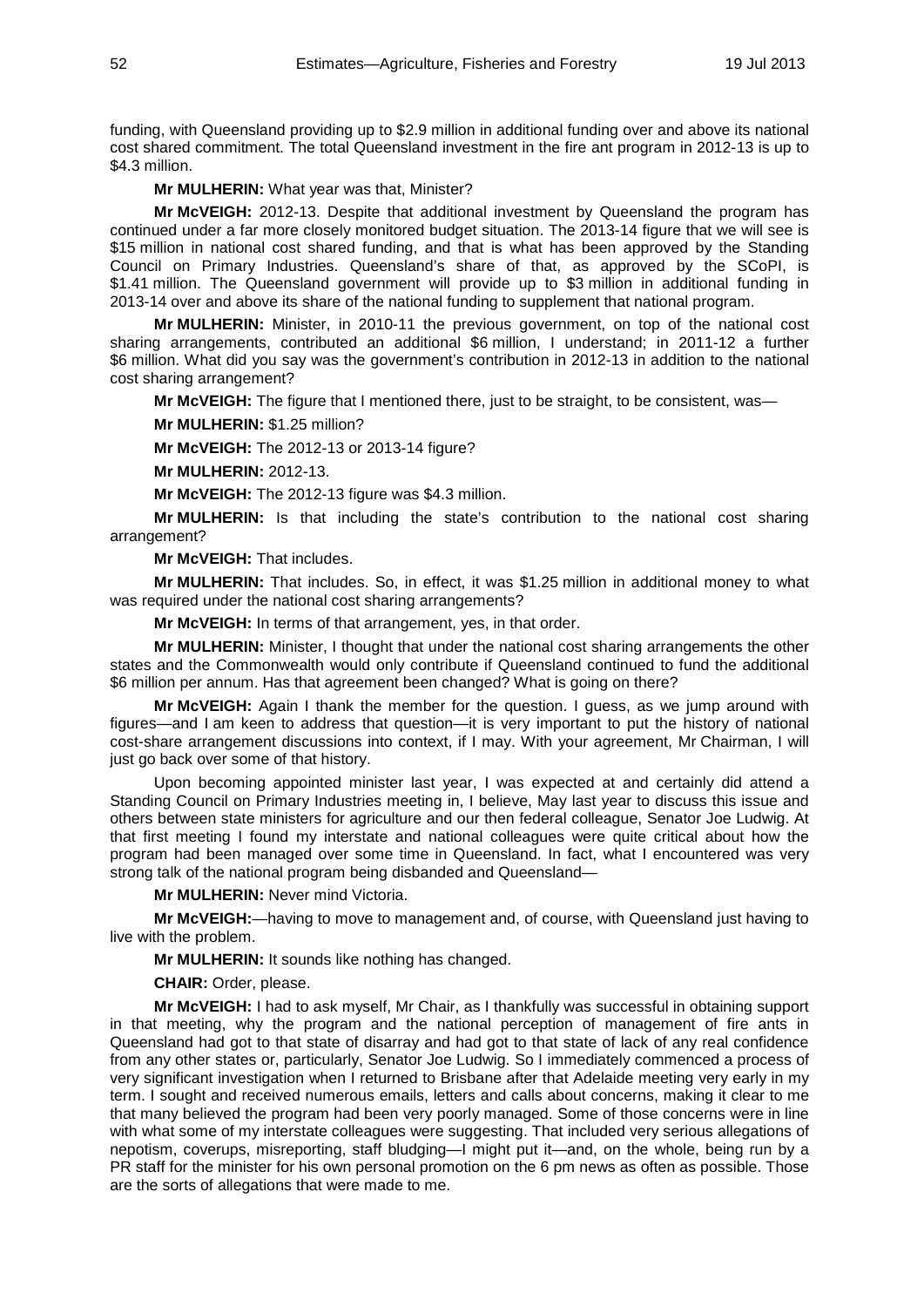funding, with Queensland providing up to $2.9 million in additional funding over and above its national cost shared commitment. The total Queensland investment in the fire ant program in 2012-13 is up to $4.3 million.

**Mr MULHERIN:** What year was that, Minister?

**Mr McVEIGH:** 2012-13. Despite that additional investment by Queensland the program has continued under a far more closely monitored budget situation. The 2013-14 figure that we will see is $15 million in national cost shared funding, and that is what has been approved by the Standing Council on Primary Industries. Queensland's share of that, as approved by the SCoPI, is $1.41 million. The Queensland government will provide up to $3 million in additional funding in 2013-14 over and above its share of the national funding to supplement that national program.

**Mr MULHERIN:** Minister, in 2010-11 the previous government, on top of the national cost sharing arrangements, contributed an additional $6 million, I understand; in 2011-12 a further $6 million. What did you say was the government's contribution in 2012-13 in addition to the national cost sharing arrangement?

**Mr McVEIGH:** The figure that I mentioned there, just to be straight, to be consistent, was—

**Mr MULHERIN:** $1.25 million?

**Mr McVEIGH:** The 2012-13 or 2013-14 figure?

**Mr MULHERIN:** 2012-13.

**Mr McVEIGH:** The 2012-13 figure was $4.3 million.

**Mr MULHERIN:** Is that including the state's contribution to the national cost sharing arrangement?

**Mr McVEIGH:** That includes.

**Mr MULHERIN:** That includes. So, in effect, it was $1.25 million in additional money to what was required under the national cost sharing arrangements?

**Mr McVEIGH:** In terms of that arrangement, yes, in that order.

**Mr MULHERIN:** Minister, I thought that under the national cost sharing arrangements the other states and the Commonwealth would only contribute if Queensland continued to fund the additional $6 million per annum. Has that agreement been changed? What is going on there?

**Mr McVEIGH:** Again I thank the member for the question. I guess, as we jump around with figures—and I am keen to address that question—it is very important to put the history of national cost-share arrangement discussions into context, if I may. With your agreement, Mr Chairman, I will just go back over some of that history.

Upon becoming appointed minister last year, I was expected at and certainly did attend a Standing Council on Primary Industries meeting in, I believe, May last year to discuss this issue and others between state ministers for agriculture and our then federal colleague, Senator Joe Ludwig. At that first meeting I found my interstate and national colleagues were quite critical about how the program had been managed over some time in Queensland. In fact, what I encountered was very strong talk of the national program being disbanded and Queensland—

**Mr MULHERIN:** Never mind Victoria.

**Mr McVEIGH:**—having to move to management and, of course, with Queensland just having to live with the problem.

**Mr MULHERIN:** It sounds like nothing has changed.

**CHAIR:** Order, please.

**Mr McVEIGH:** I had to ask myself, Mr Chair, as I thankfully was successful in obtaining support in that meeting, why the program and the national perception of management of fire ants in Queensland had got to that state of disarray and had got to that state of lack of any real confidence from any other states or, particularly, Senator Joe Ludwig. So I immediately commenced a process of very significant investigation when I returned to Brisbane after that Adelaide meeting very early in my term. I sought and received numerous emails, letters and calls about concerns, making it clear to me that many believed the program had been very poorly managed. Some of those concerns were in line with what some of my interstate colleagues were suggesting. That included very serious allegations of nepotism, coverups, misreporting, staff bludging—I might put it—and, on the whole, being run by a PR staff for the minister for his own personal promotion on the 6 pm news as often as possible. Those are the sorts of allegations that were made to me.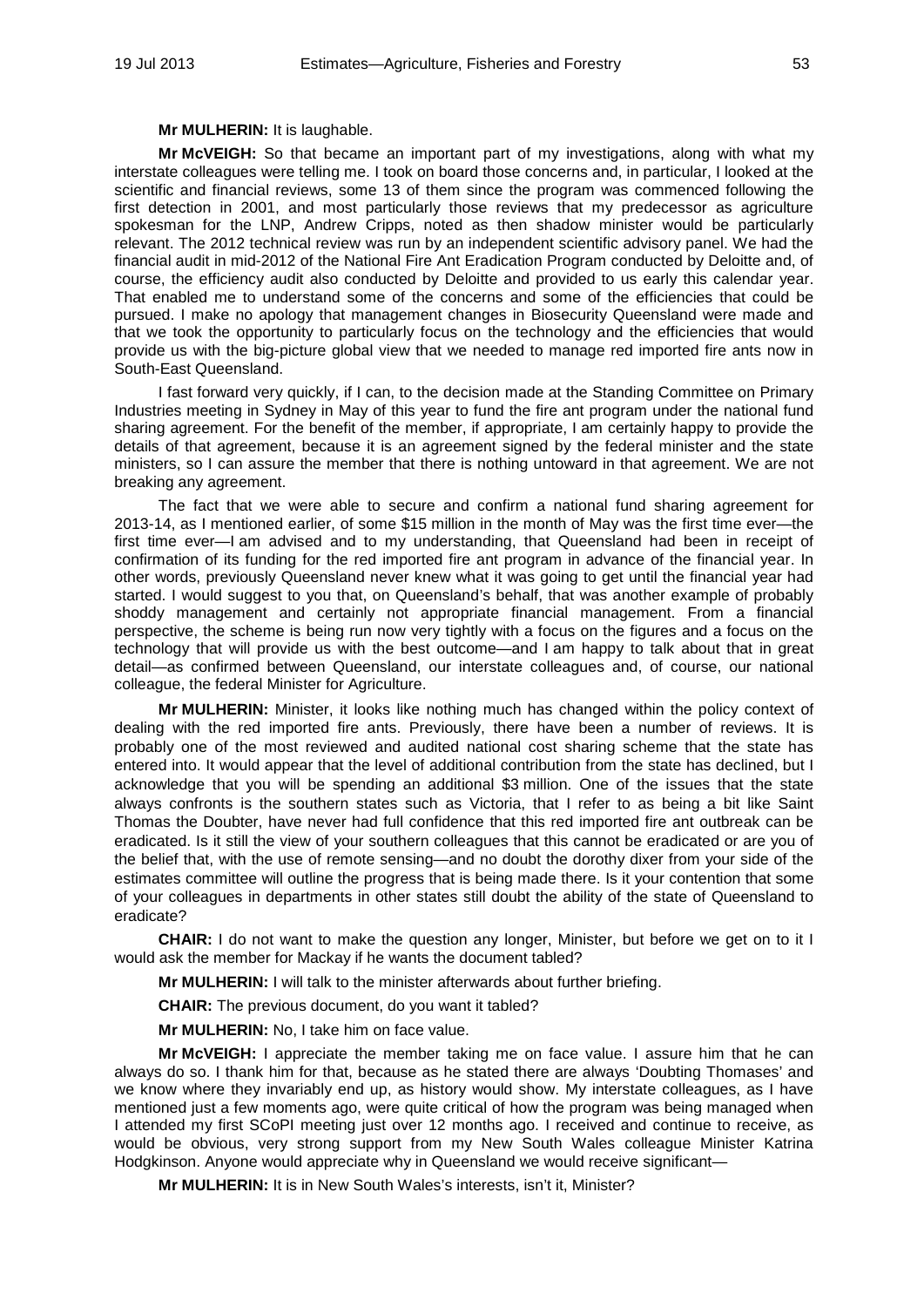**Mr MULHERIN:** It is laughable.

**Mr McVEIGH:** So that became an important part of my investigations, along with what my interstate colleagues were telling me. I took on board those concerns and, in particular, I looked at the scientific and financial reviews, some 13 of them since the program was commenced following the first detection in 2001, and most particularly those reviews that my predecessor as agriculture spokesman for the LNP, Andrew Cripps, noted as then shadow minister would be particularly relevant. The 2012 technical review was run by an independent scientific advisory panel. We had the financial audit in mid-2012 of the National Fire Ant Eradication Program conducted by Deloitte and, of course, the efficiency audit also conducted by Deloitte and provided to us early this calendar year. That enabled me to understand some of the concerns and some of the efficiencies that could be pursued. I make no apology that management changes in Biosecurity Queensland were made and that we took the opportunity to particularly focus on the technology and the efficiencies that would provide us with the big-picture global view that we needed to manage red imported fire ants now in South-East Queensland.

I fast forward very quickly, if I can, to the decision made at the Standing Committee on Primary Industries meeting in Sydney in May of this year to fund the fire ant program under the national fund sharing agreement. For the benefit of the member, if appropriate, I am certainly happy to provide the details of that agreement, because it is an agreement signed by the federal minister and the state ministers, so I can assure the member that there is nothing untoward in that agreement. We are not breaking any agreement.

The fact that we were able to secure and confirm a national fund sharing agreement for 2013-14, as I mentioned earlier, of some $15 million in the month of May was the first time ever—the first time ever—I am advised and to my understanding, that Queensland had been in receipt of confirmation of its funding for the red imported fire ant program in advance of the financial year. In other words, previously Queensland never knew what it was going to get until the financial year had started. I would suggest to you that, on Queensland's behalf, that was another example of probably shoddy management and certainly not appropriate financial management. From a financial perspective, the scheme is being run now very tightly with a focus on the figures and a focus on the technology that will provide us with the best outcome—and I am happy to talk about that in great detail—as confirmed between Queensland, our interstate colleagues and, of course, our national colleague, the federal Minister for Agriculture.

**Mr MULHERIN:** Minister, it looks like nothing much has changed within the policy context of dealing with the red imported fire ants. Previously, there have been a number of reviews. It is probably one of the most reviewed and audited national cost sharing scheme that the state has entered into. It would appear that the level of additional contribution from the state has declined, but I acknowledge that you will be spending an additional $3 million. One of the issues that the state always confronts is the southern states such as Victoria, that I refer to as being a bit like Saint Thomas the Doubter, have never had full confidence that this red imported fire ant outbreak can be eradicated. Is it still the view of your southern colleagues that this cannot be eradicated or are you of the belief that, with the use of remote sensing—and no doubt the dorothy dixer from your side of the estimates committee will outline the progress that is being made there. Is it your contention that some of your colleagues in departments in other states still doubt the ability of the state of Queensland to eradicate?

**CHAIR:** I do not want to make the question any longer, Minister, but before we get on to it I would ask the member for Mackay if he wants the document tabled?

**Mr MULHERIN:** I will talk to the minister afterwards about further briefing.

**CHAIR:** The previous document, do you want it tabled?

**Mr MULHERIN:** No, I take him on face value.

**Mr McVEIGH:** I appreciate the member taking me on face value. I assure him that he can always do so. I thank him for that, because as he stated there are always 'Doubting Thomases' and we know where they invariably end up, as history would show. My interstate colleagues, as I have mentioned just a few moments ago, were quite critical of how the program was being managed when I attended my first SCoPI meeting just over 12 months ago. I received and continue to receive, as would be obvious, very strong support from my New South Wales colleague Minister Katrina Hodgkinson. Anyone would appreciate why in Queensland we would receive significant—

**Mr MULHERIN:** It is in New South Wales's interests, isn't it, Minister?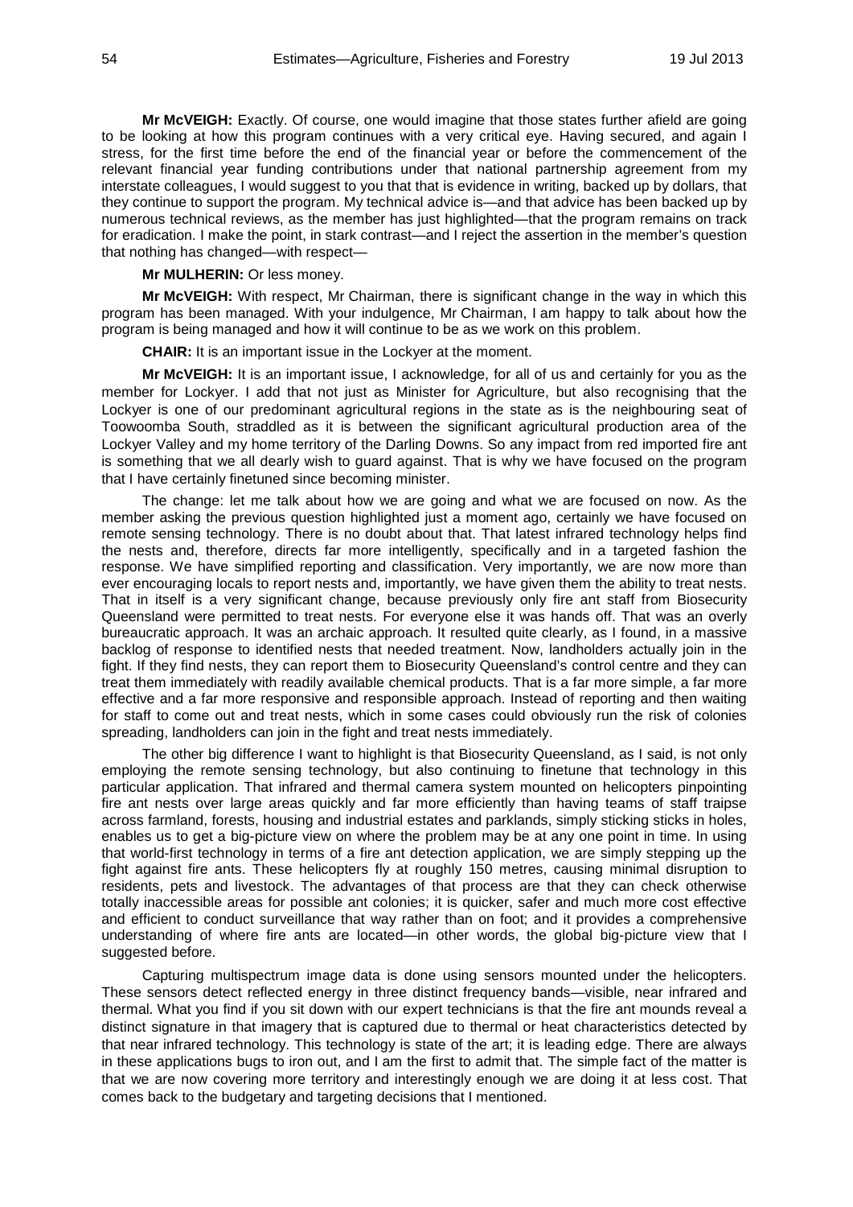**Mr McVEIGH:** Exactly. Of course, one would imagine that those states further afield are going to be looking at how this program continues with a very critical eye. Having secured, and again I stress, for the first time before the end of the financial year or before the commencement of the relevant financial year funding contributions under that national partnership agreement from my interstate colleagues, I would suggest to you that that is evidence in writing, backed up by dollars, that they continue to support the program. My technical advice is—and that advice has been backed up by numerous technical reviews, as the member has just highlighted—that the program remains on track for eradication. I make the point, in stark contrast—and I reject the assertion in the member's question that nothing has changed—with respect—

**Mr MULHERIN:** Or less money.

**Mr McVEIGH:** With respect, Mr Chairman, there is significant change in the way in which this program has been managed. With your indulgence, Mr Chairman, I am happy to talk about how the program is being managed and how it will continue to be as we work on this problem.

**CHAIR:** It is an important issue in the Lockyer at the moment.

**Mr McVEIGH:** It is an important issue, I acknowledge, for all of us and certainly for you as the member for Lockyer. I add that not just as Minister for Agriculture, but also recognising that the Lockyer is one of our predominant agricultural regions in the state as is the neighbouring seat of Toowoomba South, straddled as it is between the significant agricultural production area of the Lockyer Valley and my home territory of the Darling Downs. So any impact from red imported fire ant is something that we all dearly wish to guard against. That is why we have focused on the program that I have certainly finetuned since becoming minister.

The change: let me talk about how we are going and what we are focused on now. As the member asking the previous question highlighted just a moment ago, certainly we have focused on remote sensing technology. There is no doubt about that. That latest infrared technology helps find the nests and, therefore, directs far more intelligently, specifically and in a targeted fashion the response. We have simplified reporting and classification. Very importantly, we are now more than ever encouraging locals to report nests and, importantly, we have given them the ability to treat nests. That in itself is a very significant change, because previously only fire ant staff from Biosecurity Queensland were permitted to treat nests. For everyone else it was hands off. That was an overly bureaucratic approach. It was an archaic approach. It resulted quite clearly, as I found, in a massive backlog of response to identified nests that needed treatment. Now, landholders actually join in the fight. If they find nests, they can report them to Biosecurity Queensland's control centre and they can treat them immediately with readily available chemical products. That is a far more simple, a far more effective and a far more responsive and responsible approach. Instead of reporting and then waiting for staff to come out and treat nests, which in some cases could obviously run the risk of colonies spreading, landholders can join in the fight and treat nests immediately.

The other big difference I want to highlight is that Biosecurity Queensland, as I said, is not only employing the remote sensing technology, but also continuing to finetune that technology in this particular application. That infrared and thermal camera system mounted on helicopters pinpointing fire ant nests over large areas quickly and far more efficiently than having teams of staff traipse across farmland, forests, housing and industrial estates and parklands, simply sticking sticks in holes, enables us to get a big-picture view on where the problem may be at any one point in time. In using that world-first technology in terms of a fire ant detection application, we are simply stepping up the fight against fire ants. These helicopters fly at roughly 150 metres, causing minimal disruption to residents, pets and livestock. The advantages of that process are that they can check otherwise totally inaccessible areas for possible ant colonies; it is quicker, safer and much more cost effective and efficient to conduct surveillance that way rather than on foot; and it provides a comprehensive understanding of where fire ants are located—in other words, the global big-picture view that I suggested before.

Capturing multispectrum image data is done using sensors mounted under the helicopters. These sensors detect reflected energy in three distinct frequency bands—visible, near infrared and thermal. What you find if you sit down with our expert technicians is that the fire ant mounds reveal a distinct signature in that imagery that is captured due to thermal or heat characteristics detected by that near infrared technology. This technology is state of the art; it is leading edge. There are always in these applications bugs to iron out, and I am the first to admit that. The simple fact of the matter is that we are now covering more territory and interestingly enough we are doing it at less cost. That comes back to the budgetary and targeting decisions that I mentioned.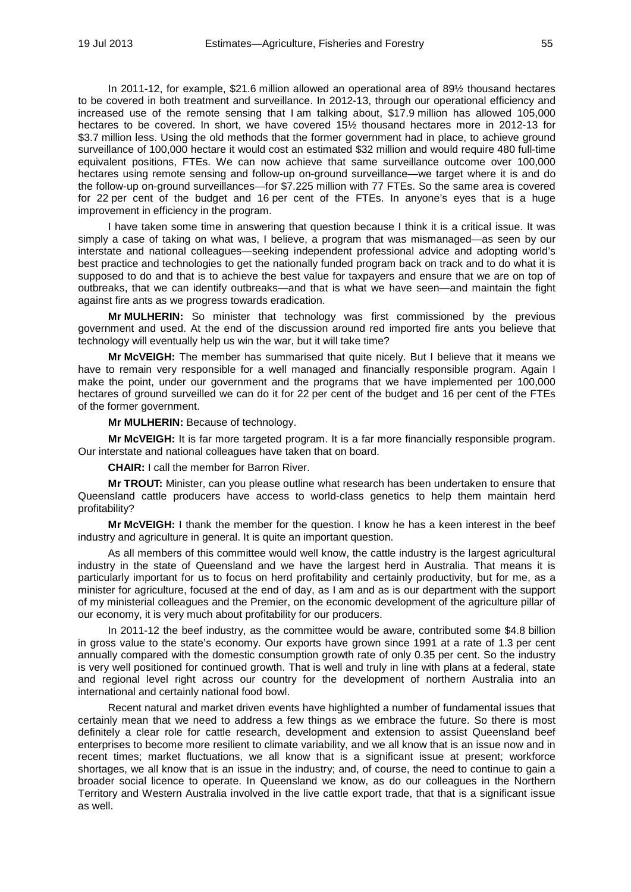In 2011-12, for example, $21.6 million allowed an operational area of 89½ thousand hectares to be covered in both treatment and surveillance. In 2012-13, through our operational efficiency and increased use of the remote sensing that I am talking about, $17.9 million has allowed 105,000 hectares to be covered. In short, we have covered 15½ thousand hectares more in 2012-13 for $3.7 million less. Using the old methods that the former government had in place, to achieve ground surveillance of 100,000 hectare it would cost an estimated $32 million and would require 480 full-time equivalent positions, FTEs. We can now achieve that same surveillance outcome over 100,000 hectares using remote sensing and follow-up on-ground surveillance—we target where it is and do the follow-up on-ground surveillances—for $7.225 million with 77 FTEs. So the same area is covered for 22 per cent of the budget and 16 per cent of the FTEs. In anyone's eyes that is a huge improvement in efficiency in the program.

I have taken some time in answering that question because I think it is a critical issue. It was simply a case of taking on what was, I believe, a program that was mismanaged—as seen by our interstate and national colleagues—seeking independent professional advice and adopting world's best practice and technologies to get the nationally funded program back on track and to do what it is supposed to do and that is to achieve the best value for taxpayers and ensure that we are on top of outbreaks, that we can identify outbreaks—and that is what we have seen—and maintain the fight against fire ants as we progress towards eradication.

**Mr MULHERIN:** So minister that technology was first commissioned by the previous government and used. At the end of the discussion around red imported fire ants you believe that technology will eventually help us win the war, but it will take time?

**Mr McVEIGH:** The member has summarised that quite nicely. But I believe that it means we have to remain very responsible for a well managed and financially responsible program. Again I make the point, under our government and the programs that we have implemented per 100,000 hectares of ground surveilled we can do it for 22 per cent of the budget and 16 per cent of the FTEs of the former government.

**Mr MULHERIN:** Because of technology.

**Mr McVEIGH:** It is far more targeted program. It is a far more financially responsible program. Our interstate and national colleagues have taken that on board.

**CHAIR:** I call the member for Barron River.

**Mr TROUT:** Minister, can you please outline what research has been undertaken to ensure that Queensland cattle producers have access to world-class genetics to help them maintain herd profitability?

**Mr McVEIGH:** I thank the member for the question. I know he has a keen interest in the beef industry and agriculture in general. It is quite an important question.

As all members of this committee would well know, the cattle industry is the largest agricultural industry in the state of Queensland and we have the largest herd in Australia. That means it is particularly important for us to focus on herd profitability and certainly productivity, but for me, as a minister for agriculture, focused at the end of day, as I am and as is our department with the support of my ministerial colleagues and the Premier, on the economic development of the agriculture pillar of our economy, it is very much about profitability for our producers.

In 2011-12 the beef industry, as the committee would be aware, contributed some $4.8 billion in gross value to the state's economy. Our exports have grown since 1991 at a rate of 1.3 per cent annually compared with the domestic consumption growth rate of only 0.35 per cent. So the industry is very well positioned for continued growth. That is well and truly in line with plans at a federal, state and regional level right across our country for the development of northern Australia into an international and certainly national food bowl.

Recent natural and market driven events have highlighted a number of fundamental issues that certainly mean that we need to address a few things as we embrace the future. So there is most definitely a clear role for cattle research, development and extension to assist Queensland beef enterprises to become more resilient to climate variability, and we all know that is an issue now and in recent times; market fluctuations, we all know that is a significant issue at present; workforce shortages, we all know that is an issue in the industry; and, of course, the need to continue to gain a broader social licence to operate. In Queensland we know, as do our colleagues in the Northern Territory and Western Australia involved in the live cattle export trade, that that is a significant issue as well.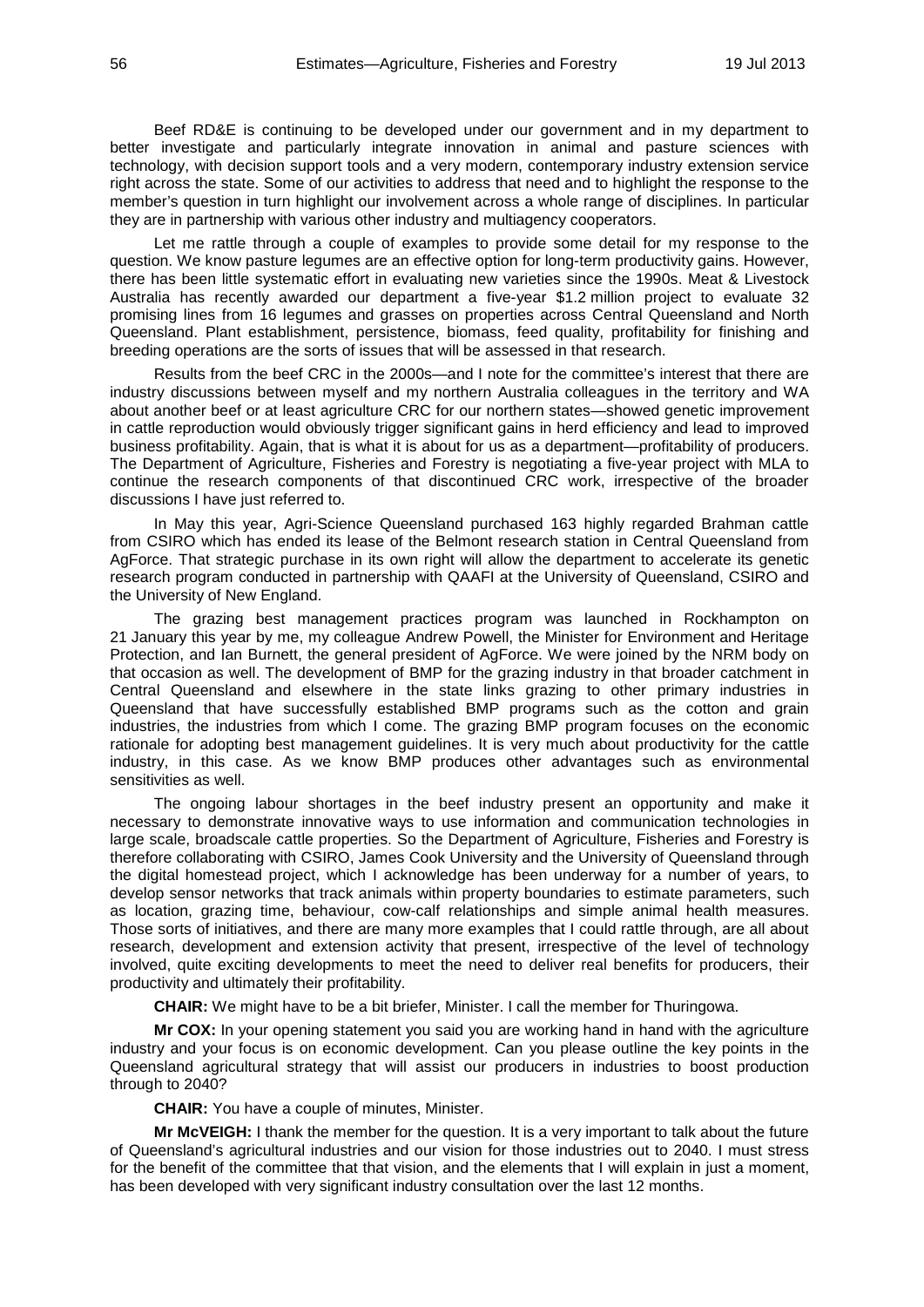Beef RD&E is continuing to be developed under our government and in my department to better investigate and particularly integrate innovation in animal and pasture sciences with technology, with decision support tools and a very modern, contemporary industry extension service right across the state. Some of our activities to address that need and to highlight the response to the member's question in turn highlight our involvement across a whole range of disciplines. In particular they are in partnership with various other industry and multiagency cooperators.

Let me rattle through a couple of examples to provide some detail for my response to the question. We know pasture legumes are an effective option for long-term productivity gains. However, there has been little systematic effort in evaluating new varieties since the 1990s. Meat & Livestock Australia has recently awarded our department a five-year $1.2 million project to evaluate 32 promising lines from 16 legumes and grasses on properties across Central Queensland and North Queensland. Plant establishment, persistence, biomass, feed quality, profitability for finishing and breeding operations are the sorts of issues that will be assessed in that research.

Results from the beef CRC in the 2000s—and I note for the committee's interest that there are industry discussions between myself and my northern Australia colleagues in the territory and WA about another beef or at least agriculture CRC for our northern states—showed genetic improvement in cattle reproduction would obviously trigger significant gains in herd efficiency and lead to improved business profitability. Again, that is what it is about for us as a department—profitability of producers. The Department of Agriculture, Fisheries and Forestry is negotiating a five-year project with MLA to continue the research components of that discontinued CRC work, irrespective of the broader discussions I have just referred to.

In May this year, Agri-Science Queensland purchased 163 highly regarded Brahman cattle from CSIRO which has ended its lease of the Belmont research station in Central Queensland from AgForce. That strategic purchase in its own right will allow the department to accelerate its genetic research program conducted in partnership with QAAFI at the University of Queensland, CSIRO and the University of New England.

The grazing best management practices program was launched in Rockhampton on 21 January this year by me, my colleague Andrew Powell, the Minister for Environment and Heritage Protection, and Ian Burnett, the general president of AgForce. We were joined by the NRM body on that occasion as well. The development of BMP for the grazing industry in that broader catchment in Central Queensland and elsewhere in the state links grazing to other primary industries in Queensland that have successfully established BMP programs such as the cotton and grain industries, the industries from which I come. The grazing BMP program focuses on the economic rationale for adopting best management guidelines. It is very much about productivity for the cattle industry, in this case. As we know BMP produces other advantages such as environmental sensitivities as well.

The ongoing labour shortages in the beef industry present an opportunity and make it necessary to demonstrate innovative ways to use information and communication technologies in large scale, broadscale cattle properties. So the Department of Agriculture, Fisheries and Forestry is therefore collaborating with CSIRO, James Cook University and the University of Queensland through the digital homestead project, which I acknowledge has been underway for a number of years, to develop sensor networks that track animals within property boundaries to estimate parameters, such as location, grazing time, behaviour, cow-calf relationships and simple animal health measures. Those sorts of initiatives, and there are many more examples that I could rattle through, are all about research, development and extension activity that present, irrespective of the level of technology involved, quite exciting developments to meet the need to deliver real benefits for producers, their productivity and ultimately their profitability.

**CHAIR:** We might have to be a bit briefer, Minister. I call the member for Thuringowa.

**Mr COX:** In your opening statement you said you are working hand in hand with the agriculture industry and your focus is on economic development. Can you please outline the key points in the Queensland agricultural strategy that will assist our producers in industries to boost production through to 2040?

**CHAIR:** You have a couple of minutes, Minister.

**Mr McVEIGH:** I thank the member for the question. It is a very important to talk about the future of Queensland's agricultural industries and our vision for those industries out to 2040. I must stress for the benefit of the committee that that vision, and the elements that I will explain in just a moment, has been developed with very significant industry consultation over the last 12 months.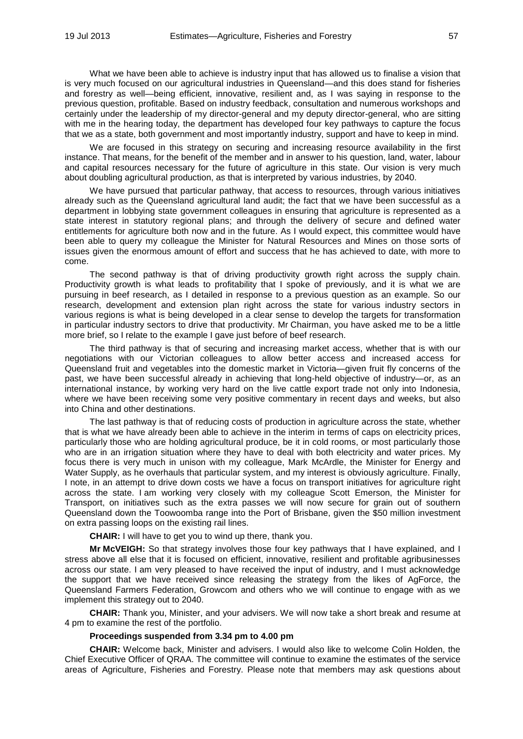What we have been able to achieve is industry input that has allowed us to finalise a vision that is very much focused on our agricultural industries in Queensland—and this does stand for fisheries and forestry as well—being efficient, innovative, resilient and, as I was saying in response to the previous question, profitable. Based on industry feedback, consultation and numerous workshops and certainly under the leadership of my director-general and my deputy director-general, who are sitting with me in the hearing today, the department has developed four key pathways to capture the focus that we as a state, both government and most importantly industry, support and have to keep in mind.

We are focused in this strategy on securing and increasing resource availability in the first instance. That means, for the benefit of the member and in answer to his question, land, water, labour and capital resources necessary for the future of agriculture in this state. Our vision is very much about doubling agricultural production, as that is interpreted by various industries, by 2040.

We have pursued that particular pathway, that access to resources, through various initiatives already such as the Queensland agricultural land audit; the fact that we have been successful as a department in lobbying state government colleagues in ensuring that agriculture is represented as a state interest in statutory regional plans; and through the delivery of secure and defined water entitlements for agriculture both now and in the future. As I would expect, this committee would have been able to query my colleague the Minister for Natural Resources and Mines on those sorts of issues given the enormous amount of effort and success that he has achieved to date, with more to come.

The second pathway is that of driving productivity growth right across the supply chain. Productivity growth is what leads to profitability that I spoke of previously, and it is what we are pursuing in beef research, as I detailed in response to a previous question as an example. So our research, development and extension plan right across the state for various industry sectors in various regions is what is being developed in a clear sense to develop the targets for transformation in particular industry sectors to drive that productivity. Mr Chairman, you have asked me to be a little more brief, so I relate to the example I gave just before of beef research.

The third pathway is that of securing and increasing market access, whether that is with our negotiations with our Victorian colleagues to allow better access and increased access for Queensland fruit and vegetables into the domestic market in Victoria—given fruit fly concerns of the past, we have been successful already in achieving that long-held objective of industry—or, as an international instance, by working very hard on the live cattle export trade not only into Indonesia, where we have been receiving some very positive commentary in recent days and weeks, but also into China and other destinations.

The last pathway is that of reducing costs of production in agriculture across the state, whether that is what we have already been able to achieve in the interim in terms of caps on electricity prices, particularly those who are holding agricultural produce, be it in cold rooms, or most particularly those who are in an irrigation situation where they have to deal with both electricity and water prices. My focus there is very much in unison with my colleague, Mark McArdle, the Minister for Energy and Water Supply, as he overhauls that particular system, and my interest is obviously agriculture. Finally, I note, in an attempt to drive down costs we have a focus on transport initiatives for agriculture right across the state. I am working very closely with my colleague Scott Emerson, the Minister for Transport, on initiatives such as the extra passes we will now secure for grain out of southern Queensland down the Toowoomba range into the Port of Brisbane, given the $50 million investment on extra passing loops on the existing rail lines.

**CHAIR:** I will have to get you to wind up there, thank you.

**Mr McVEIGH:** So that strategy involves those four key pathways that I have explained, and I stress above all else that it is focused on efficient, innovative, resilient and profitable agribusinesses across our state. I am very pleased to have received the input of industry, and I must acknowledge the support that we have received since releasing the strategy from the likes of AgForce, the Queensland Farmers Federation, Growcom and others who we will continue to engage with as we implement this strategy out to 2040.

**CHAIR:** Thank you, Minister, and your advisers. We will now take a short break and resume at 4 pm to examine the rest of the portfolio.

**Proceedings suspended from 3.34 pm to 4.00 pm**

**CHAIR:** Welcome back, Minister and advisers. I would also like to welcome Colin Holden, the Chief Executive Officer of QRAA. The committee will continue to examine the estimates of the service areas of Agriculture, Fisheries and Forestry. Please note that members may ask questions about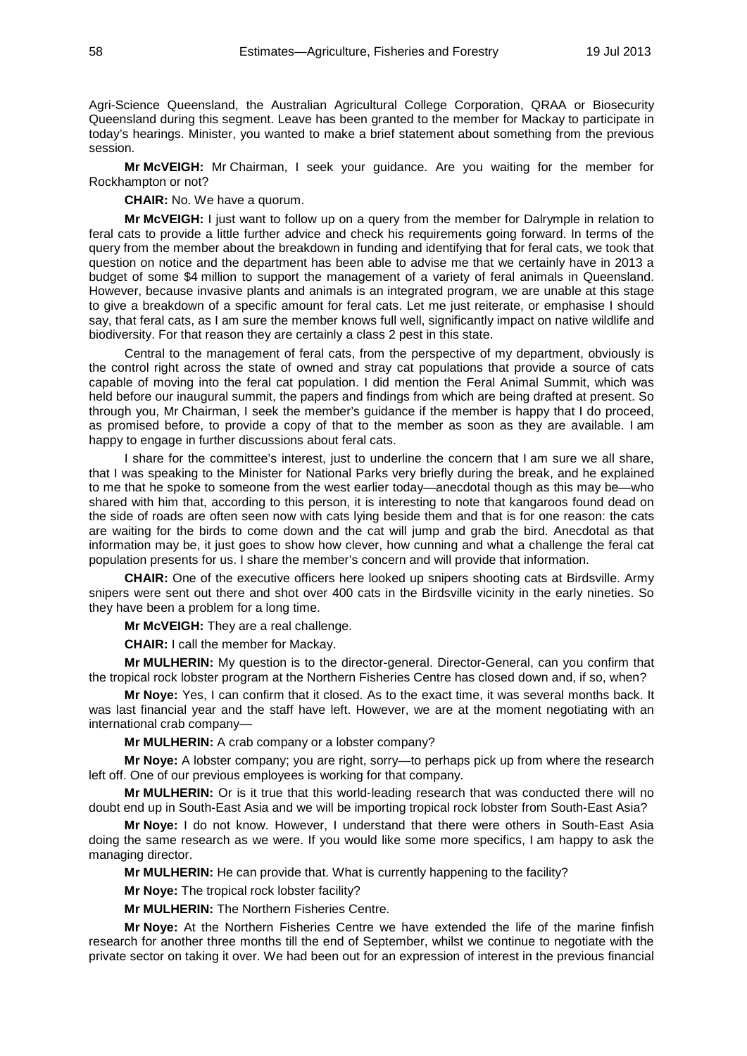Agri-Science Queensland, the Australian Agricultural College Corporation, QRAA or Biosecurity Queensland during this segment. Leave has been granted to the member for Mackay to participate in today's hearings. Minister, you wanted to make a brief statement about something from the previous session.

**Mr McVEIGH:** Mr Chairman, I seek your guidance. Are you waiting for the member for Rockhampton or not?

**CHAIR:** No. We have a quorum.

**Mr McVEIGH:** I just want to follow up on a query from the member for Dalrymple in relation to feral cats to provide a little further advice and check his requirements going forward. In terms of the query from the member about the breakdown in funding and identifying that for feral cats, we took that question on notice and the department has been able to advise me that we certainly have in 2013 a budget of some $4 million to support the management of a variety of feral animals in Queensland. However, because invasive plants and animals is an integrated program, we are unable at this stage to give a breakdown of a specific amount for feral cats. Let me just reiterate, or emphasise I should say, that feral cats, as I am sure the member knows full well, significantly impact on native wildlife and biodiversity. For that reason they are certainly a class 2 pest in this state.

Central to the management of feral cats, from the perspective of my department, obviously is the control right across the state of owned and stray cat populations that provide a source of cats capable of moving into the feral cat population. I did mention the Feral Animal Summit, which was held before our inaugural summit, the papers and findings from which are being drafted at present. So through you, Mr Chairman, I seek the member's guidance if the member is happy that I do proceed, as promised before, to provide a copy of that to the member as soon as they are available. I am happy to engage in further discussions about feral cats.

I share for the committee's interest, just to underline the concern that I am sure we all share, that I was speaking to the Minister for National Parks very briefly during the break, and he explained to me that he spoke to someone from the west earlier today—anecdotal though as this may be—who shared with him that, according to this person, it is interesting to note that kangaroos found dead on the side of roads are often seen now with cats lying beside them and that is for one reason: the cats are waiting for the birds to come down and the cat will jump and grab the bird. Anecdotal as that information may be, it just goes to show how clever, how cunning and what a challenge the feral cat population presents for us. I share the member's concern and will provide that information.

**CHAIR:** One of the executive officers here looked up snipers shooting cats at Birdsville. Army snipers were sent out there and shot over 400 cats in the Birdsville vicinity in the early nineties. So they have been a problem for a long time.

**Mr McVEIGH:** They are a real challenge.

**CHAIR:** I call the member for Mackay.

**Mr MULHERIN:** My question is to the director-general. Director-General, can you confirm that the tropical rock lobster program at the Northern Fisheries Centre has closed down and, if so, when?

**Mr Noye:** Yes, I can confirm that it closed. As to the exact time, it was several months back. It was last financial year and the staff have left. However, we are at the moment negotiating with an international crab company—

**Mr MULHERIN:** A crab company or a lobster company?

**Mr Noye:** A lobster company; you are right, sorry—to perhaps pick up from where the research left off. One of our previous employees is working for that company.

**Mr MULHERIN:** Or is it true that this world-leading research that was conducted there will no doubt end up in South-East Asia and we will be importing tropical rock lobster from South-East Asia?

**Mr Noye:** I do not know. However, I understand that there were others in South-East Asia doing the same research as we were. If you would like some more specifics, I am happy to ask the managing director.

**Mr MULHERIN:** He can provide that. What is currently happening to the facility?

**Mr Noye:** The tropical rock lobster facility?

**Mr MULHERIN:** The Northern Fisheries Centre.

**Mr Noye:** At the Northern Fisheries Centre we have extended the life of the marine finfish research for another three months till the end of September, whilst we continue to negotiate with the private sector on taking it over. We had been out for an expression of interest in the previous financial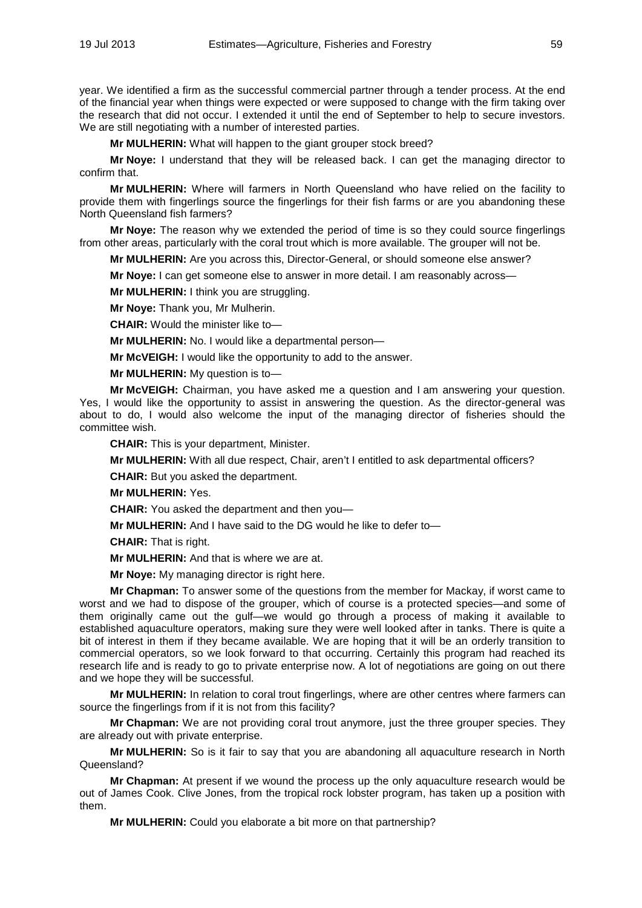year. We identified a firm as the successful commercial partner through a tender process. At the end of the financial year when things were expected or were supposed to change with the firm taking over the research that did not occur. I extended it until the end of September to help to secure investors. We are still negotiating with a number of interested parties.

**Mr MULHERIN:** What will happen to the giant grouper stock breed?

**Mr Noye:** I understand that they will be released back. I can get the managing director to confirm that.

**Mr MULHERIN:** Where will farmers in North Queensland who have relied on the facility to provide them with fingerlings source the fingerlings for their fish farms or are you abandoning these North Queensland fish farmers?

**Mr Noye:** The reason why we extended the period of time is so they could source fingerlings from other areas, particularly with the coral trout which is more available. The grouper will not be.

**Mr MULHERIN:** Are you across this, Director-General, or should someone else answer?

**Mr Noye:** I can get someone else to answer in more detail. I am reasonably across—

**Mr MULHERIN:** I think you are struggling.

**Mr Noye:** Thank you, Mr Mulherin.

**CHAIR:** Would the minister like to—

**Mr MULHERIN:** No. I would like a departmental person—

**Mr McVEIGH:** I would like the opportunity to add to the answer.

**Mr MULHERIN:** My question is to—

**Mr McVEIGH:** Chairman, you have asked me a question and I am answering your question. Yes, I would like the opportunity to assist in answering the question. As the director-general was about to do, I would also welcome the input of the managing director of fisheries should the committee wish.

**CHAIR:** This is your department, Minister.

**Mr MULHERIN:** With all due respect, Chair, aren't I entitled to ask departmental officers?

**CHAIR:** But you asked the department.

**Mr MULHERIN:** Yes.

**CHAIR:** You asked the department and then you—

**Mr MULHERIN:** And I have said to the DG would he like to defer to—

**CHAIR:** That is right.

**Mr MULHERIN:** And that is where we are at.

**Mr Noye:** My managing director is right here.

**Mr Chapman:** To answer some of the questions from the member for Mackay, if worst came to worst and we had to dispose of the grouper, which of course is a protected species—and some of them originally came out the gulf—we would go through a process of making it available to established aquaculture operators, making sure they were well looked after in tanks. There is quite a bit of interest in them if they became available. We are hoping that it will be an orderly transition to commercial operators, so we look forward to that occurring. Certainly this program had reached its research life and is ready to go to private enterprise now. A lot of negotiations are going on out there and we hope they will be successful.

**Mr MULHERIN:** In relation to coral trout fingerlings, where are other centres where farmers can source the fingerlings from if it is not from this facility?

**Mr Chapman:** We are not providing coral trout anymore, just the three grouper species. They are already out with private enterprise.

**Mr MULHERIN:** So is it fair to say that you are abandoning all aquaculture research in North Queensland?

**Mr Chapman:** At present if we wound the process up the only aquaculture research would be out of James Cook. Clive Jones, from the tropical rock lobster program, has taken up a position with them.

**Mr MULHERIN:** Could you elaborate a bit more on that partnership?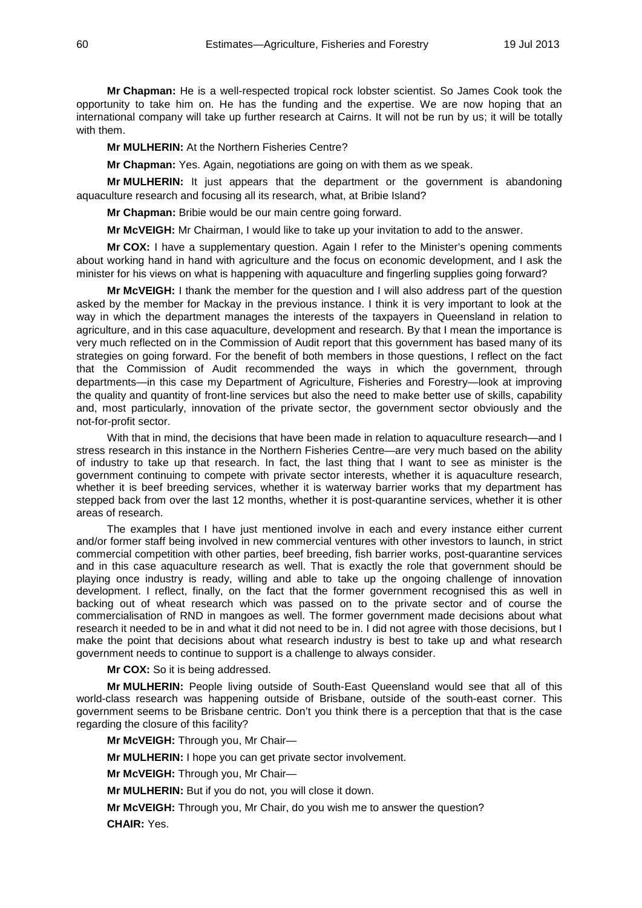**Mr Chapman:** He is a well-respected tropical rock lobster scientist. So James Cook took the opportunity to take him on. He has the funding and the expertise. We are now hoping that an international company will take up further research at Cairns. It will not be run by us; it will be totally with them.

**Mr MULHERIN:** At the Northern Fisheries Centre?

**Mr Chapman:** Yes. Again, negotiations are going on with them as we speak.

**Mr MULHERIN:** It just appears that the department or the government is abandoning aquaculture research and focusing all its research, what, at Bribie Island?

**Mr Chapman:** Bribie would be our main centre going forward.

**Mr McVEIGH:** Mr Chairman, I would like to take up your invitation to add to the answer.

**Mr COX:** I have a supplementary question. Again I refer to the Minister's opening comments about working hand in hand with agriculture and the focus on economic development, and I ask the minister for his views on what is happening with aquaculture and fingerling supplies going forward?

**Mr McVEIGH:** I thank the member for the question and I will also address part of the question asked by the member for Mackay in the previous instance. I think it is very important to look at the way in which the department manages the interests of the taxpayers in Queensland in relation to agriculture, and in this case aquaculture, development and research. By that I mean the importance is very much reflected on in the Commission of Audit report that this government has based many of its strategies on going forward. For the benefit of both members in those questions, I reflect on the fact that the Commission of Audit recommended the ways in which the government, through departments—in this case my Department of Agriculture, Fisheries and Forestry—look at improving the quality and quantity of front-line services but also the need to make better use of skills, capability and, most particularly, innovation of the private sector, the government sector obviously and the not-for-profit sector.

With that in mind, the decisions that have been made in relation to aquaculture research—and I stress research in this instance in the Northern Fisheries Centre—are very much based on the ability of industry to take up that research. In fact, the last thing that I want to see as minister is the government continuing to compete with private sector interests, whether it is aquaculture research, whether it is beef breeding services, whether it is waterway barrier works that my department has stepped back from over the last 12 months, whether it is post-quarantine services, whether it is other areas of research.

The examples that I have just mentioned involve in each and every instance either current and/or former staff being involved in new commercial ventures with other investors to launch, in strict commercial competition with other parties, beef breeding, fish barrier works, post-quarantine services and in this case aquaculture research as well. That is exactly the role that government should be playing once industry is ready, willing and able to take up the ongoing challenge of innovation development. I reflect, finally, on the fact that the former government recognised this as well in backing out of wheat research which was passed on to the private sector and of course the commercialisation of RND in mangoes as well. The former government made decisions about what research it needed to be in and what it did not need to be in. I did not agree with those decisions, but I make the point that decisions about what research industry is best to take up and what research government needs to continue to support is a challenge to always consider.

**Mr COX:** So it is being addressed.

**Mr MULHERIN:** People living outside of South-East Queensland would see that all of this world-class research was happening outside of Brisbane, outside of the south-east corner. This government seems to be Brisbane centric. Don't you think there is a perception that that is the case regarding the closure of this facility?

**Mr McVEIGH:** Through you, Mr Chair—

**Mr MULHERIN:** I hope you can get private sector involvement.

**Mr McVEIGH:** Through you, Mr Chair—

**Mr MULHERIN:** But if you do not, you will close it down.

**Mr McVEIGH:** Through you, Mr Chair, do you wish me to answer the question?

**CHAIR:** Yes.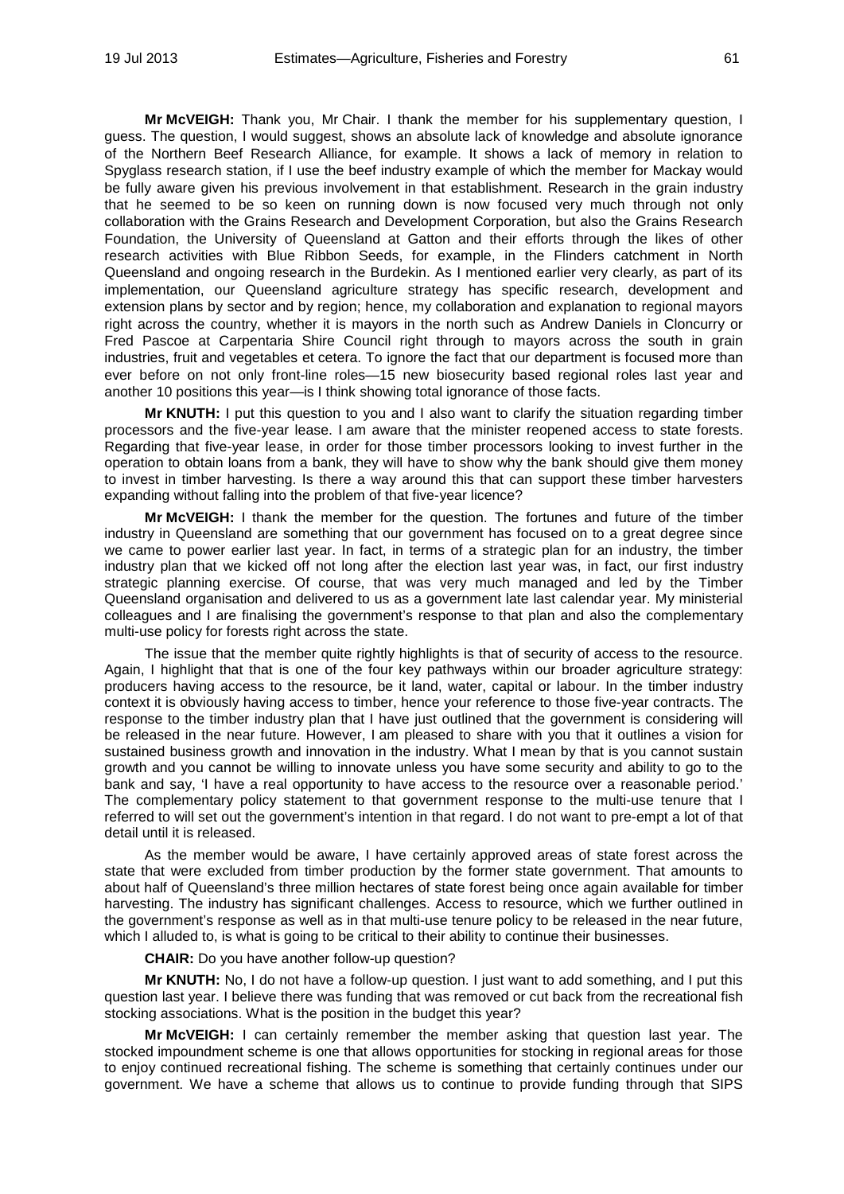**Mr McVEIGH:** Thank you, Mr Chair. I thank the member for his supplementary question, I guess. The question, I would suggest, shows an absolute lack of knowledge and absolute ignorance of the Northern Beef Research Alliance, for example. It shows a lack of memory in relation to Spyglass research station, if I use the beef industry example of which the member for Mackay would be fully aware given his previous involvement in that establishment. Research in the grain industry that he seemed to be so keen on running down is now focused very much through not only collaboration with the Grains Research and Development Corporation, but also the Grains Research Foundation, the University of Queensland at Gatton and their efforts through the likes of other research activities with Blue Ribbon Seeds, for example, in the Flinders catchment in North Queensland and ongoing research in the Burdekin. As I mentioned earlier very clearly, as part of its implementation, our Queensland agriculture strategy has specific research, development and extension plans by sector and by region; hence, my collaboration and explanation to regional mayors right across the country, whether it is mayors in the north such as Andrew Daniels in Cloncurry or Fred Pascoe at Carpentaria Shire Council right through to mayors across the south in grain industries, fruit and vegetables et cetera. To ignore the fact that our department is focused more than ever before on not only front-line roles—15 new biosecurity based regional roles last year and another 10 positions this year—is I think showing total ignorance of those facts.

**Mr KNUTH:** I put this question to you and I also want to clarify the situation regarding timber processors and the five-year lease. I am aware that the minister reopened access to state forests. Regarding that five-year lease, in order for those timber processors looking to invest further in the operation to obtain loans from a bank, they will have to show why the bank should give them money to invest in timber harvesting. Is there a way around this that can support these timber harvesters expanding without falling into the problem of that five-year licence?

**Mr McVEIGH:** I thank the member for the question. The fortunes and future of the timber industry in Queensland are something that our government has focused on to a great degree since we came to power earlier last year. In fact, in terms of a strategic plan for an industry, the timber industry plan that we kicked off not long after the election last year was, in fact, our first industry strategic planning exercise. Of course, that was very much managed and led by the Timber Queensland organisation and delivered to us as a government late last calendar year. My ministerial colleagues and I are finalising the government's response to that plan and also the complementary multi-use policy for forests right across the state.

The issue that the member quite rightly highlights is that of security of access to the resource. Again, I highlight that that is one of the four key pathways within our broader agriculture strategy: producers having access to the resource, be it land, water, capital or labour. In the timber industry context it is obviously having access to timber, hence your reference to those five-year contracts. The response to the timber industry plan that I have just outlined that the government is considering will be released in the near future. However, I am pleased to share with you that it outlines a vision for sustained business growth and innovation in the industry. What I mean by that is you cannot sustain growth and you cannot be willing to innovate unless you have some security and ability to go to the bank and say, 'I have a real opportunity to have access to the resource over a reasonable period.' The complementary policy statement to that government response to the multi-use tenure that I referred to will set out the government's intention in that regard. I do not want to pre-empt a lot of that detail until it is released.

As the member would be aware, I have certainly approved areas of state forest across the state that were excluded from timber production by the former state government. That amounts to about half of Queensland's three million hectares of state forest being once again available for timber harvesting. The industry has significant challenges. Access to resource, which we further outlined in the government's response as well as in that multi-use tenure policy to be released in the near future, which I alluded to, is what is going to be critical to their ability to continue their businesses.

**CHAIR:** Do you have another follow-up question?

**Mr KNUTH:** No, I do not have a follow-up question. I just want to add something, and I put this question last year. I believe there was funding that was removed or cut back from the recreational fish stocking associations. What is the position in the budget this year?

**Mr McVEIGH:** I can certainly remember the member asking that question last year. The stocked impoundment scheme is one that allows opportunities for stocking in regional areas for those to enjoy continued recreational fishing. The scheme is something that certainly continues under our government. We have a scheme that allows us to continue to provide funding through that SIPS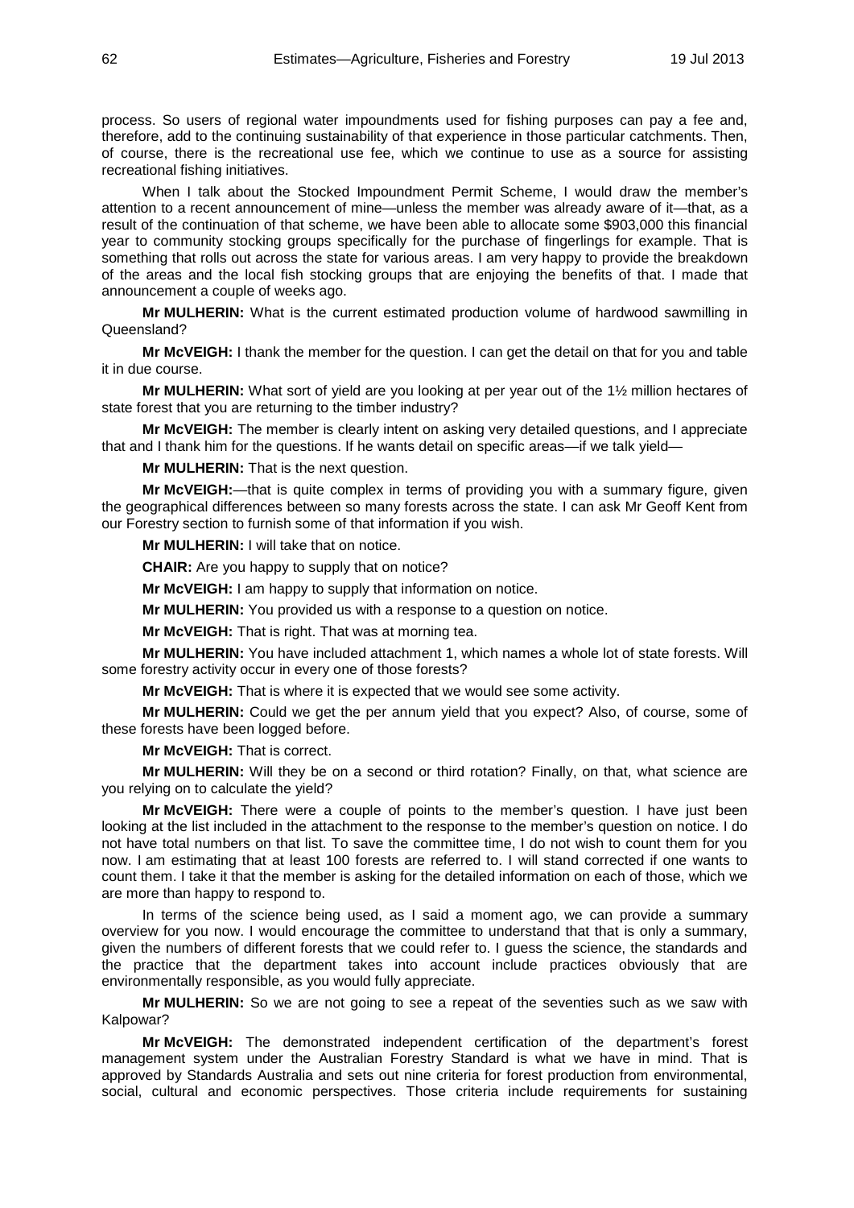process. So users of regional water impoundments used for fishing purposes can pay a fee and, therefore, add to the continuing sustainability of that experience in those particular catchments. Then, of course, there is the recreational use fee, which we continue to use as a source for assisting recreational fishing initiatives.

When I talk about the Stocked Impoundment Permit Scheme, I would draw the member's attention to a recent announcement of mine—unless the member was already aware of it—that, as a result of the continuation of that scheme, we have been able to allocate some $903,000 this financial year to community stocking groups specifically for the purchase of fingerlings for example. That is something that rolls out across the state for various areas. I am very happy to provide the breakdown of the areas and the local fish stocking groups that are enjoying the benefits of that. I made that announcement a couple of weeks ago.

**Mr MULHERIN:** What is the current estimated production volume of hardwood sawmilling in Queensland?

**Mr McVEIGH:** I thank the member for the question. I can get the detail on that for you and table it in due course.

**Mr MULHERIN:** What sort of yield are you looking at per year out of the 1½ million hectares of state forest that you are returning to the timber industry?

**Mr McVEIGH:** The member is clearly intent on asking very detailed questions, and I appreciate that and I thank him for the questions. If he wants detail on specific areas—if we talk yield—

**Mr MULHERIN:** That is the next question.

**Mr McVEIGH:**—that is quite complex in terms of providing you with a summary figure, given the geographical differences between so many forests across the state. I can ask Mr Geoff Kent from our Forestry section to furnish some of that information if you wish.

**Mr MULHERIN:** I will take that on notice.

**CHAIR:** Are you happy to supply that on notice?

**Mr McVEIGH:** I am happy to supply that information on notice.

**Mr MULHERIN:** You provided us with a response to a question on notice.

**Mr McVEIGH:** That is right. That was at morning tea.

**Mr MULHERIN:** You have included attachment 1, which names a whole lot of state forests. Will some forestry activity occur in every one of those forests?

**Mr McVEIGH:** That is where it is expected that we would see some activity.

**Mr MULHERIN:** Could we get the per annum yield that you expect? Also, of course, some of these forests have been logged before.

**Mr McVEIGH:** That is correct.

**Mr MULHERIN:** Will they be on a second or third rotation? Finally, on that, what science are you relying on to calculate the yield?

**Mr McVEIGH:** There were a couple of points to the member's question. I have just been looking at the list included in the attachment to the response to the member's question on notice. I do not have total numbers on that list. To save the committee time, I do not wish to count them for you now. I am estimating that at least 100 forests are referred to. I will stand corrected if one wants to count them. I take it that the member is asking for the detailed information on each of those, which we are more than happy to respond to.

In terms of the science being used, as I said a moment ago, we can provide a summary overview for you now. I would encourage the committee to understand that that is only a summary, given the numbers of different forests that we could refer to. I guess the science, the standards and the practice that the department takes into account include practices obviously that are environmentally responsible, as you would fully appreciate.

**Mr MULHERIN:** So we are not going to see a repeat of the seventies such as we saw with Kalpowar?

**Mr McVEIGH:** The demonstrated independent certification of the department's forest management system under the Australian Forestry Standard is what we have in mind. That is approved by Standards Australia and sets out nine criteria for forest production from environmental, social, cultural and economic perspectives. Those criteria include requirements for sustaining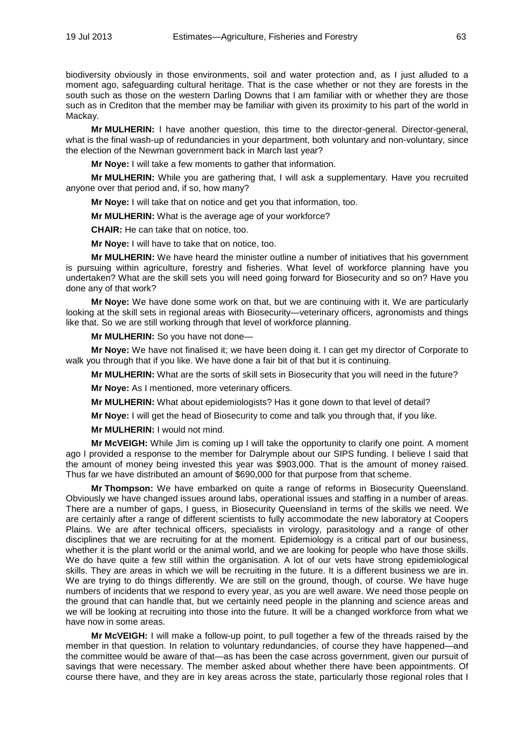biodiversity obviously in those environments, soil and water protection and, as I just alluded to a moment ago, safeguarding cultural heritage. That is the case whether or not they are forests in the south such as those on the western Darling Downs that I am familiar with or whether they are those such as in Crediton that the member may be familiar with given its proximity to his part of the world in Mackay.

**Mr MULHERIN:** I have another question, this time to the director-general. Director-general, what is the final wash-up of redundancies in your department, both voluntary and non-voluntary, since the election of the Newman government back in March last year?

**Mr Noye:** I will take a few moments to gather that information.

**Mr MULHERIN:** While you are gathering that, I will ask a supplementary. Have you recruited anyone over that period and, if so, how many?

**Mr Noye:** I will take that on notice and get you that information, too.

**Mr MULHERIN:** What is the average age of your workforce?

**CHAIR:** He can take that on notice, too.

**Mr Noye:** I will have to take that on notice, too.

**Mr MULHERIN:** We have heard the minister outline a number of initiatives that his government is pursuing within agriculture, forestry and fisheries. What level of workforce planning have you undertaken? What are the skill sets you will need going forward for Biosecurity and so on? Have you done any of that work?

**Mr Noye:** We have done some work on that, but we are continuing with it. We are particularly looking at the skill sets in regional areas with Biosecurity—veterinary officers, agronomists and things like that. So we are still working through that level of workforce planning.

**Mr MULHERIN:** So you have not done—

**Mr Noye:** We have not finalised it; we have been doing it. I can get my director of Corporate to walk you through that if you like. We have done a fair bit of that but it is continuing.

**Mr MULHERIN:** What are the sorts of skill sets in Biosecurity that you will need in the future?

**Mr Noye:** As I mentioned, more veterinary officers.

**Mr MULHERIN:** What about epidemiologists? Has it gone down to that level of detail?

**Mr Noye:** I will get the head of Biosecurity to come and talk you through that, if you like.

**Mr MULHERIN:** I would not mind.

**Mr McVEIGH:** While Jim is coming up I will take the opportunity to clarify one point. A moment ago I provided a response to the member for Dalrymple about our SIPS funding. I believe I said that the amount of money being invested this year was $903,000. That is the amount of money raised. Thus far we have distributed an amount of $690,000 for that purpose from that scheme.

**Mr Thompson:** We have embarked on quite a range of reforms in Biosecurity Queensland. Obviously we have changed issues around labs, operational issues and staffing in a number of areas. There are a number of gaps, I guess, in Biosecurity Queensland in terms of the skills we need. We are certainly after a range of different scientists to fully accommodate the new laboratory at Coopers Plains. We are after technical officers, specialists in virology, parasitology and a range of other disciplines that we are recruiting for at the moment. Epidemiology is a critical part of our business, whether it is the plant world or the animal world, and we are looking for people who have those skills. We do have quite a few still within the organisation. A lot of our vets have strong epidemiological skills. They are areas in which we will be recruiting in the future. It is a different business we are in. We are trying to do things differently. We are still on the ground, though, of course. We have huge numbers of incidents that we respond to every year, as you are well aware. We need those people on the ground that can handle that, but we certainly need people in the planning and science areas and we will be looking at recruiting into those into the future. It will be a changed workforce from what we have now in some areas.

**Mr McVEIGH:** I will make a follow-up point, to pull together a few of the threads raised by the member in that question. In relation to voluntary redundancies, of course they have happened—and the committee would be aware of that—as has been the case across government, given our pursuit of savings that were necessary. The member asked about whether there have been appointments. Of course there have, and they are in key areas across the state, particularly those regional roles that I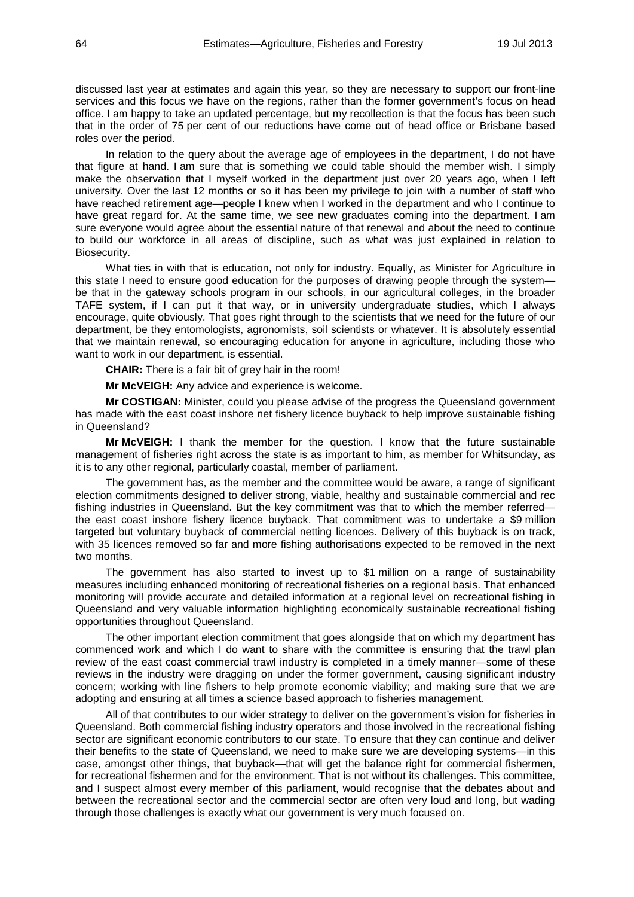discussed last year at estimates and again this year, so they are necessary to support our front-line services and this focus we have on the regions, rather than the former government's focus on head office. I am happy to take an updated percentage, but my recollection is that the focus has been such that in the order of 75 per cent of our reductions have come out of head office or Brisbane based roles over the period.

In relation to the query about the average age of employees in the department, I do not have that figure at hand. I am sure that is something we could table should the member wish. I simply make the observation that I myself worked in the department just over 20 years ago, when I left university. Over the last 12 months or so it has been my privilege to join with a number of staff who have reached retirement age—people I knew when I worked in the department and who I continue to have great regard for. At the same time, we see new graduates coming into the department. I am sure everyone would agree about the essential nature of that renewal and about the need to continue to build our workforce in all areas of discipline, such as what was just explained in relation to Biosecurity.

What ties in with that is education, not only for industry. Equally, as Minister for Agriculture in this state I need to ensure good education for the purposes of drawing people through the system—be that in the gateway schools program in our schools, in our agricultural colleges, in the broader TAFE system, if I can put it that way, or in university undergraduate studies, which I always encourage, quite obviously. That goes right through to the scientists that we need for the future of our department, be they entomologists, agronomists, soil scientists or whatever. It is absolutely essential that we maintain renewal, so encouraging education for anyone in agriculture, including those who want to work in our department, is essential.

**CHAIR:** There is a fair bit of grey hair in the room!

**Mr McVEIGH:** Any advice and experience is welcome.

**Mr COSTIGAN:** Minister, could you please advise of the progress the Queensland government has made with the east coast inshore net fishery licence buyback to help improve sustainable fishing in Queensland?

**Mr McVEIGH:** I thank the member for the question. I know that the future sustainable management of fisheries right across the state is as important to him, as member for Whitsunday, as it is to any other regional, particularly coastal, member of parliament.

The government has, as the member and the committee would be aware, a range of significant election commitments designed to deliver strong, viable, healthy and sustainable commercial and rec fishing industries in Queensland. But the key commitment was that to which the member referred—the east coast inshore fishery licence buyback. That commitment was to undertake a $9 million targeted but voluntary buyback of commercial netting licences. Delivery of this buyback is on track, with 35 licences removed so far and more fishing authorisations expected to be removed in the next two months.

The government has also started to invest up to $1 million on a range of sustainability measures including enhanced monitoring of recreational fisheries on a regional basis. That enhanced monitoring will provide accurate and detailed information at a regional level on recreational fishing in Queensland and very valuable information highlighting economically sustainable recreational fishing opportunities throughout Queensland.

The other important election commitment that goes alongside that on which my department has commenced work and which I do want to share with the committee is ensuring that the trawl plan review of the east coast commercial trawl industry is completed in a timely manner—some of these reviews in the industry were dragging on under the former government, causing significant industry concern; working with line fishers to help promote economic viability; and making sure that we are adopting and ensuring at all times a science based approach to fisheries management.

All of that contributes to our wider strategy to deliver on the government's vision for fisheries in Queensland. Both commercial fishing industry operators and those involved in the recreational fishing sector are significant economic contributors to our state. To ensure that they can continue and deliver their benefits to the state of Queensland, we need to make sure we are developing systems—in this case, amongst other things, that buyback—that will get the balance right for commercial fishermen, for recreational fishermen and for the environment. That is not without its challenges. This committee, and I suspect almost every member of this parliament, would recognise that the debates about and between the recreational sector and the commercial sector are often very loud and long, but wading through those challenges is exactly what our government is very much focused on.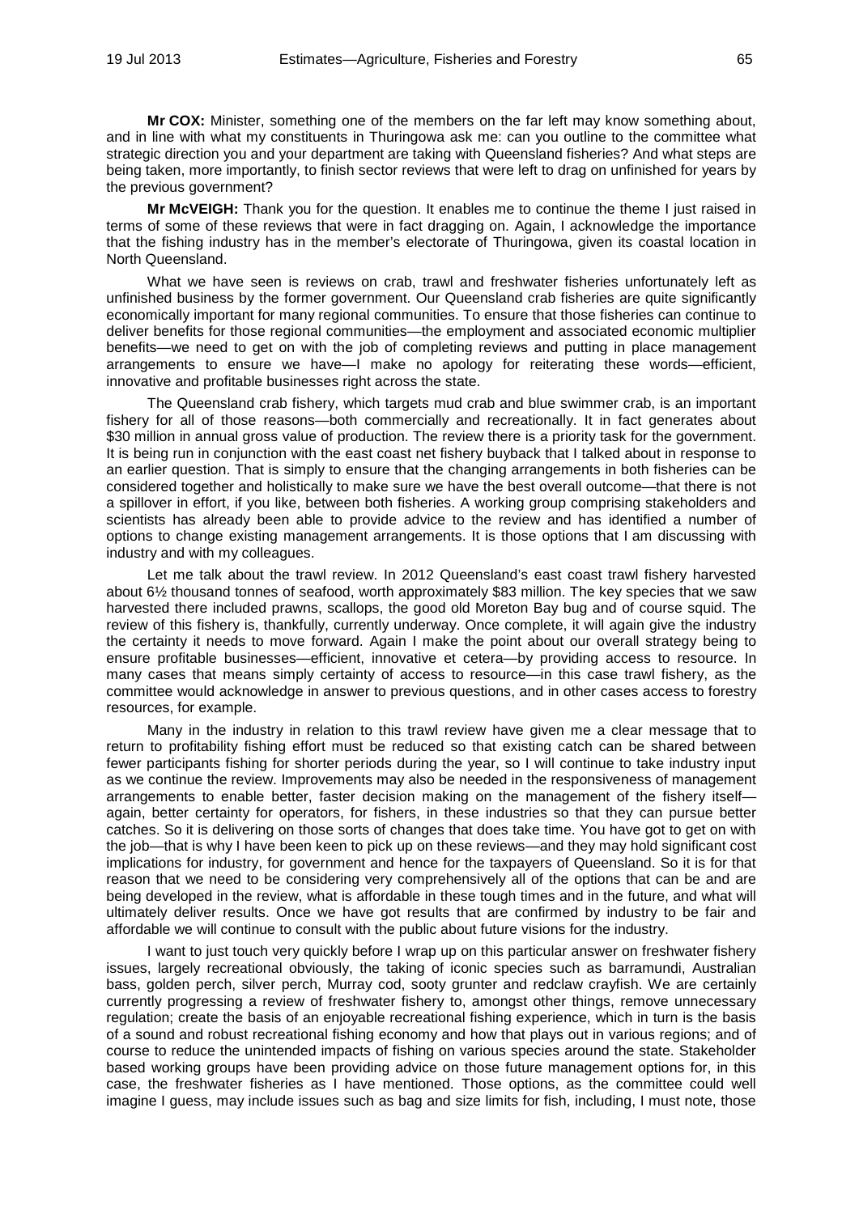**Mr COX:** Minister, something one of the members on the far left may know something about, and in line with what my constituents in Thuringowa ask me: can you outline to the committee what strategic direction you and your department are taking with Queensland fisheries? And what steps are being taken, more importantly, to finish sector reviews that were left to drag on unfinished for years by the previous government?

**Mr McVEIGH:** Thank you for the question. It enables me to continue the theme I just raised in terms of some of these reviews that were in fact dragging on. Again, I acknowledge the importance that the fishing industry has in the member's electorate of Thuringowa, given its coastal location in North Queensland.

What we have seen is reviews on crab, trawl and freshwater fisheries unfortunately left as unfinished business by the former government. Our Queensland crab fisheries are quite significantly economically important for many regional communities. To ensure that those fisheries can continue to deliver benefits for those regional communities—the employment and associated economic multiplier benefits—we need to get on with the job of completing reviews and putting in place management arrangements to ensure we have—I make no apology for reiterating these words—efficient, innovative and profitable businesses right across the state.

The Queensland crab fishery, which targets mud crab and blue swimmer crab, is an important fishery for all of those reasons—both commercially and recreationally. It in fact generates about $30 million in annual gross value of production. The review there is a priority task for the government. It is being run in conjunction with the east coast net fishery buyback that I talked about in response to an earlier question. That is simply to ensure that the changing arrangements in both fisheries can be considered together and holistically to make sure we have the best overall outcome—that there is not a spillover in effort, if you like, between both fisheries. A working group comprising stakeholders and scientists has already been able to provide advice to the review and has identified a number of options to change existing management arrangements. It is those options that I am discussing with industry and with my colleagues.

Let me talk about the trawl review. In 2012 Queensland's east coast trawl fishery harvested about 6½ thousand tonnes of seafood, worth approximately $83 million. The key species that we saw harvested there included prawns, scallops, the good old Moreton Bay bug and of course squid. The review of this fishery is, thankfully, currently underway. Once complete, it will again give the industry the certainty it needs to move forward. Again I make the point about our overall strategy being to ensure profitable businesses—efficient, innovative et cetera—by providing access to resource. In many cases that means simply certainty of access to resource—in this case trawl fishery, as the committee would acknowledge in answer to previous questions, and in other cases access to forestry resources, for example.

Many in the industry in relation to this trawl review have given me a clear message that to return to profitability fishing effort must be reduced so that existing catch can be shared between fewer participants fishing for shorter periods during the year, so I will continue to take industry input as we continue the review. Improvements may also be needed in the responsiveness of management arrangements to enable better, faster decision making on the management of the fishery itself—again, better certainty for operators, for fishers, in these industries so that they can pursue better catches. So it is delivering on those sorts of changes that does take time. You have got to get on with the job—that is why I have been keen to pick up on these reviews—and they may hold significant cost implications for industry, for government and hence for the taxpayers of Queensland. So it is for that reason that we need to be considering very comprehensively all of the options that can be and are being developed in the review, what is affordable in these tough times and in the future, and what will ultimately deliver results. Once we have got results that are confirmed by industry to be fair and affordable we will continue to consult with the public about future visions for the industry.

I want to just touch very quickly before I wrap up on this particular answer on freshwater fishery issues, largely recreational obviously, the taking of iconic species such as barramundi, Australian bass, golden perch, silver perch, Murray cod, sooty grunter and redclaw crayfish. We are certainly currently progressing a review of freshwater fishery to, amongst other things, remove unnecessary regulation; create the basis of an enjoyable recreational fishing experience, which in turn is the basis of a sound and robust recreational fishing economy and how that plays out in various regions; and of course to reduce the unintended impacts of fishing on various species around the state. Stakeholder based working groups have been providing advice on those future management options for, in this case, the freshwater fisheries as I have mentioned. Those options, as the committee could well imagine I guess, may include issues such as bag and size limits for fish, including, I must note, those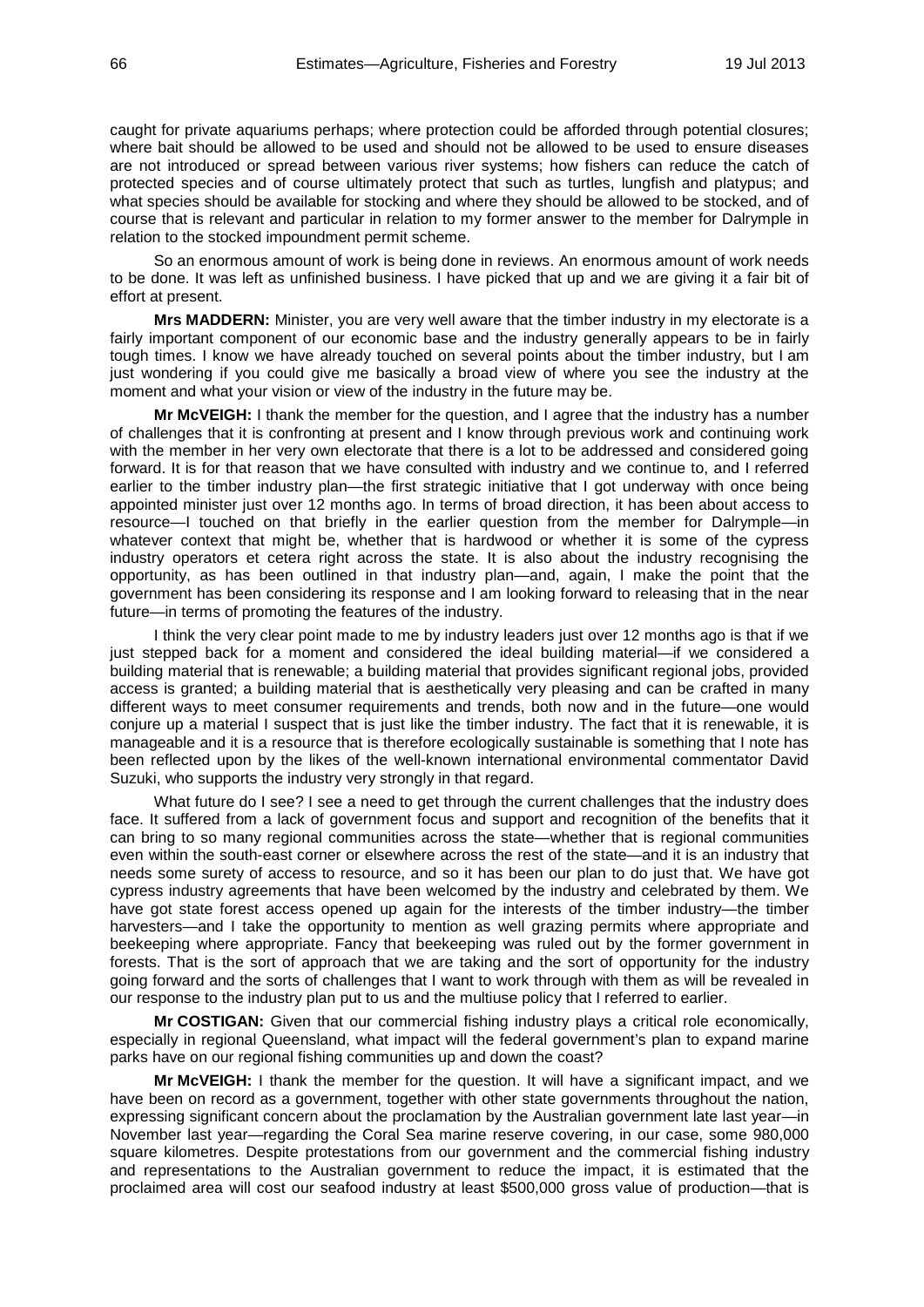caught for private aquariums perhaps; where protection could be afforded through potential closures; where bait should be allowed to be used and should not be allowed to be used to ensure diseases are not introduced or spread between various river systems; how fishers can reduce the catch of protected species and of course ultimately protect that such as turtles, lungfish and platypus; and what species should be available for stocking and where they should be allowed to be stocked, and of course that is relevant and particular in relation to my former answer to the member for Dalrymple in relation to the stocked impoundment permit scheme.

So an enormous amount of work is being done in reviews. An enormous amount of work needs to be done. It was left as unfinished business. I have picked that up and we are giving it a fair bit of effort at present.

**Mrs MADDERN:** Minister, you are very well aware that the timber industry in my electorate is a fairly important component of our economic base and the industry generally appears to be in fairly tough times. I know we have already touched on several points about the timber industry, but I am just wondering if you could give me basically a broad view of where you see the industry at the moment and what your vision or view of the industry in the future may be.

**Mr McVEIGH:** I thank the member for the question, and I agree that the industry has a number of challenges that it is confronting at present and I know through previous work and continuing work with the member in her very own electorate that there is a lot to be addressed and considered going forward. It is for that reason that we have consulted with industry and we continue to, and I referred earlier to the timber industry plan—the first strategic initiative that I got underway with once being appointed minister just over 12 months ago. In terms of broad direction, it has been about access to resource—I touched on that briefly in the earlier question from the member for Dalrymple—in whatever context that might be, whether that is hardwood or whether it is some of the cypress industry operators et cetera right across the state. It is also about the industry recognising the opportunity, as has been outlined in that industry plan—and, again, I make the point that the government has been considering its response and I am looking forward to releasing that in the near future—in terms of promoting the features of the industry.

I think the very clear point made to me by industry leaders just over 12 months ago is that if we just stepped back for a moment and considered the ideal building material—if we considered a building material that is renewable; a building material that provides significant regional jobs, provided access is granted; a building material that is aesthetically very pleasing and can be crafted in many different ways to meet consumer requirements and trends, both now and in the future—one would conjure up a material I suspect that is just like the timber industry. The fact that it is renewable, it is manageable and it is a resource that is therefore ecologically sustainable is something that I note has been reflected upon by the likes of the well-known international environmental commentator David Suzuki, who supports the industry very strongly in that regard.

What future do I see? I see a need to get through the current challenges that the industry does face. It suffered from a lack of government focus and support and recognition of the benefits that it can bring to so many regional communities across the state—whether that is regional communities even within the south-east corner or elsewhere across the rest of the state—and it is an industry that needs some surety of access to resource, and so it has been our plan to do just that. We have got cypress industry agreements that have been welcomed by the industry and celebrated by them. We have got state forest access opened up again for the interests of the timber industry—the timber harvesters—and I take the opportunity to mention as well grazing permits where appropriate and beekeeping where appropriate. Fancy that beekeeping was ruled out by the former government in forests. That is the sort of approach that we are taking and the sort of opportunity for the industry going forward and the sorts of challenges that I want to work through with them as will be revealed in our response to the industry plan put to us and the multiuse policy that I referred to earlier.

**Mr COSTIGAN:** Given that our commercial fishing industry plays a critical role economically, especially in regional Queensland, what impact will the federal government's plan to expand marine parks have on our regional fishing communities up and down the coast?

**Mr McVEIGH:** I thank the member for the question. It will have a significant impact, and we have been on record as a government, together with other state governments throughout the nation, expressing significant concern about the proclamation by the Australian government late last year—in November last year—regarding the Coral Sea marine reserve covering, in our case, some 980,000 square kilometres. Despite protestations from our government and the commercial fishing industry and representations to the Australian government to reduce the impact, it is estimated that the proclaimed area will cost our seafood industry at least $500,000 gross value of production—that is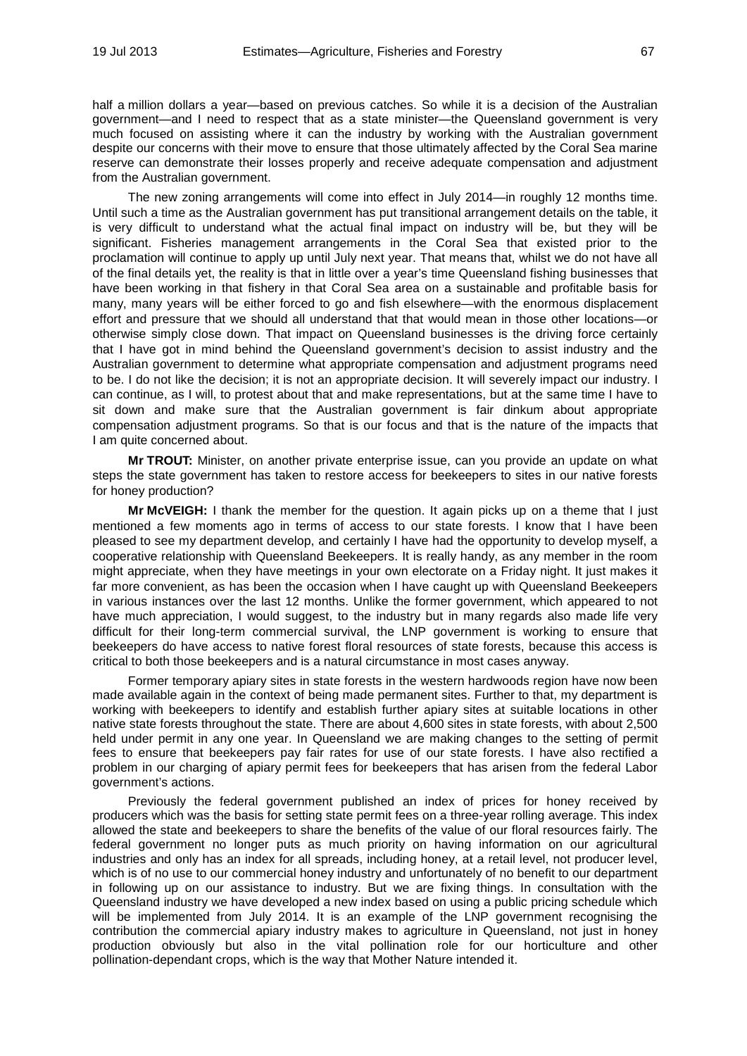half a million dollars a year—based on previous catches. So while it is a decision of the Australian government—and I need to respect that as a state minister—the Queensland government is very much focused on assisting where it can the industry by working with the Australian government despite our concerns with their move to ensure that those ultimately affected by the Coral Sea marine reserve can demonstrate their losses properly and receive adequate compensation and adjustment from the Australian government.

The new zoning arrangements will come into effect in July 2014—in roughly 12 months time. Until such a time as the Australian government has put transitional arrangement details on the table, it is very difficult to understand what the actual final impact on industry will be, but they will be significant. Fisheries management arrangements in the Coral Sea that existed prior to the proclamation will continue to apply up until July next year. That means that, whilst we do not have all of the final details yet, the reality is that in little over a year's time Queensland fishing businesses that have been working in that fishery in that Coral Sea area on a sustainable and profitable basis for many, many years will be either forced to go and fish elsewhere—with the enormous displacement effort and pressure that we should all understand that that would mean in those other locations—or otherwise simply close down. That impact on Queensland businesses is the driving force certainly that I have got in mind behind the Queensland government's decision to assist industry and the Australian government to determine what appropriate compensation and adjustment programs need to be. I do not like the decision; it is not an appropriate decision. It will severely impact our industry. I can continue, as I will, to protest about that and make representations, but at the same time I have to sit down and make sure that the Australian government is fair dinkum about appropriate compensation adjustment programs. So that is our focus and that is the nature of the impacts that I am quite concerned about.

**Mr TROUT:** Minister, on another private enterprise issue, can you provide an update on what steps the state government has taken to restore access for beekeepers to sites in our native forests for honey production?

**Mr McVEIGH:** I thank the member for the question. It again picks up on a theme that I just mentioned a few moments ago in terms of access to our state forests. I know that I have been pleased to see my department develop, and certainly I have had the opportunity to develop myself, a cooperative relationship with Queensland Beekeepers. It is really handy, as any member in the room might appreciate, when they have meetings in your own electorate on a Friday night. It just makes it far more convenient, as has been the occasion when I have caught up with Queensland Beekeepers in various instances over the last 12 months. Unlike the former government, which appeared to not have much appreciation, I would suggest, to the industry but in many regards also made life very difficult for their long-term commercial survival, the LNP government is working to ensure that beekeepers do have access to native forest floral resources of state forests, because this access is critical to both those beekeepers and is a natural circumstance in most cases anyway.

Former temporary apiary sites in state forests in the western hardwoods region have now been made available again in the context of being made permanent sites. Further to that, my department is working with beekeepers to identify and establish further apiary sites at suitable locations in other native state forests throughout the state. There are about 4,600 sites in state forests, with about 2,500 held under permit in any one year. In Queensland we are making changes to the setting of permit fees to ensure that beekeepers pay fair rates for use of our state forests. I have also rectified a problem in our charging of apiary permit fees for beekeepers that has arisen from the federal Labor government's actions.

Previously the federal government published an index of prices for honey received by producers which was the basis for setting state permit fees on a three-year rolling average. This index allowed the state and beekeepers to share the benefits of the value of our floral resources fairly. The federal government no longer puts as much priority on having information on our agricultural industries and only has an index for all spreads, including honey, at a retail level, not producer level, which is of no use to our commercial honey industry and unfortunately of no benefit to our department in following up on our assistance to industry. But we are fixing things. In consultation with the Queensland industry we have developed a new index based on using a public pricing schedule which will be implemented from July 2014. It is an example of the LNP government recognising the contribution the commercial apiary industry makes to agriculture in Queensland, not just in honey production obviously but also in the vital pollination role for our horticulture and other pollination-dependant crops, which is the way that Mother Nature intended it.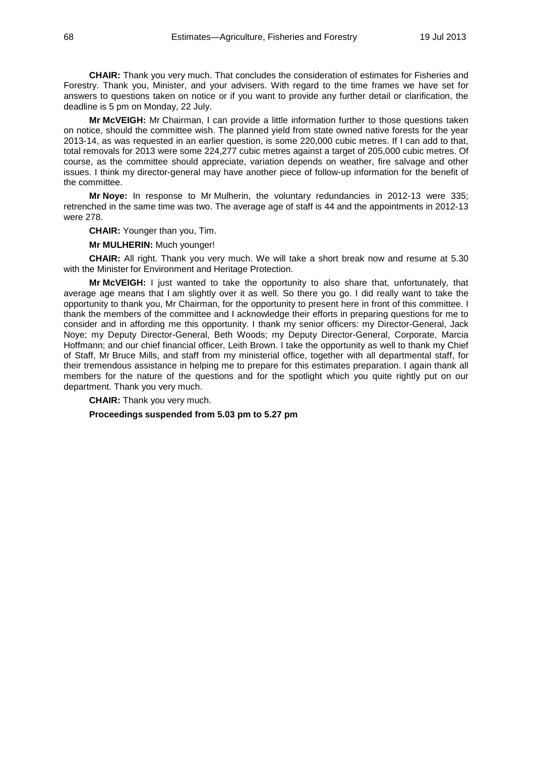**CHAIR:** Thank you very much. That concludes the consideration of estimates for Fisheries and Forestry. Thank you, Minister, and your advisers. With regard to the time frames we have set for answers to questions taken on notice or if you want to provide any further detail or clarification, the deadline is 5 pm on Monday, 22 July.

**Mr McVEIGH:** Mr Chairman, I can provide a little information further to those questions taken on notice, should the committee wish. The planned yield from state owned native forests for the year 2013-14, as was requested in an earlier question, is some 220,000 cubic metres. If I can add to that, total removals for 2013 were some 224,277 cubic metres against a target of 205,000 cubic metres. Of course, as the committee should appreciate, variation depends on weather, fire salvage and other issues. I think my director-general may have another piece of follow-up information for the benefit of the committee.

**Mr Noye:** In response to Mr Mulherin, the voluntary redundancies in 2012-13 were 335; retrenched in the same time was two. The average age of staff is 44 and the appointments in 2012-13 were 278.

**CHAIR:** Younger than you, Tim.

**Mr MULHERIN:** Much younger!

**CHAIR:** All right. Thank you very much. We will take a short break now and resume at 5.30 with the Minister for Environment and Heritage Protection.

**Mr McVEIGH:** I just wanted to take the opportunity to also share that, unfortunately, that average age means that I am slightly over it as well. So there you go. I did really want to take the opportunity to thank you, Mr Chairman, for the opportunity to present here in front of this committee. I thank the members of the committee and I acknowledge their efforts in preparing questions for me to consider and in affording me this opportunity. I thank my senior officers: my Director-General, Jack Noye; my Deputy Director-General, Beth Woods; my Deputy Director-General, Corporate, Marcia Hoffmann; and our chief financial officer, Leith Brown. I take the opportunity as well to thank my Chief of Staff, Mr Bruce Mills, and staff from my ministerial office, together with all departmental staff, for their tremendous assistance in helping me to prepare for this estimates preparation. I again thank all members for the nature of the questions and for the spotlight which you quite rightly put on our department. Thank you very much.

**CHAIR:** Thank you very much.

**Proceedings suspended from 5.03 pm to 5.27 pm**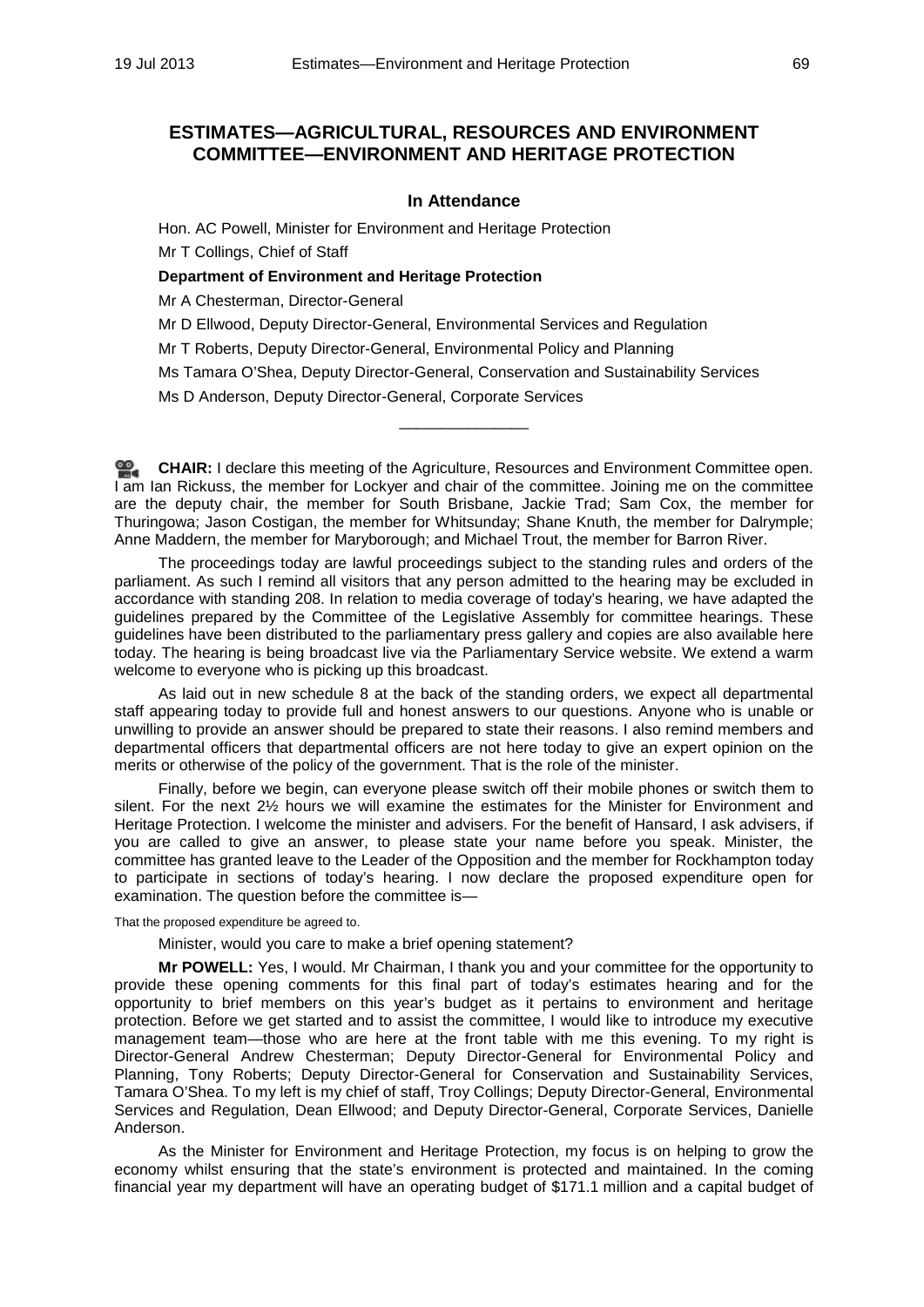## ESTIMATES—AGRICULTURAL, RESOURCES AND ENVIRONMENT COMMITTEE—ENVIRONMENT AND HERITAGE PROTECTION

### In Attendance

Hon. AC Powell, Minister for Environment and Heritage Protection

Mr T Collings, Chief of Staff

**Department of Environment and Heritage Protection**

Mr A Chesterman, Director-General

Mr D Ellwood, Deputy Director-General, Environmental Services and Regulation

Mr T Roberts, Deputy Director-General, Environmental Policy and Planning

Ms Tamara O'Shea, Deputy Director-General, Conservation and Sustainability Services

Ms D Anderson, Deputy Director-General, Corporate Services

---

**CHAIR:** I declare this meeting of the Agriculture, Resources and Environment Committee open. I am Ian Rickuss, the member for Lockyer and chair of the committee. Joining me on the committee are the deputy chair, the member for South Brisbane, Jackie Trad; Sam Cox, the member for Thuringowa; Jason Costigan, the member for Whitsunday; Shane Knuth, the member for Dalrymple; Anne Maddern, the member for Maryborough; and Michael Trout, the member for Barron River.

The proceedings today are lawful proceedings subject to the standing rules and orders of the parliament. As such I remind all visitors that any person admitted to the hearing may be excluded in accordance with standing 208. In relation to media coverage of today's hearing, we have adapted the guidelines prepared by the Committee of the Legislative Assembly for committee hearings. These guidelines have been distributed to the parliamentary press gallery and copies are also available here today. The hearing is being broadcast live via the Parliamentary Service website. We extend a warm welcome to everyone who is picking up this broadcast.

As laid out in new schedule 8 at the back of the standing orders, we expect all departmental staff appearing today to provide full and honest answers to our questions. Anyone who is unable or unwilling to provide an answer should be prepared to state their reasons. I also remind members and departmental officers that departmental officers are not here today to give an expert opinion on the merits or otherwise of the policy of the government. That is the role of the minister.

Finally, before we begin, can everyone please switch off their mobile phones or switch them to silent. For the next 2½ hours we will examine the estimates for the Minister for Environment and Heritage Protection. I welcome the minister and advisers. For the benefit of Hansard, I ask advisers, if you are called to give an answer, to please state your name before you speak. Minister, the committee has granted leave to the Leader of the Opposition and the member for Rockhampton today to participate in sections of today's hearing. I now declare the proposed expenditure open for examination. The question before the committee is—

That the proposed expenditure be agreed to.

Minister, would you care to make a brief opening statement?

**Mr POWELL:** Yes, I would. Mr Chairman, I thank you and your committee for the opportunity to provide these opening comments for this final part of today's estimates hearing and for the opportunity to brief members on this year's budget as it pertains to environment and heritage protection. Before we get started and to assist the committee, I would like to introduce my executive management team—those who are here at the front table with me this evening. To my right is Director-General Andrew Chesterman; Deputy Director-General for Environmental Policy and Planning, Tony Roberts; Deputy Director-General for Conservation and Sustainability Services, Tamara O'Shea. To my left is my chief of staff, Troy Collings; Deputy Director-General, Environmental Services and Regulation, Dean Ellwood; and Deputy Director-General, Corporate Services, Danielle Anderson.

As the Minister for Environment and Heritage Protection, my focus is on helping to grow the economy whilst ensuring that the state's environment is protected and maintained. In the coming financial year my department will have an operating budget of \$171.1 million and a capital budget of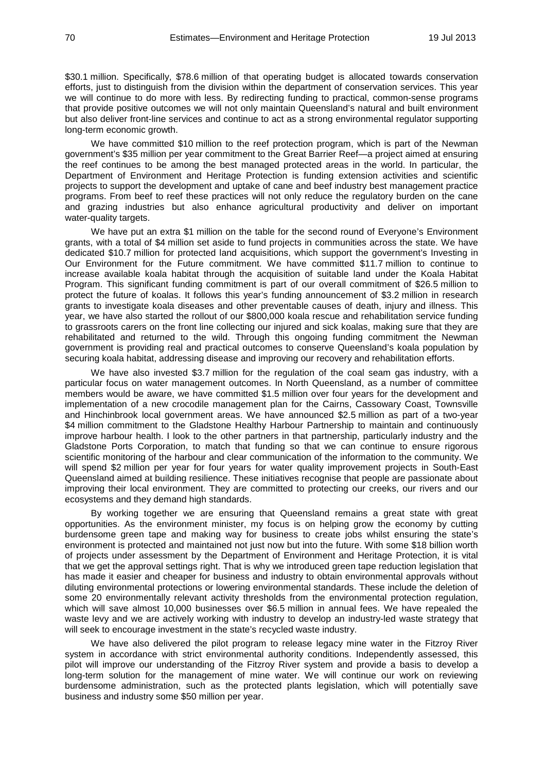$30.1 million. Specifically, $78.6 million of that operating budget is allocated towards conservation efforts, just to distinguish from the division within the department of conservation services. This year we will continue to do more with less. By redirecting funding to practical, common-sense programs that provide positive outcomes we will not only maintain Queensland's natural and built environment but also deliver front-line services and continue to act as a strong environmental regulator supporting long-term economic growth.

We have committed $10 million to the reef protection program, which is part of the Newman government's $35 million per year commitment to the Great Barrier Reef—a project aimed at ensuring the reef continues to be among the best managed protected areas in the world. In particular, the Department of Environment and Heritage Protection is funding extension activities and scientific projects to support the development and uptake of cane and beef industry best management practice programs. From beef to reef these practices will not only reduce the regulatory burden on the cane and grazing industries but also enhance agricultural productivity and deliver on important water-quality targets.

We have put an extra $1 million on the table for the second round of Everyone's Environment grants, with a total of $4 million set aside to fund projects in communities across the state. We have dedicated $10.7 million for protected land acquisitions, which support the government's Investing in Our Environment for the Future commitment. We have committed $11.7 million to continue to increase available koala habitat through the acquisition of suitable land under the Koala Habitat Program. This significant funding commitment is part of our overall commitment of $26.5 million to protect the future of koalas. It follows this year's funding announcement of $3.2 million in research grants to investigate koala diseases and other preventable causes of death, injury and illness. This year, we have also started the rollout of our $800,000 koala rescue and rehabilitation service funding to grassroots carers on the front line collecting our injured and sick koalas, making sure that they are rehabilitated and returned to the wild. Through this ongoing funding commitment the Newman government is providing real and practical outcomes to conserve Queensland's koala population by securing koala habitat, addressing disease and improving our recovery and rehabilitation efforts.

We have also invested $3.7 million for the regulation of the coal seam gas industry, with a particular focus on water management outcomes. In North Queensland, as a number of committee members would be aware, we have committed $1.5 million over four years for the development and implementation of a new crocodile management plan for the Cairns, Cassowary Coast, Townsville and Hinchinbrook local government areas. We have announced $2.5 million as part of a two-year $4 million commitment to the Gladstone Healthy Harbour Partnership to maintain and continuously improve harbour health. I look to the other partners in that partnership, particularly industry and the Gladstone Ports Corporation, to match that funding so that we can continue to ensure rigorous scientific monitoring of the harbour and clear communication of the information to the community. We will spend $2 million per year for four years for water quality improvement projects in South-East Queensland aimed at building resilience. These initiatives recognise that people are passionate about improving their local environment. They are committed to protecting our creeks, our rivers and our ecosystems and they demand high standards.

By working together we are ensuring that Queensland remains a great state with great opportunities. As the environment minister, my focus is on helping grow the economy by cutting burdensome green tape and making way for business to create jobs whilst ensuring the state's environment is protected and maintained not just now but into the future. With some $18 billion worth of projects under assessment by the Department of Environment and Heritage Protection, it is vital that we get the approval settings right. That is why we introduced green tape reduction legislation that has made it easier and cheaper for business and industry to obtain environmental approvals without diluting environmental protections or lowering environmental standards. These include the deletion of some 20 environmentally relevant activity thresholds from the environmental protection regulation, which will save almost 10,000 businesses over $6.5 million in annual fees. We have repealed the waste levy and we are actively working with industry to develop an industry-led waste strategy that will seek to encourage investment in the state's recycled waste industry.

We have also delivered the pilot program to release legacy mine water in the Fitzroy River system in accordance with strict environmental authority conditions. Independently assessed, this pilot will improve our understanding of the Fitzroy River system and provide a basis to develop a long-term solution for the management of mine water. We will continue our work on reviewing burdensome administration, such as the protected plants legislation, which will potentially save business and industry some $50 million per year.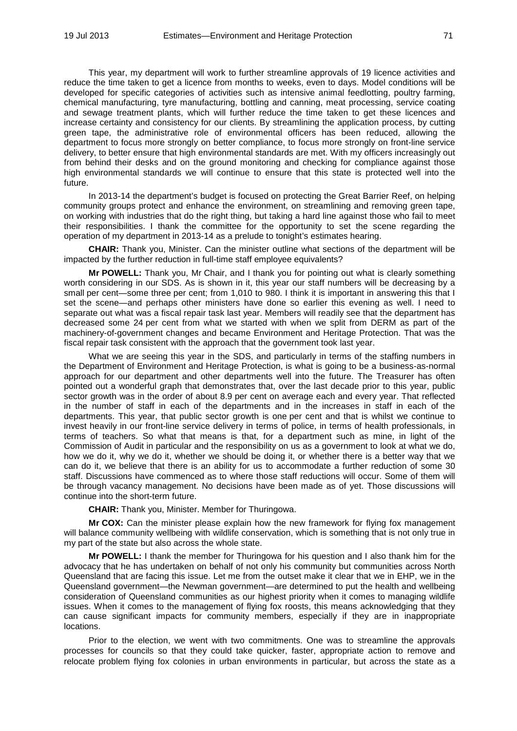This year, my department will work to further streamline approvals of 19 licence activities and reduce the time taken to get a licence from months to weeks, even to days. Model conditions will be developed for specific categories of activities such as intensive animal feedlotting, poultry farming, chemical manufacturing, tyre manufacturing, bottling and canning, meat processing, service coating and sewage treatment plants, which will further reduce the time taken to get these licences and increase certainty and consistency for our clients. By streamlining the application process, by cutting green tape, the administrative role of environmental officers has been reduced, allowing the department to focus more strongly on better compliance, to focus more strongly on front-line service delivery, to better ensure that high environmental standards are met. With my officers increasingly out from behind their desks and on the ground monitoring and checking for compliance against those high environmental standards we will continue to ensure that this state is protected well into the future.

In 2013-14 the department's budget is focused on protecting the Great Barrier Reef, on helping community groups protect and enhance the environment, on streamlining and removing green tape, on working with industries that do the right thing, but taking a hard line against those who fail to meet their responsibilities. I thank the committee for the opportunity to set the scene regarding the operation of my department in 2013-14 as a prelude to tonight's estimates hearing.

**CHAIR:** Thank you, Minister. Can the minister outline what sections of the department will be impacted by the further reduction in full-time staff employee equivalents?

**Mr POWELL:** Thank you, Mr Chair, and I thank you for pointing out what is clearly something worth considering in our SDS. As is shown in it, this year our staff numbers will be decreasing by a small per cent—some three per cent; from 1,010 to 980. I think it is important in answering this that I set the scene—and perhaps other ministers have done so earlier this evening as well. I need to separate out what was a fiscal repair task last year. Members will readily see that the department has decreased some 24 per cent from what we started with when we split from DERM as part of the machinery-of-government changes and became Environment and Heritage Protection. That was the fiscal repair task consistent with the approach that the government took last year.

What we are seeing this year in the SDS, and particularly in terms of the staffing numbers in the Department of Environment and Heritage Protection, is what is going to be a business-as-normal approach for our department and other departments well into the future. The Treasurer has often pointed out a wonderful graph that demonstrates that, over the last decade prior to this year, public sector growth was in the order of about 8.9 per cent on average each and every year. That reflected in the number of staff in each of the departments and in the increases in staff in each of the departments. This year, that public sector growth is one per cent and that is whilst we continue to invest heavily in our front-line service delivery in terms of police, in terms of health professionals, in terms of teachers. So what that means is that, for a department such as mine, in light of the Commission of Audit in particular and the responsibility on us as a government to look at what we do, how we do it, why we do it, whether we should be doing it, or whether there is a better way that we can do it, we believe that there is an ability for us to accommodate a further reduction of some 30 staff. Discussions have commenced as to where those staff reductions will occur. Some of them will be through vacancy management. No decisions have been made as of yet. Those discussions will continue into the short-term future.

**CHAIR:** Thank you, Minister. Member for Thuringowa.

**Mr COX:** Can the minister please explain how the new framework for flying fox management will balance community wellbeing with wildlife conservation, which is something that is not only true in my part of the state but also across the whole state.

**Mr POWELL:** I thank the member for Thuringowa for his question and I also thank him for the advocacy that he has undertaken on behalf of not only his community but communities across North Queensland that are facing this issue. Let me from the outset make it clear that we in EHP, we in the Queensland government—the Newman government—are determined to put the health and wellbeing consideration of Queensland communities as our highest priority when it comes to managing wildlife issues. When it comes to the management of flying fox roosts, this means acknowledging that they can cause significant impacts for community members, especially if they are in inappropriate locations.

Prior to the election, we went with two commitments. One was to streamline the approvals processes for councils so that they could take quicker, faster, appropriate action to remove and relocate problem flying fox colonies in urban environments in particular, but across the state as a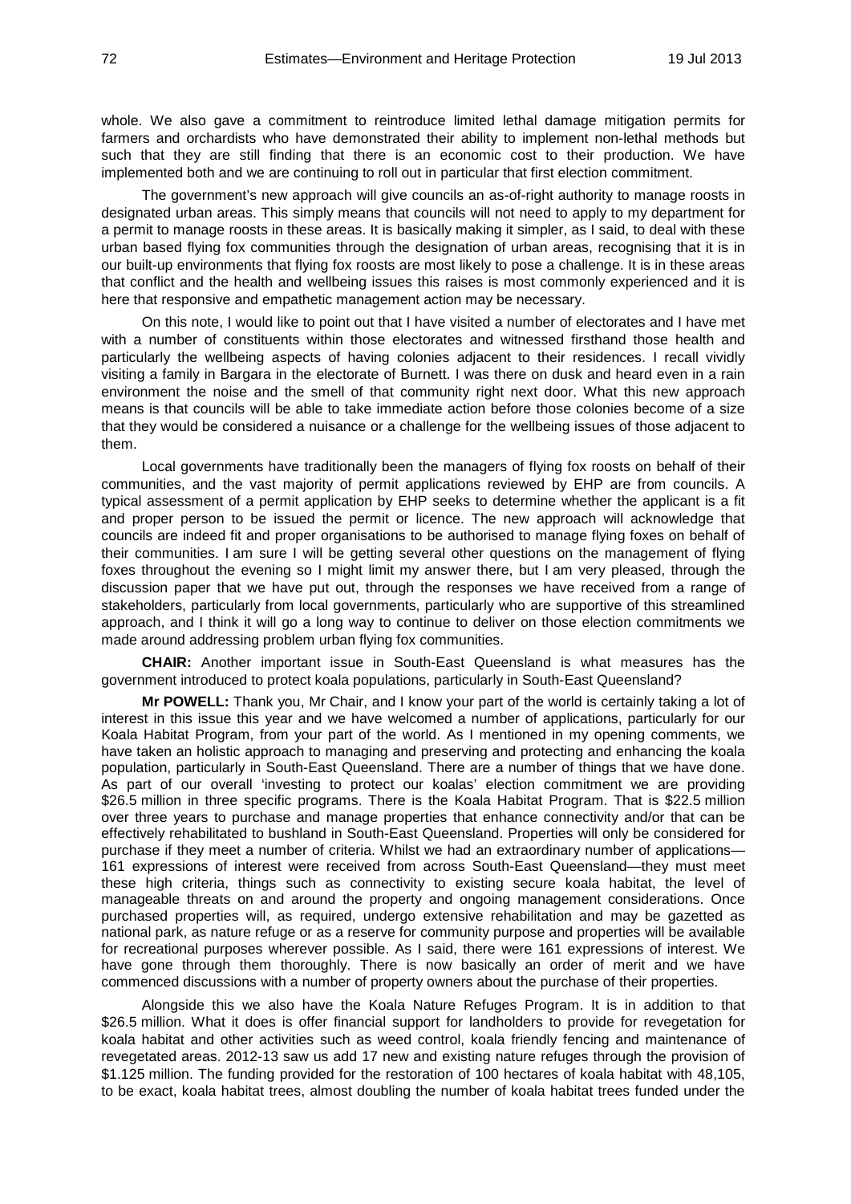whole. We also gave a commitment to reintroduce limited lethal damage mitigation permits for farmers and orchardists who have demonstrated their ability to implement non-lethal methods but such that they are still finding that there is an economic cost to their production. We have implemented both and we are continuing to roll out in particular that first election commitment.

The government's new approach will give councils an as-of-right authority to manage roosts in designated urban areas. This simply means that councils will not need to apply to my department for a permit to manage roosts in these areas. It is basically making it simpler, as I said, to deal with these urban based flying fox communities through the designation of urban areas, recognising that it is in our built-up environments that flying fox roosts are most likely to pose a challenge. It is in these areas that conflict and the health and wellbeing issues this raises is most commonly experienced and it is here that responsive and empathetic management action may be necessary.

On this note, I would like to point out that I have visited a number of electorates and I have met with a number of constituents within those electorates and witnessed firsthand those health and particularly the wellbeing aspects of having colonies adjacent to their residences. I recall vividly visiting a family in Bargara in the electorate of Burnett. I was there on dusk and heard even in a rain environment the noise and the smell of that community right next door. What this new approach means is that councils will be able to take immediate action before those colonies become of a size that they would be considered a nuisance or a challenge for the wellbeing issues of those adjacent to them.

Local governments have traditionally been the managers of flying fox roosts on behalf of their communities, and the vast majority of permit applications reviewed by EHP are from councils. A typical assessment of a permit application by EHP seeks to determine whether the applicant is a fit and proper person to be issued the permit or licence. The new approach will acknowledge that councils are indeed fit and proper organisations to be authorised to manage flying foxes on behalf of their communities. I am sure I will be getting several other questions on the management of flying foxes throughout the evening so I might limit my answer there, but I am very pleased, through the discussion paper that we have put out, through the responses we have received from a range of stakeholders, particularly from local governments, particularly who are supportive of this streamlined approach, and I think it will go a long way to continue to deliver on those election commitments we made around addressing problem urban flying fox communities.

**CHAIR:** Another important issue in South-East Queensland is what measures has the government introduced to protect koala populations, particularly in South-East Queensland?

**Mr POWELL:** Thank you, Mr Chair, and I know your part of the world is certainly taking a lot of interest in this issue this year and we have welcomed a number of applications, particularly for our Koala Habitat Program, from your part of the world. As I mentioned in my opening comments, we have taken an holistic approach to managing and preserving and protecting and enhancing the koala population, particularly in South-East Queensland. There are a number of things that we have done. As part of our overall 'investing to protect our koalas' election commitment we are providing $26.5 million in three specific programs. There is the Koala Habitat Program. That is $22.5 million over three years to purchase and manage properties that enhance connectivity and/or that can be effectively rehabilitated to bushland in South-East Queensland. Properties will only be considered for purchase if they meet a number of criteria. Whilst we had an extraordinary number of applications—161 expressions of interest were received from across South-East Queensland—they must meet these high criteria, things such as connectivity to existing secure koala habitat, the level of manageable threats on and around the property and ongoing management considerations. Once purchased properties will, as required, undergo extensive rehabilitation and may be gazetted as national park, as nature refuge or as a reserve for community purpose and properties will be available for recreational purposes wherever possible. As I said, there were 161 expressions of interest. We have gone through them thoroughly. There is now basically an order of merit and we have commenced discussions with a number of property owners about the purchase of their properties.

Alongside this we also have the Koala Nature Refuges Program. It is in addition to that $26.5 million. What it does is offer financial support for landholders to provide for revegetation for koala habitat and other activities such as weed control, koala friendly fencing and maintenance of revegetated areas. 2012-13 saw us add 17 new and existing nature refuges through the provision of $1.125 million. The funding provided for the restoration of 100 hectares of koala habitat with 48,105, to be exact, koala habitat trees, almost doubling the number of koala habitat trees funded under the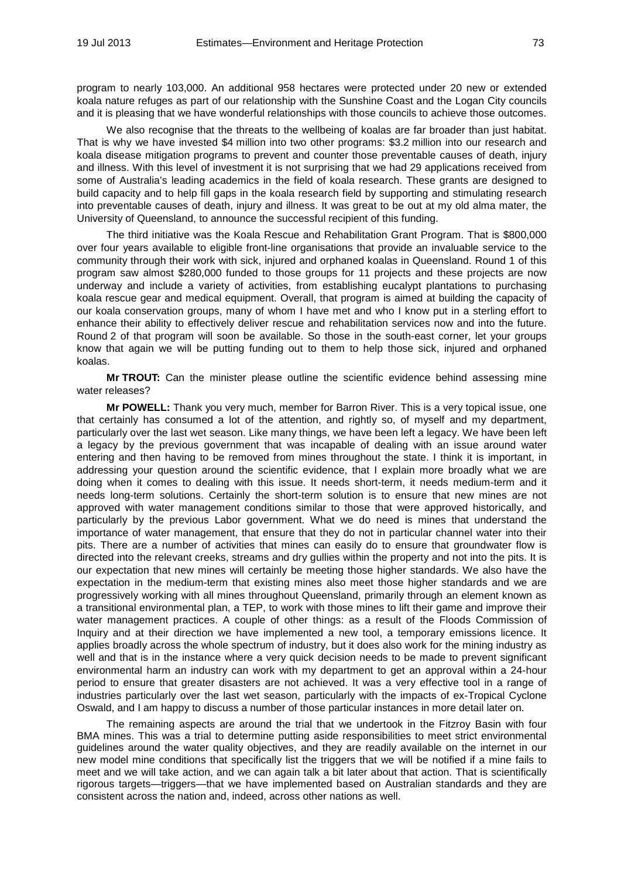program to nearly 103,000. An additional 958 hectares were protected under 20 new or extended koala nature refuges as part of our relationship with the Sunshine Coast and the Logan City councils and it is pleasing that we have wonderful relationships with those councils to achieve those outcomes.

We also recognise that the threats to the wellbeing of koalas are far broader than just habitat. That is why we have invested $4 million into two other programs: $3.2 million into our research and koala disease mitigation programs to prevent and counter those preventable causes of death, injury and illness. With this level of investment it is not surprising that we had 29 applications received from some of Australia's leading academics in the field of koala research. These grants are designed to build capacity and to help fill gaps in the koala research field by supporting and stimulating research into preventable causes of death, injury and illness. It was great to be out at my old alma mater, the University of Queensland, to announce the successful recipient of this funding.

The third initiative was the Koala Rescue and Rehabilitation Grant Program. That is $800,000 over four years available to eligible front-line organisations that provide an invaluable service to the community through their work with sick, injured and orphaned koalas in Queensland. Round 1 of this program saw almost $280,000 funded to those groups for 11 projects and these projects are now underway and include a variety of activities, from establishing eucalypt plantations to purchasing koala rescue gear and medical equipment. Overall, that program is aimed at building the capacity of our koala conservation groups, many of whom I have met and who I know put in a sterling effort to enhance their ability to effectively deliver rescue and rehabilitation services now and into the future. Round 2 of that program will soon be available. So those in the south-east corner, let your groups know that again we will be putting funding out to them to help those sick, injured and orphaned koalas.

**Mr TROUT:** Can the minister please outline the scientific evidence behind assessing mine water releases?

**Mr POWELL:** Thank you very much, member for Barron River. This is a very topical issue, one that certainly has consumed a lot of the attention, and rightly so, of myself and my department, particularly over the last wet season. Like many things, we have been left a legacy. We have been left a legacy by the previous government that was incapable of dealing with an issue around water entering and then having to be removed from mines throughout the state. I think it is important, in addressing your question around the scientific evidence, that I explain more broadly what we are doing when it comes to dealing with this issue. It needs short-term, it needs medium-term and it needs long-term solutions. Certainly the short-term solution is to ensure that new mines are not approved with water management conditions similar to those that were approved historically, and particularly by the previous Labor government. What we do need is mines that understand the importance of water management, that ensure that they do not in particular channel water into their pits. There are a number of activities that mines can easily do to ensure that groundwater flow is directed into the relevant creeks, streams and dry gullies within the property and not into the pits. It is our expectation that new mines will certainly be meeting those higher standards. We also have the expectation in the medium-term that existing mines also meet those higher standards and we are progressively working with all mines throughout Queensland, primarily through an element known as a transitional environmental plan, a TEP, to work with those mines to lift their game and improve their water management practices. A couple of other things: as a result of the Floods Commission of Inquiry and at their direction we have implemented a new tool, a temporary emissions licence. It applies broadly across the whole spectrum of industry, but it does also work for the mining industry as well and that is in the instance where a very quick decision needs to be made to prevent significant environmental harm an industry can work with my department to get an approval within a 24-hour period to ensure that greater disasters are not achieved. It was a very effective tool in a range of industries particularly over the last wet season, particularly with the impacts of ex-Tropical Cyclone Oswald, and I am happy to discuss a number of those particular instances in more detail later on.

The remaining aspects are around the trial that we undertook in the Fitzroy Basin with four BMA mines. This was a trial to determine putting aside responsibilities to meet strict environmental guidelines around the water quality objectives, and they are readily available on the internet in our new model mine conditions that specifically list the triggers that we will be notified if a mine fails to meet and we will take action, and we can again talk a bit later about that action. That is scientifically rigorous targets—triggers—that we have implemented based on Australian standards and they are consistent across the nation and, indeed, across other nations as well.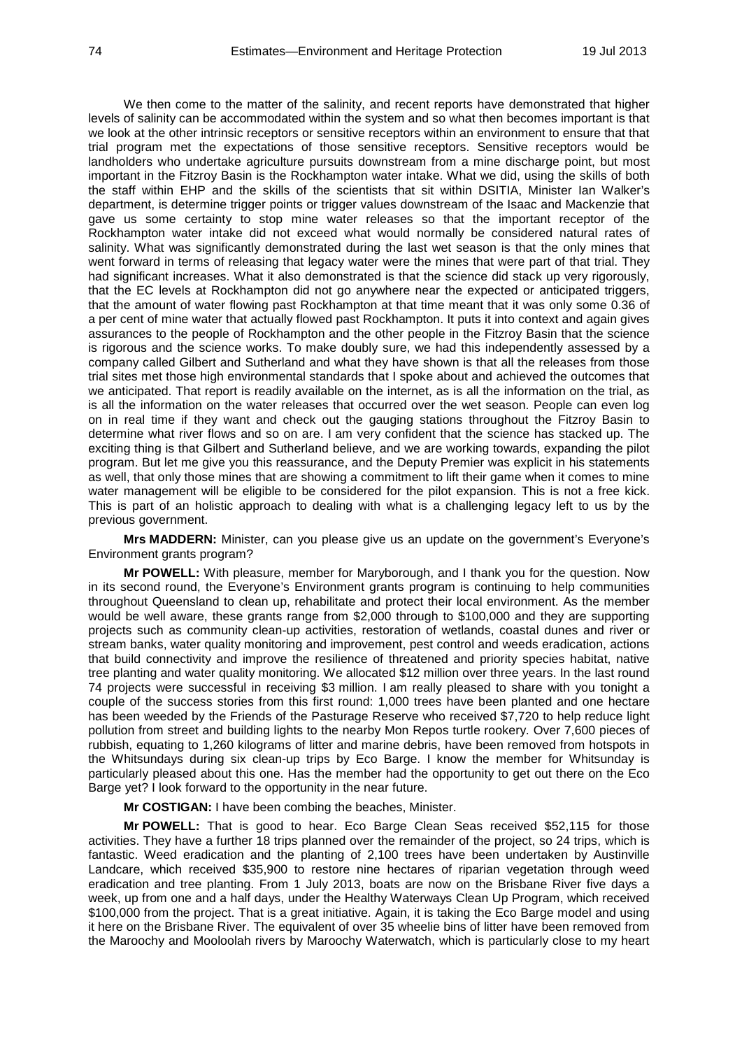We then come to the matter of the salinity, and recent reports have demonstrated that higher levels of salinity can be accommodated within the system and so what then becomes important is that we look at the other intrinsic receptors or sensitive receptors within an environment to ensure that that trial program met the expectations of those sensitive receptors. Sensitive receptors would be landholders who undertake agriculture pursuits downstream from a mine discharge point, but most important in the Fitzroy Basin is the Rockhampton water intake. What we did, using the skills of both the staff within EHP and the skills of the scientists that sit within DSITIA, Minister Ian Walker's department, is determine trigger points or trigger values downstream of the Isaac and Mackenzie that gave us some certainty to stop mine water releases so that the important receptor of the Rockhampton water intake did not exceed what would normally be considered natural rates of salinity. What was significantly demonstrated during the last wet season is that the only mines that went forward in terms of releasing that legacy water were the mines that were part of that trial. They had significant increases. What it also demonstrated is that the science did stack up very rigorously, that the EC levels at Rockhampton did not go anywhere near the expected or anticipated triggers, that the amount of water flowing past Rockhampton at that time meant that it was only some 0.36 of a per cent of mine water that actually flowed past Rockhampton. It puts it into context and again gives assurances to the people of Rockhampton and the other people in the Fitzroy Basin that the science is rigorous and the science works. To make doubly sure, we had this independently assessed by a company called Gilbert and Sutherland and what they have shown is that all the releases from those trial sites met those high environmental standards that I spoke about and achieved the outcomes that we anticipated. That report is readily available on the internet, as is all the information on the trial, as is all the information on the water releases that occurred over the wet season. People can even log on in real time if they want and check out the gauging stations throughout the Fitzroy Basin to determine what river flows and so on are. I am very confident that the science has stacked up. The exciting thing is that Gilbert and Sutherland believe, and we are working towards, expanding the pilot program. But let me give you this reassurance, and the Deputy Premier was explicit in his statements as well, that only those mines that are showing a commitment to lift their game when it comes to mine water management will be eligible to be considered for the pilot expansion. This is not a free kick. This is part of an holistic approach to dealing with what is a challenging legacy left to us by the previous government.

**Mrs MADDERN:** Minister, can you please give us an update on the government's Everyone's Environment grants program?

**Mr POWELL:** With pleasure, member for Maryborough, and I thank you for the question. Now in its second round, the Everyone's Environment grants program is continuing to help communities throughout Queensland to clean up, rehabilitate and protect their local environment. As the member would be well aware, these grants range from $2,000 through to $100,000 and they are supporting projects such as community clean-up activities, restoration of wetlands, coastal dunes and river or stream banks, water quality monitoring and improvement, pest control and weeds eradication, actions that build connectivity and improve the resilience of threatened and priority species habitat, native tree planting and water quality monitoring. We allocated $12 million over three years. In the last round 74 projects were successful in receiving $3 million. I am really pleased to share with you tonight a couple of the success stories from this first round: 1,000 trees have been planted and one hectare has been weeded by the Friends of the Pasturage Reserve who received $7,720 to help reduce light pollution from street and building lights to the nearby Mon Repos turtle rookery. Over 7,600 pieces of rubbish, equating to 1,260 kilograms of litter and marine debris, have been removed from hotspots in the Whitsundays during six clean-up trips by Eco Barge. I know the member for Whitsunday is particularly pleased about this one. Has the member had the opportunity to get out there on the Eco Barge yet? I look forward to the opportunity in the near future.

**Mr COSTIGAN:** I have been combing the beaches, Minister.

**Mr POWELL:** That is good to hear. Eco Barge Clean Seas received $52,115 for those activities. They have a further 18 trips planned over the remainder of the project, so 24 trips, which is fantastic. Weed eradication and the planting of 2,100 trees have been undertaken by Austinville Landcare, which received $35,900 to restore nine hectares of riparian vegetation through weed eradication and tree planting. From 1 July 2013, boats are now on the Brisbane River five days a week, up from one and a half days, under the Healthy Waterways Clean Up Program, which received $100,000 from the project. That is a great initiative. Again, it is taking the Eco Barge model and using it here on the Brisbane River. The equivalent of over 35 wheelie bins of litter have been removed from the Maroochy and Mooloolah rivers by Maroochy Waterwatch, which is particularly close to my heart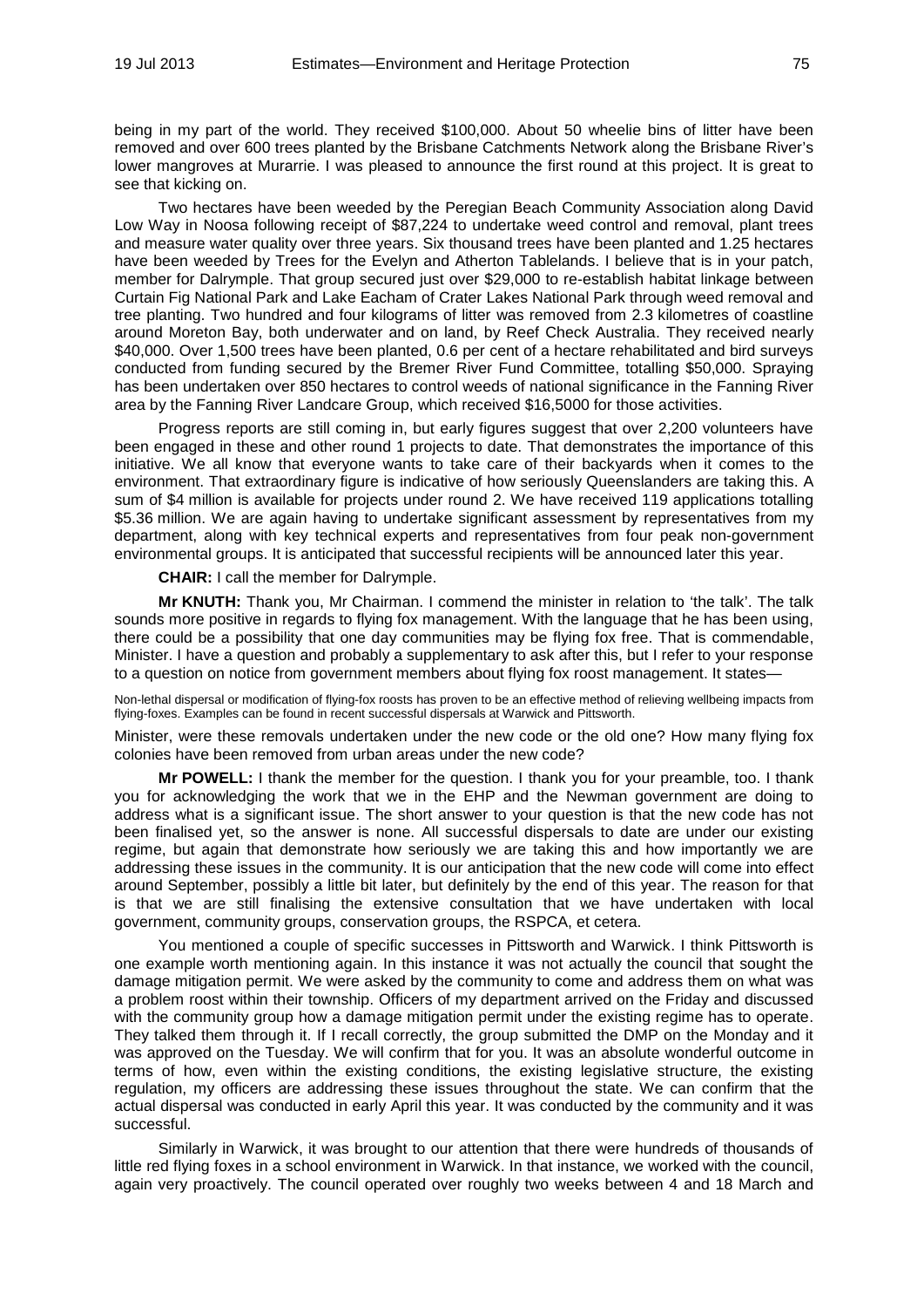being in my part of the world. They received $100,000. About 50 wheelie bins of litter have been removed and over 600 trees planted by the Brisbane Catchments Network along the Brisbane River's lower mangroves at Murarrie. I was pleased to announce the first round at this project. It is great to see that kicking on.

Two hectares have been weeded by the Peregian Beach Community Association along David Low Way in Noosa following receipt of $87,224 to undertake weed control and removal, plant trees and measure water quality over three years. Six thousand trees have been planted and 1.25 hectares have been weeded by Trees for the Evelyn and Atherton Tablelands. I believe that is in your patch, member for Dalrymple. That group secured just over $29,000 to re-establish habitat linkage between Curtain Fig National Park and Lake Eacham of Crater Lakes National Park through weed removal and tree planting. Two hundred and four kilograms of litter was removed from 2.3 kilometres of coastline around Moreton Bay, both underwater and on land, by Reef Check Australia. They received nearly $40,000. Over 1,500 trees have been planted, 0.6 per cent of a hectare rehabilitated and bird surveys conducted from funding secured by the Bremer River Fund Committee, totalling $50,000. Spraying has been undertaken over 850 hectares to control weeds of national significance in the Fanning River area by the Fanning River Landcare Group, which received $16,5000 for those activities.

Progress reports are still coming in, but early figures suggest that over 2,200 volunteers have been engaged in these and other round 1 projects to date. That demonstrates the importance of this initiative. We all know that everyone wants to take care of their backyards when it comes to the environment. That extraordinary figure is indicative of how seriously Queenslanders are taking this. A sum of $4 million is available for projects under round 2. We have received 119 applications totalling $5.36 million. We are again having to undertake significant assessment by representatives from my department, along with key technical experts and representatives from four peak non-government environmental groups. It is anticipated that successful recipients will be announced later this year.

**CHAIR:** I call the member for Dalrymple.

**Mr KNUTH:** Thank you, Mr Chairman. I commend the minister in relation to 'the talk'. The talk sounds more positive in regards to flying fox management. With the language that he has been using, there could be a possibility that one day communities may be flying fox free. That is commendable, Minister. I have a question and probably a supplementary to ask after this, but I refer to your response to a question on notice from government members about flying fox roost management. It states—

Non-lethal dispersal or modification of flying-fox roosts has proven to be an effective method of relieving wellbeing impacts from flying-foxes. Examples can be found in recent successful dispersals at Warwick and Pittsworth.

Minister, were these removals undertaken under the new code or the old one? How many flying fox colonies have been removed from urban areas under the new code?

**Mr POWELL:** I thank the member for the question. I thank you for your preamble, too. I thank you for acknowledging the work that we in the EHP and the Newman government are doing to address what is a significant issue. The short answer to your question is that the new code has not been finalised yet, so the answer is none. All successful dispersals to date are under our existing regime, but again that demonstrate how seriously we are taking this and how importantly we are addressing these issues in the community. It is our anticipation that the new code will come into effect around September, possibly a little bit later, but definitely by the end of this year. The reason for that is that we are still finalising the extensive consultation that we have undertaken with local government, community groups, conservation groups, the RSPCA, et cetera.

You mentioned a couple of specific successes in Pittsworth and Warwick. I think Pittsworth is one example worth mentioning again. In this instance it was not actually the council that sought the damage mitigation permit. We were asked by the community to come and address them on what was a problem roost within their township. Officers of my department arrived on the Friday and discussed with the community group how a damage mitigation permit under the existing regime has to operate. They talked them through it. If I recall correctly, the group submitted the DMP on the Monday and it was approved on the Tuesday. We will confirm that for you. It was an absolute wonderful outcome in terms of how, even within the existing conditions, the existing legislative structure, the existing regulation, my officers are addressing these issues throughout the state. We can confirm that the actual dispersal was conducted in early April this year. It was conducted by the community and it was successful.

Similarly in Warwick, it was brought to our attention that there were hundreds of thousands of little red flying foxes in a school environment in Warwick. In that instance, we worked with the council, again very proactively. The council operated over roughly two weeks between 4 and 18 March and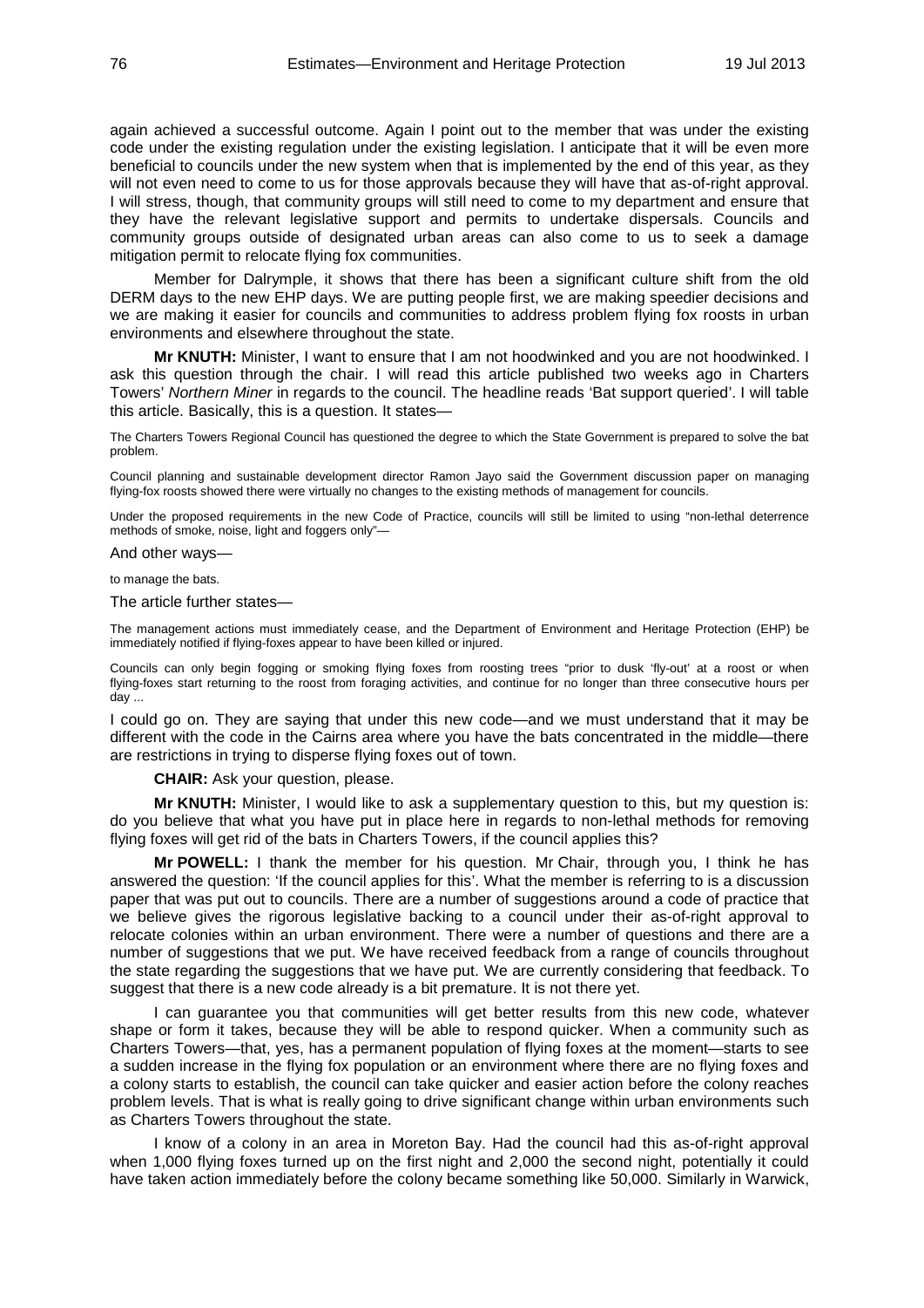again achieved a successful outcome. Again I point out to the member that was under the existing code under the existing regulation under the existing legislation. I anticipate that it will be even more beneficial to councils under the new system when that is implemented by the end of this year, as they will not even need to come to us for those approvals because they will have that as-of-right approval. I will stress, though, that community groups will still need to come to my department and ensure that they have the relevant legislative support and permits to undertake dispersals. Councils and community groups outside of designated urban areas can also come to us to seek a damage mitigation permit to relocate flying fox communities.

Member for Dalrymple, it shows that there has been a significant culture shift from the old DERM days to the new EHP days. We are putting people first, we are making speedier decisions and we are making it easier for councils and communities to address problem flying fox roosts in urban environments and elsewhere throughout the state.

**Mr KNUTH:** Minister, I want to ensure that I am not hoodwinked and you are not hoodwinked. I ask this question through the chair. I will read this article published two weeks ago in Charters Towers' *Northern Miner* in regards to the council. The headline reads 'Bat support queried'. I will table this article. Basically, this is a question. It states—

> The Charters Towers Regional Council has questioned the degree to which the State Government is prepared to solve the bat problem.
>
> Council planning and sustainable development director Ramon Jayo said the Government discussion paper on managing flying-fox roosts showed there were virtually no changes to the existing methods of management for councils.
>
> Under the proposed requirements in the new Code of Practice, councils will still be limited to using "non-lethal deterrence methods of smoke, noise, light and foggers only"—

And other ways—

> to manage the bats.

The article further states—

> The management actions must immediately cease, and the Department of Environment and Heritage Protection (EHP) be immediately notified if flying-foxes appear to have been killed or injured.
>
> Councils can only begin fogging or smoking flying foxes from roosting trees "prior to dusk 'fly-out' at a roost or when flying-foxes start returning to the roost from foraging activities, and continue for no longer than three consecutive hours per day ...

I could go on. They are saying that under this new code—and we must understand that it may be different with the code in the Cairns area where you have the bats concentrated in the middle—there are restrictions in trying to disperse flying foxes out of town.

**CHAIR:** Ask your question, please.

**Mr KNUTH:** Minister, I would like to ask a supplementary question to this, but my question is: do you believe that what you have put in place here in regards to non-lethal methods for removing flying foxes will get rid of the bats in Charters Towers, if the council applies this?

**Mr POWELL:** I thank the member for his question. Mr Chair, through you, I think he has answered the question: 'If the council applies for this'. What the member is referring to is a discussion paper that was put out to councils. There are a number of suggestions around a code of practice that we believe gives the rigorous legislative backing to a council under their as-of-right approval to relocate colonies within an urban environment. There were a number of questions and there are a number of suggestions that we put. We have received feedback from a range of councils throughout the state regarding the suggestions that we have put. We are currently considering that feedback. To suggest that there is a new code already is a bit premature. It is not there yet.

I can guarantee you that communities will get better results from this new code, whatever shape or form it takes, because they will be able to respond quicker. When a community such as Charters Towers—that, yes, has a permanent population of flying foxes at the moment—starts to see a sudden increase in the flying fox population or an environment where there are no flying foxes and a colony starts to establish, the council can take quicker and easier action before the colony reaches problem levels. That is what is really going to drive significant change within urban environments such as Charters Towers throughout the state.

I know of a colony in an area in Moreton Bay. Had the council had this as-of-right approval when 1,000 flying foxes turned up on the first night and 2,000 the second night, potentially it could have taken action immediately before the colony became something like 50,000. Similarly in Warwick,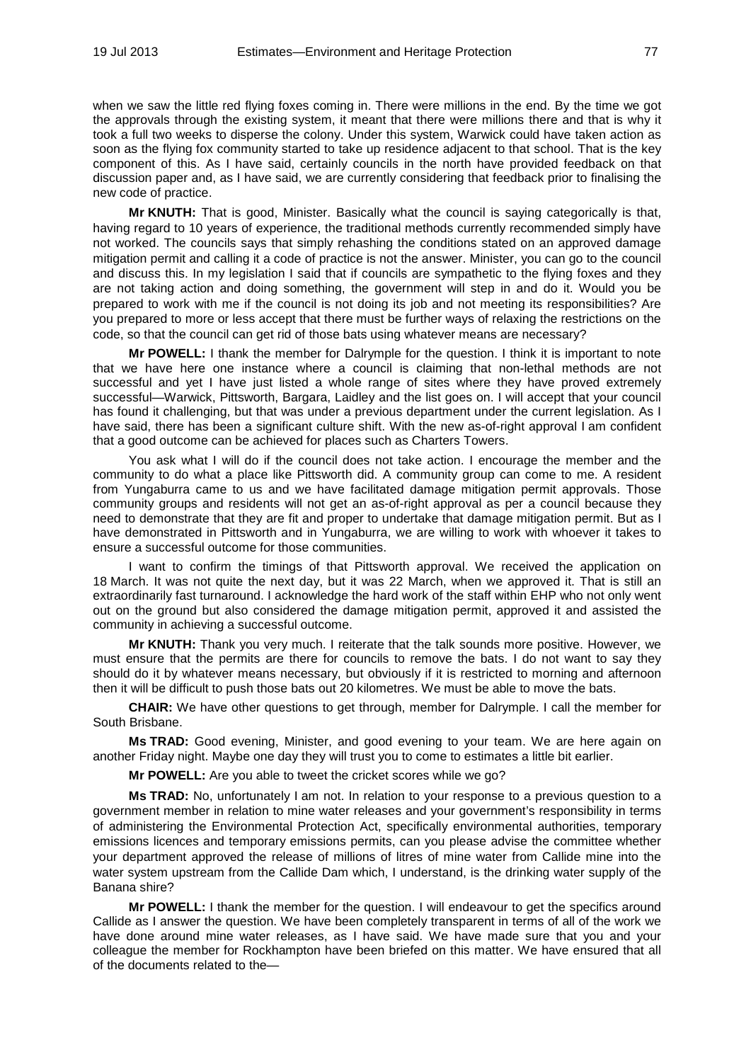when we saw the little red flying foxes coming in. There were millions in the end. By the time we got the approvals through the existing system, it meant that there were millions there and that is why it took a full two weeks to disperse the colony. Under this system, Warwick could have taken action as soon as the flying fox community started to take up residence adjacent to that school. That is the key component of this. As I have said, certainly councils in the north have provided feedback on that discussion paper and, as I have said, we are currently considering that feedback prior to finalising the new code of practice.

**Mr KNUTH:** That is good, Minister. Basically what the council is saying categorically is that, having regard to 10 years of experience, the traditional methods currently recommended simply have not worked. The councils says that simply rehashing the conditions stated on an approved damage mitigation permit and calling it a code of practice is not the answer. Minister, you can go to the council and discuss this. In my legislation I said that if councils are sympathetic to the flying foxes and they are not taking action and doing something, the government will step in and do it. Would you be prepared to work with me if the council is not doing its job and not meeting its responsibilities? Are you prepared to more or less accept that there must be further ways of relaxing the restrictions on the code, so that the council can get rid of those bats using whatever means are necessary?

**Mr POWELL:** I thank the member for Dalrymple for the question. I think it is important to note that we have here one instance where a council is claiming that non-lethal methods are not successful and yet I have just listed a whole range of sites where they have proved extremely successful—Warwick, Pittsworth, Bargara, Laidley and the list goes on. I will accept that your council has found it challenging, but that was under a previous department under the current legislation. As I have said, there has been a significant culture shift. With the new as-of-right approval I am confident that a good outcome can be achieved for places such as Charters Towers.

You ask what I will do if the council does not take action. I encourage the member and the community to do what a place like Pittsworth did. A community group can come to me. A resident from Yungaburra came to us and we have facilitated damage mitigation permit approvals. Those community groups and residents will not get an as-of-right approval as per a council because they need to demonstrate that they are fit and proper to undertake that damage mitigation permit. But as I have demonstrated in Pittsworth and in Yungaburra, we are willing to work with whoever it takes to ensure a successful outcome for those communities.

I want to confirm the timings of that Pittsworth approval. We received the application on 18 March. It was not quite the next day, but it was 22 March, when we approved it. That is still an extraordinarily fast turnaround. I acknowledge the hard work of the staff within EHP who not only went out on the ground but also considered the damage mitigation permit, approved it and assisted the community in achieving a successful outcome.

**Mr KNUTH:** Thank you very much. I reiterate that the talk sounds more positive. However, we must ensure that the permits are there for councils to remove the bats. I do not want to say they should do it by whatever means necessary, but obviously if it is restricted to morning and afternoon then it will be difficult to push those bats out 20 kilometres. We must be able to move the bats.

**CHAIR:** We have other questions to get through, member for Dalrymple. I call the member for South Brisbane.

**Ms TRAD:** Good evening, Minister, and good evening to your team. We are here again on another Friday night. Maybe one day they will trust you to come to estimates a little bit earlier.

**Mr POWELL:** Are you able to tweet the cricket scores while we go?

**Ms TRAD:** No, unfortunately I am not. In relation to your response to a previous question to a government member in relation to mine water releases and your government's responsibility in terms of administering the Environmental Protection Act, specifically environmental authorities, temporary emissions licences and temporary emissions permits, can you please advise the committee whether your department approved the release of millions of litres of mine water from Callide mine into the water system upstream from the Callide Dam which, I understand, is the drinking water supply of the Banana shire?

**Mr POWELL:** I thank the member for the question. I will endeavour to get the specifics around Callide as I answer the question. We have been completely transparent in terms of all of the work we have done around mine water releases, as I have said. We have made sure that you and your colleague the member for Rockhampton have been briefed on this matter. We have ensured that all of the documents related to the—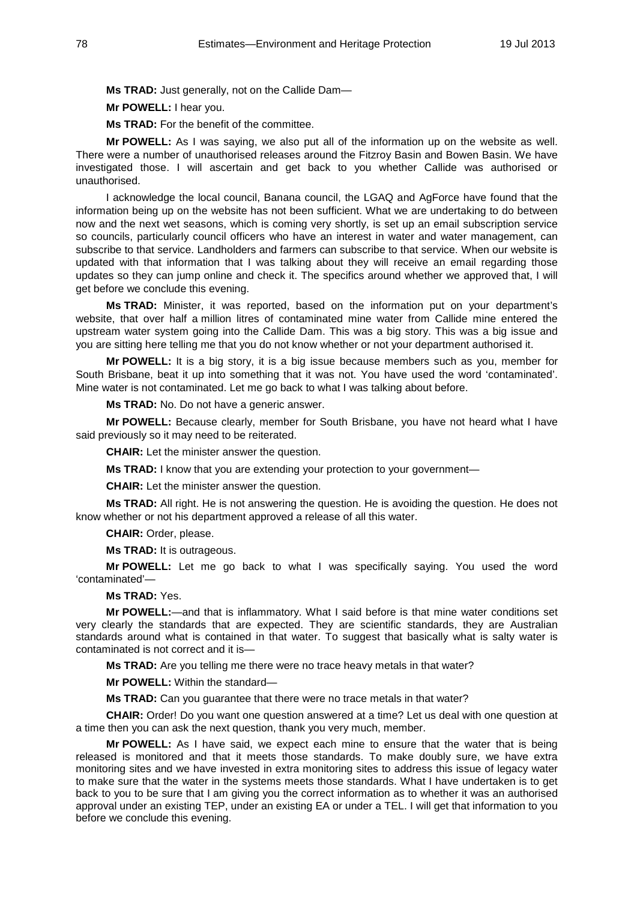**Ms TRAD:** Just generally, not on the Callide Dam—

**Mr POWELL:** I hear you.

**Ms TRAD:** For the benefit of the committee.

**Mr POWELL:** As I was saying, we also put all of the information up on the website as well. There were a number of unauthorised releases around the Fitzroy Basin and Bowen Basin. We have investigated those. I will ascertain and get back to you whether Callide was authorised or unauthorised.

I acknowledge the local council, Banana council, the LGAQ and AgForce have found that the information being up on the website has not been sufficient. What we are undertaking to do between now and the next wet seasons, which is coming very shortly, is set up an email subscription service so councils, particularly council officers who have an interest in water and water management, can subscribe to that service. Landholders and farmers can subscribe to that service. When our website is updated with that information that I was talking about they will receive an email regarding those updates so they can jump online and check it. The specifics around whether we approved that, I will get before we conclude this evening.

**Ms TRAD:** Minister, it was reported, based on the information put on your department's website, that over half a million litres of contaminated mine water from Callide mine entered the upstream water system going into the Callide Dam. This was a big story. This was a big issue and you are sitting here telling me that you do not know whether or not your department authorised it.

**Mr POWELL:** It is a big story, it is a big issue because members such as you, member for South Brisbane, beat it up into something that it was not. You have used the word 'contaminated'. Mine water is not contaminated. Let me go back to what I was talking about before.

**Ms TRAD:** No. Do not have a generic answer.

**Mr POWELL:** Because clearly, member for South Brisbane, you have not heard what I have said previously so it may need to be reiterated.

**CHAIR:** Let the minister answer the question.

**Ms TRAD:** I know that you are extending your protection to your government—

**CHAIR:** Let the minister answer the question.

**Ms TRAD:** All right. He is not answering the question. He is avoiding the question. He does not know whether or not his department approved a release of all this water.

**CHAIR:** Order, please.

**Ms TRAD:** It is outrageous.

**Mr POWELL:** Let me go back to what I was specifically saying. You used the word 'contaminated'—

**Ms TRAD:** Yes.

**Mr POWELL:**—and that is inflammatory. What I said before is that mine water conditions set very clearly the standards that are expected. They are scientific standards, they are Australian standards around what is contained in that water. To suggest that basically what is salty water is contaminated is not correct and it is—

**Ms TRAD:** Are you telling me there were no trace heavy metals in that water?

**Mr POWELL:** Within the standard—

**Ms TRAD:** Can you guarantee that there were no trace metals in that water?

**CHAIR:** Order! Do you want one question answered at a time? Let us deal with one question at a time then you can ask the next question, thank you very much, member.

**Mr POWELL:** As I have said, we expect each mine to ensure that the water that is being released is monitored and that it meets those standards. To make doubly sure, we have extra monitoring sites and we have invested in extra monitoring sites to address this issue of legacy water to make sure that the water in the systems meets those standards. What I have undertaken is to get back to you to be sure that I am giving you the correct information as to whether it was an authorised approval under an existing TEP, under an existing EA or under a TEL. I will get that information to you before we conclude this evening.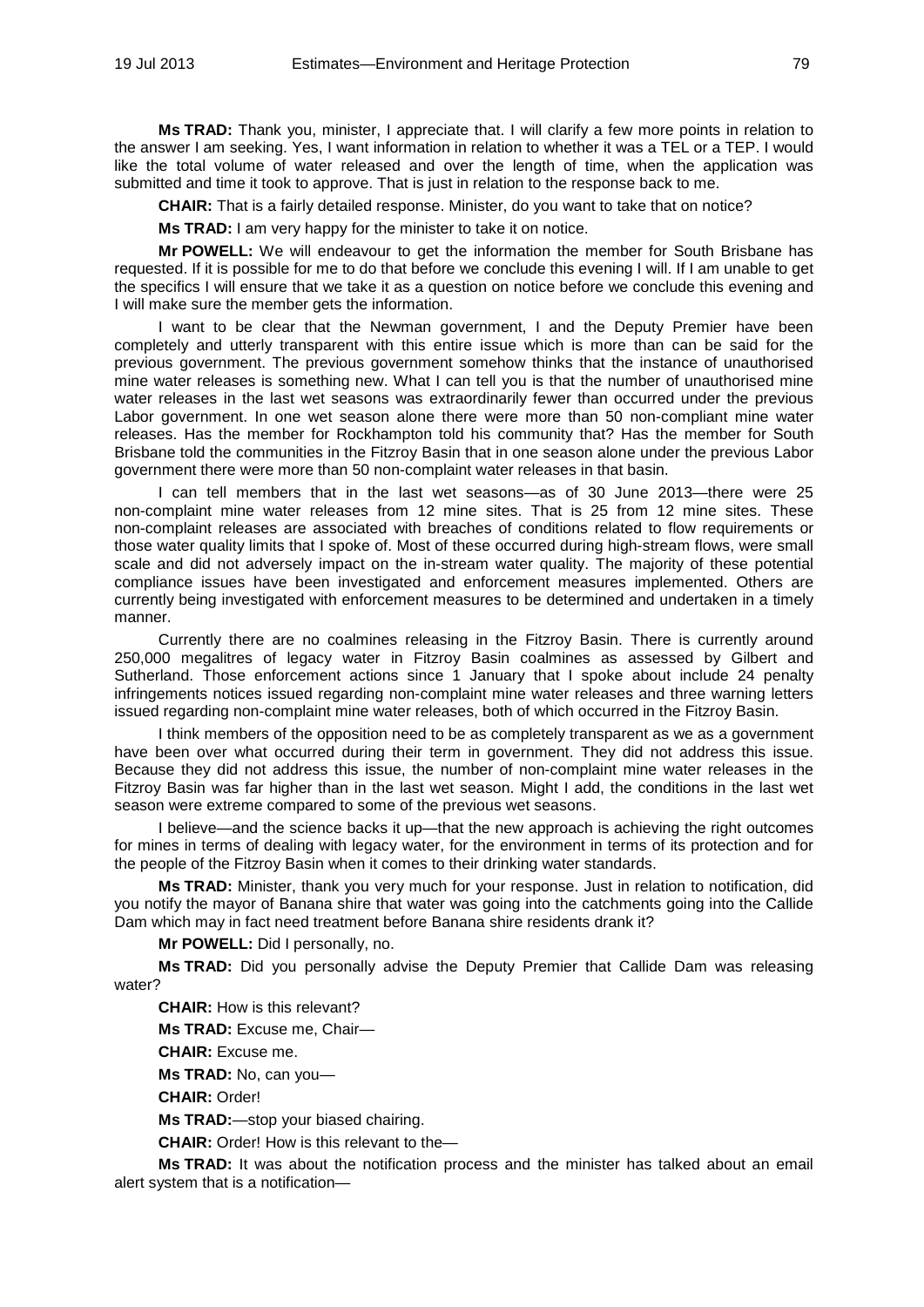**Ms TRAD:** Thank you, minister, I appreciate that. I will clarify a few more points in relation to the answer I am seeking. Yes, I want information in relation to whether it was a TEL or a TEP. I would like the total volume of water released and over the length of time, when the application was submitted and time it took to approve. That is just in relation to the response back to me.

**CHAIR:** That is a fairly detailed response. Minister, do you want to take that on notice?

**Ms TRAD:** I am very happy for the minister to take it on notice.

**Mr POWELL:** We will endeavour to get the information the member for South Brisbane has requested. If it is possible for me to do that before we conclude this evening I will. If I am unable to get the specifics I will ensure that we take it as a question on notice before we conclude this evening and I will make sure the member gets the information.

I want to be clear that the Newman government, I and the Deputy Premier have been completely and utterly transparent with this entire issue which is more than can be said for the previous government. The previous government somehow thinks that the instance of unauthorised mine water releases is something new. What I can tell you is that the number of unauthorised mine water releases in the last wet seasons was extraordinarily fewer than occurred under the previous Labor government. In one wet season alone there were more than 50 non-compliant mine water releases. Has the member for Rockhampton told his community that? Has the member for South Brisbane told the communities in the Fitzroy Basin that in one season alone under the previous Labor government there were more than 50 non-complaint water releases in that basin.

I can tell members that in the last wet seasons—as of 30 June 2013—there were 25 non-complaint mine water releases from 12 mine sites. That is 25 from 12 mine sites. These non-complaint releases are associated with breaches of conditions related to flow requirements or those water quality limits that I spoke of. Most of these occurred during high-stream flows, were small scale and did not adversely impact on the in-stream water quality. The majority of these potential compliance issues have been investigated and enforcement measures implemented. Others are currently being investigated with enforcement measures to be determined and undertaken in a timely manner.

Currently there are no coalmines releasing in the Fitzroy Basin. There is currently around 250,000 megalitres of legacy water in Fitzroy Basin coalmines as assessed by Gilbert and Sutherland. Those enforcement actions since 1 January that I spoke about include 24 penalty infringements notices issued regarding non-complaint mine water releases and three warning letters issued regarding non-complaint mine water releases, both of which occurred in the Fitzroy Basin.

I think members of the opposition need to be as completely transparent as we as a government have been over what occurred during their term in government. They did not address this issue. Because they did not address this issue, the number of non-complaint mine water releases in the Fitzroy Basin was far higher than in the last wet season. Might I add, the conditions in the last wet season were extreme compared to some of the previous wet seasons.

I believe—and the science backs it up—that the new approach is achieving the right outcomes for mines in terms of dealing with legacy water, for the environment in terms of its protection and for the people of the Fitzroy Basin when it comes to their drinking water standards.

**Ms TRAD:** Minister, thank you very much for your response. Just in relation to notification, did you notify the mayor of Banana shire that water was going into the catchments going into the Callide Dam which may in fact need treatment before Banana shire residents drank it?

**Mr POWELL:** Did I personally, no.

**Ms TRAD:** Did you personally advise the Deputy Premier that Callide Dam was releasing water?

**CHAIR:** How is this relevant?

**Ms TRAD:** Excuse me, Chair—

**CHAIR:** Excuse me.

**Ms TRAD:** No, can you—

**CHAIR:** Order!

**Ms TRAD:**—stop your biased chairing.

**CHAIR:** Order! How is this relevant to the—

**Ms TRAD:** It was about the notification process and the minister has talked about an email alert system that is a notification—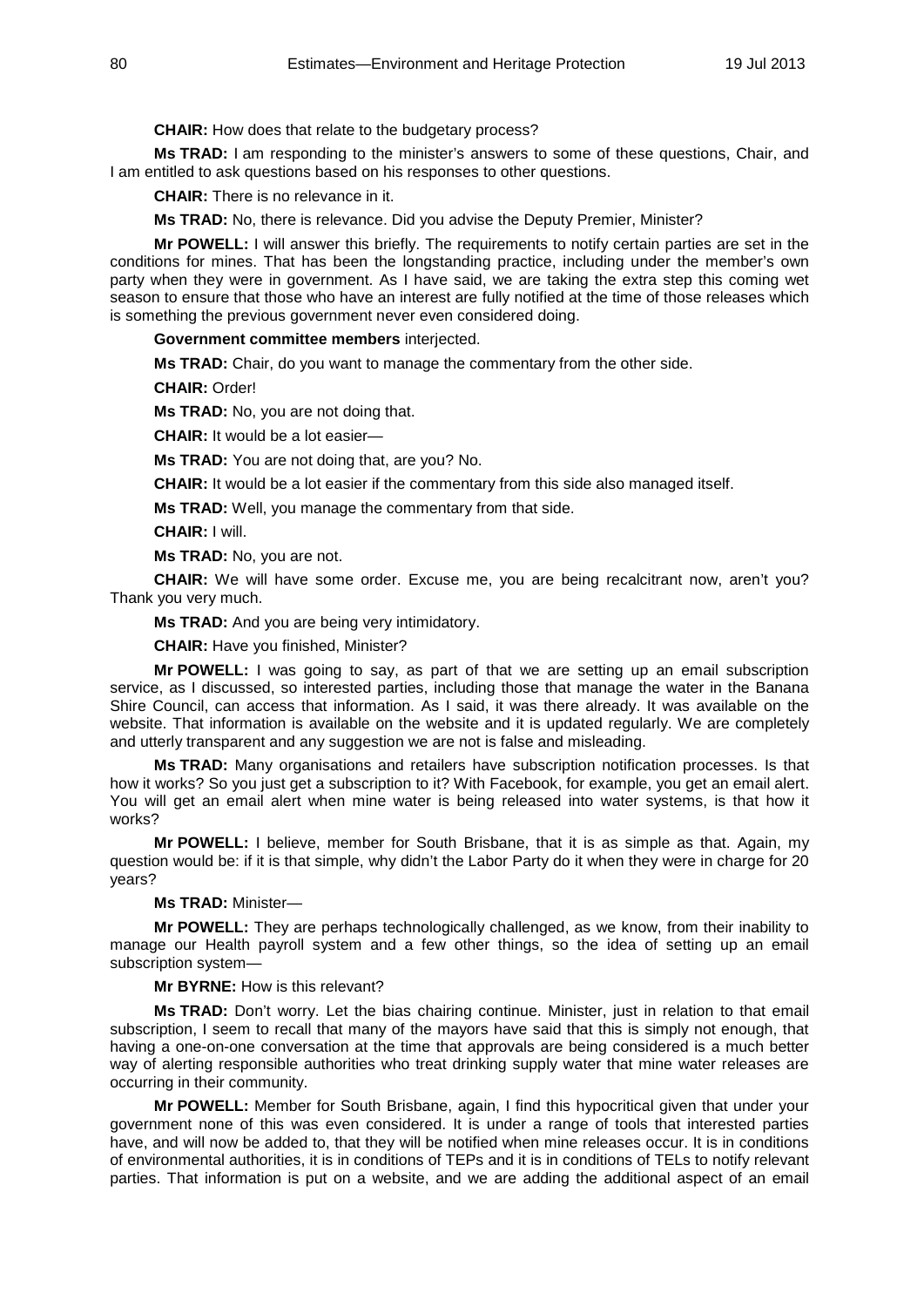**CHAIR:** How does that relate to the budgetary process?

**Ms TRAD:** I am responding to the minister's answers to some of these questions, Chair, and I am entitled to ask questions based on his responses to other questions.

**CHAIR:** There is no relevance in it.

**Ms TRAD:** No, there is relevance. Did you advise the Deputy Premier, Minister?

**Mr POWELL:** I will answer this briefly. The requirements to notify certain parties are set in the conditions for mines. That has been the longstanding practice, including under the member's own party when they were in government. As I have said, we are taking the extra step this coming wet season to ensure that those who have an interest are fully notified at the time of those releases which is something the previous government never even considered doing.

**Government committee members** interjected.

**Ms TRAD:** Chair, do you want to manage the commentary from the other side.

**CHAIR:** Order!

**Ms TRAD:** No, you are not doing that.

**CHAIR:** It would be a lot easier—

**Ms TRAD:** You are not doing that, are you? No.

**CHAIR:** It would be a lot easier if the commentary from this side also managed itself.

**Ms TRAD:** Well, you manage the commentary from that side.

**CHAIR:** I will.

**Ms TRAD:** No, you are not.

**CHAIR:** We will have some order. Excuse me, you are being recalcitrant now, aren't you? Thank you very much.

**Ms TRAD:** And you are being very intimidatory.

**CHAIR:** Have you finished, Minister?

**Mr POWELL:** I was going to say, as part of that we are setting up an email subscription service, as I discussed, so interested parties, including those that manage the water in the Banana Shire Council, can access that information. As I said, it was there already. It was available on the website. That information is available on the website and it is updated regularly. We are completely and utterly transparent and any suggestion we are not is false and misleading.

**Ms TRAD:** Many organisations and retailers have subscription notification processes. Is that how it works? So you just get a subscription to it? With Facebook, for example, you get an email alert. You will get an email alert when mine water is being released into water systems, is that how it works?

**Mr POWELL:** I believe, member for South Brisbane, that it is as simple as that. Again, my question would be: if it is that simple, why didn't the Labor Party do it when they were in charge for 20 years?

**Ms TRAD:** Minister—

**Mr POWELL:** They are perhaps technologically challenged, as we know, from their inability to manage our Health payroll system and a few other things, so the idea of setting up an email subscription system—

**Mr BYRNE:** How is this relevant?

**Ms TRAD:** Don't worry. Let the bias chairing continue. Minister, just in relation to that email subscription, I seem to recall that many of the mayors have said that this is simply not enough, that having a one-on-one conversation at the time that approvals are being considered is a much better way of alerting responsible authorities who treat drinking supply water that mine water releases are occurring in their community.

**Mr POWELL:** Member for South Brisbane, again, I find this hypocritical given that under your government none of this was even considered. It is under a range of tools that interested parties have, and will now be added to, that they will be notified when mine releases occur. It is in conditions of environmental authorities, it is in conditions of TEPs and it is in conditions of TELs to notify relevant parties. That information is put on a website, and we are adding the additional aspect of an email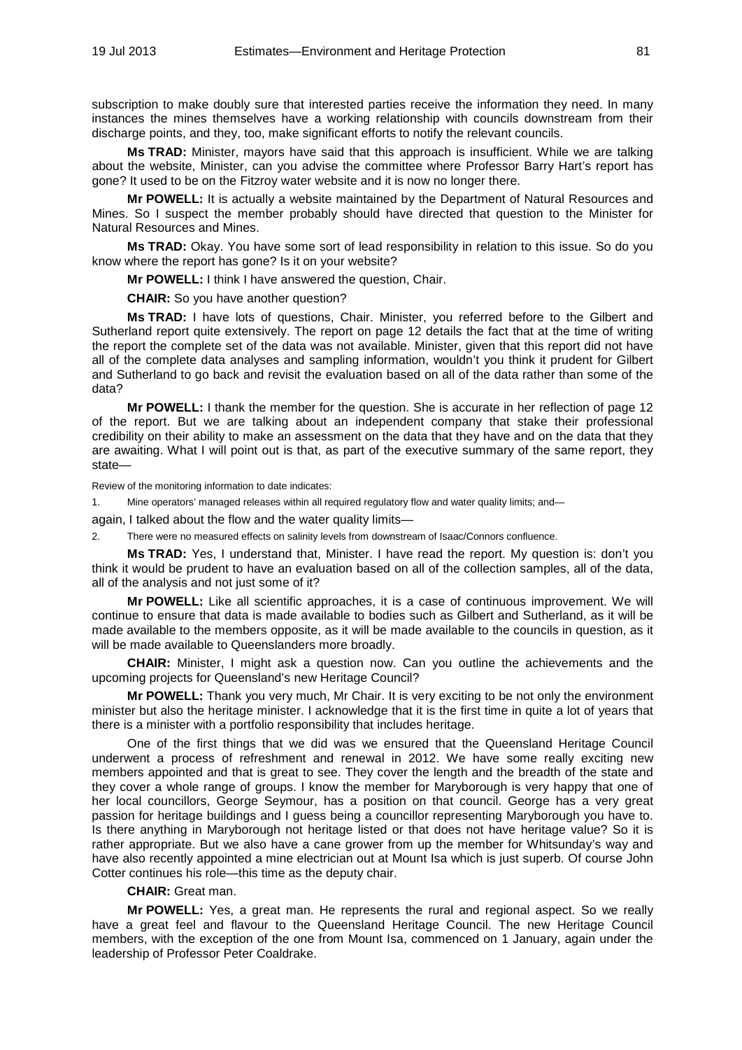subscription to make doubly sure that interested parties receive the information they need. In many instances the mines themselves have a working relationship with councils downstream from their discharge points, and they, too, make significant efforts to notify the relevant councils.

**Ms TRAD:** Minister, mayors have said that this approach is insufficient. While we are talking about the website, Minister, can you advise the committee where Professor Barry Hart's report has gone? It used to be on the Fitzroy water website and it is now no longer there.

**Mr POWELL:** It is actually a website maintained by the Department of Natural Resources and Mines. So I suspect the member probably should have directed that question to the Minister for Natural Resources and Mines.

**Ms TRAD:** Okay. You have some sort of lead responsibility in relation to this issue. So do you know where the report has gone? Is it on your website?

**Mr POWELL:** I think I have answered the question, Chair.

**CHAIR:** So you have another question?

**Ms TRAD:** I have lots of questions, Chair. Minister, you referred before to the Gilbert and Sutherland report quite extensively. The report on page 12 details the fact that at the time of writing the report the complete set of the data was not available. Minister, given that this report did not have all of the complete data analyses and sampling information, wouldn't you think it prudent for Gilbert and Sutherland to go back and revisit the evaluation based on all of the data rather than some of the data?

**Mr POWELL:** I thank the member for the question. She is accurate in her reflection of page 12 of the report. But we are talking about an independent company that stake their professional credibility on their ability to make an assessment on the data that they have and on the data that they are awaiting. What I will point out is that, as part of the executive summary of the same report, they state—

Review of the monitoring information to date indicates:

1. Mine operators' managed releases within all required regulatory flow and water quality limits; and—

again, I talked about the flow and the water quality limits—

2. There were no measured effects on salinity levels from downstream of Isaac/Connors confluence.

**Ms TRAD:** Yes, I understand that, Minister. I have read the report. My question is: don't you think it would be prudent to have an evaluation based on all of the collection samples, all of the data, all of the analysis and not just some of it?

**Mr POWELL:** Like all scientific approaches, it is a case of continuous improvement. We will continue to ensure that data is made available to bodies such as Gilbert and Sutherland, as it will be made available to the members opposite, as it will be made available to the councils in question, as it will be made available to Queenslanders more broadly.

**CHAIR:** Minister, I might ask a question now. Can you outline the achievements and the upcoming projects for Queensland's new Heritage Council?

**Mr POWELL:** Thank you very much, Mr Chair. It is very exciting to be not only the environment minister but also the heritage minister. I acknowledge that it is the first time in quite a lot of years that there is a minister with a portfolio responsibility that includes heritage.

One of the first things that we did was we ensured that the Queensland Heritage Council underwent a process of refreshment and renewal in 2012. We have some really exciting new members appointed and that is great to see. They cover the length and the breadth of the state and they cover a whole range of groups. I know the member for Maryborough is very happy that one of her local councillors, George Seymour, has a position on that council. George has a very great passion for heritage buildings and I guess being a councillor representing Maryborough you have to. Is there anything in Maryborough not heritage listed or that does not have heritage value? So it is rather appropriate. But we also have a cane grower from up the member for Whitsunday's way and have also recently appointed a mine electrician out at Mount Isa which is just superb. Of course John Cotter continues his role—this time as the deputy chair.

**CHAIR:** Great man.

**Mr POWELL:** Yes, a great man. He represents the rural and regional aspect. So we really have a great feel and flavour to the Queensland Heritage Council. The new Heritage Council members, with the exception of the one from Mount Isa, commenced on 1 January, again under the leadership of Professor Peter Coaldrake.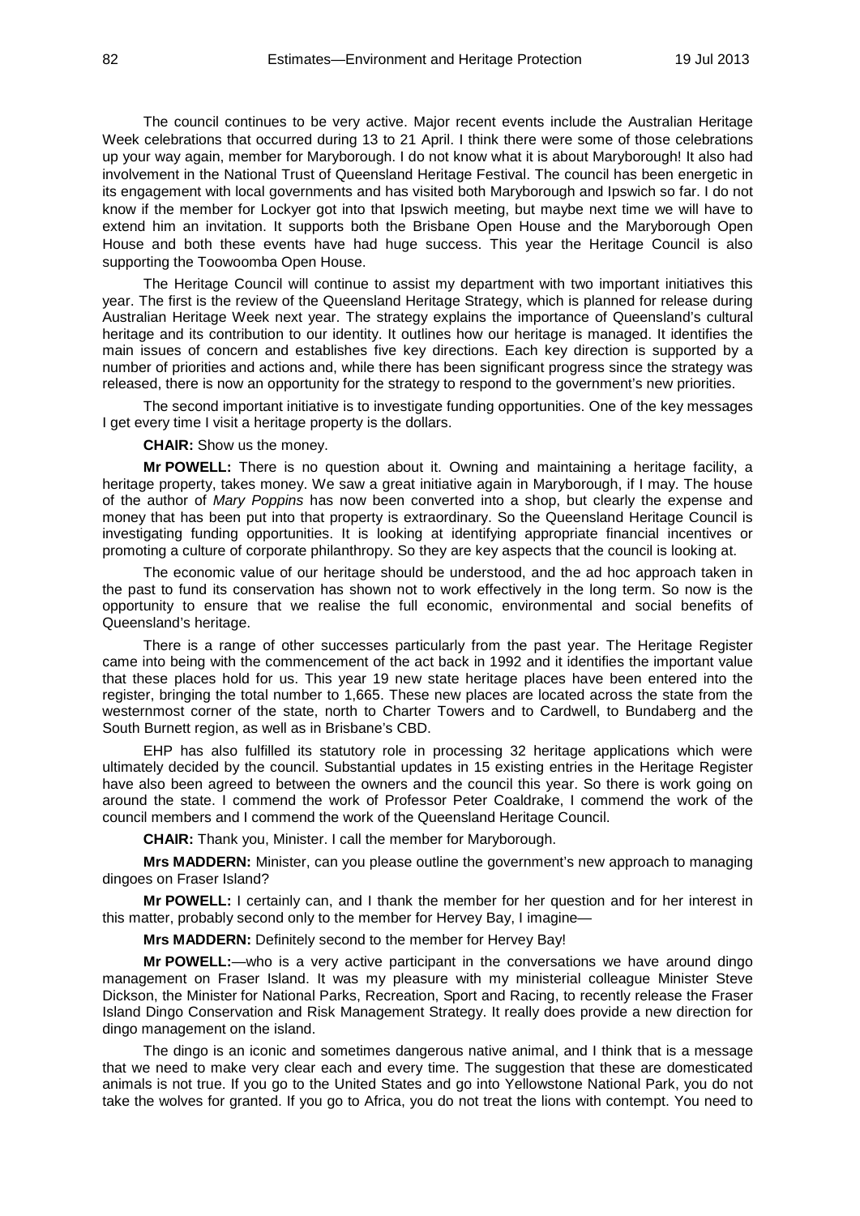The council continues to be very active. Major recent events include the Australian Heritage Week celebrations that occurred during 13 to 21 April. I think there were some of those celebrations up your way again, member for Maryborough. I do not know what it is about Maryborough! It also had involvement in the National Trust of Queensland Heritage Festival. The council has been energetic in its engagement with local governments and has visited both Maryborough and Ipswich so far. I do not know if the member for Lockyer got into that Ipswich meeting, but maybe next time we will have to extend him an invitation. It supports both the Brisbane Open House and the Maryborough Open House and both these events have had huge success. This year the Heritage Council is also supporting the Toowoomba Open House.

The Heritage Council will continue to assist my department with two important initiatives this year. The first is the review of the Queensland Heritage Strategy, which is planned for release during Australian Heritage Week next year. The strategy explains the importance of Queensland's cultural heritage and its contribution to our identity. It outlines how our heritage is managed. It identifies the main issues of concern and establishes five key directions. Each key direction is supported by a number of priorities and actions and, while there has been significant progress since the strategy was released, there is now an opportunity for the strategy to respond to the government's new priorities.

The second important initiative is to investigate funding opportunities. One of the key messages I get every time I visit a heritage property is the dollars.

**CHAIR:** Show us the money.

**Mr POWELL:** There is no question about it. Owning and maintaining a heritage facility, a heritage property, takes money. We saw a great initiative again in Maryborough, if I may. The house of the author of *Mary Poppins* has now been converted into a shop, but clearly the expense and money that has been put into that property is extraordinary. So the Queensland Heritage Council is investigating funding opportunities. It is looking at identifying appropriate financial incentives or promoting a culture of corporate philanthropy. So they are key aspects that the council is looking at.

The economic value of our heritage should be understood, and the ad hoc approach taken in the past to fund its conservation has shown not to work effectively in the long term. So now is the opportunity to ensure that we realise the full economic, environmental and social benefits of Queensland's heritage.

There is a range of other successes particularly from the past year. The Heritage Register came into being with the commencement of the act back in 1992 and it identifies the important value that these places hold for us. This year 19 new state heritage places have been entered into the register, bringing the total number to 1,665. These new places are located across the state from the westernmost corner of the state, north to Charter Towers and to Cardwell, to Bundaberg and the South Burnett region, as well as in Brisbane's CBD.

EHP has also fulfilled its statutory role in processing 32 heritage applications which were ultimately decided by the council. Substantial updates in 15 existing entries in the Heritage Register have also been agreed to between the owners and the council this year. So there is work going on around the state. I commend the work of Professor Peter Coaldrake, I commend the work of the council members and I commend the work of the Queensland Heritage Council.

**CHAIR:** Thank you, Minister. I call the member for Maryborough.

**Mrs MADDERN:** Minister, can you please outline the government's new approach to managing dingoes on Fraser Island?

**Mr POWELL:** I certainly can, and I thank the member for her question and for her interest in this matter, probably second only to the member for Hervey Bay, I imagine—

**Mrs MADDERN:** Definitely second to the member for Hervey Bay!

**Mr POWELL:**—who is a very active participant in the conversations we have around dingo management on Fraser Island. It was my pleasure with my ministerial colleague Minister Steve Dickson, the Minister for National Parks, Recreation, Sport and Racing, to recently release the Fraser Island Dingo Conservation and Risk Management Strategy. It really does provide a new direction for dingo management on the island.

The dingo is an iconic and sometimes dangerous native animal, and I think that is a message that we need to make very clear each and every time. The suggestion that these are domesticated animals is not true. If you go to the United States and go into Yellowstone National Park, you do not take the wolves for granted. If you go to Africa, you do not treat the lions with contempt. You need to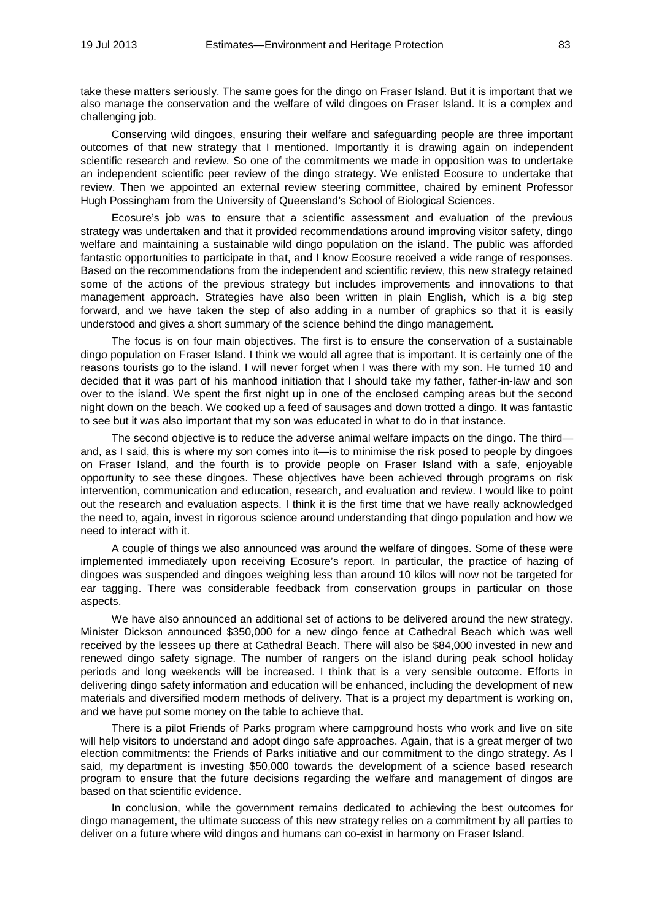take these matters seriously. The same goes for the dingo on Fraser Island. But it is important that we also manage the conservation and the welfare of wild dingoes on Fraser Island. It is a complex and challenging job.

Conserving wild dingoes, ensuring their welfare and safeguarding people are three important outcomes of that new strategy that I mentioned. Importantly it is drawing again on independent scientific research and review. So one of the commitments we made in opposition was to undertake an independent scientific peer review of the dingo strategy. We enlisted Ecosure to undertake that review. Then we appointed an external review steering committee, chaired by eminent Professor Hugh Possingham from the University of Queensland's School of Biological Sciences.

Ecosure's job was to ensure that a scientific assessment and evaluation of the previous strategy was undertaken and that it provided recommendations around improving visitor safety, dingo welfare and maintaining a sustainable wild dingo population on the island. The public was afforded fantastic opportunities to participate in that, and I know Ecosure received a wide range of responses. Based on the recommendations from the independent and scientific review, this new strategy retained some of the actions of the previous strategy but includes improvements and innovations to that management approach. Strategies have also been written in plain English, which is a big step forward, and we have taken the step of also adding in a number of graphics so that it is easily understood and gives a short summary of the science behind the dingo management.

The focus is on four main objectives. The first is to ensure the conservation of a sustainable dingo population on Fraser Island. I think we would all agree that is important. It is certainly one of the reasons tourists go to the island. I will never forget when I was there with my son. He turned 10 and decided that it was part of his manhood initiation that I should take my father, father-in-law and son over to the island. We spent the first night up in one of the enclosed camping areas but the second night down on the beach. We cooked up a feed of sausages and down trotted a dingo. It was fantastic to see but it was also important that my son was educated in what to do in that instance.

The second objective is to reduce the adverse animal welfare impacts on the dingo. The third—and, as I said, this is where my son comes into it—is to minimise the risk posed to people by dingoes on Fraser Island, and the fourth is to provide people on Fraser Island with a safe, enjoyable opportunity to see these dingoes. These objectives have been achieved through programs on risk intervention, communication and education, research, and evaluation and review. I would like to point out the research and evaluation aspects. I think it is the first time that we have really acknowledged the need to, again, invest in rigorous science around understanding that dingo population and how we need to interact with it.

A couple of things we also announced was around the welfare of dingoes. Some of these were implemented immediately upon receiving Ecosure's report. In particular, the practice of hazing of dingoes was suspended and dingoes weighing less than around 10 kilos will now not be targeted for ear tagging. There was considerable feedback from conservation groups in particular on those aspects.

We have also announced an additional set of actions to be delivered around the new strategy. Minister Dickson announced $350,000 for a new dingo fence at Cathedral Beach which was well received by the lessees up there at Cathedral Beach. There will also be $84,000 invested in new and renewed dingo safety signage. The number of rangers on the island during peak school holiday periods and long weekends will be increased. I think that is a very sensible outcome. Efforts in delivering dingo safety information and education will be enhanced, including the development of new materials and diversified modern methods of delivery. That is a project my department is working on, and we have put some money on the table to achieve that.

There is a pilot Friends of Parks program where campground hosts who work and live on site will help visitors to understand and adopt dingo safe approaches. Again, that is a great merger of two election commitments: the Friends of Parks initiative and our commitment to the dingo strategy. As I said, my department is investing $50,000 towards the development of a science based research program to ensure that the future decisions regarding the welfare and management of dingos are based on that scientific evidence.

In conclusion, while the government remains dedicated to achieving the best outcomes for dingo management, the ultimate success of this new strategy relies on a commitment by all parties to deliver on a future where wild dingos and humans can co-exist in harmony on Fraser Island.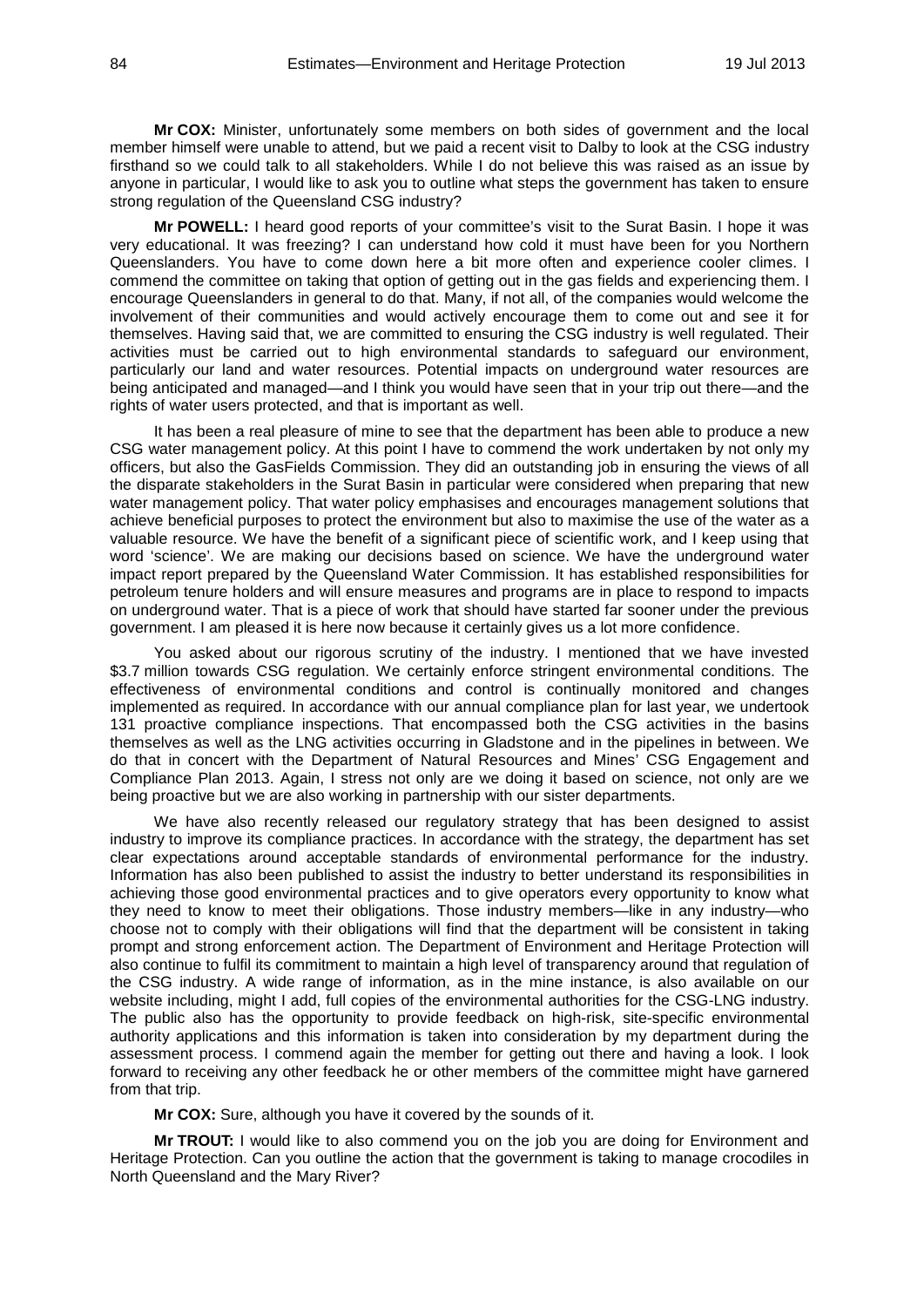**Mr COX:** Minister, unfortunately some members on both sides of government and the local member himself were unable to attend, but we paid a recent visit to Dalby to look at the CSG industry firsthand so we could talk to all stakeholders. While I do not believe this was raised as an issue by anyone in particular, I would like to ask you to outline what steps the government has taken to ensure strong regulation of the Queensland CSG industry?

**Mr POWELL:** I heard good reports of your committee's visit to the Surat Basin. I hope it was very educational. It was freezing? I can understand how cold it must have been for you Northern Queenslanders. You have to come down here a bit more often and experience cooler climes. I commend the committee on taking that option of getting out in the gas fields and experiencing them. I encourage Queenslanders in general to do that. Many, if not all, of the companies would welcome the involvement of their communities and would actively encourage them to come out and see it for themselves. Having said that, we are committed to ensuring the CSG industry is well regulated. Their activities must be carried out to high environmental standards to safeguard our environment, particularly our land and water resources. Potential impacts on underground water resources are being anticipated and managed—and I think you would have seen that in your trip out there—and the rights of water users protected, and that is important as well.

It has been a real pleasure of mine to see that the department has been able to produce a new CSG water management policy. At this point I have to commend the work undertaken by not only my officers, but also the GasFields Commission. They did an outstanding job in ensuring the views of all the disparate stakeholders in the Surat Basin in particular were considered when preparing that new water management policy. That water policy emphasises and encourages management solutions that achieve beneficial purposes to protect the environment but also to maximise the use of the water as a valuable resource. We have the benefit of a significant piece of scientific work, and I keep using that word 'science'. We are making our decisions based on science. We have the underground water impact report prepared by the Queensland Water Commission. It has established responsibilities for petroleum tenure holders and will ensure measures and programs are in place to respond to impacts on underground water. That is a piece of work that should have started far sooner under the previous government. I am pleased it is here now because it certainly gives us a lot more confidence.

You asked about our rigorous scrutiny of the industry. I mentioned that we have invested $3.7 million towards CSG regulation. We certainly enforce stringent environmental conditions. The effectiveness of environmental conditions and control is continually monitored and changes implemented as required. In accordance with our annual compliance plan for last year, we undertook 131 proactive compliance inspections. That encompassed both the CSG activities in the basins themselves as well as the LNG activities occurring in Gladstone and in the pipelines in between. We do that in concert with the Department of Natural Resources and Mines' CSG Engagement and Compliance Plan 2013. Again, I stress not only are we doing it based on science, not only are we being proactive but we are also working in partnership with our sister departments.

We have also recently released our regulatory strategy that has been designed to assist industry to improve its compliance practices. In accordance with the strategy, the department has set clear expectations around acceptable standards of environmental performance for the industry. Information has also been published to assist the industry to better understand its responsibilities in achieving those good environmental practices and to give operators every opportunity to know what they need to know to meet their obligations. Those industry members—like in any industry—who choose not to comply with their obligations will find that the department will be consistent in taking prompt and strong enforcement action. The Department of Environment and Heritage Protection will also continue to fulfil its commitment to maintain a high level of transparency around that regulation of the CSG industry. A wide range of information, as in the mine instance, is also available on our website including, might I add, full copies of the environmental authorities for the CSG-LNG industry. The public also has the opportunity to provide feedback on high-risk, site-specific environmental authority applications and this information is taken into consideration by my department during the assessment process. I commend again the member for getting out there and having a look. I look forward to receiving any other feedback he or other members of the committee might have garnered from that trip.

**Mr COX:** Sure, although you have it covered by the sounds of it.

**Mr TROUT:** I would like to also commend you on the job you are doing for Environment and Heritage Protection. Can you outline the action that the government is taking to manage crocodiles in North Queensland and the Mary River?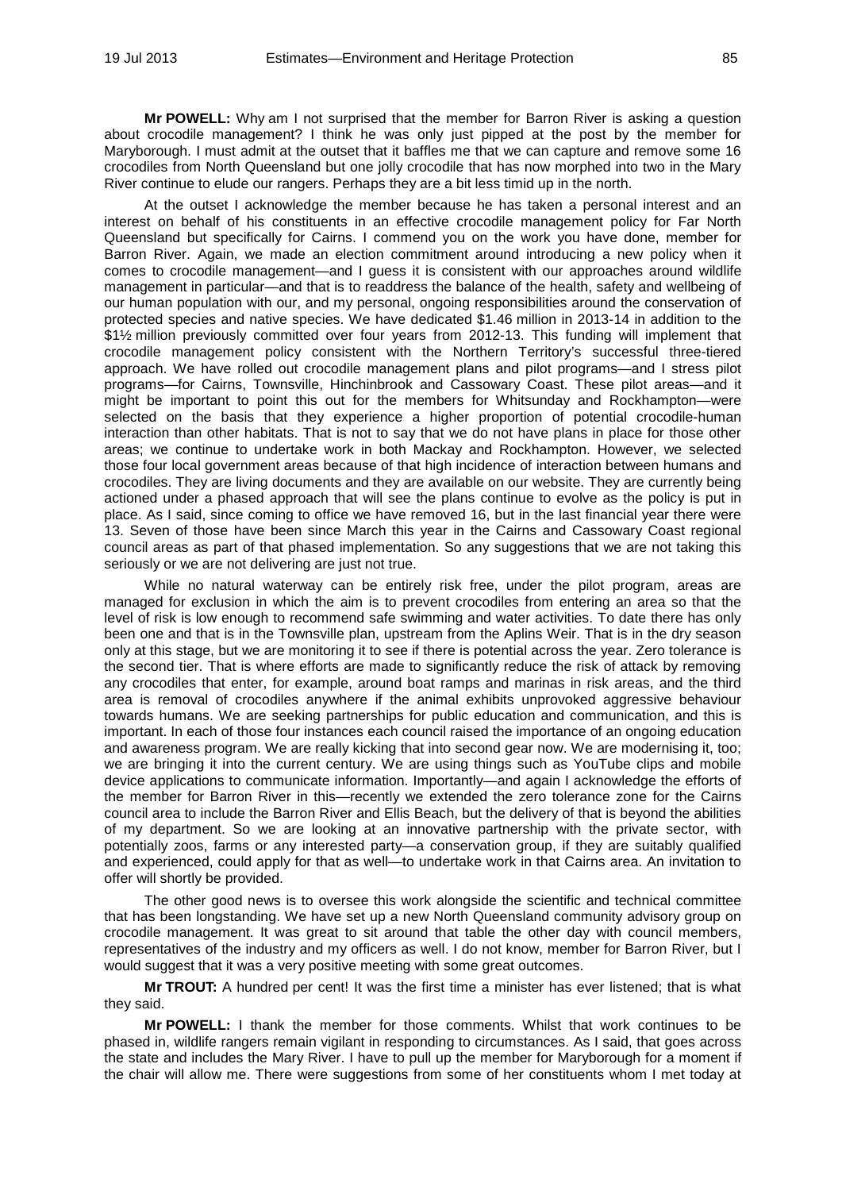**Mr POWELL:** Why am I not surprised that the member for Barron River is asking a question about crocodile management? I think he was only just pipped at the post by the member for Maryborough. I must admit at the outset that it baffles me that we can capture and remove some 16 crocodiles from North Queensland but one jolly crocodile that has now morphed into two in the Mary River continue to elude our rangers. Perhaps they are a bit less timid up in the north.

At the outset I acknowledge the member because he has taken a personal interest and an interest on behalf of his constituents in an effective crocodile management policy for Far North Queensland but specifically for Cairns. I commend you on the work you have done, member for Barron River. Again, we made an election commitment around introducing a new policy when it comes to crocodile management—and I guess it is consistent with our approaches around wildlife management in particular—and that is to readdress the balance of the health, safety and wellbeing of our human population with our, and my personal, ongoing responsibilities around the conservation of protected species and native species. We have dedicated $1.46 million in 2013-14 in addition to the $1½ million previously committed over four years from 2012-13. This funding will implement that crocodile management policy consistent with the Northern Territory's successful three-tiered approach. We have rolled out crocodile management plans and pilot programs—and I stress pilot programs—for Cairns, Townsville, Hinchinbrook and Cassowary Coast. These pilot areas—and it might be important to point this out for the members for Whitsunday and Rockhampton—were selected on the basis that they experience a higher proportion of potential crocodile-human interaction than other habitats. That is not to say that we do not have plans in place for those other areas; we continue to undertake work in both Mackay and Rockhampton. However, we selected those four local government areas because of that high incidence of interaction between humans and crocodiles. They are living documents and they are available on our website. They are currently being actioned under a phased approach that will see the plans continue to evolve as the policy is put in place. As I said, since coming to office we have removed 16, but in the last financial year there were 13. Seven of those have been since March this year in the Cairns and Cassowary Coast regional council areas as part of that phased implementation. So any suggestions that we are not taking this seriously or we are not delivering are just not true.

While no natural waterway can be entirely risk free, under the pilot program, areas are managed for exclusion in which the aim is to prevent crocodiles from entering an area so that the level of risk is low enough to recommend safe swimming and water activities. To date there has only been one and that is in the Townsville plan, upstream from the Aplins Weir. That is in the dry season only at this stage, but we are monitoring it to see if there is potential across the year. Zero tolerance is the second tier. That is where efforts are made to significantly reduce the risk of attack by removing any crocodiles that enter, for example, around boat ramps and marinas in risk areas, and the third area is removal of crocodiles anywhere if the animal exhibits unprovoked aggressive behaviour towards humans. We are seeking partnerships for public education and communication, and this is important. In each of those four instances each council raised the importance of an ongoing education and awareness program. We are really kicking that into second gear now. We are modernising it, too; we are bringing it into the current century. We are using things such as YouTube clips and mobile device applications to communicate information. Importantly—and again I acknowledge the efforts of the member for Barron River in this—recently we extended the zero tolerance zone for the Cairns council area to include the Barron River and Ellis Beach, but the delivery of that is beyond the abilities of my department. So we are looking at an innovative partnership with the private sector, with potentially zoos, farms or any interested party—a conservation group, if they are suitably qualified and experienced, could apply for that as well—to undertake work in that Cairns area. An invitation to offer will shortly be provided.

The other good news is to oversee this work alongside the scientific and technical committee that has been longstanding. We have set up a new North Queensland community advisory group on crocodile management. It was great to sit around that table the other day with council members, representatives of the industry and my officers as well. I do not know, member for Barron River, but I would suggest that it was a very positive meeting with some great outcomes.

**Mr TROUT:** A hundred per cent! It was the first time a minister has ever listened; that is what they said.

**Mr POWELL:** I thank the member for those comments. Whilst that work continues to be phased in, wildlife rangers remain vigilant in responding to circumstances. As I said, that goes across the state and includes the Mary River. I have to pull up the member for Maryborough for a moment if the chair will allow me. There were suggestions from some of her constituents whom I met today at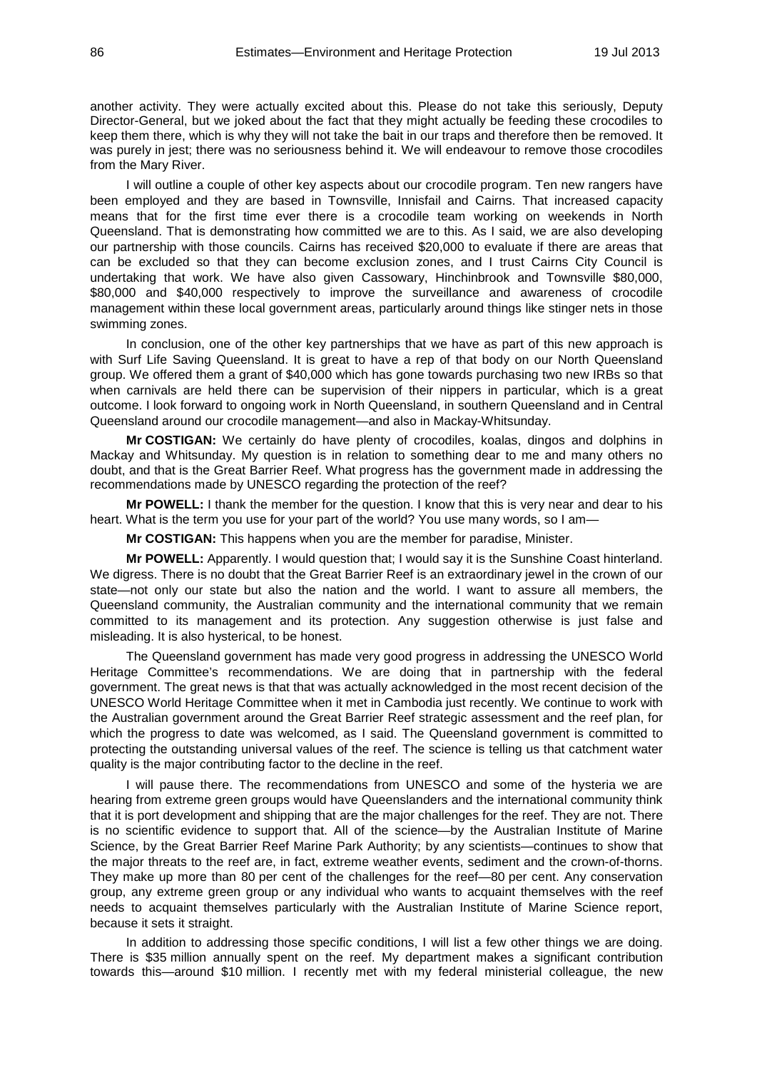another activity. They were actually excited about this. Please do not take this seriously, Deputy Director-General, but we joked about the fact that they might actually be feeding these crocodiles to keep them there, which is why they will not take the bait in our traps and therefore then be removed. It was purely in jest; there was no seriousness behind it. We will endeavour to remove those crocodiles from the Mary River.

I will outline a couple of other key aspects about our crocodile program. Ten new rangers have been employed and they are based in Townsville, Innisfail and Cairns. That increased capacity means that for the first time ever there is a crocodile team working on weekends in North Queensland. That is demonstrating how committed we are to this. As I said, we are also developing our partnership with those councils. Cairns has received $20,000 to evaluate if there are areas that can be excluded so that they can become exclusion zones, and I trust Cairns City Council is undertaking that work. We have also given Cassowary, Hinchinbrook and Townsville $80,000, $80,000 and $40,000 respectively to improve the surveillance and awareness of crocodile management within these local government areas, particularly around things like stinger nets in those swimming zones.

In conclusion, one of the other key partnerships that we have as part of this new approach is with Surf Life Saving Queensland. It is great to have a rep of that body on our North Queensland group. We offered them a grant of $40,000 which has gone towards purchasing two new IRBs so that when carnivals are held there can be supervision of their nippers in particular, which is a great outcome. I look forward to ongoing work in North Queensland, in southern Queensland and in Central Queensland around our crocodile management—and also in Mackay-Whitsunday.

**Mr COSTIGAN:** We certainly do have plenty of crocodiles, koalas, dingos and dolphins in Mackay and Whitsunday. My question is in relation to something dear to me and many others no doubt, and that is the Great Barrier Reef. What progress has the government made in addressing the recommendations made by UNESCO regarding the protection of the reef?

**Mr POWELL:** I thank the member for the question. I know that this is very near and dear to his heart. What is the term you use for your part of the world? You use many words, so I am—

**Mr COSTIGAN:** This happens when you are the member for paradise, Minister.

**Mr POWELL:** Apparently. I would question that; I would say it is the Sunshine Coast hinterland. We digress. There is no doubt that the Great Barrier Reef is an extraordinary jewel in the crown of our state—not only our state but also the nation and the world. I want to assure all members, the Queensland community, the Australian community and the international community that we remain committed to its management and its protection. Any suggestion otherwise is just false and misleading. It is also hysterical, to be honest.

The Queensland government has made very good progress in addressing the UNESCO World Heritage Committee's recommendations. We are doing that in partnership with the federal government. The great news is that that was actually acknowledged in the most recent decision of the UNESCO World Heritage Committee when it met in Cambodia just recently. We continue to work with the Australian government around the Great Barrier Reef strategic assessment and the reef plan, for which the progress to date was welcomed, as I said. The Queensland government is committed to protecting the outstanding universal values of the reef. The science is telling us that catchment water quality is the major contributing factor to the decline in the reef.

I will pause there. The recommendations from UNESCO and some of the hysteria we are hearing from extreme green groups would have Queenslanders and the international community think that it is port development and shipping that are the major challenges for the reef. They are not. There is no scientific evidence to support that. All of the science—by the Australian Institute of Marine Science, by the Great Barrier Reef Marine Park Authority; by any scientists—continues to show that the major threats to the reef are, in fact, extreme weather events, sediment and the crown-of-thorns. They make up more than 80 per cent of the challenges for the reef—80 per cent. Any conservation group, any extreme green group or any individual who wants to acquaint themselves with the reef needs to acquaint themselves particularly with the Australian Institute of Marine Science report, because it sets it straight.

In addition to addressing those specific conditions, I will list a few other things we are doing. There is $35 million annually spent on the reef. My department makes a significant contribution towards this—around $10 million. I recently met with my federal ministerial colleague, the new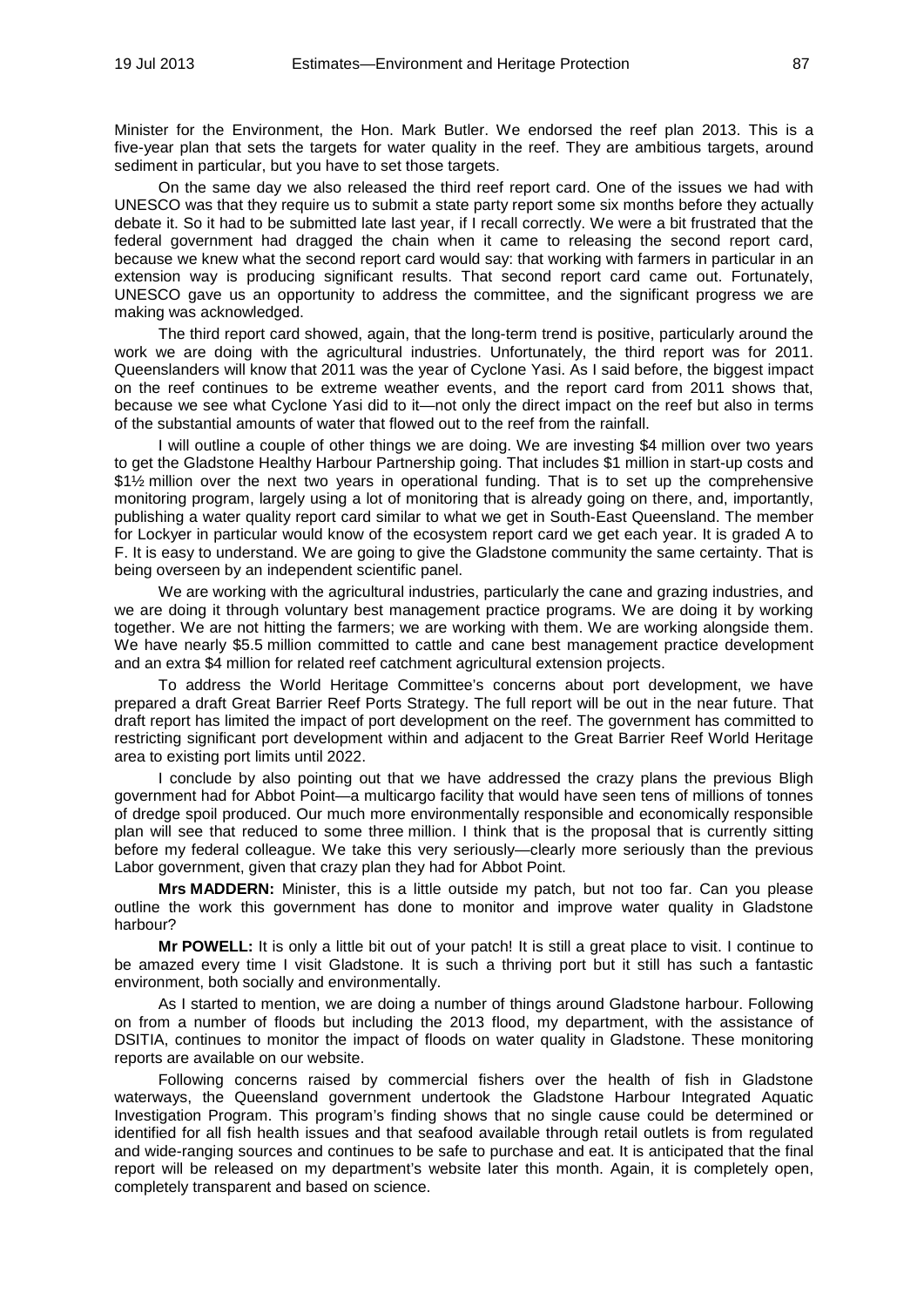Minister for the Environment, the Hon. Mark Butler. We endorsed the reef plan 2013. This is a five-year plan that sets the targets for water quality in the reef. They are ambitious targets, around sediment in particular, but you have to set those targets.

On the same day we also released the third reef report card. One of the issues we had with UNESCO was that they require us to submit a state party report some six months before they actually debate it. So it had to be submitted late last year, if I recall correctly. We were a bit frustrated that the federal government had dragged the chain when it came to releasing the second report card, because we knew what the second report card would say: that working with farmers in particular in an extension way is producing significant results. That second report card came out. Fortunately, UNESCO gave us an opportunity to address the committee, and the significant progress we are making was acknowledged.

The third report card showed, again, that the long-term trend is positive, particularly around the work we are doing with the agricultural industries. Unfortunately, the third report was for 2011. Queenslanders will know that 2011 was the year of Cyclone Yasi. As I said before, the biggest impact on the reef continues to be extreme weather events, and the report card from 2011 shows that, because we see what Cyclone Yasi did to it—not only the direct impact on the reef but also in terms of the substantial amounts of water that flowed out to the reef from the rainfall.

I will outline a couple of other things we are doing. We are investing $4 million over two years to get the Gladstone Healthy Harbour Partnership going. That includes $1 million in start-up costs and $1½ million over the next two years in operational funding. That is to set up the comprehensive monitoring program, largely using a lot of monitoring that is already going on there, and, importantly, publishing a water quality report card similar to what we get in South-East Queensland. The member for Lockyer in particular would know of the ecosystem report card we get each year. It is graded A to F. It is easy to understand. We are going to give the Gladstone community the same certainty. That is being overseen by an independent scientific panel.

We are working with the agricultural industries, particularly the cane and grazing industries, and we are doing it through voluntary best management practice programs. We are doing it by working together. We are not hitting the farmers; we are working with them. We are working alongside them. We have nearly $5.5 million committed to cattle and cane best management practice development and an extra $4 million for related reef catchment agricultural extension projects.

To address the World Heritage Committee's concerns about port development, we have prepared a draft Great Barrier Reef Ports Strategy. The full report will be out in the near future. That draft report has limited the impact of port development on the reef. The government has committed to restricting significant port development within and adjacent to the Great Barrier Reef World Heritage area to existing port limits until 2022.

I conclude by also pointing out that we have addressed the crazy plans the previous Bligh government had for Abbot Point—a multicargo facility that would have seen tens of millions of tonnes of dredge spoil produced. Our much more environmentally responsible and economically responsible plan will see that reduced to some three million. I think that is the proposal that is currently sitting before my federal colleague. We take this very seriously—clearly more seriously than the previous Labor government, given that crazy plan they had for Abbot Point.

**Mrs MADDERN:** Minister, this is a little outside my patch, but not too far. Can you please outline the work this government has done to monitor and improve water quality in Gladstone harbour?

**Mr POWELL:** It is only a little bit out of your patch! It is still a great place to visit. I continue to be amazed every time I visit Gladstone. It is such a thriving port but it still has such a fantastic environment, both socially and environmentally.

As I started to mention, we are doing a number of things around Gladstone harbour. Following on from a number of floods but including the 2013 flood, my department, with the assistance of DSITIA, continues to monitor the impact of floods on water quality in Gladstone. These monitoring reports are available on our website.

Following concerns raised by commercial fishers over the health of fish in Gladstone waterways, the Queensland government undertook the Gladstone Harbour Integrated Aquatic Investigation Program. This program's finding shows that no single cause could be determined or identified for all fish health issues and that seafood available through retail outlets is from regulated and wide-ranging sources and continues to be safe to purchase and eat. It is anticipated that the final report will be released on my department's website later this month. Again, it is completely open, completely transparent and based on science.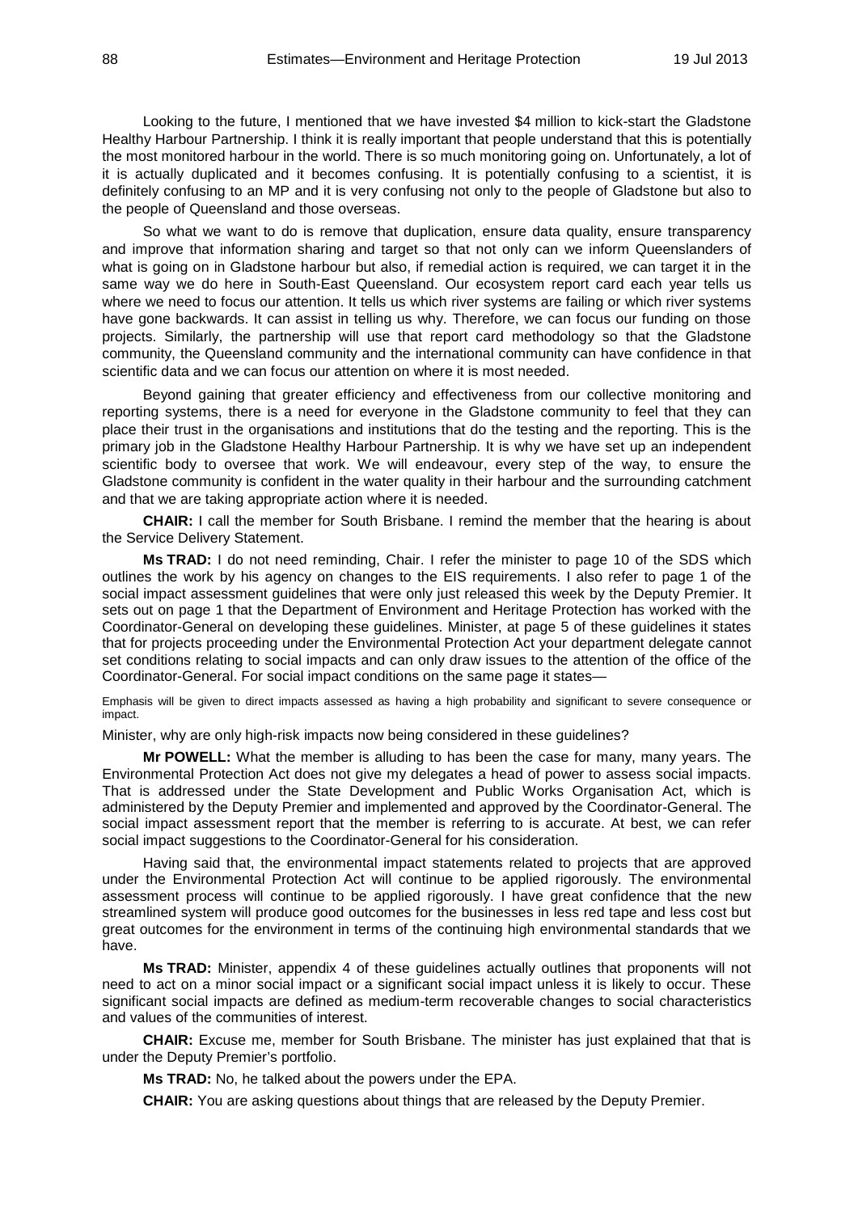Looking to the future, I mentioned that we have invested $4 million to kick-start the Gladstone Healthy Harbour Partnership. I think it is really important that people understand that this is potentially the most monitored harbour in the world. There is so much monitoring going on. Unfortunately, a lot of it is actually duplicated and it becomes confusing. It is potentially confusing to a scientist, it is definitely confusing to an MP and it is very confusing not only to the people of Gladstone but also to the people of Queensland and those overseas.

So what we want to do is remove that duplication, ensure data quality, ensure transparency and improve that information sharing and target so that not only can we inform Queenslanders of what is going on in Gladstone harbour but also, if remedial action is required, we can target it in the same way we do here in South-East Queensland. Our ecosystem report card each year tells us where we need to focus our attention. It tells us which river systems are failing or which river systems have gone backwards. It can assist in telling us why. Therefore, we can focus our funding on those projects. Similarly, the partnership will use that report card methodology so that the Gladstone community, the Queensland community and the international community can have confidence in that scientific data and we can focus our attention on where it is most needed.

Beyond gaining that greater efficiency and effectiveness from our collective monitoring and reporting systems, there is a need for everyone in the Gladstone community to feel that they can place their trust in the organisations and institutions that do the testing and the reporting. This is the primary job in the Gladstone Healthy Harbour Partnership. It is why we have set up an independent scientific body to oversee that work. We will endeavour, every step of the way, to ensure the Gladstone community is confident in the water quality in their harbour and the surrounding catchment and that we are taking appropriate action where it is needed.

**CHAIR:** I call the member for South Brisbane. I remind the member that the hearing is about the Service Delivery Statement.

**Ms TRAD:** I do not need reminding, Chair. I refer the minister to page 10 of the SDS which outlines the work by his agency on changes to the EIS requirements. I also refer to page 1 of the social impact assessment guidelines that were only just released this week by the Deputy Premier. It sets out on page 1 that the Department of Environment and Heritage Protection has worked with the Coordinator-General on developing these guidelines. Minister, at page 5 of these guidelines it states that for projects proceeding under the Environmental Protection Act your department delegate cannot set conditions relating to social impacts and can only draw issues to the attention of the office of the Coordinator-General. For social impact conditions on the same page it states—

> Emphasis will be given to direct impacts assessed as having a high probability and significant to severe consequence or impact.

Minister, why are only high-risk impacts now being considered in these guidelines?

**Mr POWELL:** What the member is alluding to has been the case for many, many years. The Environmental Protection Act does not give my delegates a head of power to assess social impacts. That is addressed under the State Development and Public Works Organisation Act, which is administered by the Deputy Premier and implemented and approved by the Coordinator-General. The social impact assessment report that the member is referring to is accurate. At best, we can refer social impact suggestions to the Coordinator-General for his consideration.

Having said that, the environmental impact statements related to projects that are approved under the Environmental Protection Act will continue to be applied rigorously. The environmental assessment process will continue to be applied rigorously. I have great confidence that the new streamlined system will produce good outcomes for the businesses in less red tape and less cost but great outcomes for the environment in terms of the continuing high environmental standards that we have.

**Ms TRAD:** Minister, appendix 4 of these guidelines actually outlines that proponents will not need to act on a minor social impact or a significant social impact unless it is likely to occur. These significant social impacts are defined as medium-term recoverable changes to social characteristics and values of the communities of interest.

**CHAIR:** Excuse me, member for South Brisbane. The minister has just explained that that is under the Deputy Premier's portfolio.

**Ms TRAD:** No, he talked about the powers under the EPA.

**CHAIR:** You are asking questions about things that are released by the Deputy Premier.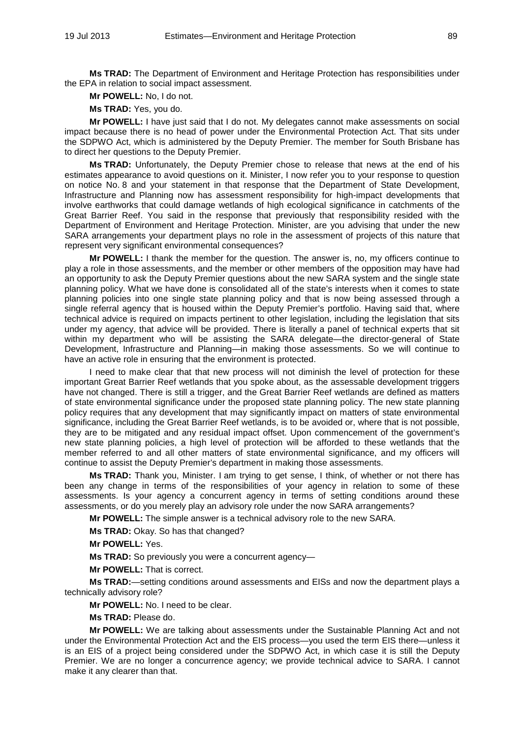**Ms TRAD:** The Department of Environment and Heritage Protection has responsibilities under the EPA in relation to social impact assessment.

**Mr POWELL:** No, I do not.

**Ms TRAD:** Yes, you do.

**Mr POWELL:** I have just said that I do not. My delegates cannot make assessments on social impact because there is no head of power under the Environmental Protection Act. That sits under the SDPWO Act, which is administered by the Deputy Premier. The member for South Brisbane has to direct her questions to the Deputy Premier.

**Ms TRAD:** Unfortunately, the Deputy Premier chose to release that news at the end of his estimates appearance to avoid questions on it. Minister, I now refer you to your response to question on notice No. 8 and your statement in that response that the Department of State Development, Infrastructure and Planning now has assessment responsibility for high-impact developments that involve earthworks that could damage wetlands of high ecological significance in catchments of the Great Barrier Reef. You said in the response that previously that responsibility resided with the Department of Environment and Heritage Protection. Minister, are you advising that under the new SARA arrangements your department plays no role in the assessment of projects of this nature that represent very significant environmental consequences?

**Mr POWELL:** I thank the member for the question. The answer is, no, my officers continue to play a role in those assessments, and the member or other members of the opposition may have had an opportunity to ask the Deputy Premier questions about the new SARA system and the single state planning policy. What we have done is consolidated all of the state's interests when it comes to state planning policies into one single state planning policy and that is now being assessed through a single referral agency that is housed within the Deputy Premier's portfolio. Having said that, where technical advice is required on impacts pertinent to other legislation, including the legislation that sits under my agency, that advice will be provided. There is literally a panel of technical experts that sit within my department who will be assisting the SARA delegate—the director-general of State Development, Infrastructure and Planning—in making those assessments. So we will continue to have an active role in ensuring that the environment is protected.

I need to make clear that that new process will not diminish the level of protection for these important Great Barrier Reef wetlands that you spoke about, as the assessable development triggers have not changed. There is still a trigger, and the Great Barrier Reef wetlands are defined as matters of state environmental significance under the proposed state planning policy. The new state planning policy requires that any development that may significantly impact on matters of state environmental significance, including the Great Barrier Reef wetlands, is to be avoided or, where that is not possible, they are to be mitigated and any residual impact offset. Upon commencement of the government's new state planning policies, a high level of protection will be afforded to these wetlands that the member referred to and all other matters of state environmental significance, and my officers will continue to assist the Deputy Premier's department in making those assessments.

**Ms TRAD:** Thank you, Minister. I am trying to get sense, I think, of whether or not there has been any change in terms of the responsibilities of your agency in relation to some of these assessments. Is your agency a concurrent agency in terms of setting conditions around these assessments, or do you merely play an advisory role under the now SARA arrangements?

**Mr POWELL:** The simple answer is a technical advisory role to the new SARA.

**Ms TRAD:** Okay. So has that changed?

**Mr POWELL:** Yes.

**Ms TRAD:** So previously you were a concurrent agency—

**Mr POWELL:** That is correct.

**Ms TRAD:**—setting conditions around assessments and EISs and now the department plays a technically advisory role?

**Mr POWELL:** No. I need to be clear.

**Ms TRAD:** Please do.

**Mr POWELL:** We are talking about assessments under the Sustainable Planning Act and not under the Environmental Protection Act and the EIS process—you used the term EIS there—unless it is an EIS of a project being considered under the SDPWO Act, in which case it is still the Deputy Premier. We are no longer a concurrence agency; we provide technical advice to SARA. I cannot make it any clearer than that.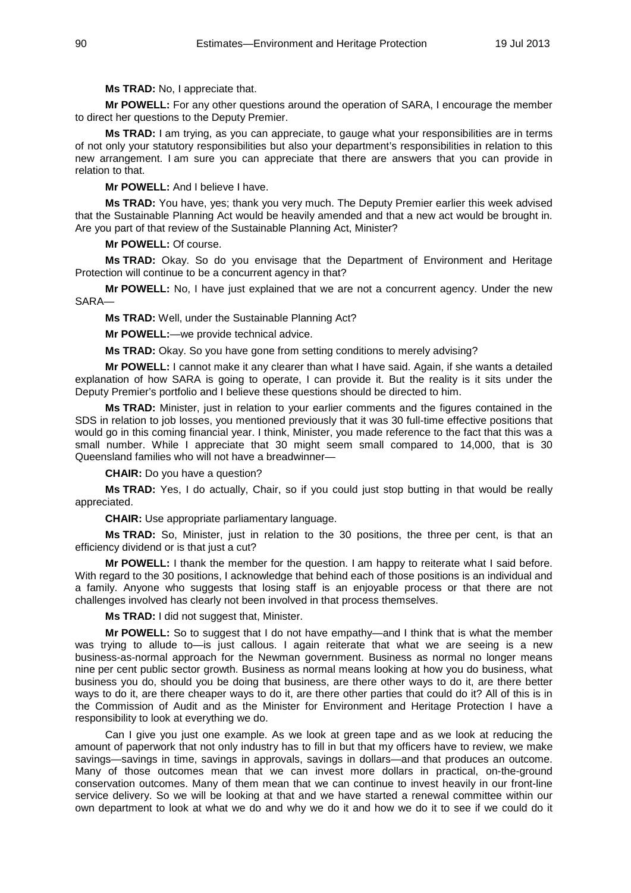**Ms TRAD:** No, I appreciate that.

**Mr POWELL:** For any other questions around the operation of SARA, I encourage the member to direct her questions to the Deputy Premier.

**Ms TRAD:** I am trying, as you can appreciate, to gauge what your responsibilities are in terms of not only your statutory responsibilities but also your department's responsibilities in relation to this new arrangement. I am sure you can appreciate that there are answers that you can provide in relation to that.

**Mr POWELL:** And I believe I have.

**Ms TRAD:** You have, yes; thank you very much. The Deputy Premier earlier this week advised that the Sustainable Planning Act would be heavily amended and that a new act would be brought in. Are you part of that review of the Sustainable Planning Act, Minister?

**Mr POWELL:** Of course.

**Ms TRAD:** Okay. So do you envisage that the Department of Environment and Heritage Protection will continue to be a concurrent agency in that?

**Mr POWELL:** No, I have just explained that we are not a concurrent agency. Under the new SARA—

**Ms TRAD:** Well, under the Sustainable Planning Act?

**Mr POWELL:**—we provide technical advice.

**Ms TRAD:** Okay. So you have gone from setting conditions to merely advising?

**Mr POWELL:** I cannot make it any clearer than what I have said. Again, if she wants a detailed explanation of how SARA is going to operate, I can provide it. But the reality is it sits under the Deputy Premier's portfolio and I believe these questions should be directed to him.

**Ms TRAD:** Minister, just in relation to your earlier comments and the figures contained in the SDS in relation to job losses, you mentioned previously that it was 30 full-time effective positions that would go in this coming financial year. I think, Minister, you made reference to the fact that this was a small number. While I appreciate that 30 might seem small compared to 14,000, that is 30 Queensland families who will not have a breadwinner—

**CHAIR:** Do you have a question?

**Ms TRAD:** Yes, I do actually, Chair, so if you could just stop butting in that would be really appreciated.

**CHAIR:** Use appropriate parliamentary language.

**Ms TRAD:** So, Minister, just in relation to the 30 positions, the three per cent, is that an efficiency dividend or is that just a cut?

**Mr POWELL:** I thank the member for the question. I am happy to reiterate what I said before. With regard to the 30 positions, I acknowledge that behind each of those positions is an individual and a family. Anyone who suggests that losing staff is an enjoyable process or that there are not challenges involved has clearly not been involved in that process themselves.

**Ms TRAD:** I did not suggest that, Minister.

**Mr POWELL:** So to suggest that I do not have empathy—and I think that is what the member was trying to allude to—is just callous. I again reiterate that what we are seeing is a new business-as-normal approach for the Newman government. Business as normal no longer means nine per cent public sector growth. Business as normal means looking at how you do business, what business you do, should you be doing that business, are there other ways to do it, are there better ways to do it, are there cheaper ways to do it, are there other parties that could do it? All of this is in the Commission of Audit and as the Minister for Environment and Heritage Protection I have a responsibility to look at everything we do.

Can I give you just one example. As we look at green tape and as we look at reducing the amount of paperwork that not only industry has to fill in but that my officers have to review, we make savings—savings in time, savings in approvals, savings in dollars—and that produces an outcome. Many of those outcomes mean that we can invest more dollars in practical, on-the-ground conservation outcomes. Many of them mean that we can continue to invest heavily in our front-line service delivery. So we will be looking at that and we have started a renewal committee within our own department to look at what we do and why we do it and how we do it to see if we could do it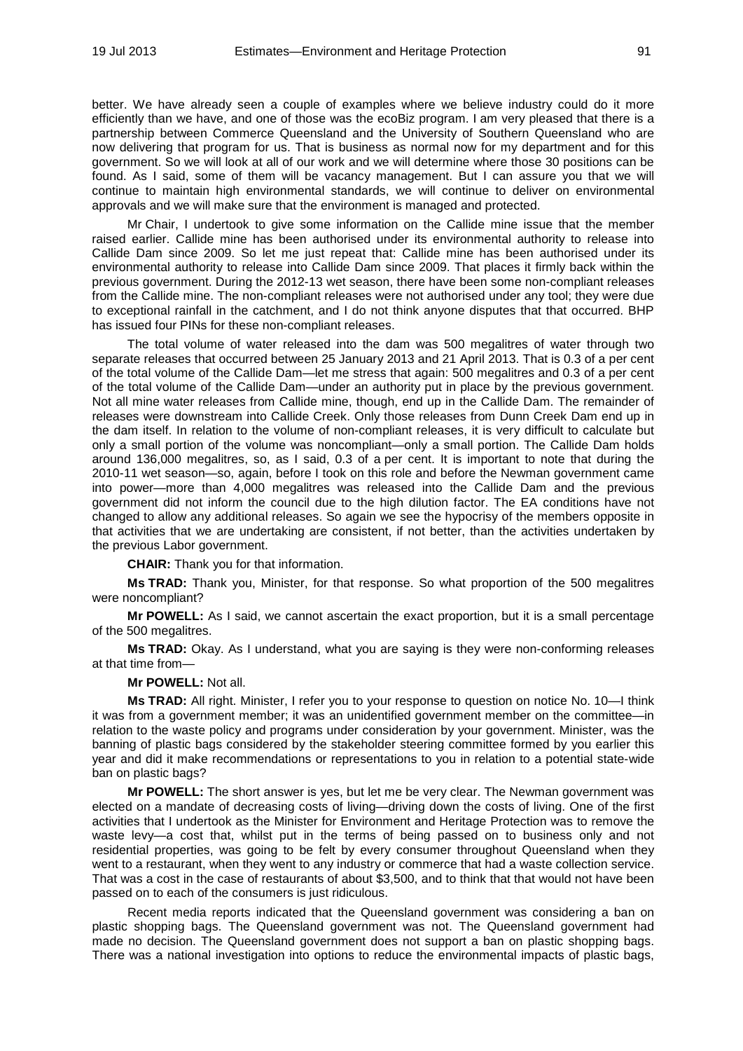better. We have already seen a couple of examples where we believe industry could do it more efficiently than we have, and one of those was the ecoBiz program. I am very pleased that there is a partnership between Commerce Queensland and the University of Southern Queensland who are now delivering that program for us. That is business as normal now for my department and for this government. So we will look at all of our work and we will determine where those 30 positions can be found. As I said, some of them will be vacancy management. But I can assure you that we will continue to maintain high environmental standards, we will continue to deliver on environmental approvals and we will make sure that the environment is managed and protected.

Mr Chair, I undertook to give some information on the Callide mine issue that the member raised earlier. Callide mine has been authorised under its environmental authority to release into Callide Dam since 2009. So let me just repeat that: Callide mine has been authorised under its environmental authority to release into Callide Dam since 2009. That places it firmly back within the previous government. During the 2012-13 wet season, there have been some non-compliant releases from the Callide mine. The non-compliant releases were not authorised under any tool; they were due to exceptional rainfall in the catchment, and I do not think anyone disputes that that occurred. BHP has issued four PINs for these non-compliant releases.

The total volume of water released into the dam was 500 megalitres of water through two separate releases that occurred between 25 January 2013 and 21 April 2013. That is 0.3 of a per cent of the total volume of the Callide Dam—let me stress that again: 500 megalitres and 0.3 of a per cent of the total volume of the Callide Dam—under an authority put in place by the previous government. Not all mine water releases from Callide mine, though, end up in the Callide Dam. The remainder of releases were downstream into Callide Creek. Only those releases from Dunn Creek Dam end up in the dam itself. In relation to the volume of non-compliant releases, it is very difficult to calculate but only a small portion of the volume was noncompliant—only a small portion. The Callide Dam holds around 136,000 megalitres, so, as I said, 0.3 of a per cent. It is important to note that during the 2010-11 wet season—so, again, before I took on this role and before the Newman government came into power—more than 4,000 megalitres was released into the Callide Dam and the previous government did not inform the council due to the high dilution factor. The EA conditions have not changed to allow any additional releases. So again we see the hypocrisy of the members opposite in that activities that we are undertaking are consistent, if not better, than the activities undertaken by the previous Labor government.

**CHAIR:** Thank you for that information.

**Ms TRAD:** Thank you, Minister, for that response. So what proportion of the 500 megalitres were noncompliant?

**Mr POWELL:** As I said, we cannot ascertain the exact proportion, but it is a small percentage of the 500 megalitres.

**Ms TRAD:** Okay. As I understand, what you are saying is they were non-conforming releases at that time from—

**Mr POWELL:** Not all.

**Ms TRAD:** All right. Minister, I refer you to your response to question on notice No. 10—I think it was from a government member; it was an unidentified government member on the committee—in relation to the waste policy and programs under consideration by your government. Minister, was the banning of plastic bags considered by the stakeholder steering committee formed by you earlier this year and did it make recommendations or representations to you in relation to a potential state-wide ban on plastic bags?

**Mr POWELL:** The short answer is yes, but let me be very clear. The Newman government was elected on a mandate of decreasing costs of living—driving down the costs of living. One of the first activities that I undertook as the Minister for Environment and Heritage Protection was to remove the waste levy—a cost that, whilst put in the terms of being passed on to business only and not residential properties, was going to be felt by every consumer throughout Queensland when they went to a restaurant, when they went to any industry or commerce that had a waste collection service. That was a cost in the case of restaurants of about $3,500, and to think that that would not have been passed on to each of the consumers is just ridiculous.

Recent media reports indicated that the Queensland government was considering a ban on plastic shopping bags. The Queensland government was not. The Queensland government had made no decision. The Queensland government does not support a ban on plastic shopping bags. There was a national investigation into options to reduce the environmental impacts of plastic bags,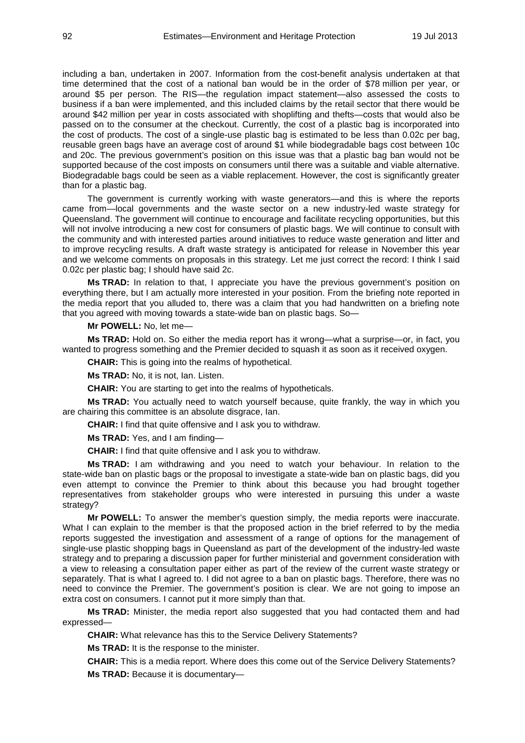including a ban, undertaken in 2007. Information from the cost-benefit analysis undertaken at that time determined that the cost of a national ban would be in the order of $78 million per year, or around $5 per person. The RIS—the regulation impact statement—also assessed the costs to business if a ban were implemented, and this included claims by the retail sector that there would be around $42 million per year in costs associated with shoplifting and thefts—costs that would also be passed on to the consumer at the checkout. Currently, the cost of a plastic bag is incorporated into the cost of products. The cost of a single-use plastic bag is estimated to be less than 0.02c per bag, reusable green bags have an average cost of around $1 while biodegradable bags cost between 10c and 20c. The previous government's position on this issue was that a plastic bag ban would not be supported because of the cost imposts on consumers until there was a suitable and viable alternative. Biodegradable bags could be seen as a viable replacement. However, the cost is significantly greater than for a plastic bag.

The government is currently working with waste generators—and this is where the reports came from—local governments and the waste sector on a new industry-led waste strategy for Queensland. The government will continue to encourage and facilitate recycling opportunities, but this will not involve introducing a new cost for consumers of plastic bags. We will continue to consult with the community and with interested parties around initiatives to reduce waste generation and litter and to improve recycling results. A draft waste strategy is anticipated for release in November this year and we welcome comments on proposals in this strategy. Let me just correct the record: I think I said 0.02c per plastic bag; I should have said 2c.

**Ms TRAD:** In relation to that, I appreciate you have the previous government's position on everything there, but I am actually more interested in your position. From the briefing note reported in the media report that you alluded to, there was a claim that you had handwritten on a briefing note that you agreed with moving towards a state-wide ban on plastic bags. So—

**Mr POWELL:** No, let me—

**Ms TRAD:** Hold on. So either the media report has it wrong—what a surprise—or, in fact, you wanted to progress something and the Premier decided to squash it as soon as it received oxygen.

**CHAIR:** This is going into the realms of hypothetical.

**Ms TRAD:** No, it is not, Ian. Listen.

**CHAIR:** You are starting to get into the realms of hypotheticals.

**Ms TRAD:** You actually need to watch yourself because, quite frankly, the way in which you are chairing this committee is an absolute disgrace, Ian.

**CHAIR:** I find that quite offensive and I ask you to withdraw.

**Ms TRAD:** Yes, and I am finding—

**CHAIR:** I find that quite offensive and I ask you to withdraw.

**Ms TRAD:** I am withdrawing and you need to watch your behaviour. In relation to the state-wide ban on plastic bags or the proposal to investigate a state-wide ban on plastic bags, did you even attempt to convince the Premier to think about this because you had brought together representatives from stakeholder groups who were interested in pursuing this under a waste strategy?

**Mr POWELL:** To answer the member's question simply, the media reports were inaccurate. What I can explain to the member is that the proposed action in the brief referred to by the media reports suggested the investigation and assessment of a range of options for the management of single-use plastic shopping bags in Queensland as part of the development of the industry-led waste strategy and to preparing a discussion paper for further ministerial and government consideration with a view to releasing a consultation paper either as part of the review of the current waste strategy or separately. That is what I agreed to. I did not agree to a ban on plastic bags. Therefore, there was no need to convince the Premier. The government's position is clear. We are not going to impose an extra cost on consumers. I cannot put it more simply than that.

**Ms TRAD:** Minister, the media report also suggested that you had contacted them and had expressed—

**CHAIR:** What relevance has this to the Service Delivery Statements?

**Ms TRAD:** It is the response to the minister.

**CHAIR:** This is a media report. Where does this come out of the Service Delivery Statements?

**Ms TRAD:** Because it is documentary—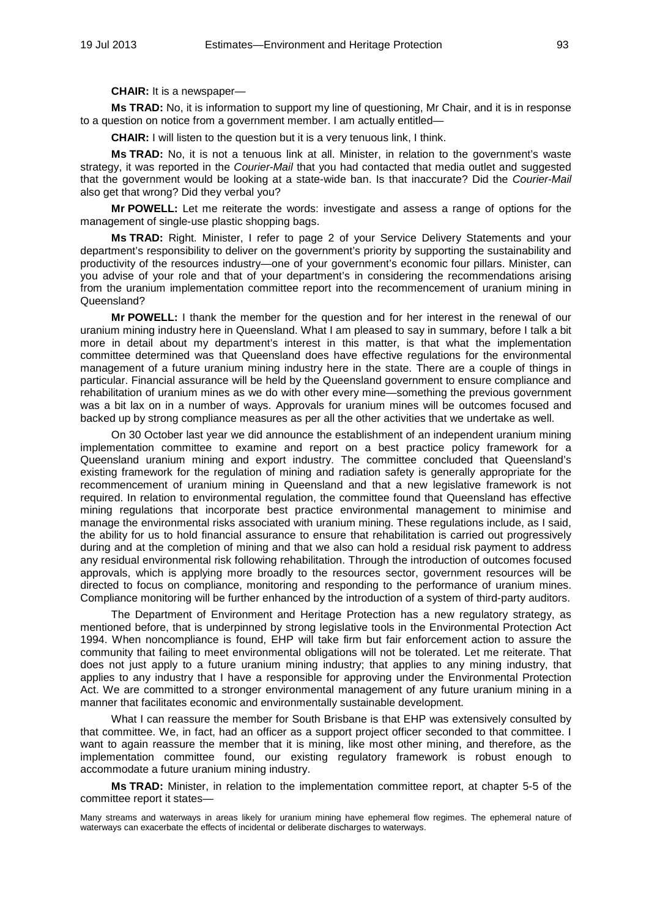**CHAIR:** It is a newspaper—

**Ms TRAD:** No, it is information to support my line of questioning, Mr Chair, and it is in response to a question on notice from a government member. I am actually entitled—

**CHAIR:** I will listen to the question but it is a very tenuous link, I think.

**Ms TRAD:** No, it is not a tenuous link at all. Minister, in relation to the government's waste strategy, it was reported in the *Courier-Mail* that you had contacted that media outlet and suggested that the government would be looking at a state-wide ban. Is that inaccurate? Did the *Courier-Mail* also get that wrong? Did they verbal you?

**Mr POWELL:** Let me reiterate the words: investigate and assess a range of options for the management of single-use plastic shopping bags.

**Ms TRAD:** Right. Minister, I refer to page 2 of your Service Delivery Statements and your department's responsibility to deliver on the government's priority by supporting the sustainability and productivity of the resources industry—one of your government's economic four pillars. Minister, can you advise of your role and that of your department's in considering the recommendations arising from the uranium implementation committee report into the recommencement of uranium mining in Queensland?

**Mr POWELL:** I thank the member for the question and for her interest in the renewal of our uranium mining industry here in Queensland. What I am pleased to say in summary, before I talk a bit more in detail about my department's interest in this matter, is that what the implementation committee determined was that Queensland does have effective regulations for the environmental management of a future uranium mining industry here in the state. There are a couple of things in particular. Financial assurance will be held by the Queensland government to ensure compliance and rehabilitation of uranium mines as we do with other every mine—something the previous government was a bit lax on in a number of ways. Approvals for uranium mines will be outcomes focused and backed up by strong compliance measures as per all the other activities that we undertake as well.

On 30 October last year we did announce the establishment of an independent uranium mining implementation committee to examine and report on a best practice policy framework for a Queensland uranium mining and export industry. The committee concluded that Queensland's existing framework for the regulation of mining and radiation safety is generally appropriate for the recommencement of uranium mining in Queensland and that a new legislative framework is not required. In relation to environmental regulation, the committee found that Queensland has effective mining regulations that incorporate best practice environmental management to minimise and manage the environmental risks associated with uranium mining. These regulations include, as I said, the ability for us to hold financial assurance to ensure that rehabilitation is carried out progressively during and at the completion of mining and that we also can hold a residual risk payment to address any residual environmental risk following rehabilitation. Through the introduction of outcomes focused approvals, which is applying more broadly to the resources sector, government resources will be directed to focus on compliance, monitoring and responding to the performance of uranium mines. Compliance monitoring will be further enhanced by the introduction of a system of third-party auditors.

The Department of Environment and Heritage Protection has a new regulatory strategy, as mentioned before, that is underpinned by strong legislative tools in the Environmental Protection Act 1994. When noncompliance is found, EHP will take firm but fair enforcement action to assure the community that failing to meet environmental obligations will not be tolerated. Let me reiterate. That does not just apply to a future uranium mining industry; that applies to any mining industry, that applies to any industry that I have a responsible for approving under the Environmental Protection Act. We are committed to a stronger environmental management of any future uranium mining in a manner that facilitates economic and environmentally sustainable development.

What I can reassure the member for South Brisbane is that EHP was extensively consulted by that committee. We, in fact, had an officer as a support project officer seconded to that committee. I want to again reassure the member that it is mining, like most other mining, and therefore, as the implementation committee found, our existing regulatory framework is robust enough to accommodate a future uranium mining industry.

**Ms TRAD:** Minister, in relation to the implementation committee report, at chapter 5-5 of the committee report it states—

Many streams and waterways in areas likely for uranium mining have ephemeral flow regimes. The ephemeral nature of waterways can exacerbate the effects of incidental or deliberate discharges to waterways.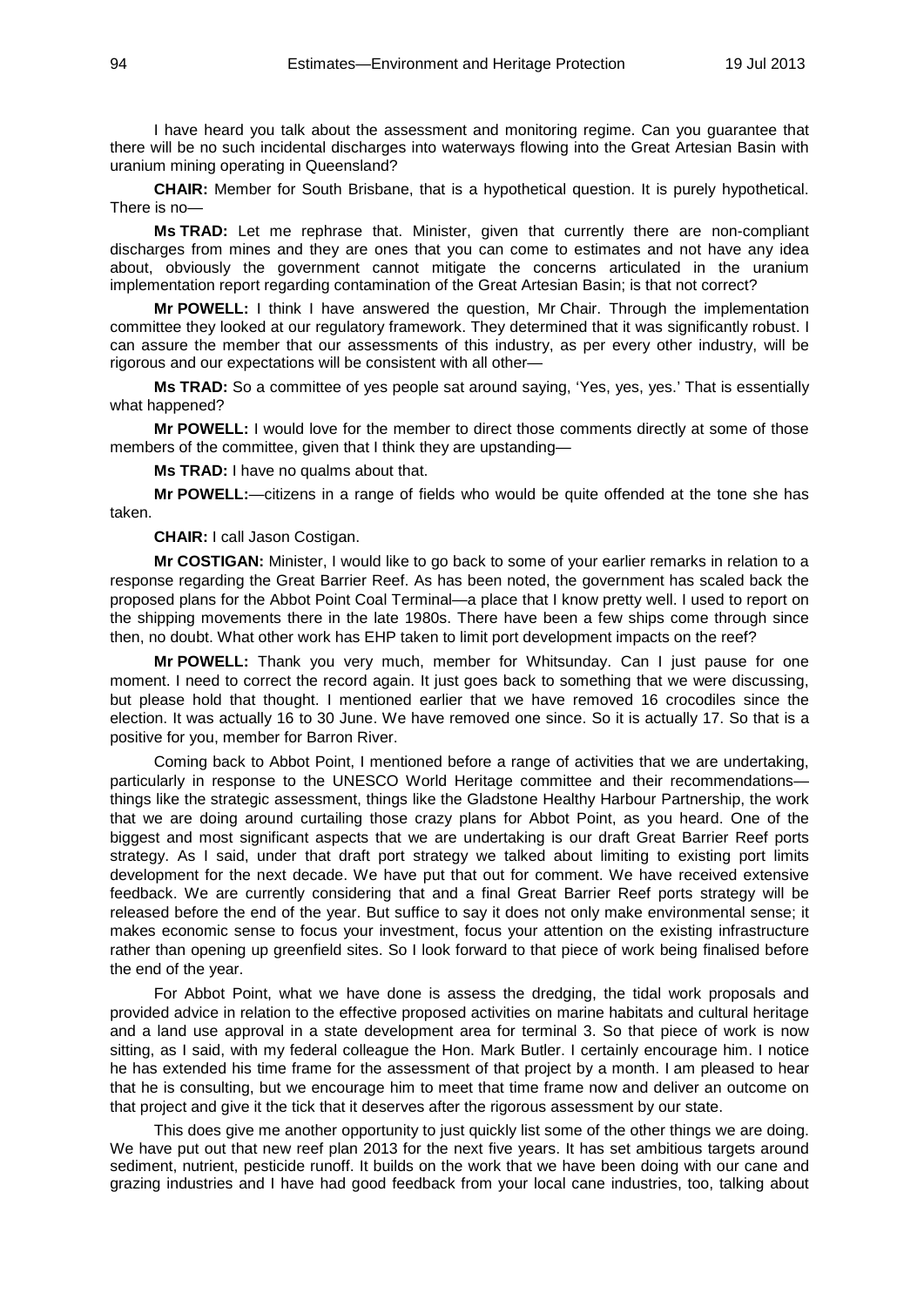I have heard you talk about the assessment and monitoring regime. Can you guarantee that there will be no such incidental discharges into waterways flowing into the Great Artesian Basin with uranium mining operating in Queensland?

**CHAIR:** Member for South Brisbane, that is a hypothetical question. It is purely hypothetical. There is no—

**Ms TRAD:** Let me rephrase that. Minister, given that currently there are non-compliant discharges from mines and they are ones that you can come to estimates and not have any idea about, obviously the government cannot mitigate the concerns articulated in the uranium implementation report regarding contamination of the Great Artesian Basin; is that not correct?

**Mr POWELL:** I think I have answered the question, Mr Chair. Through the implementation committee they looked at our regulatory framework. They determined that it was significantly robust. I can assure the member that our assessments of this industry, as per every other industry, will be rigorous and our expectations will be consistent with all other—

**Ms TRAD:** So a committee of yes people sat around saying, 'Yes, yes, yes.' That is essentially what happened?

**Mr POWELL:** I would love for the member to direct those comments directly at some of those members of the committee, given that I think they are upstanding—

**Ms TRAD:** I have no qualms about that.

**Mr POWELL:**—citizens in a range of fields who would be quite offended at the tone she has taken.

**CHAIR:** I call Jason Costigan.

**Mr COSTIGAN:** Minister, I would like to go back to some of your earlier remarks in relation to a response regarding the Great Barrier Reef. As has been noted, the government has scaled back the proposed plans for the Abbot Point Coal Terminal—a place that I know pretty well. I used to report on the shipping movements there in the late 1980s. There have been a few ships come through since then, no doubt. What other work has EHP taken to limit port development impacts on the reef?

**Mr POWELL:** Thank you very much, member for Whitsunday. Can I just pause for one moment. I need to correct the record again. It just goes back to something that we were discussing, but please hold that thought. I mentioned earlier that we have removed 16 crocodiles since the election. It was actually 16 to 30 June. We have removed one since. So it is actually 17. So that is a positive for you, member for Barron River.

Coming back to Abbot Point, I mentioned before a range of activities that we are undertaking, particularly in response to the UNESCO World Heritage committee and their recommendations—things like the strategic assessment, things like the Gladstone Healthy Harbour Partnership, the work that we are doing around curtailing those crazy plans for Abbot Point, as you heard. One of the biggest and most significant aspects that we are undertaking is our draft Great Barrier Reef ports strategy. As I said, under that draft port strategy we talked about limiting to existing port limits development for the next decade. We have put that out for comment. We have received extensive feedback. We are currently considering that and a final Great Barrier Reef ports strategy will be released before the end of the year. But suffice to say it does not only make environmental sense; it makes economic sense to focus your investment, focus your attention on the existing infrastructure rather than opening up greenfield sites. So I look forward to that piece of work being finalised before the end of the year.

For Abbot Point, what we have done is assess the dredging, the tidal work proposals and provided advice in relation to the effective proposed activities on marine habitats and cultural heritage and a land use approval in a state development area for terminal 3. So that piece of work is now sitting, as I said, with my federal colleague the Hon. Mark Butler. I certainly encourage him. I notice he has extended his time frame for the assessment of that project by a month. I am pleased to hear that he is consulting, but we encourage him to meet that time frame now and deliver an outcome on that project and give it the tick that it deserves after the rigorous assessment by our state.

This does give me another opportunity to just quickly list some of the other things we are doing. We have put out that new reef plan 2013 for the next five years. It has set ambitious targets around sediment, nutrient, pesticide runoff. It builds on the work that we have been doing with our cane and grazing industries and I have had good feedback from your local cane industries, too, talking about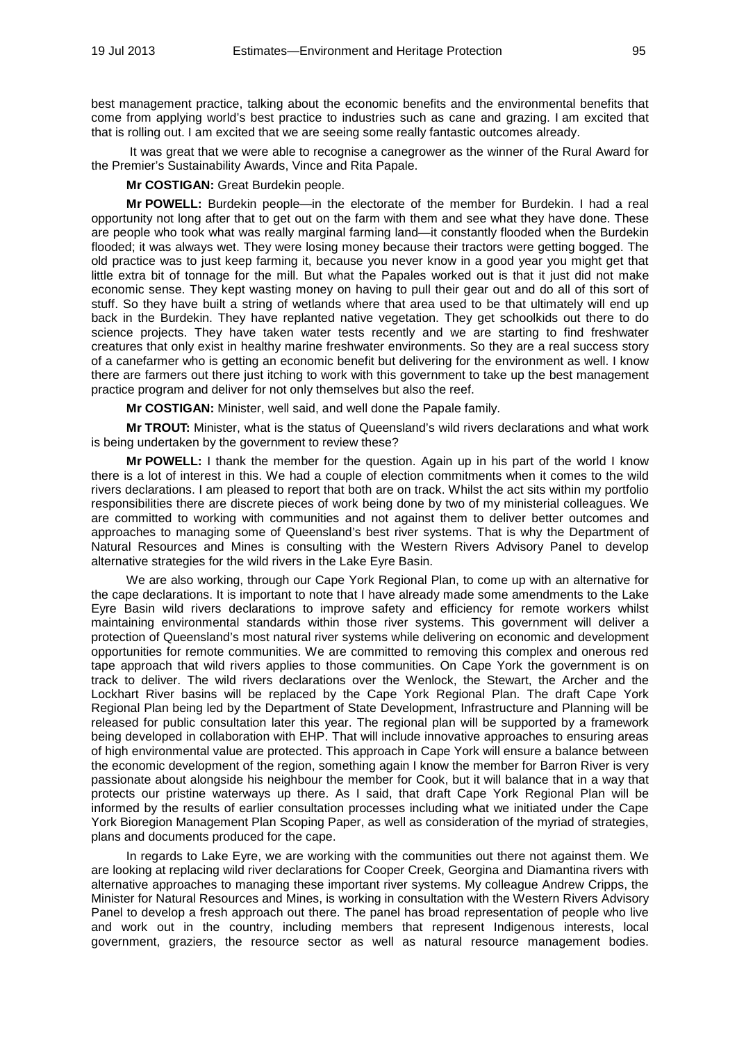best management practice, talking about the economic benefits and the environmental benefits that come from applying world's best practice to industries such as cane and grazing. I am excited that that is rolling out. I am excited that we are seeing some really fantastic outcomes already.

It was great that we were able to recognise a canegrower as the winner of the Rural Award for the Premier's Sustainability Awards, Vince and Rita Papale.

**Mr COSTIGAN:** Great Burdekin people.

**Mr POWELL:** Burdekin people—in the electorate of the member for Burdekin. I had a real opportunity not long after that to get out on the farm with them and see what they have done. These are people who took what was really marginal farming land—it constantly flooded when the Burdekin flooded; it was always wet. They were losing money because their tractors were getting bogged. The old practice was to just keep farming it, because you never know in a good year you might get that little extra bit of tonnage for the mill. But what the Papales worked out is that it just did not make economic sense. They kept wasting money on having to pull their gear out and do all of this sort of stuff. So they have built a string of wetlands where that area used to be that ultimately will end up back in the Burdekin. They have replanted native vegetation. They get schoolkids out there to do science projects. They have taken water tests recently and we are starting to find freshwater creatures that only exist in healthy marine freshwater environments. So they are a real success story of a canefarmer who is getting an economic benefit but delivering for the environment as well. I know there are farmers out there just itching to work with this government to take up the best management practice program and deliver for not only themselves but also the reef.

**Mr COSTIGAN:** Minister, well said, and well done the Papale family.

**Mr TROUT:** Minister, what is the status of Queensland's wild rivers declarations and what work is being undertaken by the government to review these?

**Mr POWELL:** I thank the member for the question. Again up in his part of the world I know there is a lot of interest in this. We had a couple of election commitments when it comes to the wild rivers declarations. I am pleased to report that both are on track. Whilst the act sits within my portfolio responsibilities there are discrete pieces of work being done by two of my ministerial colleagues. We are committed to working with communities and not against them to deliver better outcomes and approaches to managing some of Queensland's best river systems. That is why the Department of Natural Resources and Mines is consulting with the Western Rivers Advisory Panel to develop alternative strategies for the wild rivers in the Lake Eyre Basin.

We are also working, through our Cape York Regional Plan, to come up with an alternative for the cape declarations. It is important to note that I have already made some amendments to the Lake Eyre Basin wild rivers declarations to improve safety and efficiency for remote workers whilst maintaining environmental standards within those river systems. This government will deliver a protection of Queensland's most natural river systems while delivering on economic and development opportunities for remote communities. We are committed to removing this complex and onerous red tape approach that wild rivers applies to those communities. On Cape York the government is on track to deliver. The wild rivers declarations over the Wenlock, the Stewart, the Archer and the Lockhart River basins will be replaced by the Cape York Regional Plan. The draft Cape York Regional Plan being led by the Department of State Development, Infrastructure and Planning will be released for public consultation later this year. The regional plan will be supported by a framework being developed in collaboration with EHP. That will include innovative approaches to ensuring areas of high environmental value are protected. This approach in Cape York will ensure a balance between the economic development of the region, something again I know the member for Barron River is very passionate about alongside his neighbour the member for Cook, but it will balance that in a way that protects our pristine waterways up there. As I said, that draft Cape York Regional Plan will be informed by the results of earlier consultation processes including what we initiated under the Cape York Bioregion Management Plan Scoping Paper, as well as consideration of the myriad of strategies, plans and documents produced for the cape.

In regards to Lake Eyre, we are working with the communities out there not against them. We are looking at replacing wild river declarations for Cooper Creek, Georgina and Diamantina rivers with alternative approaches to managing these important river systems. My colleague Andrew Cripps, the Minister for Natural Resources and Mines, is working in consultation with the Western Rivers Advisory Panel to develop a fresh approach out there. The panel has broad representation of people who live and work out in the country, including members that represent Indigenous interests, local government, graziers, the resource sector as well as natural resource management bodies.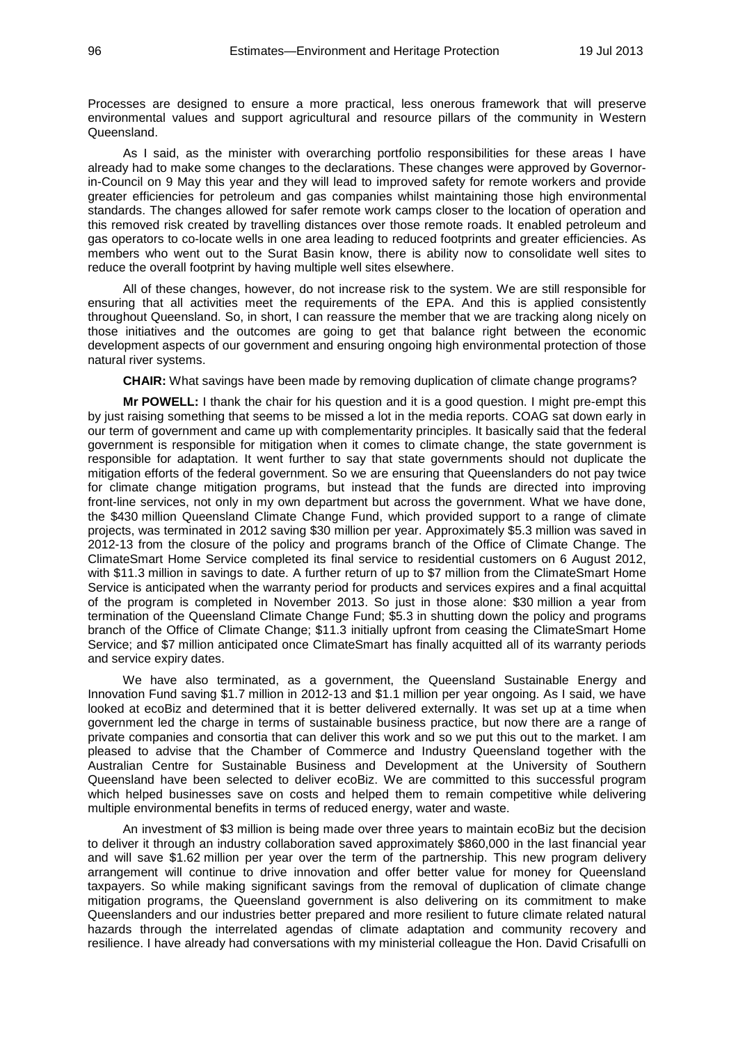Processes are designed to ensure a more practical, less onerous framework that will preserve environmental values and support agricultural and resource pillars of the community in Western Queensland.

As I said, as the minister with overarching portfolio responsibilities for these areas I have already had to make some changes to the declarations. These changes were approved by Governor-in-Council on 9 May this year and they will lead to improved safety for remote workers and provide greater efficiencies for petroleum and gas companies whilst maintaining those high environmental standards. The changes allowed for safer remote work camps closer to the location of operation and this removed risk created by travelling distances over those remote roads. It enabled petroleum and gas operators to co-locate wells in one area leading to reduced footprints and greater efficiencies. As members who went out to the Surat Basin know, there is ability now to consolidate well sites to reduce the overall footprint by having multiple well sites elsewhere.

All of these changes, however, do not increase risk to the system. We are still responsible for ensuring that all activities meet the requirements of the EPA. And this is applied consistently throughout Queensland. So, in short, I can reassure the member that we are tracking along nicely on those initiatives and the outcomes are going to get that balance right between the economic development aspects of our government and ensuring ongoing high environmental protection of those natural river systems.

**CHAIR:** What savings have been made by removing duplication of climate change programs?

**Mr POWELL:** I thank the chair for his question and it is a good question. I might pre-empt this by just raising something that seems to be missed a lot in the media reports. COAG sat down early in our term of government and came up with complementarity principles. It basically said that the federal government is responsible for mitigation when it comes to climate change, the state government is responsible for adaptation. It went further to say that state governments should not duplicate the mitigation efforts of the federal government. So we are ensuring that Queenslanders do not pay twice for climate change mitigation programs, but instead that the funds are directed into improving front-line services, not only in my own department but across the government. What we have done, the $430 million Queensland Climate Change Fund, which provided support to a range of climate projects, was terminated in 2012 saving $30 million per year. Approximately $5.3 million was saved in 2012-13 from the closure of the policy and programs branch of the Office of Climate Change. The ClimateSmart Home Service completed its final service to residential customers on 6 August 2012, with $11.3 million in savings to date. A further return of up to $7 million from the ClimateSmart Home Service is anticipated when the warranty period for products and services expires and a final acquittal of the program is completed in November 2013. So just in those alone: $30 million a year from termination of the Queensland Climate Change Fund; $5.3 in shutting down the policy and programs branch of the Office of Climate Change; $11.3 initially upfront from ceasing the ClimateSmart Home Service; and $7 million anticipated once ClimateSmart has finally acquitted all of its warranty periods and service expiry dates.

We have also terminated, as a government, the Queensland Sustainable Energy and Innovation Fund saving $1.7 million in 2012-13 and $1.1 million per year ongoing. As I said, we have looked at ecoBiz and determined that it is better delivered externally. It was set up at a time when government led the charge in terms of sustainable business practice, but now there are a range of private companies and consortia that can deliver this work and so we put this out to the market. I am pleased to advise that the Chamber of Commerce and Industry Queensland together with the Australian Centre for Sustainable Business and Development at the University of Southern Queensland have been selected to deliver ecoBiz. We are committed to this successful program which helped businesses save on costs and helped them to remain competitive while delivering multiple environmental benefits in terms of reduced energy, water and waste.

An investment of $3 million is being made over three years to maintain ecoBiz but the decision to deliver it through an industry collaboration saved approximately $860,000 in the last financial year and will save $1.62 million per year over the term of the partnership. This new program delivery arrangement will continue to drive innovation and offer better value for money for Queensland taxpayers. So while making significant savings from the removal of duplication of climate change mitigation programs, the Queensland government is also delivering on its commitment to make Queenslanders and our industries better prepared and more resilient to future climate related natural hazards through the interrelated agendas of climate adaptation and community recovery and resilience. I have already had conversations with my ministerial colleague the Hon. David Crisafulli on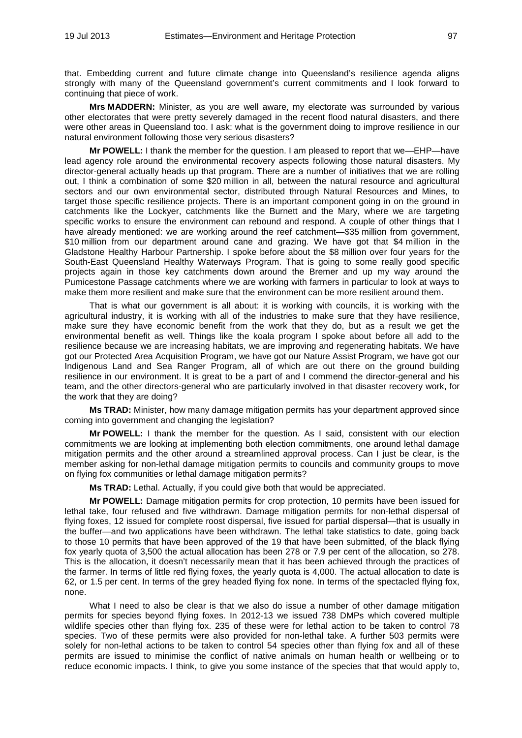that. Embedding current and future climate change into Queensland's resilience agenda aligns strongly with many of the Queensland government's current commitments and I look forward to continuing that piece of work.

**Mrs MADDERN:** Minister, as you are well aware, my electorate was surrounded by various other electorates that were pretty severely damaged in the recent flood natural disasters, and there were other areas in Queensland too. I ask: what is the government doing to improve resilience in our natural environment following those very serious disasters?

**Mr POWELL:** I thank the member for the question. I am pleased to report that we—EHP—have lead agency role around the environmental recovery aspects following those natural disasters. My director-general actually heads up that program. There are a number of initiatives that we are rolling out, I think a combination of some $20 million in all, between the natural resource and agricultural sectors and our own environmental sector, distributed through Natural Resources and Mines, to target those specific resilience projects. There is an important component going in on the ground in catchments like the Lockyer, catchments like the Burnett and the Mary, where we are targeting specific works to ensure the environment can rebound and respond. A couple of other things that I have already mentioned: we are working around the reef catchment—$35 million from government, $10 million from our department around cane and grazing. We have got that $4 million in the Gladstone Healthy Harbour Partnership. I spoke before about the $8 million over four years for the South-East Queensland Healthy Waterways Program. That is going to some really good specific projects again in those key catchments down around the Bremer and up my way around the Pumicestone Passage catchments where we are working with farmers in particular to look at ways to make them more resilient and make sure that the environment can be more resilient around them.

That is what our government is all about: it is working with councils, it is working with the agricultural industry, it is working with all of the industries to make sure that they have resilience, make sure they have economic benefit from the work that they do, but as a result we get the environmental benefit as well. Things like the koala program I spoke about before all add to the resilience because we are increasing habitats, we are improving and regenerating habitats. We have got our Protected Area Acquisition Program, we have got our Nature Assist Program, we have got our Indigenous Land and Sea Ranger Program, all of which are out there on the ground building resilience in our environment. It is great to be a part of and I commend the director-general and his team, and the other directors-general who are particularly involved in that disaster recovery work, for the work that they are doing?

**Ms TRAD:** Minister, how many damage mitigation permits has your department approved since coming into government and changing the legislation?

**Mr POWELL:** I thank the member for the question. As I said, consistent with our election commitments we are looking at implementing both election commitments, one around lethal damage mitigation permits and the other around a streamlined approval process. Can I just be clear, is the member asking for non-lethal damage mitigation permits to councils and community groups to move on flying fox communities or lethal damage mitigation permits?

**Ms TRAD:** Lethal. Actually, if you could give both that would be appreciated.

**Mr POWELL:** Damage mitigation permits for crop protection, 10 permits have been issued for lethal take, four refused and five withdrawn. Damage mitigation permits for non-lethal dispersal of flying foxes, 12 issued for complete roost dispersal, five issued for partial dispersal—that is usually in the buffer—and two applications have been withdrawn. The lethal take statistics to date, going back to those 10 permits that have been approved of the 19 that have been submitted, of the black flying fox yearly quota of 3,500 the actual allocation has been 278 or 7.9 per cent of the allocation, so 278. This is the allocation, it doesn't necessarily mean that it has been achieved through the practices of the farmer. In terms of little red flying foxes, the yearly quota is 4,000. The actual allocation to date is 62, or 1.5 per cent. In terms of the grey headed flying fox none. In terms of the spectacled flying fox, none.

What I need to also be clear is that we also do issue a number of other damage mitigation permits for species beyond flying foxes. In 2012-13 we issued 738 DMPs which covered multiple wildlife species other than flying fox. 235 of these were for lethal action to be taken to control 78 species. Two of these permits were also provided for non-lethal take. A further 503 permits were solely for non-lethal actions to be taken to control 54 species other than flying fox and all of these permits are issued to minimise the conflict of native animals on human health or wellbeing or to reduce economic impacts. I think, to give you some instance of the species that that would apply to,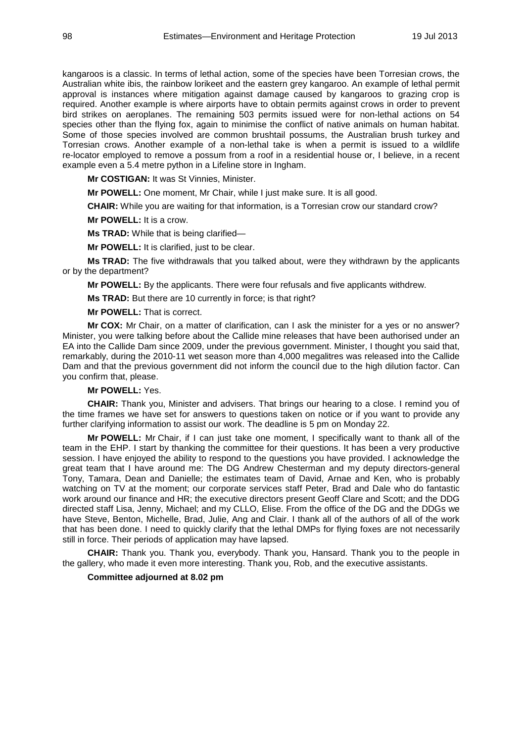kangaroos is a classic. In terms of lethal action, some of the species have been Torresian crows, the Australian white ibis, the rainbow lorikeet and the eastern grey kangaroo. An example of lethal permit approval is instances where mitigation against damage caused by kangaroos to grazing crop is required. Another example is where airports have to obtain permits against crows in order to prevent bird strikes on aeroplanes. The remaining 503 permits issued were for non-lethal actions on 54 species other than the flying fox, again to minimise the conflict of native animals on human habitat. Some of those species involved are common brushtail possums, the Australian brush turkey and Torresian crows. Another example of a non-lethal take is when a permit is issued to a wildlife re-locator employed to remove a possum from a roof in a residential house or, I believe, in a recent example even a 5.4 metre python in a Lifeline store in Ingham.

**Mr COSTIGAN:** It was St Vinnies, Minister.

**Mr POWELL:** One moment, Mr Chair, while I just make sure. It is all good.

**CHAIR:** While you are waiting for that information, is a Torresian crow our standard crow?

**Mr POWELL:** It is a crow.

**Ms TRAD:** While that is being clarified—

**Mr POWELL:** It is clarified, just to be clear.

**Ms TRAD:** The five withdrawals that you talked about, were they withdrawn by the applicants or by the department?

**Mr POWELL:** By the applicants. There were four refusals and five applicants withdrew.

**Ms TRAD:** But there are 10 currently in force; is that right?

**Mr POWELL:** That is correct.

**Mr COX:** Mr Chair, on a matter of clarification, can I ask the minister for a yes or no answer? Minister, you were talking before about the Callide mine releases that have been authorised under an EA into the Callide Dam since 2009, under the previous government. Minister, I thought you said that, remarkably, during the 2010-11 wet season more than 4,000 megalitres was released into the Callide Dam and that the previous government did not inform the council due to the high dilution factor. Can you confirm that, please.

**Mr POWELL:** Yes.

**CHAIR:** Thank you, Minister and advisers. That brings our hearing to a close. I remind you of the time frames we have set for answers to questions taken on notice or if you want to provide any further clarifying information to assist our work. The deadline is 5 pm on Monday 22.

**Mr POWELL:** Mr Chair, if I can just take one moment, I specifically want to thank all of the team in the EHP. I start by thanking the committee for their questions. It has been a very productive session. I have enjoyed the ability to respond to the questions you have provided. I acknowledge the great team that I have around me: The DG Andrew Chesterman and my deputy directors-general Tony, Tamara, Dean and Danielle; the estimates team of David, Arnae and Ken, who is probably watching on TV at the moment; our corporate services staff Peter, Brad and Dale who do fantastic work around our finance and HR; the executive directors present Geoff Clare and Scott; and the DDG directed staff Lisa, Jenny, Michael; and my CLLO, Elise. From the office of the DG and the DDGs we have Steve, Benton, Michelle, Brad, Julie, Ang and Clair. I thank all of the authors of all of the work that has been done. I need to quickly clarify that the lethal DMPs for flying foxes are not necessarily still in force. Their periods of application may have lapsed.

**CHAIR:** Thank you. Thank you, everybody. Thank you, Hansard. Thank you to the people in the gallery, who made it even more interesting. Thank you, Rob, and the executive assistants.

**Committee adjourned at 8.02 pm**